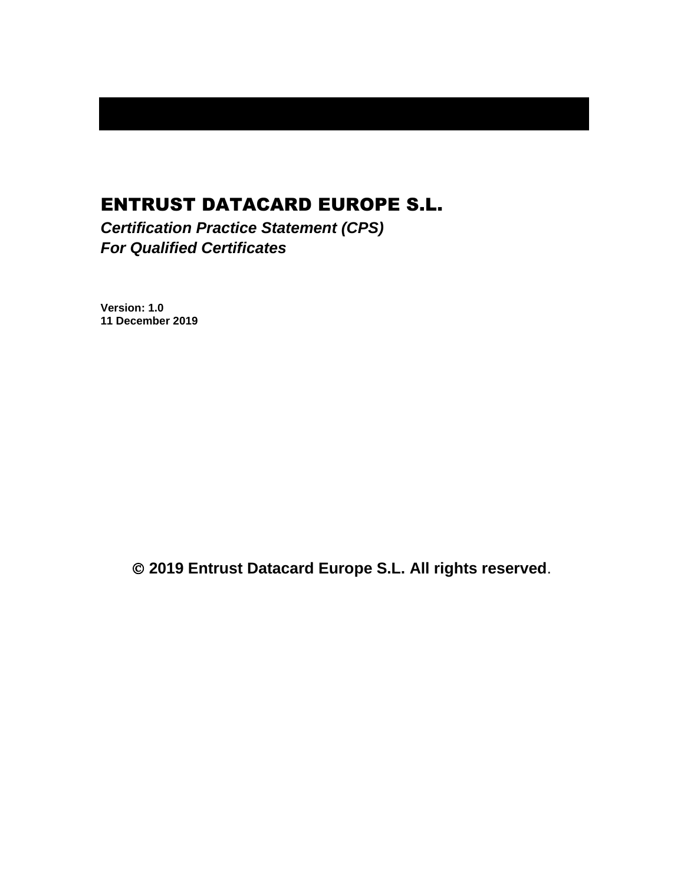# ENTRUST DATACARD EUROPE S.L.

***Certification Practice Statement (CPS)***
***For Qualified Certificates***

**Version: 1.0**
**11 December 2019**

**© 2019 Entrust Datacard Europe S.L. All rights reserved.**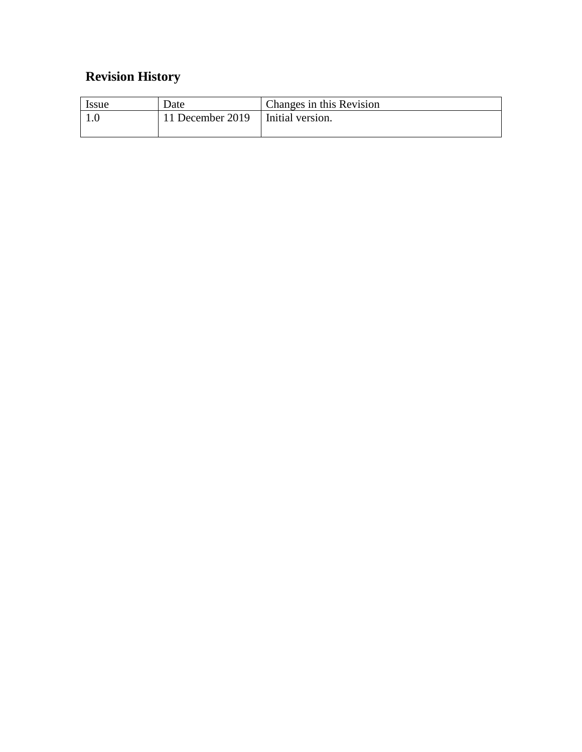## Revision History

| Issue | Date | Changes in this Revision |
|---|---|---|
| 1.0 | 11 December 2019 | Initial version. |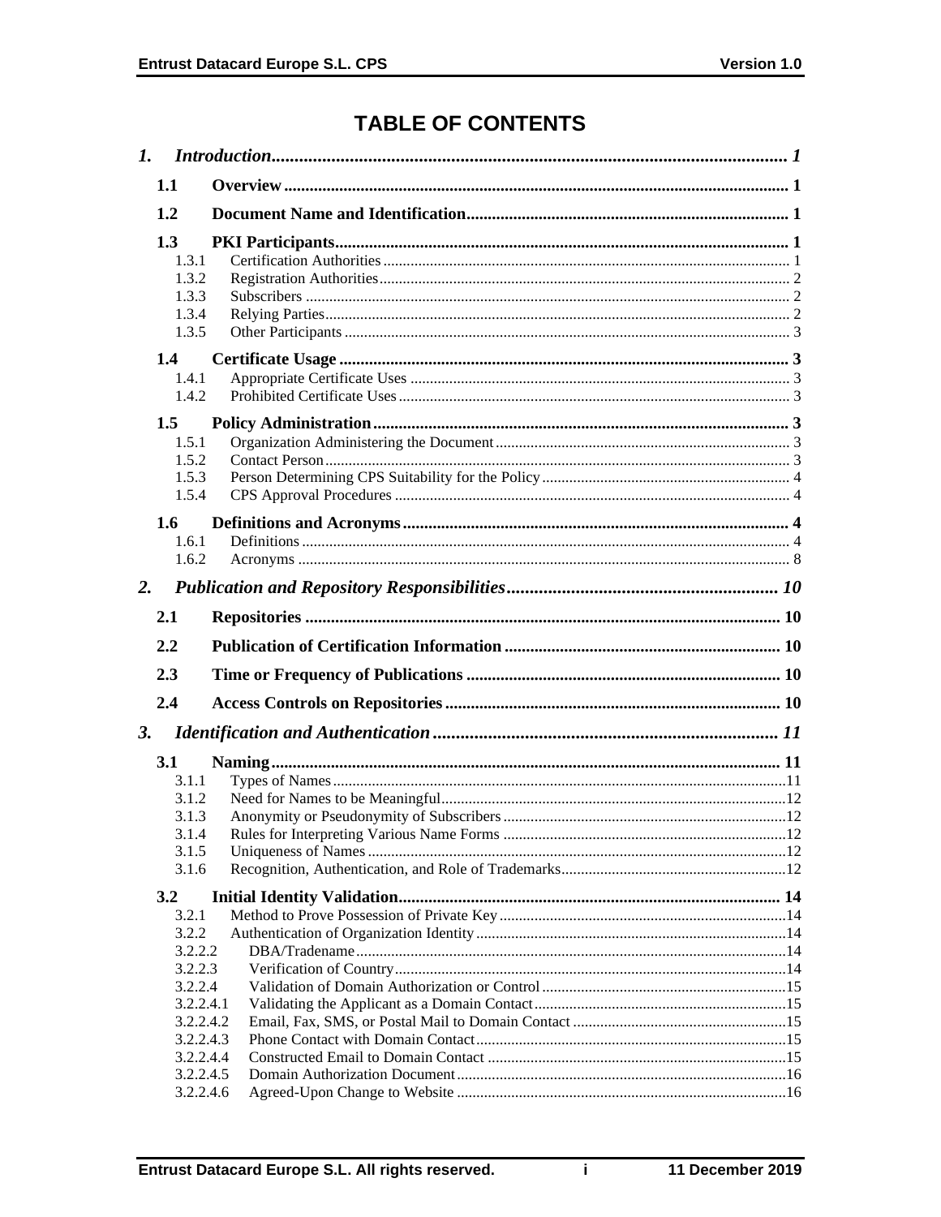# TABLE OF CONTENTS

*1. Introduction* ... *1*

**1.1 Overview** ... **1**

**1.2 Document Name and Identification** ... **1**

**1.3 PKI Participants** ... **1**

1.3.1 Certification Authorities ... 1
1.3.2 Registration Authorities ... 2
1.3.3 Subscribers ... 2
1.3.4 Relying Parties ... 2
1.3.5 Other Participants ... 3

**1.4 Certificate Usage** ... **3**

1.4.1 Appropriate Certificate Uses ... 3
1.4.2 Prohibited Certificate Uses ... 3

**1.5 Policy Administration** ... **3**

1.5.1 Organization Administering the Document ... 3
1.5.2 Contact Person ... 3
1.5.3 Person Determining CPS Suitability for the Policy ... 4
1.5.4 CPS Approval Procedures ... 4

**1.6 Definitions and Acronyms** ... **4**

1.6.1 Definitions ... 4
1.6.2 Acronyms ... 8

*2. Publication and Repository Responsibilities* ... *10*

**2.1 Repositories** ... **10**

**2.2 Publication of Certification Information** ... **10**

**2.3 Time or Frequency of Publications** ... **10**

**2.4 Access Controls on Repositories** ... **10**

*3. Identification and Authentication* ... *11*

**3.1 Naming** ... **11**

3.1.1 Types of Names ... 11
3.1.2 Need for Names to be Meaningful ... 12
3.1.3 Anonymity or Pseudonymity of Subscribers ... 12
3.1.4 Rules for Interpreting Various Name Forms ... 12
3.1.5 Uniqueness of Names ... 12
3.1.6 Recognition, Authentication, and Role of Trademarks ... 12

**3.2 Initial Identity Validation** ... **14**

3.2.1 Method to Prove Possession of Private Key ... 14
3.2.2 Authentication of Organization Identity ... 14
3.2.2.2 DBA/Tradename ... 14
3.2.2.3 Verification of Country ... 14
3.2.2.4 Validation of Domain Authorization or Control ... 15
3.2.2.4.1 Validating the Applicant as a Domain Contact ... 15
3.2.2.4.2 Email, Fax, SMS, or Postal Mail to Domain Contact ... 15
3.2.2.4.3 Phone Contact with Domain Contact ... 15
3.2.2.4.4 Constructed Email to Domain Contact ... 15
3.2.2.4.5 Domain Authorization Document ... 16
3.2.2.4.6 Agreed-Upon Change to Website ... 16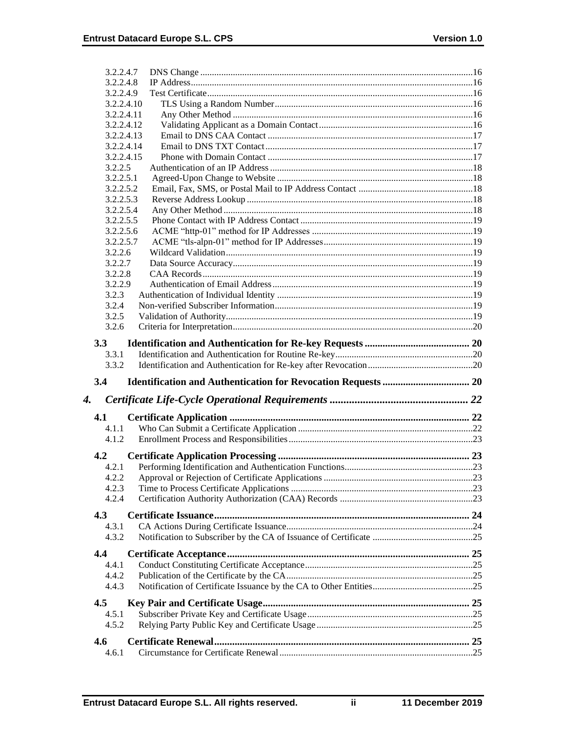3.2.2.4.7 DNS Change .....16
3.2.2.4.8 IP Address .....16
3.2.2.4.9 Test Certificate .....16
3.2.2.4.10 TLS Using a Random Number .....16
3.2.2.4.11 Any Other Method .....16
3.2.2.4.12 Validating Applicant as a Domain Contact .....16
3.2.2.4.13 Email to DNS CAA Contact .....17
3.2.2.4.14 Email to DNS TXT Contact .....17
3.2.2.4.15 Phone with Domain Contact .....17
3.2.2.5 Authentication of an IP Address .....18
3.2.2.5.1 Agreed-Upon Change to Website .....18
3.2.2.5.2 Email, Fax, SMS, or Postal Mail to IP Address Contact .....18
3.2.2.5.3 Reverse Address Lookup .....18
3.2.2.5.4 Any Other Method .....18
3.2.2.5.5 Phone Contact with IP Address Contact .....19
3.2.2.5.6 ACME “http-01” method for IP Addresses .....19
3.2.2.5.7 ACME “tls-alpn-01” method for IP Addresses .....19
3.2.2.6 Wildcard Validation .....19
3.2.2.7 Data Source Accuracy .....19
3.2.2.8 CAA Records .....19
3.2.2.9 Authentication of Email Address .....19
3.2.3 Authentication of Individual Identity .....19
3.2.4 Non-verified Subscriber Information .....19
3.2.5 Validation of Authority .....19
3.2.6 Criteria for Interpretation .....20

**3.3 Identification and Authentication for Re-key Requests .....20**
3.3.1 Identification and Authentication for Routine Re-key .....20
3.3.2 Identification and Authentication for Re-key after Revocation .....20

**3.4 Identification and Authentication for Revocation Requests .....20**

***4. Certificate Life-Cycle Operational Requirements .....22***

**4.1 Certificate Application .....22**
4.1.1 Who Can Submit a Certificate Application .....22
4.1.2 Enrollment Process and Responsibilities .....23

**4.2 Certificate Application Processing .....23**
4.2.1 Performing Identification and Authentication Functions .....23
4.2.2 Approval or Rejection of Certificate Applications .....23
4.2.3 Time to Process Certificate Applications .....23
4.2.4 Certification Authority Authorization (CAA) Records .....23

**4.3 Certificate Issuance .....24**
4.3.1 CA Actions During Certificate Issuance .....24
4.3.2 Notification to Subscriber by the CA of Issuance of Certificate .....25

**4.4 Certificate Acceptance .....25**
4.4.1 Conduct Constituting Certificate Acceptance .....25
4.4.2 Publication of the Certificate by the CA .....25
4.4.3 Notification of Certificate Issuance by the CA to Other Entities .....25

**4.5 Key Pair and Certificate Usage .....25**
4.5.1 Subscriber Private Key and Certificate Usage .....25
4.5.2 Relying Party Public Key and Certificate Usage .....25

**4.6 Certificate Renewal .....25**
4.6.1 Circumstance for Certificate Renewal .....25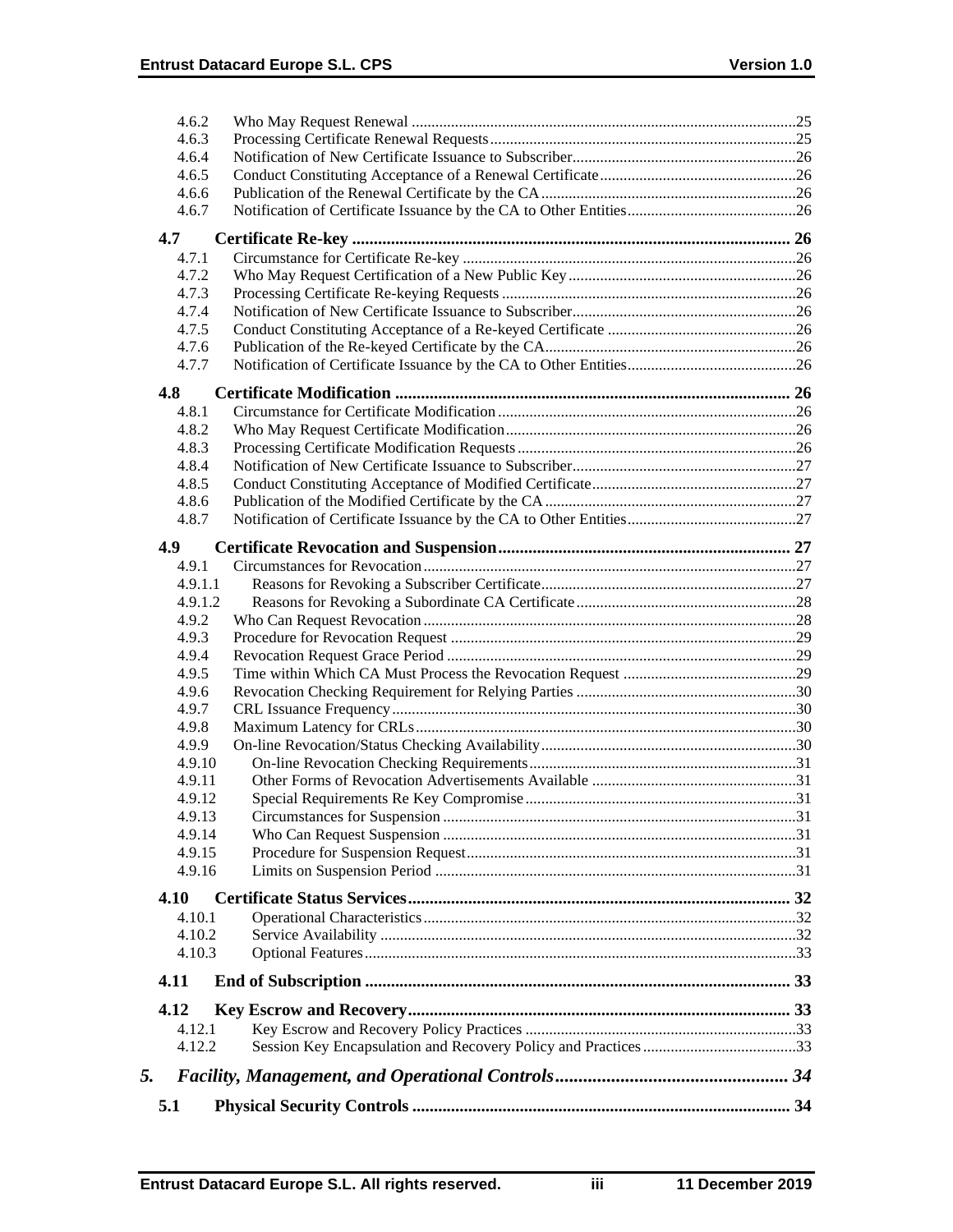4.6.2 Who May Request Renewal .....25
4.6.3 Processing Certificate Renewal Requests .....25
4.6.4 Notification of New Certificate Issuance to Subscriber .....26
4.6.5 Conduct Constituting Acceptance of a Renewal Certificate .....26
4.6.6 Publication of the Renewal Certificate by the CA .....26
4.6.7 Notification of Certificate Issuance by the CA to Other Entities .....26

**4.7 Certificate Re-key ..... 26**

4.7.1 Circumstance for Certificate Re-key .....26
4.7.2 Who May Request Certification of a New Public Key .....26
4.7.3 Processing Certificate Re-keying Requests .....26
4.7.4 Notification of New Certificate Issuance to Subscriber .....26
4.7.5 Conduct Constituting Acceptance of a Re-keyed Certificate .....26
4.7.6 Publication of the Re-keyed Certificate by the CA .....26
4.7.7 Notification of Certificate Issuance by the CA to Other Entities .....26

**4.8 Certificate Modification ..... 26**

4.8.1 Circumstance for Certificate Modification .....26
4.8.2 Who May Request Certificate Modification .....26
4.8.3 Processing Certificate Modification Requests .....26
4.8.4 Notification of New Certificate Issuance to Subscriber .....27
4.8.5 Conduct Constituting Acceptance of Modified Certificate .....27
4.8.6 Publication of the Modified Certificate by the CA .....27
4.8.7 Notification of Certificate Issuance by the CA to Other Entities .....27

**4.9 Certificate Revocation and Suspension ..... 27**

4.9.1 Circumstances for Revocation .....27
4.9.1.1 Reasons for Revoking a Subscriber Certificate .....27
4.9.1.2 Reasons for Revoking a Subordinate CA Certificate .....28
4.9.2 Who Can Request Revocation .....28
4.9.3 Procedure for Revocation Request .....29
4.9.4 Revocation Request Grace Period .....29
4.9.5 Time within Which CA Must Process the Revocation Request .....29
4.9.6 Revocation Checking Requirement for Relying Parties .....30
4.9.7 CRL Issuance Frequency .....30
4.9.8 Maximum Latency for CRLs .....30
4.9.9 On-line Revocation/Status Checking Availability .....30
4.9.10 On-line Revocation Checking Requirements .....31
4.9.11 Other Forms of Revocation Advertisements Available .....31
4.9.12 Special Requirements Re Key Compromise .....31
4.9.13 Circumstances for Suspension .....31
4.9.14 Who Can Request Suspension .....31
4.9.15 Procedure for Suspension Request .....31
4.9.16 Limits on Suspension Period .....31

**4.10 Certificate Status Services ..... 32**

4.10.1 Operational Characteristics .....32
4.10.2 Service Availability .....32
4.10.3 Optional Features .....33

**4.11 End of Subscription ..... 33**

**4.12 Key Escrow and Recovery ..... 33**

4.12.1 Key Escrow and Recovery Policy Practices .....33
4.12.2 Session Key Encapsulation and Recovery Policy and Practices .....33

***5. Facility, Management, and Operational Controls ..... 34***

**5.1 Physical Security Controls ..... 34**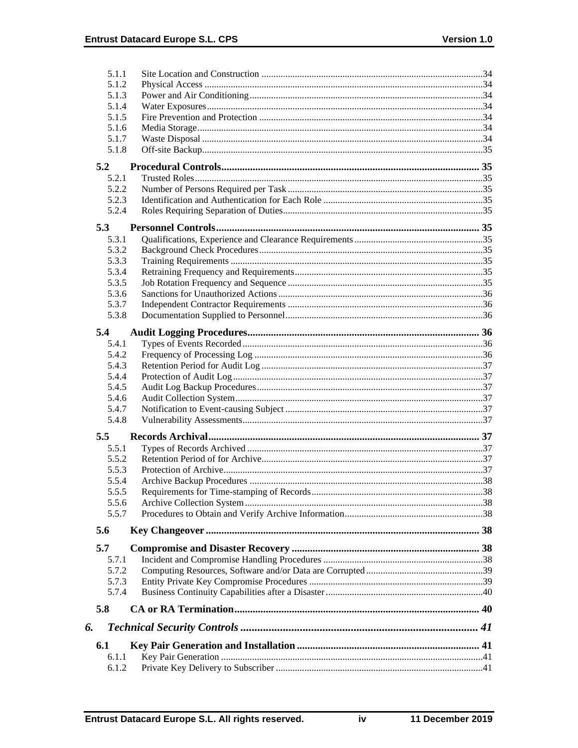5.1.1 Site Location and Construction ....34
5.1.2 Physical Access ....34
5.1.3 Power and Air Conditioning ....34
5.1.4 Water Exposures ....34
5.1.5 Fire Prevention and Protection ....34
5.1.6 Media Storage ....34
5.1.7 Waste Disposal ....34
5.1.8 Off-site Backup ....35

**5.2 Procedural Controls .... 35**

5.2.1 Trusted Roles ....35
5.2.2 Number of Persons Required per Task ....35
5.2.3 Identification and Authentication for Each Role ....35
5.2.4 Roles Requiring Separation of Duties ....35

**5.3 Personnel Controls .... 35**

5.3.1 Qualifications, Experience and Clearance Requirements ....35
5.3.2 Background Check Procedures ....35
5.3.3 Training Requirements ....35
5.3.4 Retraining Frequency and Requirements ....35
5.3.5 Job Rotation Frequency and Sequence ....35
5.3.6 Sanctions for Unauthorized Actions ....36
5.3.7 Independent Contractor Requirements ....36
5.3.8 Documentation Supplied to Personnel ....36

**5.4 Audit Logging Procedures .... 36**

5.4.1 Types of Events Recorded ....36
5.4.2 Frequency of Processing Log ....36
5.4.3 Retention Period for Audit Log ....37
5.4.4 Protection of Audit Log ....37
5.4.5 Audit Log Backup Procedures ....37
5.4.6 Audit Collection System ....37
5.4.7 Notification to Event-causing Subject ....37
5.4.8 Vulnerability Assessments ....37

**5.5 Records Archival .... 37**

5.5.1 Types of Records Archived ....37
5.5.2 Retention Period of for Archive ....37
5.5.3 Protection of Archive ....37
5.5.4 Archive Backup Procedures ....38
5.5.5 Requirements for Time-stamping of Records ....38
5.5.6 Archive Collection System ....38
5.5.7 Procedures to Obtain and Verify Archive Information ....38

**5.6 Key Changeover .... 38**

**5.7 Compromise and Disaster Recovery .... 38**

5.7.1 Incident and Compromise Handling Procedures ....38
5.7.2 Computing Resources, Software and/or Data are Corrupted ....39
5.7.3 Entity Private Key Compromise Procedures ....39
5.7.4 Business Continuity Capabilities after a Disaster ....40

**5.8 CA or RA Termination .... 40**

***6. Technical Security Controls .... 41***

**6.1 Key Pair Generation and Installation .... 41**

6.1.1 Key Pair Generation ....41
6.1.2 Private Key Delivery to Subscriber ....41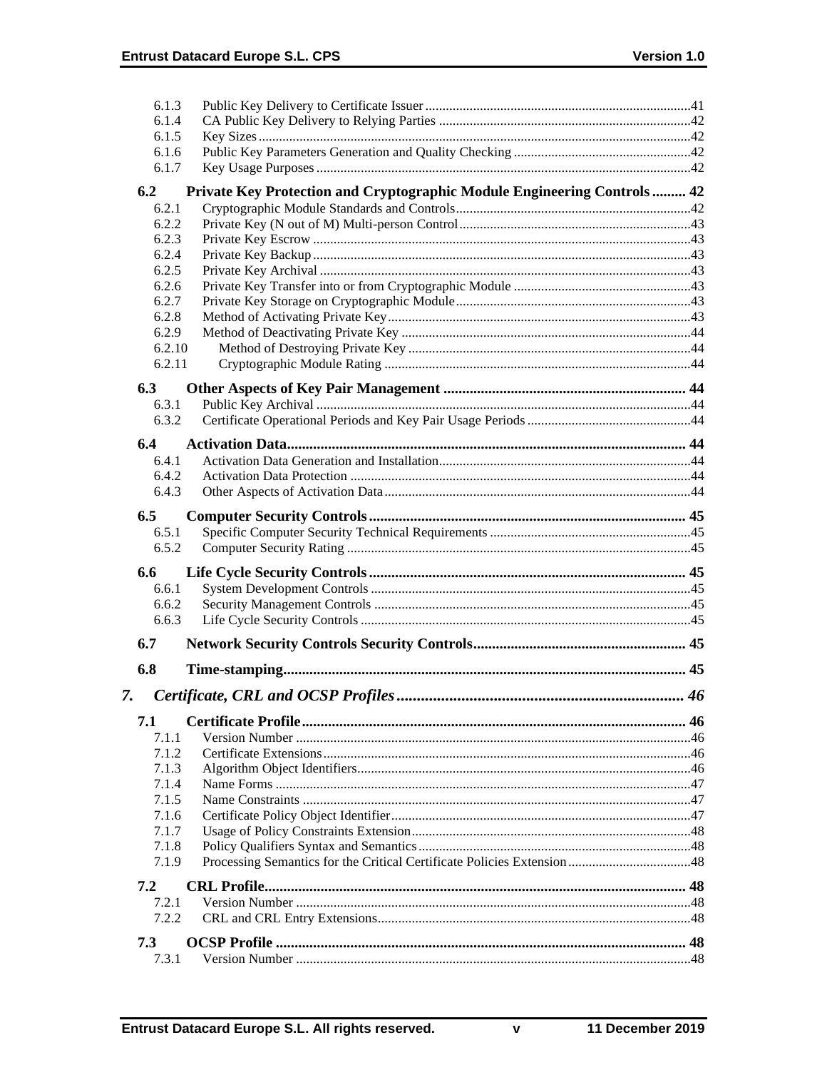6.1.3 Public Key Delivery to Certificate Issuer .....41
6.1.4 CA Public Key Delivery to Relying Parties .....42
6.1.5 Key Sizes .....42
6.1.6 Public Key Parameters Generation and Quality Checking .....42
6.1.7 Key Usage Purposes .....42

**6.2 Private Key Protection and Cryptographic Module Engineering Controls ..... 42**

6.2.1 Cryptographic Module Standards and Controls .....42
6.2.2 Private Key (N out of M) Multi-person Control .....43
6.2.3 Private Key Escrow .....43
6.2.4 Private Key Backup .....43
6.2.5 Private Key Archival .....43
6.2.6 Private Key Transfer into or from Cryptographic Module .....43
6.2.7 Private Key Storage on Cryptographic Module .....43
6.2.8 Method of Activating Private Key .....43
6.2.9 Method of Deactivating Private Key .....44
6.2.10 Method of Destroying Private Key .....44
6.2.11 Cryptographic Module Rating .....44

**6.3 Other Aspects of Key Pair Management ..... 44**

6.3.1 Public Key Archival .....44
6.3.2 Certificate Operational Periods and Key Pair Usage Periods .....44

**6.4 Activation Data ..... 44**

6.4.1 Activation Data Generation and Installation .....44
6.4.2 Activation Data Protection .....44
6.4.3 Other Aspects of Activation Data .....44

**6.5 Computer Security Controls ..... 45**

6.5.1 Specific Computer Security Technical Requirements .....45
6.5.2 Computer Security Rating .....45

**6.6 Life Cycle Security Controls ..... 45**

6.6.1 System Development Controls .....45
6.6.2 Security Management Controls .....45
6.6.3 Life Cycle Security Controls .....45

**6.7 Network Security Controls Security Controls ..... 45**

**6.8 Time-stamping ..... 45**

***7. Certificate, CRL and OCSP Profiles ..... 46***

**7.1 Certificate Profile ..... 46**

7.1.1 Version Number .....46
7.1.2 Certificate Extensions .....46
7.1.3 Algorithm Object Identifiers .....46
7.1.4 Name Forms .....47
7.1.5 Name Constraints .....47
7.1.6 Certificate Policy Object Identifier .....47
7.1.7 Usage of Policy Constraints Extension .....48
7.1.8 Policy Qualifiers Syntax and Semantics .....48
7.1.9 Processing Semantics for the Critical Certificate Policies Extension .....48

**7.2 CRL Profile ..... 48**

7.2.1 Version Number .....48
7.2.2 CRL and CRL Entry Extensions .....48

**7.3 OCSP Profile ..... 48**

7.3.1 Version Number .....48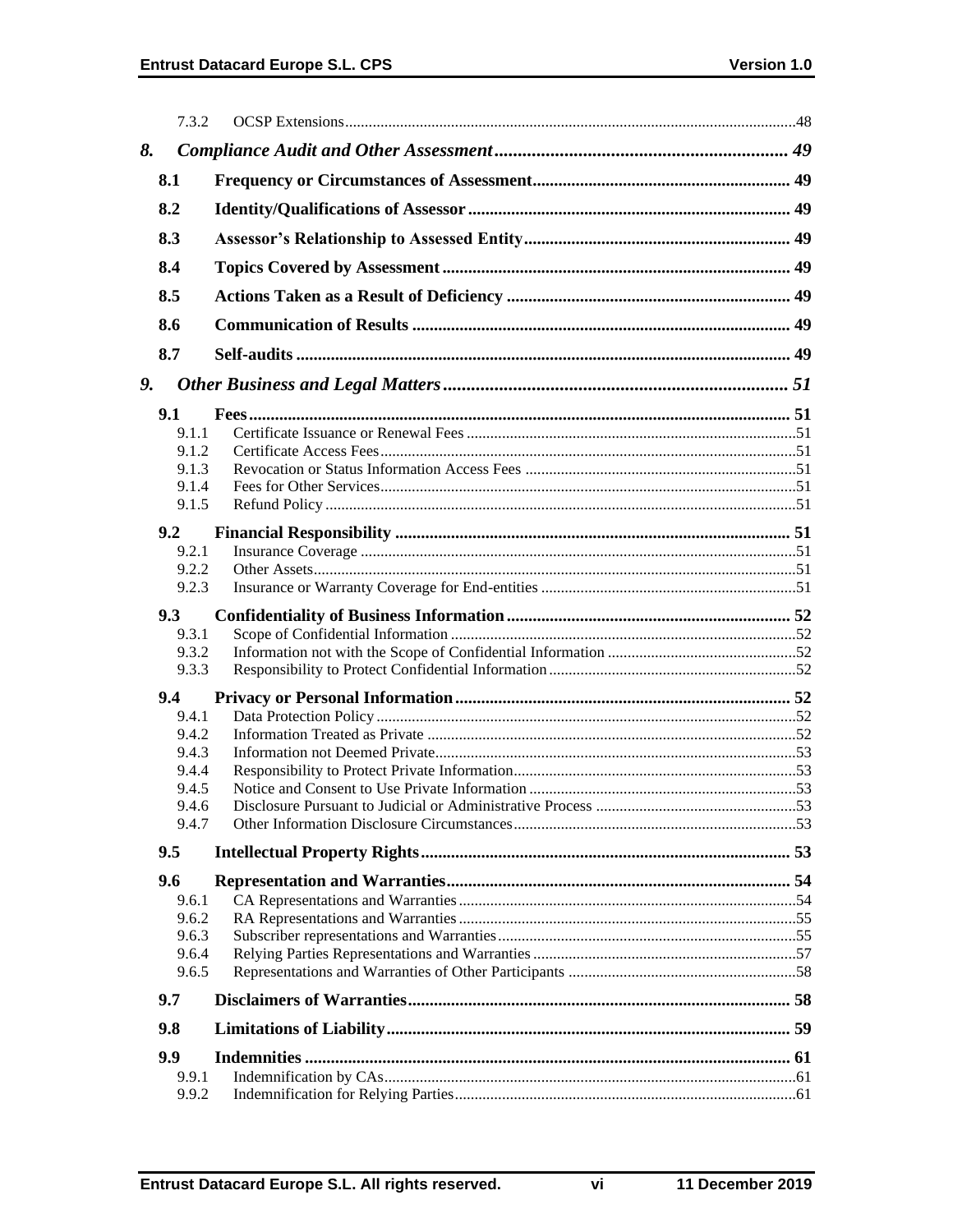7.3.2 OCSP Extensions .....48

*8. Compliance Audit and Other Assessment ..... 49*

**8.1 Frequency or Circumstances of Assessment ..... 49**

**8.2 Identity/Qualifications of Assessor ..... 49**

**8.3 Assessor's Relationship to Assessed Entity ..... 49**

**8.4 Topics Covered by Assessment ..... 49**

**8.5 Actions Taken as a Result of Deficiency ..... 49**

**8.6 Communication of Results ..... 49**

**8.7 Self-audits ..... 49**

*9. Other Business and Legal Matters ..... 51*

**9.1 Fees ..... 51**

9.1.1 Certificate Issuance or Renewal Fees .....51
9.1.2 Certificate Access Fees .....51
9.1.3 Revocation or Status Information Access Fees .....51
9.1.4 Fees for Other Services .....51
9.1.5 Refund Policy .....51

**9.2 Financial Responsibility ..... 51**

9.2.1 Insurance Coverage .....51
9.2.2 Other Assets .....51
9.2.3 Insurance or Warranty Coverage for End-entities .....51

**9.3 Confidentiality of Business Information ..... 52**

9.3.1 Scope of Confidential Information .....52
9.3.2 Information not with the Scope of Confidential Information .....52
9.3.3 Responsibility to Protect Confidential Information .....52

**9.4 Privacy or Personal Information ..... 52**

9.4.1 Data Protection Policy .....52
9.4.2 Information Treated as Private .....52
9.4.3 Information not Deemed Private .....53
9.4.4 Responsibility to Protect Private Information .....53
9.4.5 Notice and Consent to Use Private Information .....53
9.4.6 Disclosure Pursuant to Judicial or Administrative Process .....53
9.4.7 Other Information Disclosure Circumstances .....53

**9.5 Intellectual Property Rights ..... 53**

**9.6 Representation and Warranties ..... 54**

9.6.1 CA Representations and Warranties .....54
9.6.2 RA Representations and Warranties .....55
9.6.3 Subscriber representations and Warranties .....55
9.6.4 Relying Parties Representations and Warranties .....57
9.6.5 Representations and Warranties of Other Participants .....58

**9.7 Disclaimers of Warranties ..... 58**

**9.8 Limitations of Liability ..... 59**

**9.9 Indemnities ..... 61**

9.9.1 Indemnification by CAs .....61
9.9.2 Indemnification for Relying Parties .....61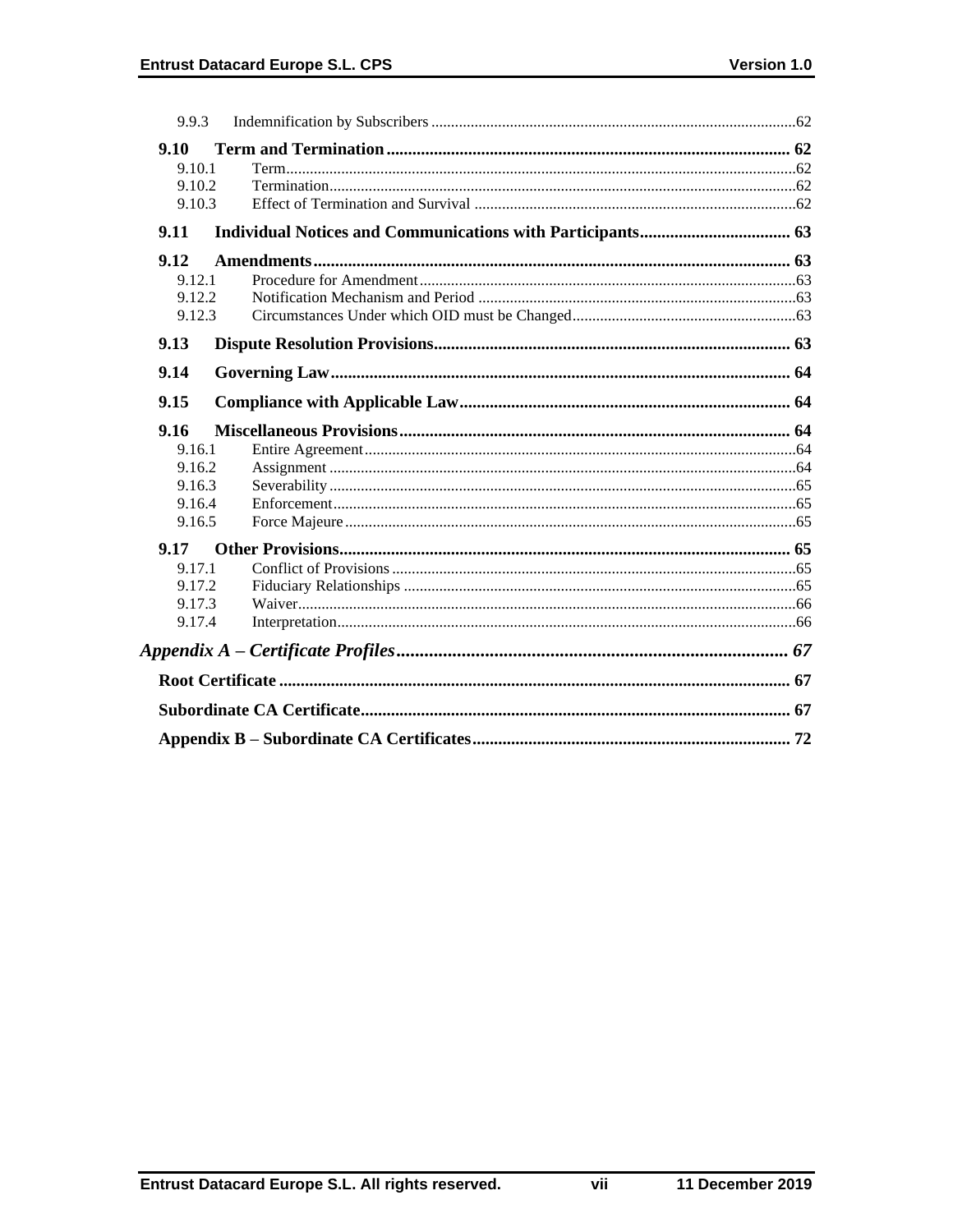9.9.3 Indemnification by Subscribers ....62

**9.10 Term and Termination .... 62**

9.10.1 Term....62
9.10.2 Termination....62
9.10.3 Effect of Termination and Survival ....62

**9.11 Individual Notices and Communications with Participants.... 63**

**9.12 Amendments.... 63**

9.12.1 Procedure for Amendment....63
9.12.2 Notification Mechanism and Period ....63
9.12.3 Circumstances Under which OID must be Changed....63

**9.13 Dispute Resolution Provisions.... 63**

**9.14 Governing Law.... 64**

**9.15 Compliance with Applicable Law.... 64**

**9.16 Miscellaneous Provisions.... 64**

9.16.1 Entire Agreement....64
9.16.2 Assignment ....64
9.16.3 Severability ....65
9.16.4 Enforcement....65
9.16.5 Force Majeure ....65

**9.17 Other Provisions.... 65**

9.17.1 Conflict of Provisions ....65
9.17.2 Fiduciary Relationships ....65
9.17.3 Waiver....66
9.17.4 Interpretation....66

***Appendix A – Certificate Profiles.... 67***

**Root Certificate .... 67**

**Subordinate CA Certificate.... 67**

**Appendix B – Subordinate CA Certificates.... 72**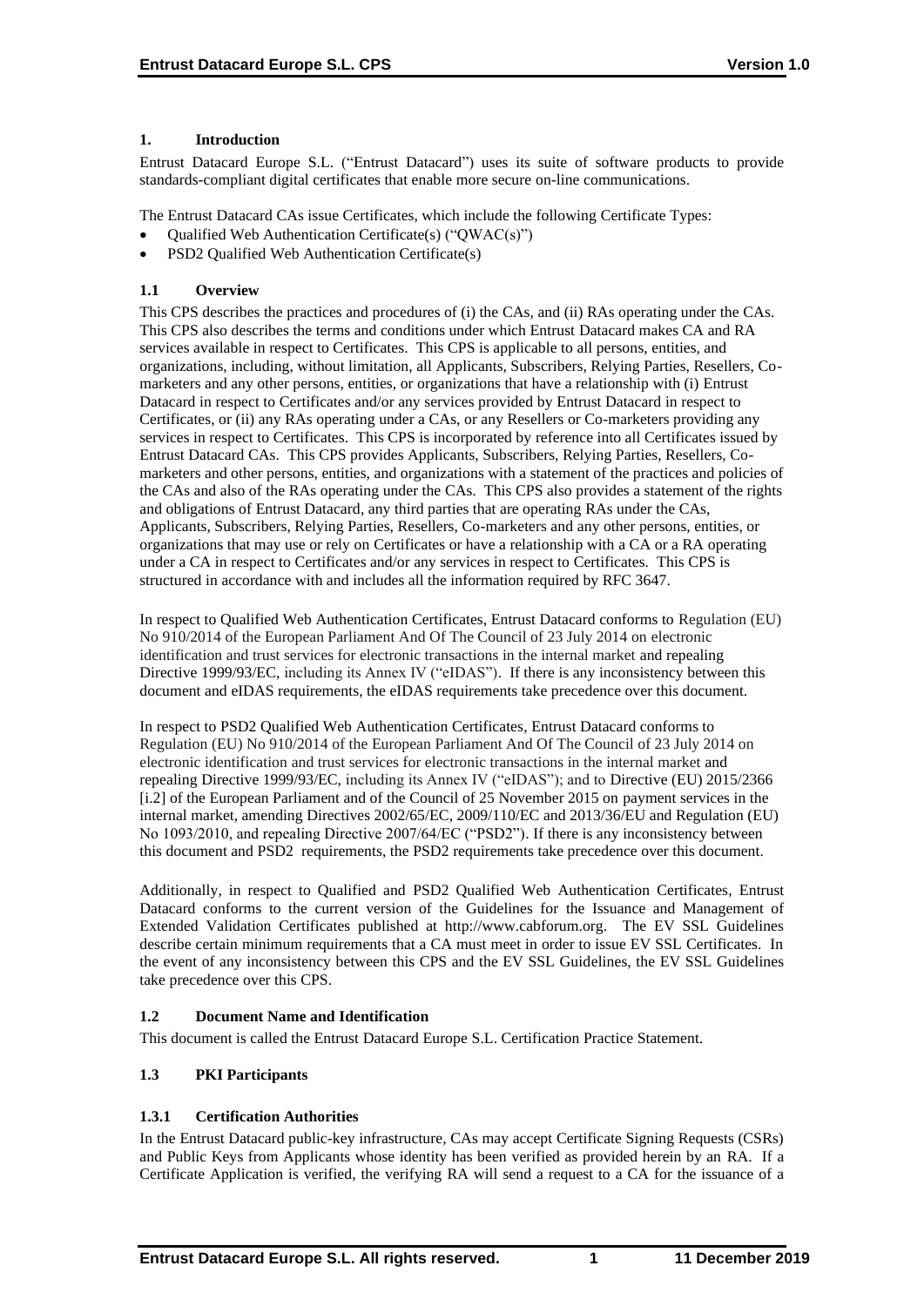# 1. Introduction

Entrust Datacard Europe S.L. ("Entrust Datacard") uses its suite of software products to provide standards-compliant digital certificates that enable more secure on-line communications.

The Entrust Datacard CAs issue Certificates, which include the following Certificate Types:

- Qualified Web Authentication Certificate(s) ("QWAC(s)")
- PSD2 Qualified Web Authentication Certificate(s)

## 1.1 Overview

This CPS describes the practices and procedures of (i) the CAs, and (ii) RAs operating under the CAs. This CPS also describes the terms and conditions under which Entrust Datacard makes CA and RA services available in respect to Certificates. This CPS is applicable to all persons, entities, and organizations, including, without limitation, all Applicants, Subscribers, Relying Parties, Resellers, Co-marketers and any other persons, entities, or organizations that have a relationship with (i) Entrust Datacard in respect to Certificates and/or any services provided by Entrust Datacard in respect to Certificates, or (ii) any RAs operating under a CAs, or any Resellers or Co-marketers providing any services in respect to Certificates. This CPS is incorporated by reference into all Certificates issued by Entrust Datacard CAs. This CPS provides Applicants, Subscribers, Relying Parties, Resellers, Co-marketers and other persons, entities, and organizations with a statement of the practices and policies of the CAs and also of the RAs operating under the CAs. This CPS also provides a statement of the rights and obligations of Entrust Datacard, any third parties that are operating RAs under the CAs, Applicants, Subscribers, Relying Parties, Resellers, Co-marketers and any other persons, entities, or organizations that may use or rely on Certificates or have a relationship with a CA or a RA operating under a CA in respect to Certificates and/or any services in respect to Certificates. This CPS is structured in accordance with and includes all the information required by RFC 3647.

In respect to Qualified Web Authentication Certificates, Entrust Datacard conforms to Regulation (EU) No 910/2014 of the European Parliament And Of The Council of 23 July 2014 on electronic identification and trust services for electronic transactions in the internal market and repealing Directive 1999/93/EC, including its Annex IV ("eIDAS"). If there is any inconsistency between this document and eIDAS requirements, the eIDAS requirements take precedence over this document.

In respect to PSD2 Qualified Web Authentication Certificates, Entrust Datacard conforms to Regulation (EU) No 910/2014 of the European Parliament And Of The Council of 23 July 2014 on electronic identification and trust services for electronic transactions in the internal market and repealing Directive 1999/93/EC, including its Annex IV ("eIDAS"); and to Directive (EU) 2015/2366 [i.2] of the European Parliament and of the Council of 25 November 2015 on payment services in the internal market, amending Directives 2002/65/EC, 2009/110/EC and 2013/36/EU and Regulation (EU) No 1093/2010, and repealing Directive 2007/64/EC ("PSD2"). If there is any inconsistency between this document and PSD2 requirements, the PSD2 requirements take precedence over this document.

Additionally, in respect to Qualified and PSD2 Qualified Web Authentication Certificates, Entrust Datacard conforms to the current version of the Guidelines for the Issuance and Management of Extended Validation Certificates published at http://www.cabforum.org. The EV SSL Guidelines describe certain minimum requirements that a CA must meet in order to issue EV SSL Certificates. In the event of any inconsistency between this CPS and the EV SSL Guidelines, the EV SSL Guidelines take precedence over this CPS.

## 1.2 Document Name and Identification

This document is called the Entrust Datacard Europe S.L. Certification Practice Statement.

## 1.3 PKI Participants

### 1.3.1 Certification Authorities

In the Entrust Datacard public-key infrastructure, CAs may accept Certificate Signing Requests (CSRs) and Public Keys from Applicants whose identity has been verified as provided herein by an RA. If a Certificate Application is verified, the verifying RA will send a request to a CA for the issuance of a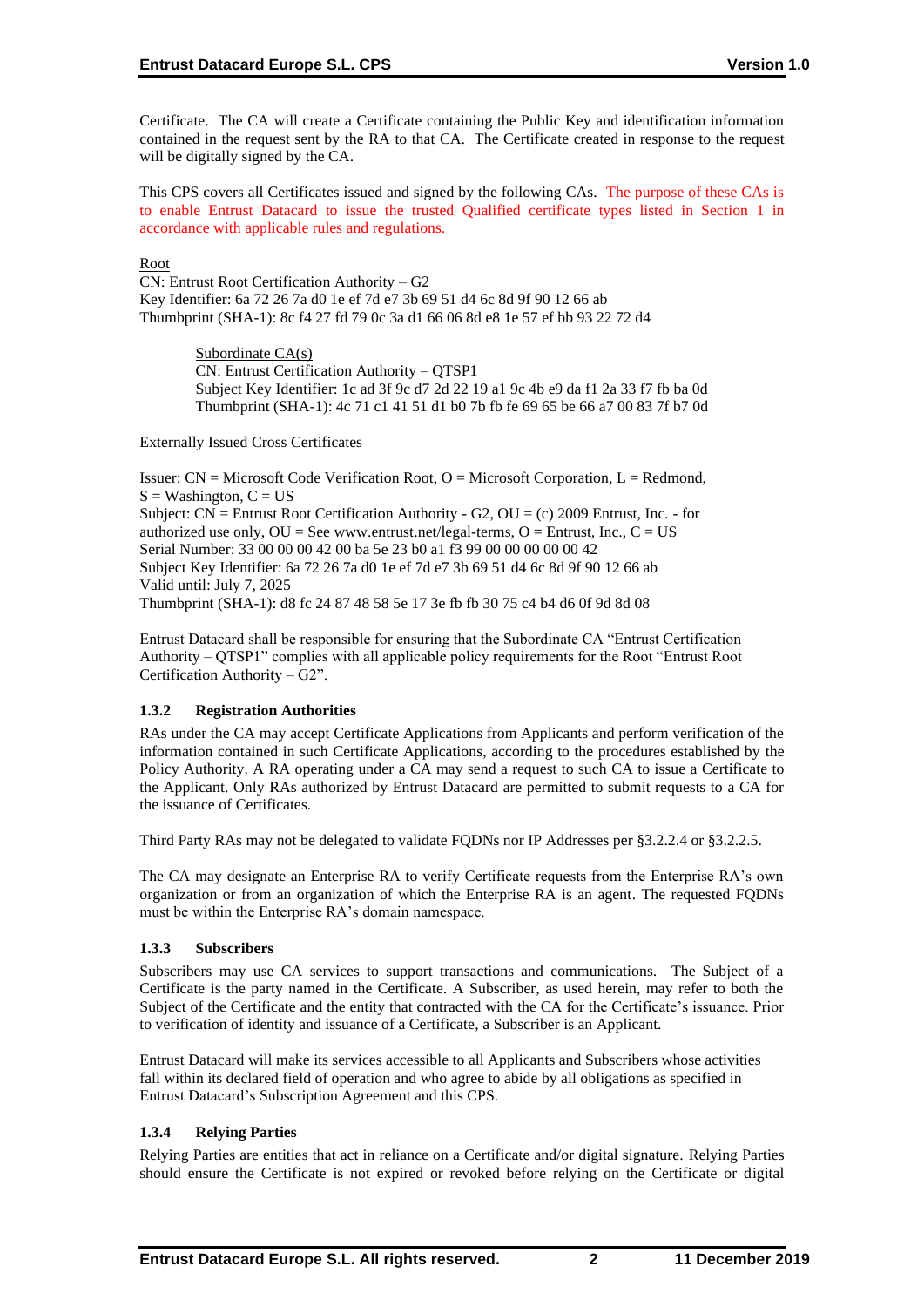Certificate. The CA will create a Certificate containing the Public Key and identification information contained in the request sent by the RA to that CA. The Certificate created in response to the request will be digitally signed by the CA.

This CPS covers all Certificates issued and signed by the following CAs. The purpose of these CAs is to enable Entrust Datacard to issue the trusted Qualified certificate types listed in Section 1 in accordance with applicable rules and regulations.

Root
CN: Entrust Root Certification Authority – G2
Key Identifier: 6a 72 26 7a d0 1e ef 7d e7 3b 69 51 d4 6c 8d 9f 90 12 66 ab
Thumbprint (SHA-1): 8c f4 27 fd 79 0c 3a d1 66 06 8d e8 1e 57 ef bb 93 22 72 d4

> Subordinate CA(s)
> CN: Entrust Certification Authority – QTSP1
> Subject Key Identifier: 1c ad 3f 9c d7 2d 22 19 a1 9c 4b e9 da f1 2a 33 f7 fb ba 0d
> Thumbprint (SHA-1): 4c 71 c1 41 51 d1 b0 7b fb fe 69 65 be 66 a7 00 83 7f b7 0d

Externally Issued Cross Certificates

Issuer: CN = Microsoft Code Verification Root, O = Microsoft Corporation, L = Redmond, S = Washington, C = US
Subject: CN = Entrust Root Certification Authority - G2, OU = (c) 2009 Entrust, Inc. - for authorized use only, OU = See www.entrust.net/legal-terms, O = Entrust, Inc., C = US
Serial Number: 33 00 00 00 42 00 ba 5e 23 b0 a1 f3 99 00 00 00 00 00 42
Subject Key Identifier: 6a 72 26 7a d0 1e ef 7d e7 3b 69 51 d4 6c 8d 9f 90 12 66 ab
Valid until: July 7, 2025
Thumbprint (SHA-1): d8 fc 24 87 48 58 5e 17 3e fb fb 30 75 c4 b4 d6 0f 9d 8d 08

Entrust Datacard shall be responsible for ensuring that the Subordinate CA "Entrust Certification Authority – QTSP1" complies with all applicable policy requirements for the Root "Entrust Root Certification Authority – G2".

### 1.3.2 Registration Authorities

RAs under the CA may accept Certificate Applications from Applicants and perform verification of the information contained in such Certificate Applications, according to the procedures established by the Policy Authority. A RA operating under a CA may send a request to such CA to issue a Certificate to the Applicant. Only RAs authorized by Entrust Datacard are permitted to submit requests to a CA for the issuance of Certificates.

Third Party RAs may not be delegated to validate FQDNs nor IP Addresses per §3.2.2.4 or §3.2.2.5.

The CA may designate an Enterprise RA to verify Certificate requests from the Enterprise RA's own organization or from an organization of which the Enterprise RA is an agent. The requested FQDNs must be within the Enterprise RA's domain namespace.

### 1.3.3 Subscribers

Subscribers may use CA services to support transactions and communications. The Subject of a Certificate is the party named in the Certificate. A Subscriber, as used herein, may refer to both the Subject of the Certificate and the entity that contracted with the CA for the Certificate's issuance. Prior to verification of identity and issuance of a Certificate, a Subscriber is an Applicant.

Entrust Datacard will make its services accessible to all Applicants and Subscribers whose activities fall within its declared field of operation and who agree to abide by all obligations as specified in Entrust Datacard's Subscription Agreement and this CPS.

### 1.3.4 Relying Parties

Relying Parties are entities that act in reliance on a Certificate and/or digital signature. Relying Parties should ensure the Certificate is not expired or revoked before relying on the Certificate or digital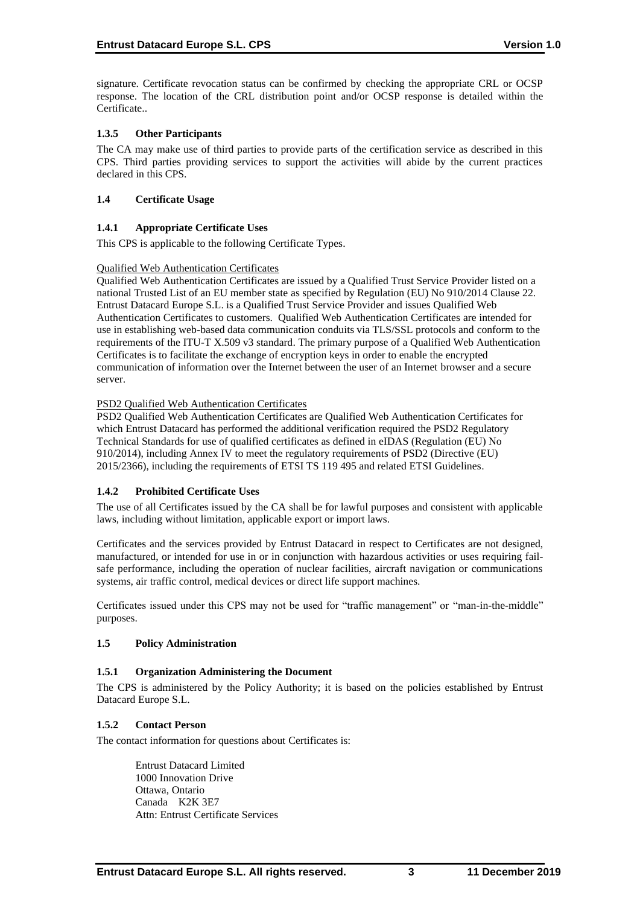signature. Certificate revocation status can be confirmed by checking the appropriate CRL or OCSP response. The location of the CRL distribution point and/or OCSP response is detailed within the Certificate..

### 1.3.5 Other Participants

The CA may make use of third parties to provide parts of the certification service as described in this CPS. Third parties providing services to support the activities will abide by the current practices declared in this CPS.

## 1.4 Certificate Usage

### 1.4.1 Appropriate Certificate Uses

This CPS is applicable to the following Certificate Types.

Qualified Web Authentication Certificates

Qualified Web Authentication Certificates are issued by a Qualified Trust Service Provider listed on a national Trusted List of an EU member state as specified by Regulation (EU) No 910/2014 Clause 22. Entrust Datacard Europe S.L. is a Qualified Trust Service Provider and issues Qualified Web Authentication Certificates to customers. Qualified Web Authentication Certificates are intended for use in establishing web-based data communication conduits via TLS/SSL protocols and conform to the requirements of the ITU-T X.509 v3 standard. The primary purpose of a Qualified Web Authentication Certificates is to facilitate the exchange of encryption keys in order to enable the encrypted communication of information over the Internet between the user of an Internet browser and a secure server.

PSD2 Qualified Web Authentication Certificates

PSD2 Qualified Web Authentication Certificates are Qualified Web Authentication Certificates for which Entrust Datacard has performed the additional verification required the PSD2 Regulatory Technical Standards for use of qualified certificates as defined in eIDAS (Regulation (EU) No 910/2014), including Annex IV to meet the regulatory requirements of PSD2 (Directive (EU) 2015/2366), including the requirements of ETSI TS 119 495 and related ETSI Guidelines.

### 1.4.2 Prohibited Certificate Uses

The use of all Certificates issued by the CA shall be for lawful purposes and consistent with applicable laws, including without limitation, applicable export or import laws.

Certificates and the services provided by Entrust Datacard in respect to Certificates are not designed, manufactured, or intended for use in or in conjunction with hazardous activities or uses requiring fail-safe performance, including the operation of nuclear facilities, aircraft navigation or communications systems, air traffic control, medical devices or direct life support machines.

Certificates issued under this CPS may not be used for "traffic management" or "man-in-the-middle" purposes.

## 1.5 Policy Administration

### 1.5.1 Organization Administering the Document

The CPS is administered by the Policy Authority; it is based on the policies established by Entrust Datacard Europe S.L.

### 1.5.2 Contact Person

The contact information for questions about Certificates is:

Entrust Datacard Limited
1000 Innovation Drive
Ottawa, Ontario
Canada K2K 3E7
Attn: Entrust Certificate Services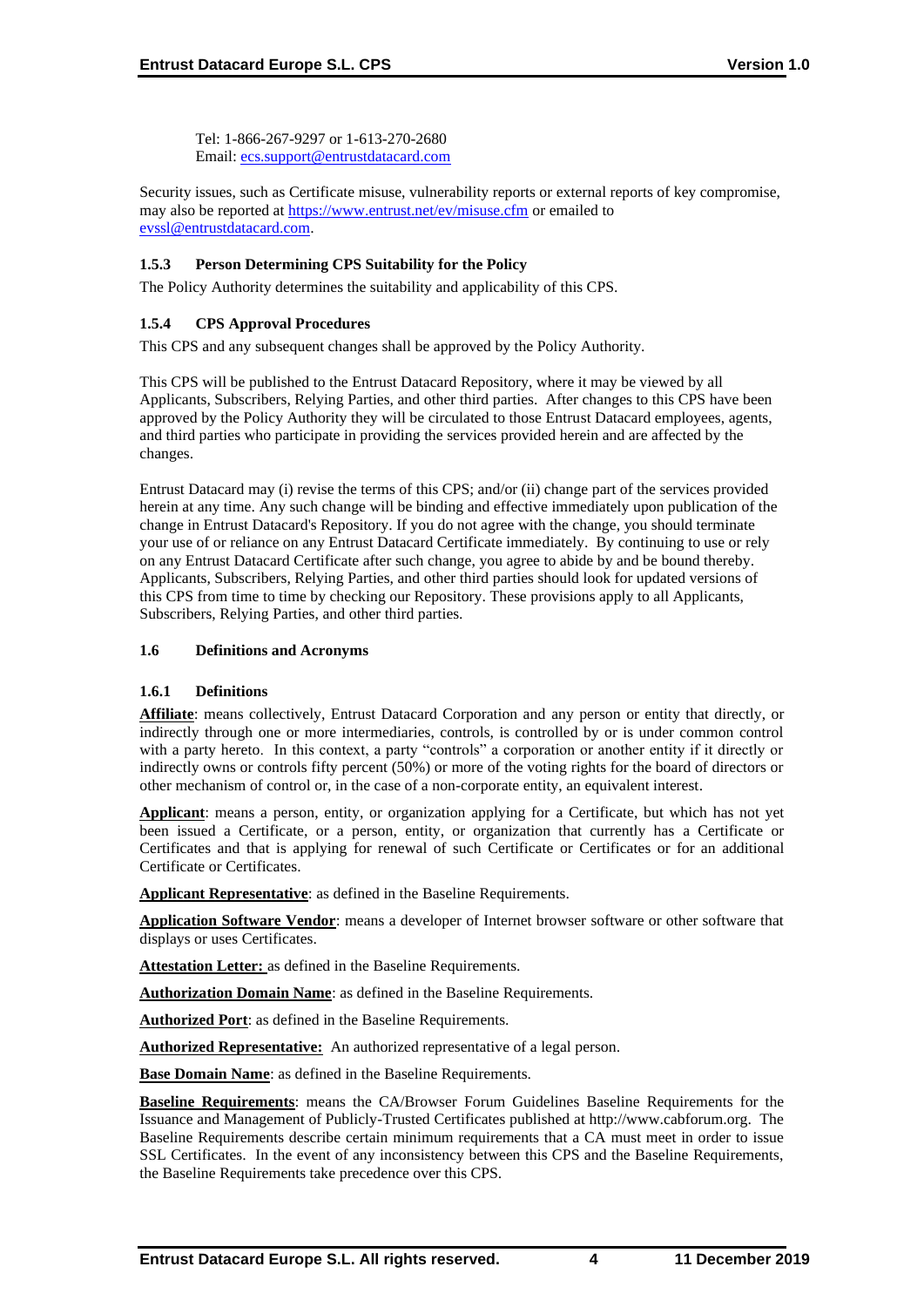Tel: 1-866-267-9297 or 1-613-270-2680
Email: ecs.support@entrustdatacard.com

Security issues, such as Certificate misuse, vulnerability reports or external reports of key compromise, may also be reported at https://www.entrust.net/ev/misuse.cfm or emailed to evssl@entrustdatacard.com.

#### 1.5.3 Person Determining CPS Suitability for the Policy

The Policy Authority determines the suitability and applicability of this CPS.

#### 1.5.4 CPS Approval Procedures

This CPS and any subsequent changes shall be approved by the Policy Authority.

This CPS will be published to the Entrust Datacard Repository, where it may be viewed by all Applicants, Subscribers, Relying Parties, and other third parties. After changes to this CPS have been approved by the Policy Authority they will be circulated to those Entrust Datacard employees, agents, and third parties who participate in providing the services provided herein and are affected by the changes.

Entrust Datacard may (i) revise the terms of this CPS; and/or (ii) change part of the services provided herein at any time. Any such change will be binding and effective immediately upon publication of the change in Entrust Datacard's Repository. If you do not agree with the change, you should terminate your use of or reliance on any Entrust Datacard Certificate immediately. By continuing to use or rely on any Entrust Datacard Certificate after such change, you agree to abide by and be bound thereby. Applicants, Subscribers, Relying Parties, and other third parties should look for updated versions of this CPS from time to time by checking our Repository. These provisions apply to all Applicants, Subscribers, Relying Parties, and other third parties.

### 1.6 Definitions and Acronyms

#### 1.6.1 Definitions

**Affiliate**: means collectively, Entrust Datacard Corporation and any person or entity that directly, or indirectly through one or more intermediaries, controls, is controlled by or is under common control with a party hereto. In this context, a party "controls" a corporation or another entity if it directly or indirectly owns or controls fifty percent (50%) or more of the voting rights for the board of directors or other mechanism of control or, in the case of a non-corporate entity, an equivalent interest.

**Applicant**: means a person, entity, or organization applying for a Certificate, but which has not yet been issued a Certificate, or a person, entity, or organization that currently has a Certificate or Certificates and that is applying for renewal of such Certificate or Certificates or for an additional Certificate or Certificates.

**Applicant Representative**: as defined in the Baseline Requirements.

**Application Software Vendor**: means a developer of Internet browser software or other software that displays or uses Certificates.

**Attestation Letter:** as defined in the Baseline Requirements.

**Authorization Domain Name**: as defined in the Baseline Requirements.

**Authorized Port**: as defined in the Baseline Requirements.

**Authorized Representative:** An authorized representative of a legal person.

**Base Domain Name**: as defined in the Baseline Requirements.

**Baseline Requirements**: means the CA/Browser Forum Guidelines Baseline Requirements for the Issuance and Management of Publicly-Trusted Certificates published at http://www.cabforum.org. The Baseline Requirements describe certain minimum requirements that a CA must meet in order to issue SSL Certificates. In the event of any inconsistency between this CPS and the Baseline Requirements, the Baseline Requirements take precedence over this CPS.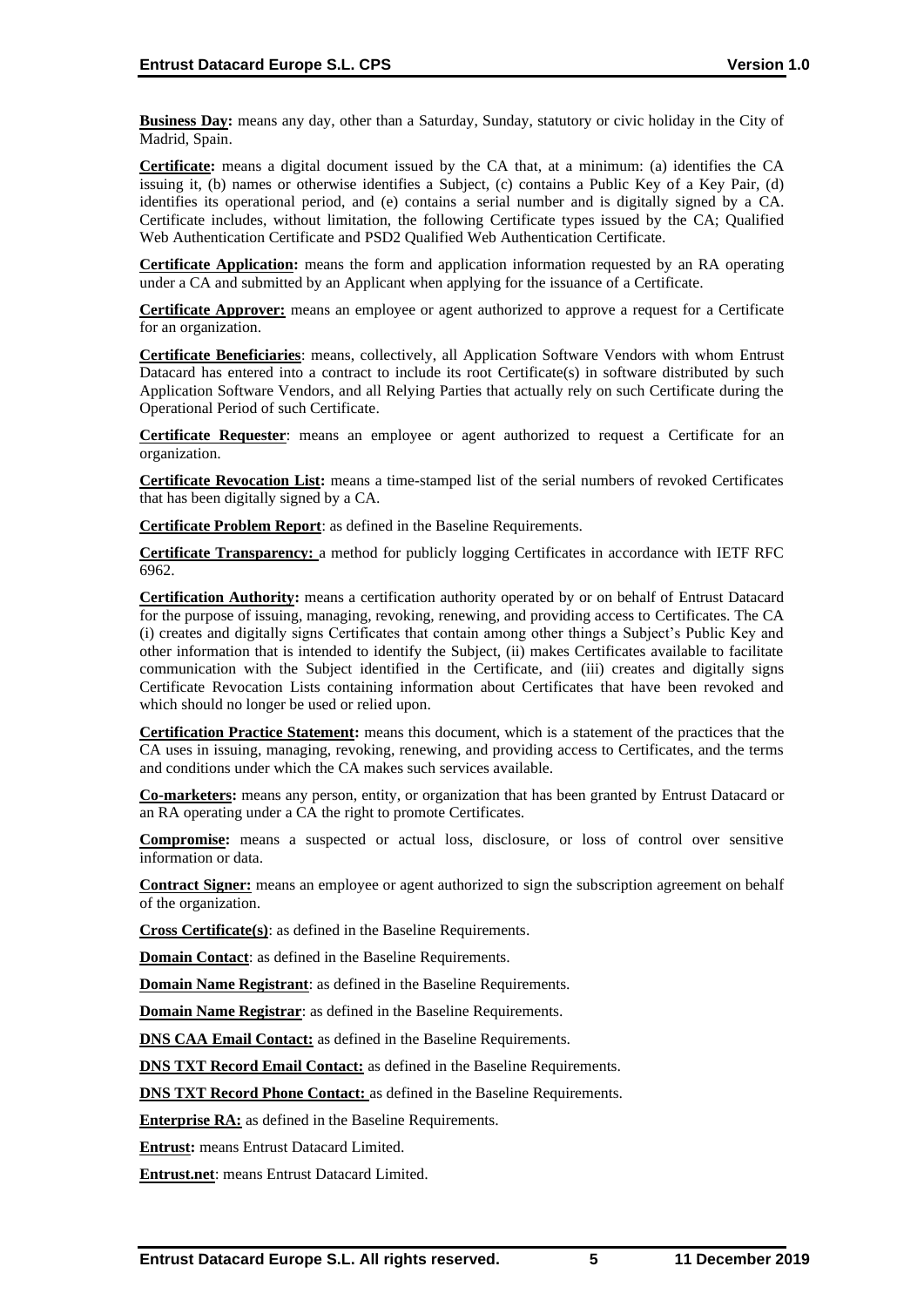**Business Day:** means any day, other than a Saturday, Sunday, statutory or civic holiday in the City of Madrid, Spain.

**Certificate:** means a digital document issued by the CA that, at a minimum: (a) identifies the CA issuing it, (b) names or otherwise identifies a Subject, (c) contains a Public Key of a Key Pair, (d) identifies its operational period, and (e) contains a serial number and is digitally signed by a CA. Certificate includes, without limitation, the following Certificate types issued by the CA; Qualified Web Authentication Certificate and PSD2 Qualified Web Authentication Certificate.

**Certificate Application:** means the form and application information requested by an RA operating under a CA and submitted by an Applicant when applying for the issuance of a Certificate.

**Certificate Approver:** means an employee or agent authorized to approve a request for a Certificate for an organization.

**Certificate Beneficiaries**: means, collectively, all Application Software Vendors with whom Entrust Datacard has entered into a contract to include its root Certificate(s) in software distributed by such Application Software Vendors, and all Relying Parties that actually rely on such Certificate during the Operational Period of such Certificate.

**Certificate Requester**: means an employee or agent authorized to request a Certificate for an organization.

**Certificate Revocation List:** means a time-stamped list of the serial numbers of revoked Certificates that has been digitally signed by a CA.

**Certificate Problem Report**: as defined in the Baseline Requirements.

**Certificate Transparency:** a method for publicly logging Certificates in accordance with IETF RFC 6962.

**Certification Authority:** means a certification authority operated by or on behalf of Entrust Datacard for the purpose of issuing, managing, revoking, renewing, and providing access to Certificates. The CA (i) creates and digitally signs Certificates that contain among other things a Subject's Public Key and other information that is intended to identify the Subject, (ii) makes Certificates available to facilitate communication with the Subject identified in the Certificate, and (iii) creates and digitally signs Certificate Revocation Lists containing information about Certificates that have been revoked and which should no longer be used or relied upon.

**Certification Practice Statement:** means this document, which is a statement of the practices that the CA uses in issuing, managing, revoking, renewing, and providing access to Certificates, and the terms and conditions under which the CA makes such services available.

**Co-marketers:** means any person, entity, or organization that has been granted by Entrust Datacard or an RA operating under a CA the right to promote Certificates.

**Compromise:** means a suspected or actual loss, disclosure, or loss of control over sensitive information or data.

**Contract Signer:** means an employee or agent authorized to sign the subscription agreement on behalf of the organization.

**Cross Certificate(s)**: as defined in the Baseline Requirements.

**Domain Contact**: as defined in the Baseline Requirements.

**Domain Name Registrant**: as defined in the Baseline Requirements.

**Domain Name Registrar**: as defined in the Baseline Requirements.

**DNS CAA Email Contact:** as defined in the Baseline Requirements.

**DNS TXT Record Email Contact:** as defined in the Baseline Requirements.

**DNS TXT Record Phone Contact:** as defined in the Baseline Requirements.

**Enterprise RA:** as defined in the Baseline Requirements.

**Entrust:** means Entrust Datacard Limited.

**Entrust.net**: means Entrust Datacard Limited.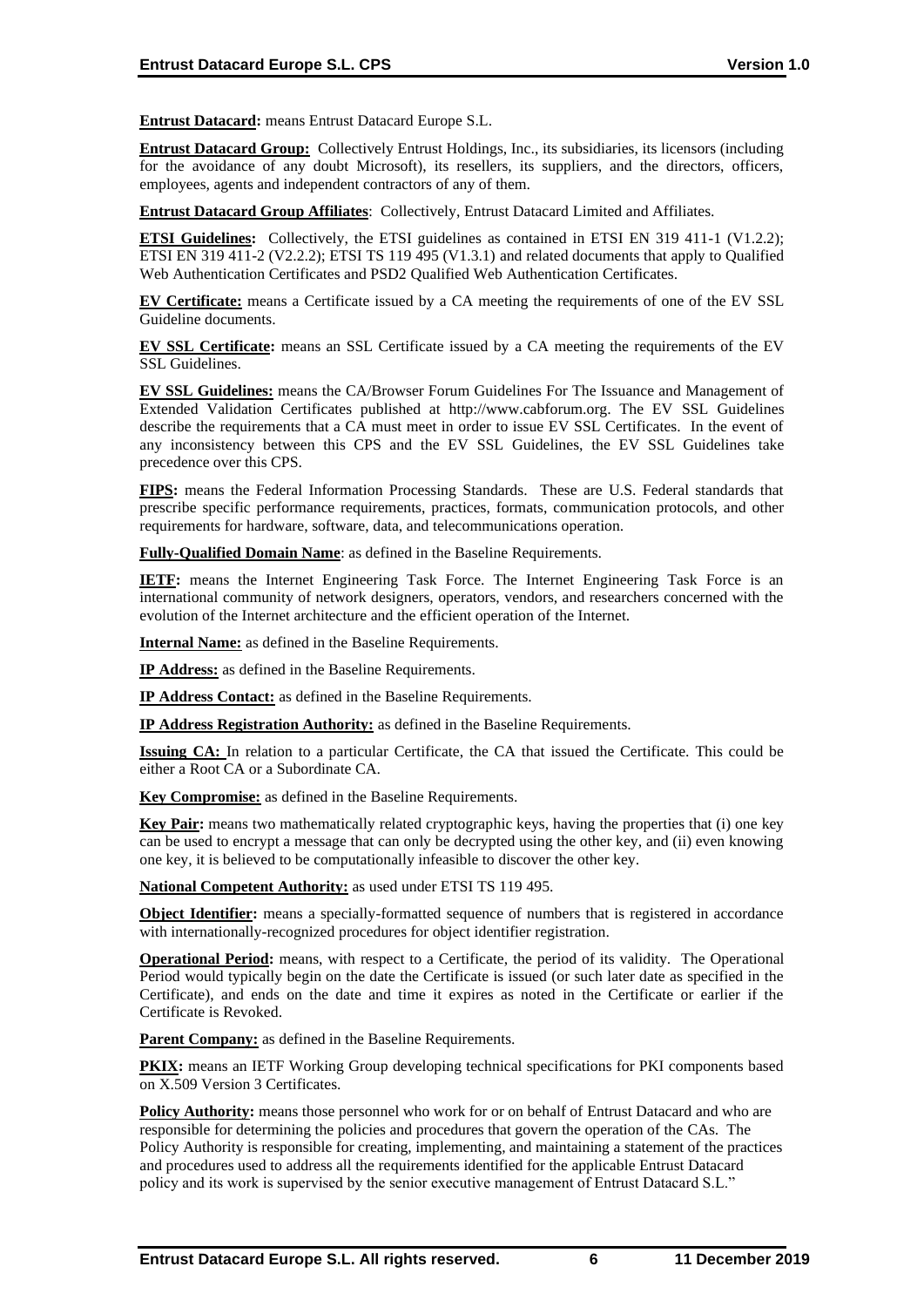**Entrust Datacard:** means Entrust Datacard Europe S.L.

**Entrust Datacard Group:** Collectively Entrust Holdings, Inc., its subsidiaries, its licensors (including for the avoidance of any doubt Microsoft), its resellers, its suppliers, and the directors, officers, employees, agents and independent contractors of any of them.

**Entrust Datacard Group Affiliates**: Collectively, Entrust Datacard Limited and Affiliates.

**ETSI Guidelines:** Collectively, the ETSI guidelines as contained in ETSI EN 319 411-1 (V1.2.2); ETSI EN 319 411-2 (V2.2.2); ETSI TS 119 495 (V1.3.1) and related documents that apply to Qualified Web Authentication Certificates and PSD2 Qualified Web Authentication Certificates.

**EV Certificate:** means a Certificate issued by a CA meeting the requirements of one of the EV SSL Guideline documents.

**EV SSL Certificate:** means an SSL Certificate issued by a CA meeting the requirements of the EV SSL Guidelines.

**EV SSL Guidelines:** means the CA/Browser Forum Guidelines For The Issuance and Management of Extended Validation Certificates published at http://www.cabforum.org. The EV SSL Guidelines describe the requirements that a CA must meet in order to issue EV SSL Certificates. In the event of any inconsistency between this CPS and the EV SSL Guidelines, the EV SSL Guidelines take precedence over this CPS.

**FIPS:** means the Federal Information Processing Standards. These are U.S. Federal standards that prescribe specific performance requirements, practices, formats, communication protocols, and other requirements for hardware, software, data, and telecommunications operation.

**Fully-Qualified Domain Name**: as defined in the Baseline Requirements.

**IETF:** means the Internet Engineering Task Force. The Internet Engineering Task Force is an international community of network designers, operators, vendors, and researchers concerned with the evolution of the Internet architecture and the efficient operation of the Internet.

**Internal Name:** as defined in the Baseline Requirements.

**IP Address:** as defined in the Baseline Requirements.

**IP Address Contact:** as defined in the Baseline Requirements.

**IP Address Registration Authority:** as defined in the Baseline Requirements.

**Issuing CA:** In relation to a particular Certificate, the CA that issued the Certificate. This could be either a Root CA or a Subordinate CA.

**Key Compromise:** as defined in the Baseline Requirements.

**Key Pair:** means two mathematically related cryptographic keys, having the properties that (i) one key can be used to encrypt a message that can only be decrypted using the other key, and (ii) even knowing one key, it is believed to be computationally infeasible to discover the other key.

**National Competent Authority:** as used under ETSI TS 119 495.

**Object Identifier:** means a specially-formatted sequence of numbers that is registered in accordance with internationally-recognized procedures for object identifier registration.

**Operational Period:** means, with respect to a Certificate, the period of its validity. The Operational Period would typically begin on the date the Certificate is issued (or such later date as specified in the Certificate), and ends on the date and time it expires as noted in the Certificate or earlier if the Certificate is Revoked.

**Parent Company:** as defined in the Baseline Requirements.

**PKIX:** means an IETF Working Group developing technical specifications for PKI components based on X.509 Version 3 Certificates.

**Policy Authority:** means those personnel who work for or on behalf of Entrust Datacard and who are responsible for determining the policies and procedures that govern the operation of the CAs. The Policy Authority is responsible for creating, implementing, and maintaining a statement of the practices and procedures used to address all the requirements identified for the applicable Entrust Datacard policy and its work is supervised by the senior executive management of Entrust Datacard S.L."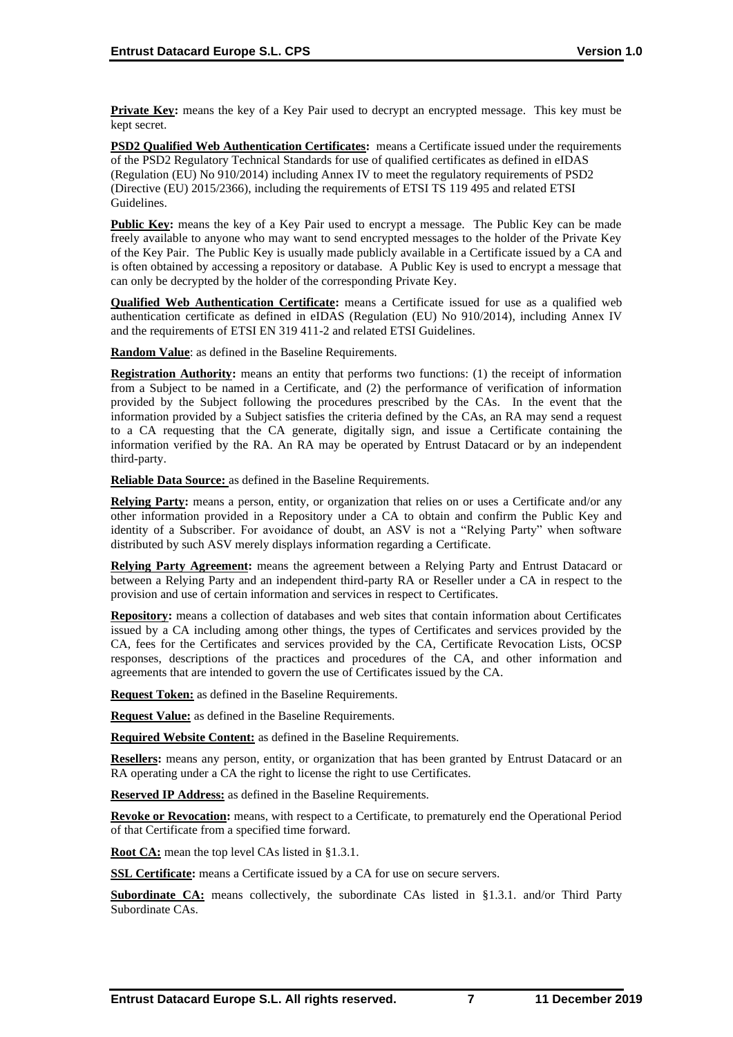**Private Key:** means the key of a Key Pair used to decrypt an encrypted message. This key must be kept secret.

**PSD2 Qualified Web Authentication Certificates:** means a Certificate issued under the requirements of the PSD2 Regulatory Technical Standards for use of qualified certificates as defined in eIDAS (Regulation (EU) No 910/2014) including Annex IV to meet the regulatory requirements of PSD2 (Directive (EU) 2015/2366), including the requirements of ETSI TS 119 495 and related ETSI Guidelines.

**Public Key:** means the key of a Key Pair used to encrypt a message. The Public Key can be made freely available to anyone who may want to send encrypted messages to the holder of the Private Key of the Key Pair. The Public Key is usually made publicly available in a Certificate issued by a CA and is often obtained by accessing a repository or database. A Public Key is used to encrypt a message that can only be decrypted by the holder of the corresponding Private Key.

**Qualified Web Authentication Certificate:** means a Certificate issued for use as a qualified web authentication certificate as defined in eIDAS (Regulation (EU) No 910/2014), including Annex IV and the requirements of ETSI EN 319 411-2 and related ETSI Guidelines.

**Random Value**: as defined in the Baseline Requirements.

**Registration Authority:** means an entity that performs two functions: (1) the receipt of information from a Subject to be named in a Certificate, and (2) the performance of verification of information provided by the Subject following the procedures prescribed by the CAs. In the event that the information provided by a Subject satisfies the criteria defined by the CAs, an RA may send a request to a CA requesting that the CA generate, digitally sign, and issue a Certificate containing the information verified by the RA. An RA may be operated by Entrust Datacard or by an independent third-party.

**Reliable Data Source:** as defined in the Baseline Requirements.

**Relying Party:** means a person, entity, or organization that relies on or uses a Certificate and/or any other information provided in a Repository under a CA to obtain and confirm the Public Key and identity of a Subscriber. For avoidance of doubt, an ASV is not a "Relying Party" when software distributed by such ASV merely displays information regarding a Certificate.

**Relying Party Agreement:** means the agreement between a Relying Party and Entrust Datacard or between a Relying Party and an independent third-party RA or Reseller under a CA in respect to the provision and use of certain information and services in respect to Certificates.

**Repository:** means a collection of databases and web sites that contain information about Certificates issued by a CA including among other things, the types of Certificates and services provided by the CA, fees for the Certificates and services provided by the CA, Certificate Revocation Lists, OCSP responses, descriptions of the practices and procedures of the CA, and other information and agreements that are intended to govern the use of Certificates issued by the CA.

**Request Token:** as defined in the Baseline Requirements.

**Request Value:** as defined in the Baseline Requirements.

**Required Website Content:** as defined in the Baseline Requirements.

**Resellers:** means any person, entity, or organization that has been granted by Entrust Datacard or an RA operating under a CA the right to license the right to use Certificates.

**Reserved IP Address:** as defined in the Baseline Requirements.

**Revoke or Revocation:** means, with respect to a Certificate, to prematurely end the Operational Period of that Certificate from a specified time forward.

**Root CA:** mean the top level CAs listed in §1.3.1.

**SSL Certificate:** means a Certificate issued by a CA for use on secure servers.

**Subordinate CA:** means collectively, the subordinate CAs listed in §1.3.1. and/or Third Party Subordinate CAs.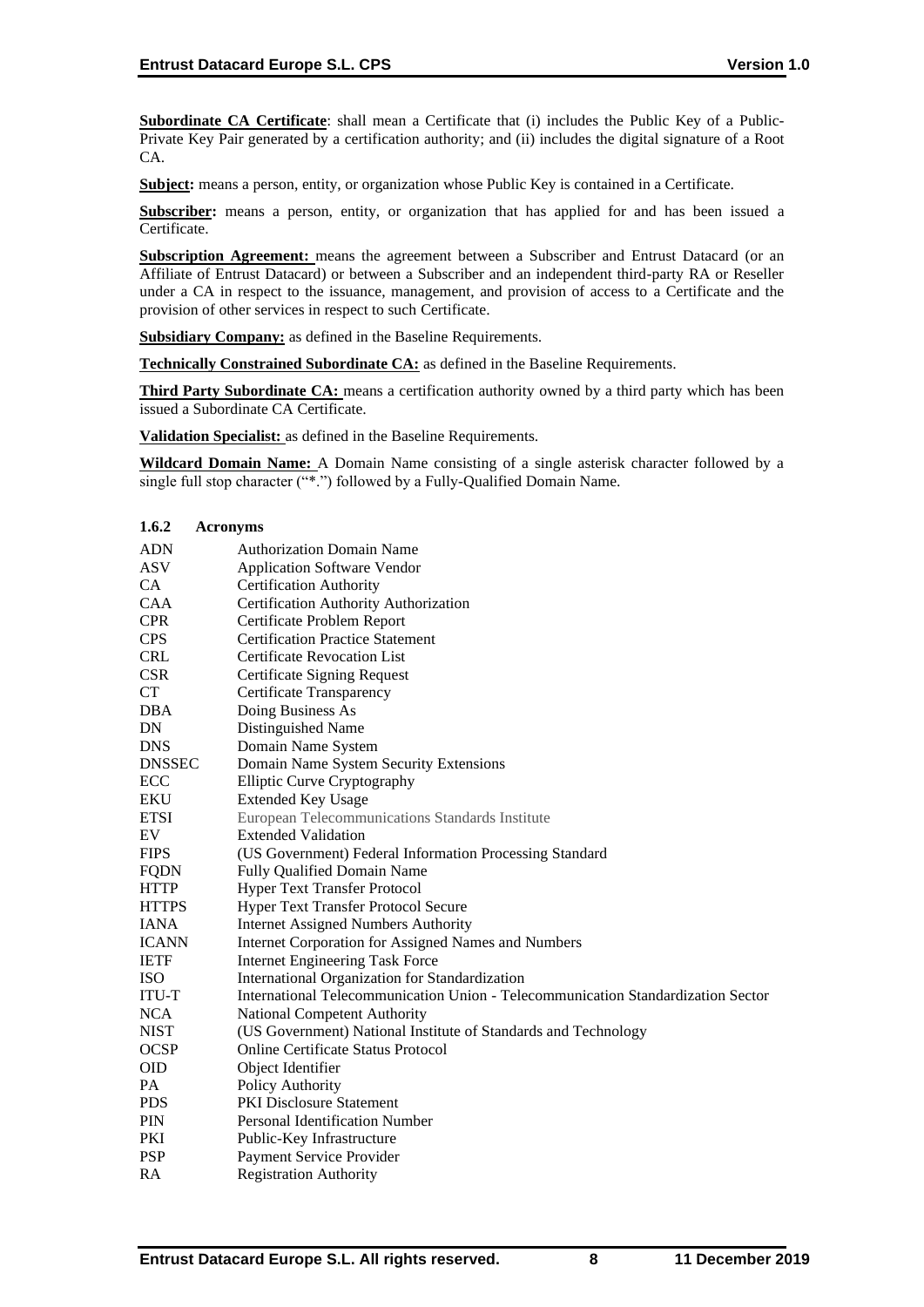**Subordinate CA Certificate**: shall mean a Certificate that (i) includes the Public Key of a Public-Private Key Pair generated by a certification authority; and (ii) includes the digital signature of a Root CA.

**Subject:** means a person, entity, or organization whose Public Key is contained in a Certificate.

**Subscriber:** means a person, entity, or organization that has applied for and has been issued a Certificate.

**Subscription Agreement:** means the agreement between a Subscriber and Entrust Datacard (or an Affiliate of Entrust Datacard) or between a Subscriber and an independent third-party RA or Reseller under a CA in respect to the issuance, management, and provision of access to a Certificate and the provision of other services in respect to such Certificate.

**Subsidiary Company:** as defined in the Baseline Requirements.

**Technically Constrained Subordinate CA:** as defined in the Baseline Requirements.

**Third Party Subordinate CA:** means a certification authority owned by a third party which has been issued a Subordinate CA Certificate.

**Validation Specialist:** as defined in the Baseline Requirements.

**Wildcard Domain Name:** A Domain Name consisting of a single asterisk character followed by a single full stop character ("*.") followed by a Fully-Qualified Domain Name.

#### 1.6.2 Acronyms

| | |
|---|---|
| ADN | Authorization Domain Name |
| ASV | Application Software Vendor |
| CA | Certification Authority |
| CAA | Certification Authority Authorization |
| CPR | Certificate Problem Report |
| CPS | Certification Practice Statement |
| CRL | Certificate Revocation List |
| CSR | Certificate Signing Request |
| CT | Certificate Transparency |
| DBA | Doing Business As |
| DN | Distinguished Name |
| DNS | Domain Name System |
| DNSSEC | Domain Name System Security Extensions |
| ECC | Elliptic Curve Cryptography |
| EKU | Extended Key Usage |
| ETSI | European Telecommunications Standards Institute |
| EV | Extended Validation |
| FIPS | (US Government) Federal Information Processing Standard |
| FQDN | Fully Qualified Domain Name |
| HTTP | Hyper Text Transfer Protocol |
| HTTPS | Hyper Text Transfer Protocol Secure |
| IANA | Internet Assigned Numbers Authority |
| ICANN | Internet Corporation for Assigned Names and Numbers |
| IETF | Internet Engineering Task Force |
| ISO | International Organization for Standardization |
| ITU-T | International Telecommunication Union - Telecommunication Standardization Sector |
| NCA | National Competent Authority |
| NIST | (US Government) National Institute of Standards and Technology |
| OCSP | Online Certificate Status Protocol |
| OID | Object Identifier |
| PA | Policy Authority |
| PDS | PKI Disclosure Statement |
| PIN | Personal Identification Number |
| PKI | Public-Key Infrastructure |
| PSP | Payment Service Provider |
| RA | Registration Authority |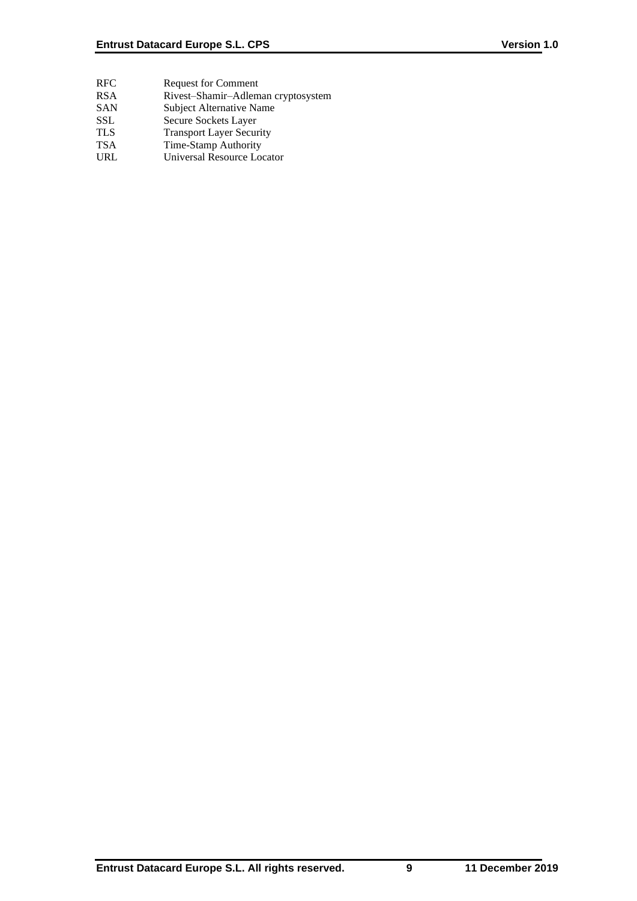| | |
|---|---|
| RFC | Request for Comment |
| RSA | Rivest–Shamir–Adleman cryptosystem |
| SAN | Subject Alternative Name |
| SSL | Secure Sockets Layer |
| TLS | Transport Layer Security |
| TSA | Time-Stamp Authority |
| URL | Universal Resource Locator |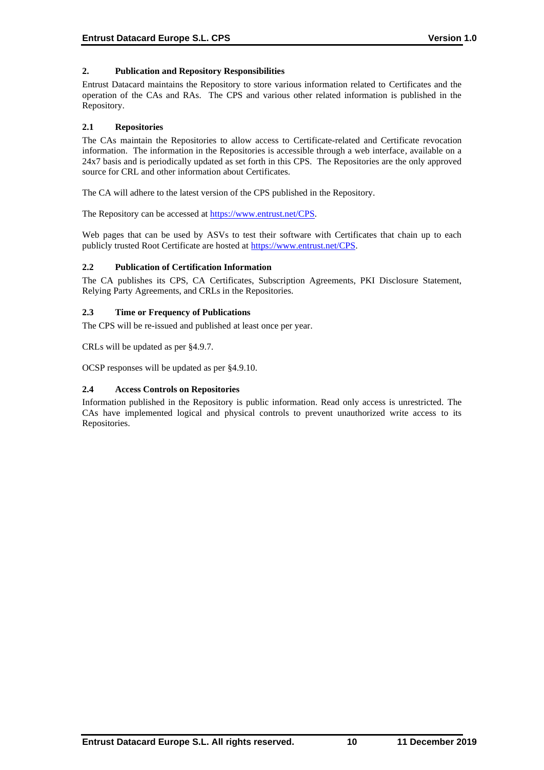## 2. Publication and Repository Responsibilities

Entrust Datacard maintains the Repository to store various information related to Certificates and the operation of the CAs and RAs. The CPS and various other related information is published in the Repository.

### 2.1 Repositories

The CAs maintain the Repositories to allow access to Certificate-related and Certificate revocation information. The information in the Repositories is accessible through a web interface, available on a 24x7 basis and is periodically updated as set forth in this CPS. The Repositories are the only approved source for CRL and other information about Certificates.

The CA will adhere to the latest version of the CPS published in the Repository.

The Repository can be accessed at https://www.entrust.net/CPS.

Web pages that can be used by ASVs to test their software with Certificates that chain up to each publicly trusted Root Certificate are hosted at https://www.entrust.net/CPS.

### 2.2 Publication of Certification Information

The CA publishes its CPS, CA Certificates, Subscription Agreements, PKI Disclosure Statement, Relying Party Agreements, and CRLs in the Repositories.

### 2.3 Time or Frequency of Publications

The CPS will be re-issued and published at least once per year.

CRLs will be updated as per §4.9.7.

OCSP responses will be updated as per §4.9.10.

### 2.4 Access Controls on Repositories

Information published in the Repository is public information. Read only access is unrestricted. The CAs have implemented logical and physical controls to prevent unauthorized write access to its Repositories.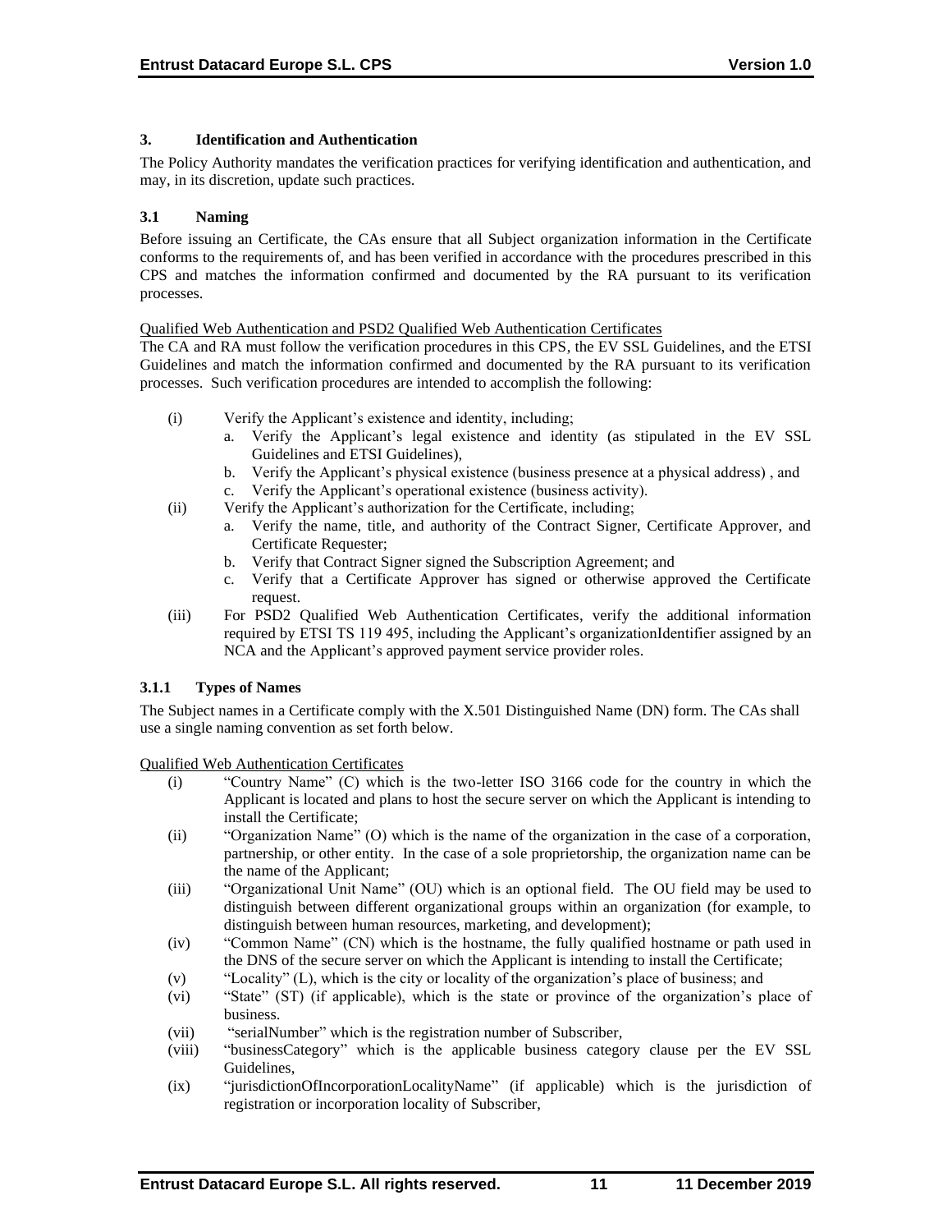## 3. Identification and Authentication

The Policy Authority mandates the verification practices for verifying identification and authentication, and may, in its discretion, update such practices.

### 3.1 Naming

Before issuing an Certificate, the CAs ensure that all Subject organization information in the Certificate conforms to the requirements of, and has been verified in accordance with the procedures prescribed in this CPS and matches the information confirmed and documented by the RA pursuant to its verification processes.

Qualified Web Authentication and PSD2 Qualified Web Authentication Certificates

The CA and RA must follow the verification procedures in this CPS, the EV SSL Guidelines, and the ETSI Guidelines and match the information confirmed and documented by the RA pursuant to its verification processes. Such verification procedures are intended to accomplish the following:

(i) Verify the Applicant's existence and identity, including;
   a. Verify the Applicant's legal existence and identity (as stipulated in the EV SSL Guidelines and ETSI Guidelines),
   b. Verify the Applicant's physical existence (business presence at a physical address) , and
   c. Verify the Applicant's operational existence (business activity).

(ii) Verify the Applicant's authorization for the Certificate, including;
   a. Verify the name, title, and authority of the Contract Signer, Certificate Approver, and Certificate Requester;
   b. Verify that Contract Signer signed the Subscription Agreement; and
   c. Verify that a Certificate Approver has signed or otherwise approved the Certificate request.

(iii) For PSD2 Qualified Web Authentication Certificates, verify the additional information required by ETSI TS 119 495, including the Applicant's organizationIdentifier assigned by an NCA and the Applicant's approved payment service provider roles.

#### 3.1.1 Types of Names

The Subject names in a Certificate comply with the X.501 Distinguished Name (DN) form. The CAs shall use a single naming convention as set forth below.

Qualified Web Authentication Certificates

(i) "Country Name" (C) which is the two-letter ISO 3166 code for the country in which the Applicant is located and plans to host the secure server on which the Applicant is intending to install the Certificate;

(ii) "Organization Name" (O) which is the name of the organization in the case of a corporation, partnership, or other entity. In the case of a sole proprietorship, the organization name can be the name of the Applicant;

(iii) "Organizational Unit Name" (OU) which is an optional field. The OU field may be used to distinguish between different organizational groups within an organization (for example, to distinguish between human resources, marketing, and development);

(iv) "Common Name" (CN) which is the hostname, the fully qualified hostname or path used in the DNS of the secure server on which the Applicant is intending to install the Certificate;

(v) "Locality" (L), which is the city or locality of the organization's place of business; and

(vi) "State" (ST) (if applicable), which is the state or province of the organization's place of business.

(vii) "serialNumber" which is the registration number of Subscriber,

(viii) "businessCategory" which is the applicable business category clause per the EV SSL Guidelines,

(ix) "jurisdictionOfIncorporationLocalityName" (if applicable) which is the jurisdiction of registration or incorporation locality of Subscriber,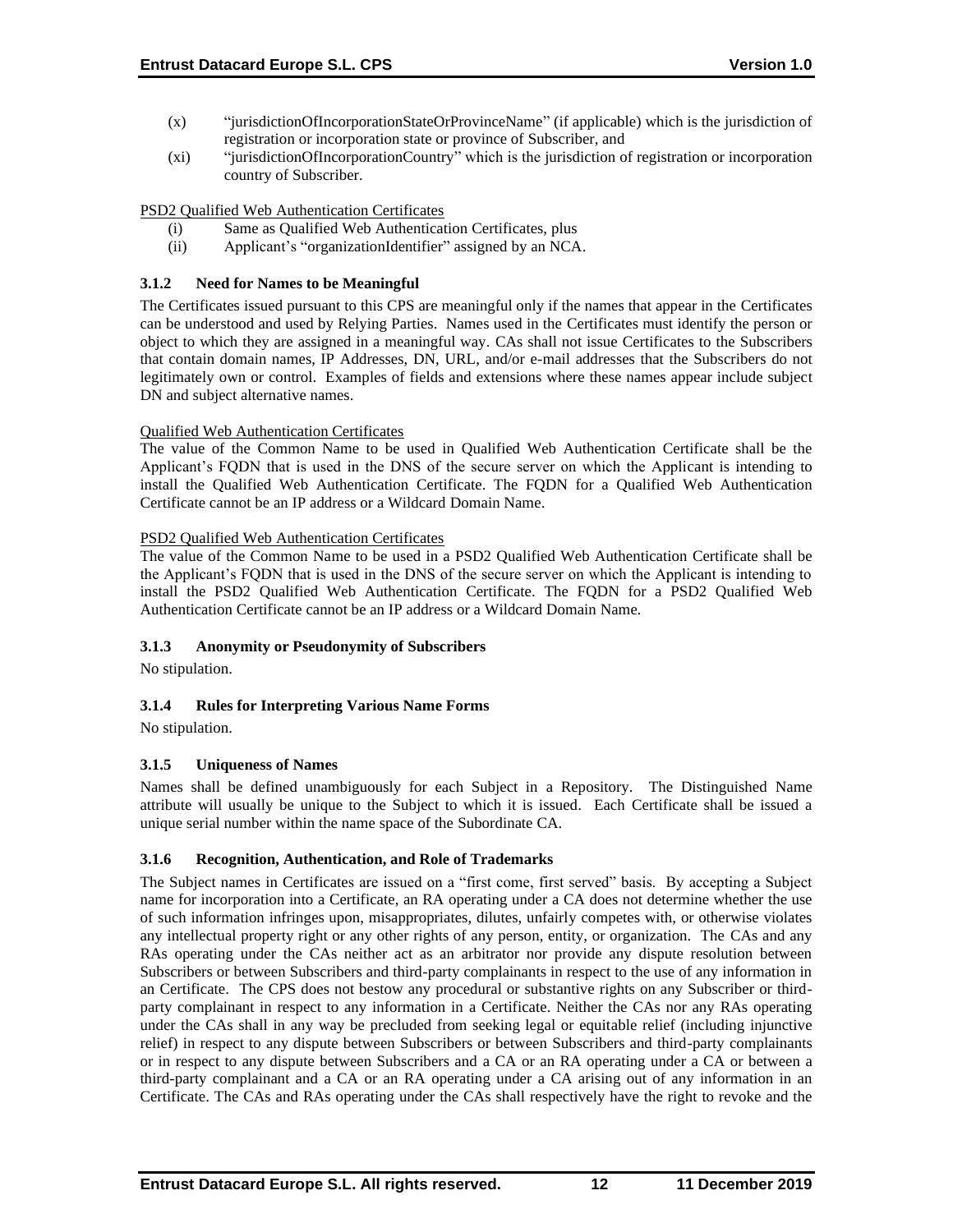(x) "jurisdictionOfIncorporationStateOrProvinceName" (if applicable) which is the jurisdiction of registration or incorporation state or province of Subscriber, and

(xi) "jurisdictionOfIncorporationCountry" which is the jurisdiction of registration or incorporation country of Subscriber.

PSD2 Qualified Web Authentication Certificates

(i) Same as Qualified Web Authentication Certificates, plus

(ii) Applicant's "organizationIdentifier" assigned by an NCA.

### 3.1.2 Need for Names to be Meaningful

The Certificates issued pursuant to this CPS are meaningful only if the names that appear in the Certificates can be understood and used by Relying Parties. Names used in the Certificates must identify the person or object to which they are assigned in a meaningful way. CAs shall not issue Certificates to the Subscribers that contain domain names, IP Addresses, DN, URL, and/or e-mail addresses that the Subscribers do not legitimately own or control. Examples of fields and extensions where these names appear include subject DN and subject alternative names.

Qualified Web Authentication Certificates

The value of the Common Name to be used in Qualified Web Authentication Certificate shall be the Applicant's FQDN that is used in the DNS of the secure server on which the Applicant is intending to install the Qualified Web Authentication Certificate. The FQDN for a Qualified Web Authentication Certificate cannot be an IP address or a Wildcard Domain Name.

PSD2 Qualified Web Authentication Certificates

The value of the Common Name to be used in a PSD2 Qualified Web Authentication Certificate shall be the Applicant's FQDN that is used in the DNS of the secure server on which the Applicant is intending to install the PSD2 Qualified Web Authentication Certificate. The FQDN for a PSD2 Qualified Web Authentication Certificate cannot be an IP address or a Wildcard Domain Name.

### 3.1.3 Anonymity or Pseudonymity of Subscribers

No stipulation.

### 3.1.4 Rules for Interpreting Various Name Forms

No stipulation.

### 3.1.5 Uniqueness of Names

Names shall be defined unambiguously for each Subject in a Repository. The Distinguished Name attribute will usually be unique to the Subject to which it is issued. Each Certificate shall be issued a unique serial number within the name space of the Subordinate CA.

### 3.1.6 Recognition, Authentication, and Role of Trademarks

The Subject names in Certificates are issued on a "first come, first served" basis. By accepting a Subject name for incorporation into a Certificate, an RA operating under a CA does not determine whether the use of such information infringes upon, misappropriates, dilutes, unfairly competes with, or otherwise violates any intellectual property right or any other rights of any person, entity, or organization. The CAs and any RAs operating under the CAs neither act as an arbitrator nor provide any dispute resolution between Subscribers or between Subscribers and third-party complainants in respect to the use of any information in an Certificate. The CPS does not bestow any procedural or substantive rights on any Subscriber or third-party complainant in respect to any information in a Certificate. Neither the CAs nor any RAs operating under the CAs shall in any way be precluded from seeking legal or equitable relief (including injunctive relief) in respect to any dispute between Subscribers or between Subscribers and third-party complainants or in respect to any dispute between Subscribers and a CA or an RA operating under a CA or between a third-party complainant and a CA or an RA operating under a CA arising out of any information in an Certificate. The CAs and RAs operating under the CAs shall respectively have the right to revoke and the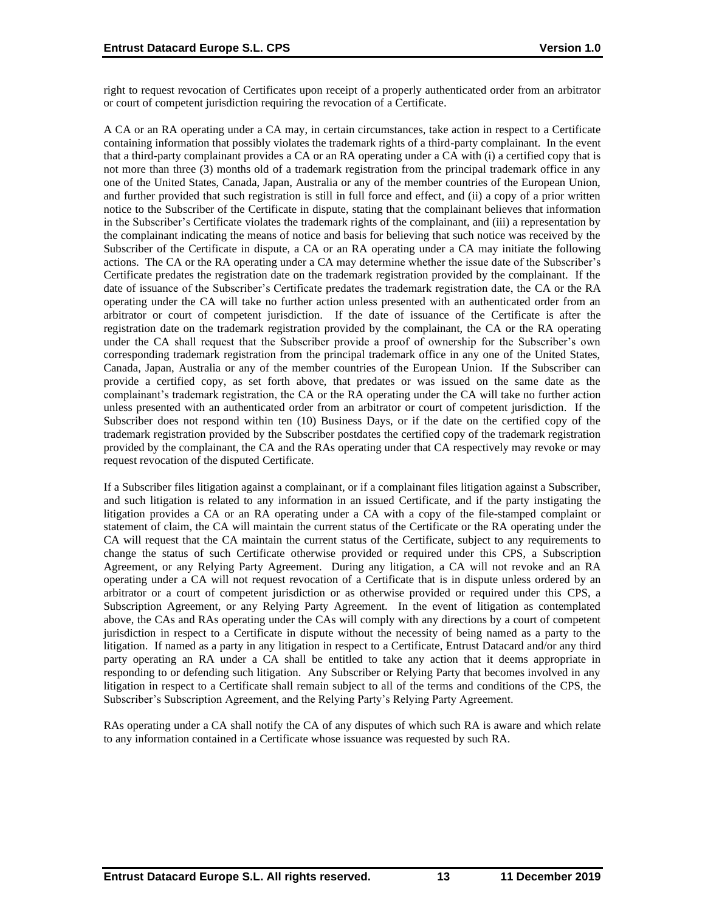right to request revocation of Certificates upon receipt of a properly authenticated order from an arbitrator or court of competent jurisdiction requiring the revocation of a Certificate.

A CA or an RA operating under a CA may, in certain circumstances, take action in respect to a Certificate containing information that possibly violates the trademark rights of a third-party complainant. In the event that a third-party complainant provides a CA or an RA operating under a CA with (i) a certified copy that is not more than three (3) months old of a trademark registration from the principal trademark office in any one of the United States, Canada, Japan, Australia or any of the member countries of the European Union, and further provided that such registration is still in full force and effect, and (ii) a copy of a prior written notice to the Subscriber of the Certificate in dispute, stating that the complainant believes that information in the Subscriber's Certificate violates the trademark rights of the complainant, and (iii) a representation by the complainant indicating the means of notice and basis for believing that such notice was received by the Subscriber of the Certificate in dispute, a CA or an RA operating under a CA may initiate the following actions. The CA or the RA operating under a CA may determine whether the issue date of the Subscriber's Certificate predates the registration date on the trademark registration provided by the complainant. If the date of issuance of the Subscriber's Certificate predates the trademark registration date, the CA or the RA operating under the CA will take no further action unless presented with an authenticated order from an arbitrator or court of competent jurisdiction. If the date of issuance of the Certificate is after the registration date on the trademark registration provided by the complainant, the CA or the RA operating under the CA shall request that the Subscriber provide a proof of ownership for the Subscriber's own corresponding trademark registration from the principal trademark office in any one of the United States, Canada, Japan, Australia or any of the member countries of the European Union. If the Subscriber can provide a certified copy, as set forth above, that predates or was issued on the same date as the complainant's trademark registration, the CA or the RA operating under the CA will take no further action unless presented with an authenticated order from an arbitrator or court of competent jurisdiction. If the Subscriber does not respond within ten (10) Business Days, or if the date on the certified copy of the trademark registration provided by the Subscriber postdates the certified copy of the trademark registration provided by the complainant, the CA and the RAs operating under that CA respectively may revoke or may request revocation of the disputed Certificate.

If a Subscriber files litigation against a complainant, or if a complainant files litigation against a Subscriber, and such litigation is related to any information in an issued Certificate, and if the party instigating the litigation provides a CA or an RA operating under a CA with a copy of the file-stamped complaint or statement of claim, the CA will maintain the current status of the Certificate or the RA operating under the CA will request that the CA maintain the current status of the Certificate, subject to any requirements to change the status of such Certificate otherwise provided or required under this CPS, a Subscription Agreement, or any Relying Party Agreement. During any litigation, a CA will not revoke and an RA operating under a CA will not request revocation of a Certificate that is in dispute unless ordered by an arbitrator or a court of competent jurisdiction or as otherwise provided or required under this CPS, a Subscription Agreement, or any Relying Party Agreement. In the event of litigation as contemplated above, the CAs and RAs operating under the CAs will comply with any directions by a court of competent jurisdiction in respect to a Certificate in dispute without the necessity of being named as a party to the litigation. If named as a party in any litigation in respect to a Certificate, Entrust Datacard and/or any third party operating an RA under a CA shall be entitled to take any action that it deems appropriate in responding to or defending such litigation. Any Subscriber or Relying Party that becomes involved in any litigation in respect to a Certificate shall remain subject to all of the terms and conditions of the CPS, the Subscriber's Subscription Agreement, and the Relying Party's Relying Party Agreement.

RAs operating under a CA shall notify the CA of any disputes of which such RA is aware and which relate to any information contained in a Certificate whose issuance was requested by such RA.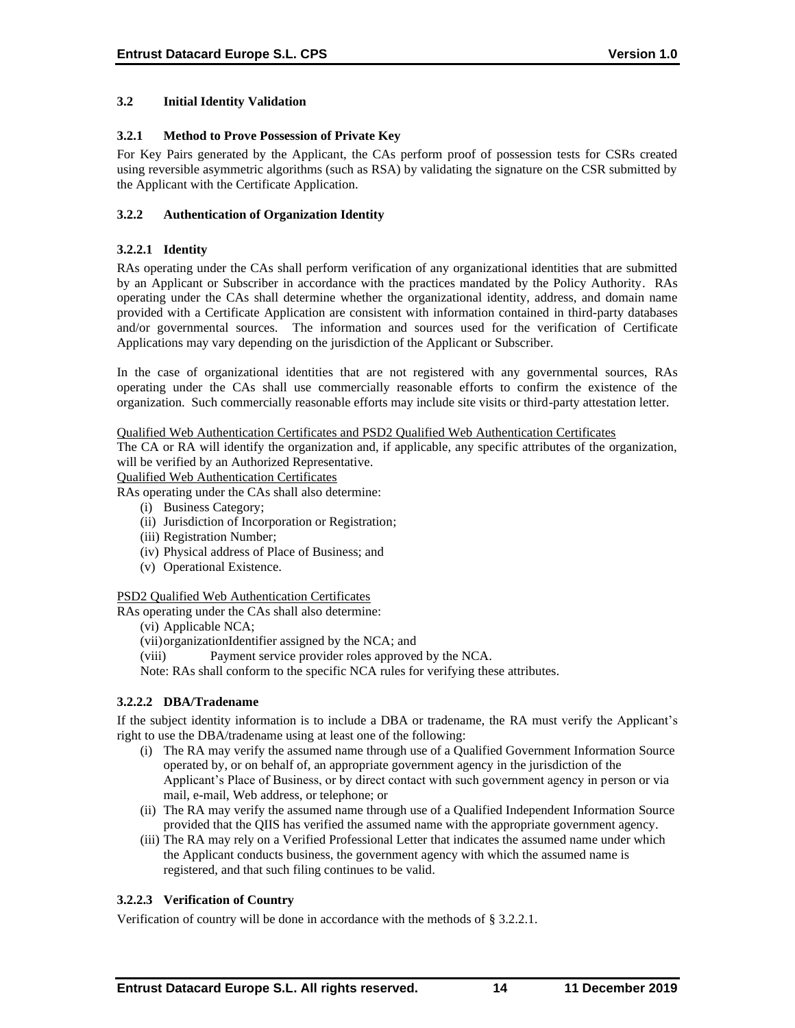### 3.2 Initial Identity Validation

#### 3.2.1 Method to Prove Possession of Private Key

For Key Pairs generated by the Applicant, the CAs perform proof of possession tests for CSRs created using reversible asymmetric algorithms (such as RSA) by validating the signature on the CSR submitted by the Applicant with the Certificate Application.

#### 3.2.2 Authentication of Organization Identity

##### 3.2.2.1 Identity

RAs operating under the CAs shall perform verification of any organizational identities that are submitted by an Applicant or Subscriber in accordance with the practices mandated by the Policy Authority. RAs operating under the CAs shall determine whether the organizational identity, address, and domain name provided with a Certificate Application are consistent with information contained in third-party databases and/or governmental sources. The information and sources used for the verification of Certificate Applications may vary depending on the jurisdiction of the Applicant or Subscriber.

In the case of organizational identities that are not registered with any governmental sources, RAs operating under the CAs shall use commercially reasonable efforts to confirm the existence of the organization. Such commercially reasonable efforts may include site visits or third-party attestation letter.

<u>Qualified Web Authentication Certificates and PSD2 Qualified Web Authentication Certificates</u>

The CA or RA will identify the organization and, if applicable, any specific attributes of the organization, will be verified by an Authorized Representative.

<u>Qualified Web Authentication Certificates</u>

RAs operating under the CAs shall also determine:

(i) Business Category;
(ii) Jurisdiction of Incorporation or Registration;
(iii) Registration Number;
(iv) Physical address of Place of Business; and
(v) Operational Existence.

<u>PSD2 Qualified Web Authentication Certificates</u>

RAs operating under the CAs shall also determine:

(vi) Applicable NCA;
(vii) organizationIdentifier assigned by the NCA; and
(viii) Payment service provider roles approved by the NCA.

Note: RAs shall conform to the specific NCA rules for verifying these attributes.

##### 3.2.2.2 DBA/Tradename

If the subject identity information is to include a DBA or tradename, the RA must verify the Applicant's right to use the DBA/tradename using at least one of the following:

(i) The RA may verify the assumed name through use of a Qualified Government Information Source operated by, or on behalf of, an appropriate government agency in the jurisdiction of the Applicant's Place of Business, or by direct contact with such government agency in person or via mail, e-mail, Web address, or telephone; or
(ii) The RA may verify the assumed name through use of a Qualified Independent Information Source provided that the QIIS has verified the assumed name with the appropriate government agency.
(iii) The RA may rely on a Verified Professional Letter that indicates the assumed name under which the Applicant conducts business, the government agency with which the assumed name is registered, and that such filing continues to be valid.

##### 3.2.2.3 Verification of Country

Verification of country will be done in accordance with the methods of § 3.2.2.1.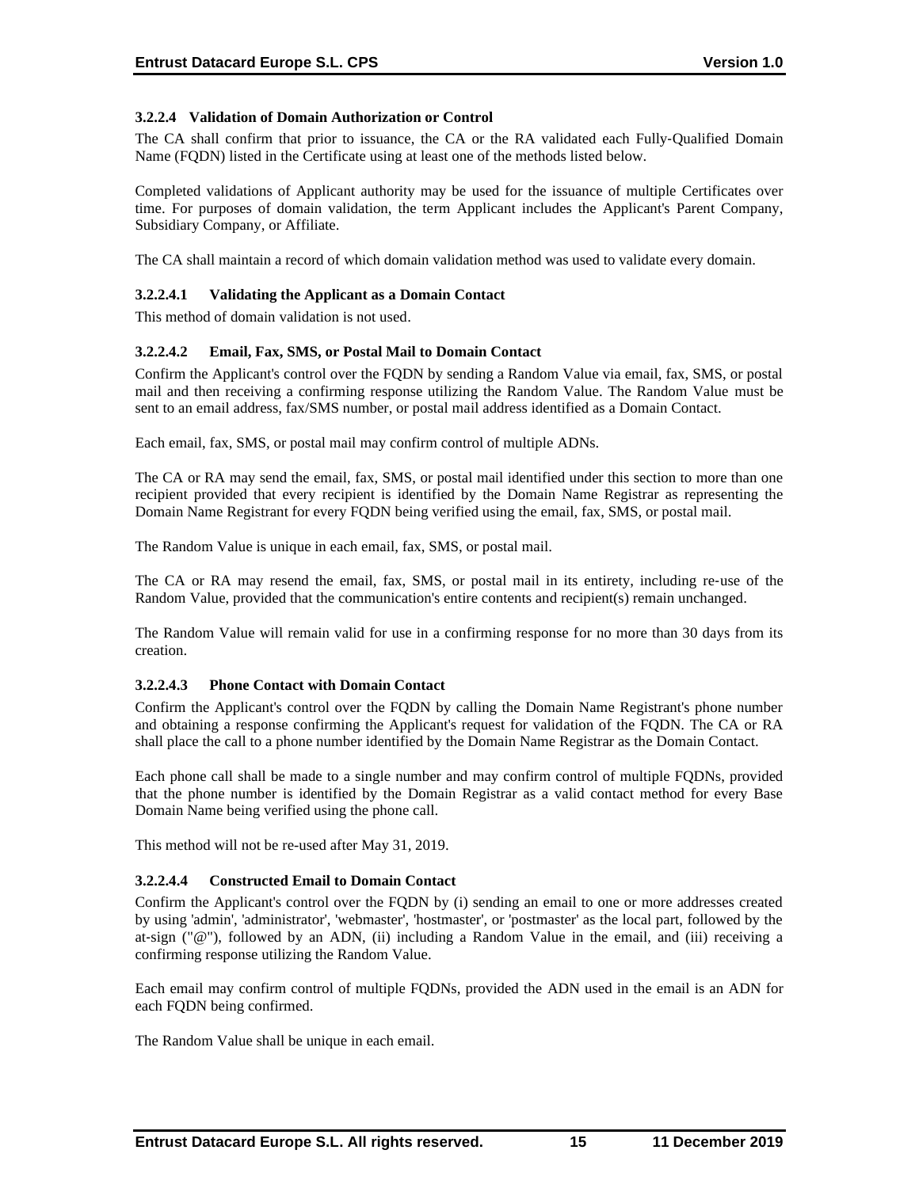#### 3.2.2.4 Validation of Domain Authorization or Control

The CA shall confirm that prior to issuance, the CA or the RA validated each Fully‐Qualified Domain Name (FQDN) listed in the Certificate using at least one of the methods listed below.

Completed validations of Applicant authority may be used for the issuance of multiple Certificates over time. For purposes of domain validation, the term Applicant includes the Applicant's Parent Company, Subsidiary Company, or Affiliate.

The CA shall maintain a record of which domain validation method was used to validate every domain.

##### 3.2.2.4.1 Validating the Applicant as a Domain Contact

This method of domain validation is not used.

##### 3.2.2.4.2 Email, Fax, SMS, or Postal Mail to Domain Contact

Confirm the Applicant's control over the FQDN by sending a Random Value via email, fax, SMS, or postal mail and then receiving a confirming response utilizing the Random Value. The Random Value must be sent to an email address, fax/SMS number, or postal mail address identified as a Domain Contact.

Each email, fax, SMS, or postal mail may confirm control of multiple ADNs.

The CA or RA may send the email, fax, SMS, or postal mail identified under this section to more than one recipient provided that every recipient is identified by the Domain Name Registrar as representing the Domain Name Registrant for every FQDN being verified using the email, fax, SMS, or postal mail.

The Random Value is unique in each email, fax, SMS, or postal mail.

The CA or RA may resend the email, fax, SMS, or postal mail in its entirety, including re‐use of the Random Value, provided that the communication's entire contents and recipient(s) remain unchanged.

The Random Value will remain valid for use in a confirming response for no more than 30 days from its creation.

##### 3.2.2.4.3 Phone Contact with Domain Contact

Confirm the Applicant's control over the FQDN by calling the Domain Name Registrant's phone number and obtaining a response confirming the Applicant's request for validation of the FQDN. The CA or RA shall place the call to a phone number identified by the Domain Name Registrar as the Domain Contact.

Each phone call shall be made to a single number and may confirm control of multiple FQDNs, provided that the phone number is identified by the Domain Registrar as a valid contact method for every Base Domain Name being verified using the phone call.

This method will not be re-used after May 31, 2019.

##### 3.2.2.4.4 Constructed Email to Domain Contact

Confirm the Applicant's control over the FQDN by (i) sending an email to one or more addresses created by using 'admin', 'administrator', 'webmaster', 'hostmaster', or 'postmaster' as the local part, followed by the at-sign ("@"), followed by an ADN, (ii) including a Random Value in the email, and (iii) receiving a confirming response utilizing the Random Value.

Each email may confirm control of multiple FQDNs, provided the ADN used in the email is an ADN for each FQDN being confirmed.

The Random Value shall be unique in each email.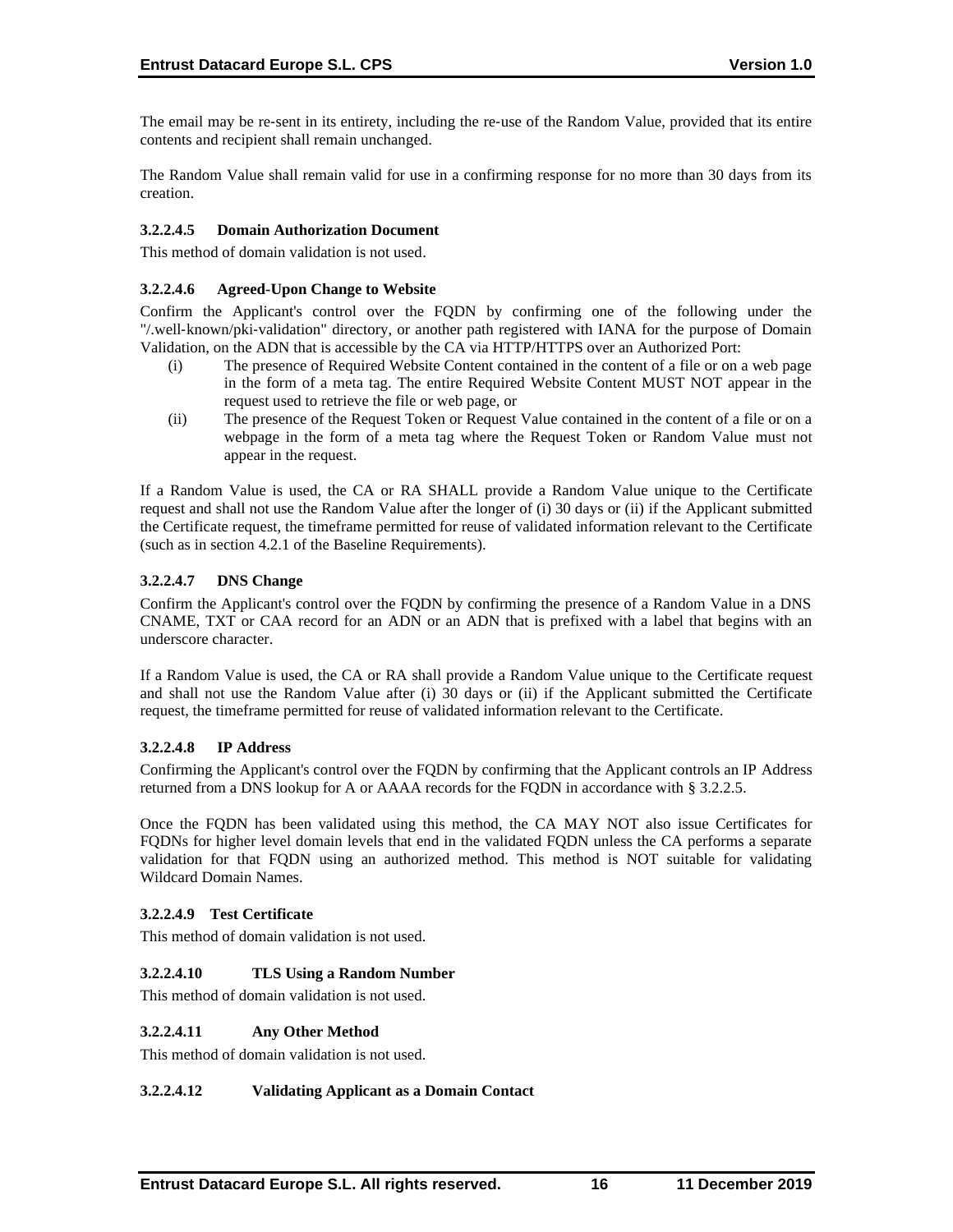The email may be re-sent in its entirety, including the re-use of the Random Value, provided that its entire contents and recipient shall remain unchanged.

The Random Value shall remain valid for use in a confirming response for no more than 30 days from its creation.

#### 3.2.2.4.5 Domain Authorization Document

This method of domain validation is not used.

#### 3.2.2.4.6 Agreed-Upon Change to Website

Confirm the Applicant's control over the FQDN by confirming one of the following under the "/.well-known/pki-validation" directory, or another path registered with IANA for the purpose of Domain Validation, on the ADN that is accessible by the CA via HTTP/HTTPS over an Authorized Port:

(i) The presence of Required Website Content contained in the content of a file or on a web page in the form of a meta tag. The entire Required Website Content MUST NOT appear in the request used to retrieve the file or web page, or

(ii) The presence of the Request Token or Request Value contained in the content of a file or on a webpage in the form of a meta tag where the Request Token or Random Value must not appear in the request.

If a Random Value is used, the CA or RA SHALL provide a Random Value unique to the Certificate request and shall not use the Random Value after the longer of (i) 30 days or (ii) if the Applicant submitted the Certificate request, the timeframe permitted for reuse of validated information relevant to the Certificate (such as in section 4.2.1 of the Baseline Requirements).

#### 3.2.2.4.7 DNS Change

Confirm the Applicant's control over the FQDN by confirming the presence of a Random Value in a DNS CNAME, TXT or CAA record for an ADN or an ADN that is prefixed with a label that begins with an underscore character.

If a Random Value is used, the CA or RA shall provide a Random Value unique to the Certificate request and shall not use the Random Value after (i) 30 days or (ii) if the Applicant submitted the Certificate request, the timeframe permitted for reuse of validated information relevant to the Certificate.

#### 3.2.2.4.8 IP Address

Confirming the Applicant's control over the FQDN by confirming that the Applicant controls an IP Address returned from a DNS lookup for A or AAAA records for the FQDN in accordance with § 3.2.2.5.

Once the FQDN has been validated using this method, the CA MAY NOT also issue Certificates for FQDNs for higher level domain levels that end in the validated FQDN unless the CA performs a separate validation for that FQDN using an authorized method. This method is NOT suitable for validating Wildcard Domain Names.

#### 3.2.2.4.9 Test Certificate

This method of domain validation is not used.

#### 3.2.2.4.10 TLS Using a Random Number

This method of domain validation is not used.

#### 3.2.2.4.11 Any Other Method

This method of domain validation is not used.

#### 3.2.2.4.12 Validating Applicant as a Domain Contact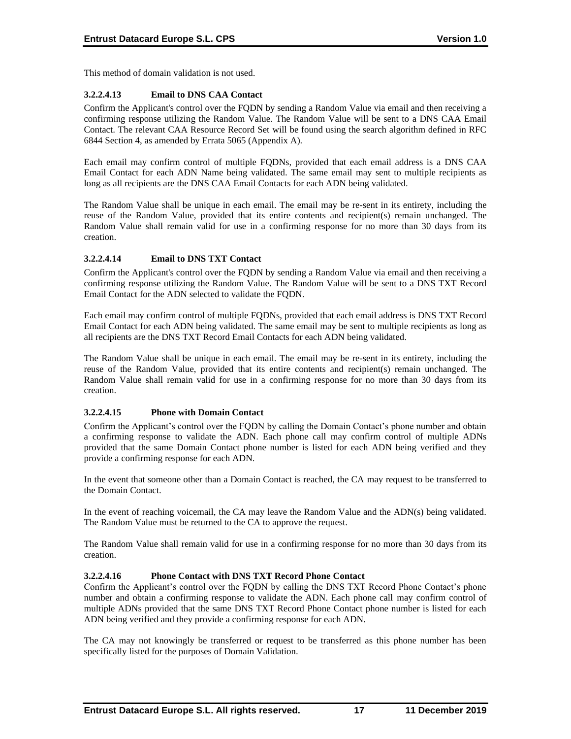This method of domain validation is not used.

#### 3.2.2.4.13 Email to DNS CAA Contact

Confirm the Applicant's control over the FQDN by sending a Random Value via email and then receiving a confirming response utilizing the Random Value. The Random Value will be sent to a DNS CAA Email Contact. The relevant CAA Resource Record Set will be found using the search algorithm defined in RFC 6844 Section 4, as amended by Errata 5065 (Appendix A).

Each email may confirm control of multiple FQDNs, provided that each email address is a DNS CAA Email Contact for each ADN Name being validated. The same email may sent to multiple recipients as long as all recipients are the DNS CAA Email Contacts for each ADN being validated.

The Random Value shall be unique in each email. The email may be re-sent in its entirety, including the reuse of the Random Value, provided that its entire contents and recipient(s) remain unchanged. The Random Value shall remain valid for use in a confirming response for no more than 30 days from its creation.

#### 3.2.2.4.14 Email to DNS TXT Contact

Confirm the Applicant's control over the FQDN by sending a Random Value via email and then receiving a confirming response utilizing the Random Value. The Random Value will be sent to a DNS TXT Record Email Contact for the ADN selected to validate the FQDN.

Each email may confirm control of multiple FQDNs, provided that each email address is DNS TXT Record Email Contact for each ADN being validated. The same email may be sent to multiple recipients as long as all recipients are the DNS TXT Record Email Contacts for each ADN being validated.

The Random Value shall be unique in each email. The email may be re-sent in its entirety, including the reuse of the Random Value, provided that its entire contents and recipient(s) remain unchanged. The Random Value shall remain valid for use in a confirming response for no more than 30 days from its creation.

#### 3.2.2.4.15 Phone with Domain Contact

Confirm the Applicant's control over the FQDN by calling the Domain Contact's phone number and obtain a confirming response to validate the ADN. Each phone call may confirm control of multiple ADNs provided that the same Domain Contact phone number is listed for each ADN being verified and they provide a confirming response for each ADN.

In the event that someone other than a Domain Contact is reached, the CA may request to be transferred to the Domain Contact.

In the event of reaching voicemail, the CA may leave the Random Value and the ADN(s) being validated. The Random Value must be returned to the CA to approve the request.

The Random Value shall remain valid for use in a confirming response for no more than 30 days from its creation.

#### 3.2.2.4.16 Phone Contact with DNS TXT Record Phone Contact

Confirm the Applicant's control over the FQDN by calling the DNS TXT Record Phone Contact's phone number and obtain a confirming response to validate the ADN. Each phone call may confirm control of multiple ADNs provided that the same DNS TXT Record Phone Contact phone number is listed for each ADN being verified and they provide a confirming response for each ADN.

The CA may not knowingly be transferred or request to be transferred as this phone number has been specifically listed for the purposes of Domain Validation.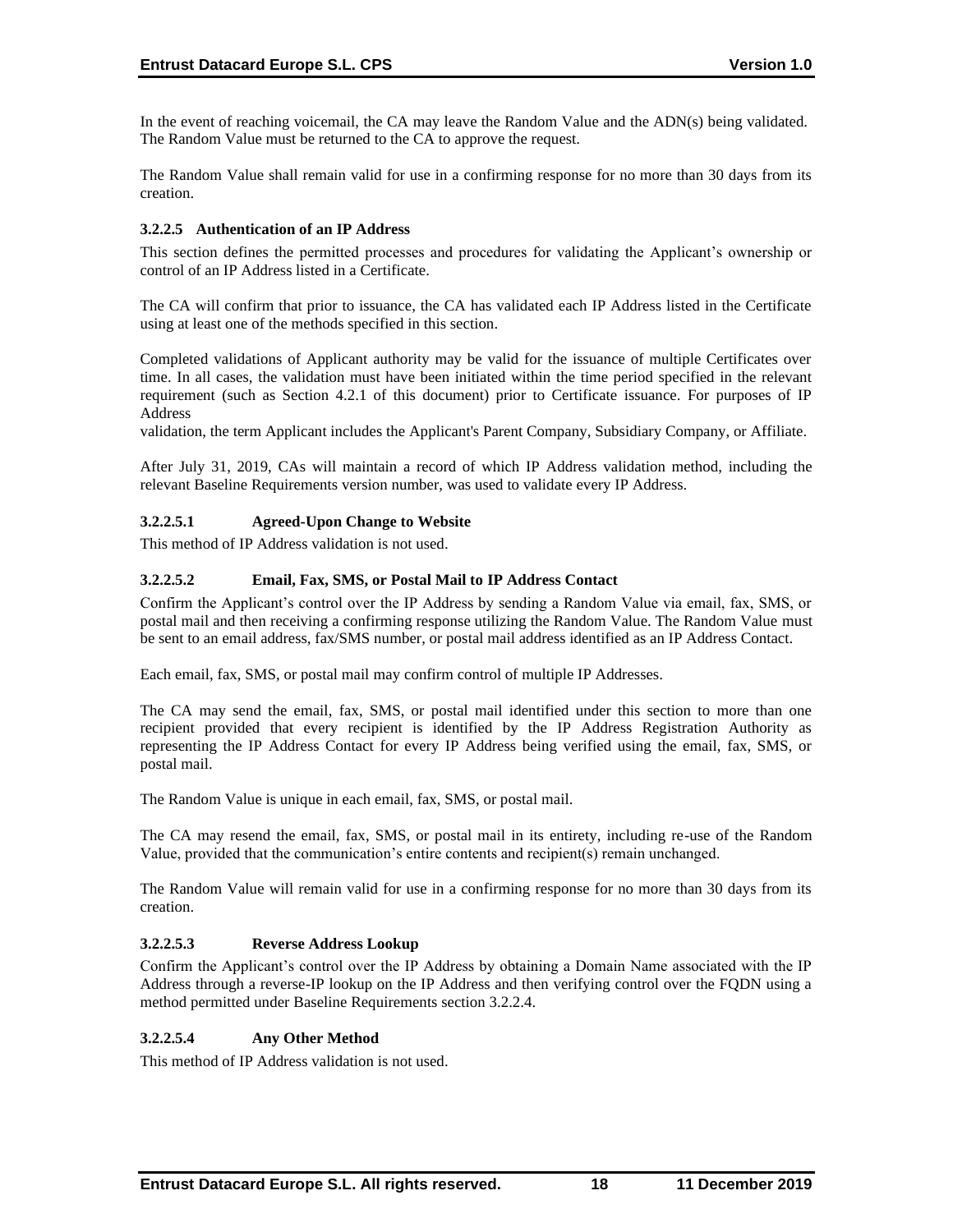In the event of reaching voicemail, the CA may leave the Random Value and the ADN(s) being validated. The Random Value must be returned to the CA to approve the request.

The Random Value shall remain valid for use in a confirming response for no more than 30 days from its creation.

#### 3.2.2.5 Authentication of an IP Address

This section defines the permitted processes and procedures for validating the Applicant's ownership or control of an IP Address listed in a Certificate.

The CA will confirm that prior to issuance, the CA has validated each IP Address listed in the Certificate using at least one of the methods specified in this section.

Completed validations of Applicant authority may be valid for the issuance of multiple Certificates over time. In all cases, the validation must have been initiated within the time period specified in the relevant requirement (such as Section 4.2.1 of this document) prior to Certificate issuance. For purposes of IP Address validation, the term Applicant includes the Applicant's Parent Company, Subsidiary Company, or Affiliate.

After July 31, 2019, CAs will maintain a record of which IP Address validation method, including the relevant Baseline Requirements version number, was used to validate every IP Address.

##### 3.2.2.5.1 Agreed-Upon Change to Website

This method of IP Address validation is not used.

##### 3.2.2.5.2 Email, Fax, SMS, or Postal Mail to IP Address Contact

Confirm the Applicant's control over the IP Address by sending a Random Value via email, fax, SMS, or postal mail and then receiving a confirming response utilizing the Random Value. The Random Value must be sent to an email address, fax/SMS number, or postal mail address identified as an IP Address Contact.

Each email, fax, SMS, or postal mail may confirm control of multiple IP Addresses.

The CA may send the email, fax, SMS, or postal mail identified under this section to more than one recipient provided that every recipient is identified by the IP Address Registration Authority as representing the IP Address Contact for every IP Address being verified using the email, fax, SMS, or postal mail.

The Random Value is unique in each email, fax, SMS, or postal mail.

The CA may resend the email, fax, SMS, or postal mail in its entirety, including re-use of the Random Value, provided that the communication's entire contents and recipient(s) remain unchanged.

The Random Value will remain valid for use in a confirming response for no more than 30 days from its creation.

##### 3.2.2.5.3 Reverse Address Lookup

Confirm the Applicant's control over the IP Address by obtaining a Domain Name associated with the IP Address through a reverse-IP lookup on the IP Address and then verifying control over the FQDN using a method permitted under Baseline Requirements section 3.2.2.4.

##### 3.2.2.5.4 Any Other Method

This method of IP Address validation is not used.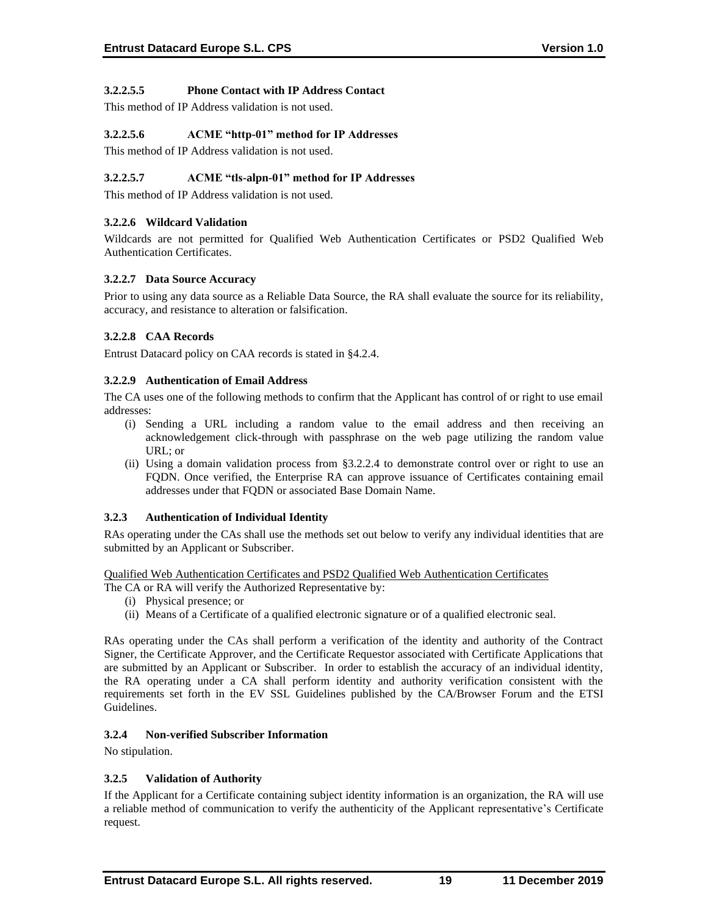#### 3.2.2.5.5 Phone Contact with IP Address Contact

This method of IP Address validation is not used.

#### 3.2.2.5.6 ACME "http-01" method for IP Addresses

This method of IP Address validation is not used.

#### 3.2.2.5.7 ACME "tls-alpn-01" method for IP Addresses

This method of IP Address validation is not used.

### 3.2.2.6 Wildcard Validation

Wildcards are not permitted for Qualified Web Authentication Certificates or PSD2 Qualified Web Authentication Certificates.

### 3.2.2.7 Data Source Accuracy

Prior to using any data source as a Reliable Data Source, the RA shall evaluate the source for its reliability, accuracy, and resistance to alteration or falsification.

### 3.2.2.8 CAA Records

Entrust Datacard policy on CAA records is stated in §4.2.4.

### 3.2.2.9 Authentication of Email Address

The CA uses one of the following methods to confirm that the Applicant has control of or right to use email addresses:

(i) Sending a URL including a random value to the email address and then receiving an acknowledgement click-through with passphrase on the web page utilizing the random value URL; or
(ii) Using a domain validation process from §3.2.2.4 to demonstrate control over or right to use an FQDN. Once verified, the Enterprise RA can approve issuance of Certificates containing email addresses under that FQDN or associated Base Domain Name.

### 3.2.3 Authentication of Individual Identity

RAs operating under the CAs shall use the methods set out below to verify any individual identities that are submitted by an Applicant or Subscriber.

Qualified Web Authentication Certificates and PSD2 Qualified Web Authentication Certificates

The CA or RA will verify the Authorized Representative by:

(i) Physical presence; or
(ii) Means of a Certificate of a qualified electronic signature or of a qualified electronic seal.

RAs operating under the CAs shall perform a verification of the identity and authority of the Contract Signer, the Certificate Approver, and the Certificate Requestor associated with Certificate Applications that are submitted by an Applicant or Subscriber. In order to establish the accuracy of an individual identity, the RA operating under a CA shall perform identity and authority verification consistent with the requirements set forth in the EV SSL Guidelines published by the CA/Browser Forum and the ETSI Guidelines.

### 3.2.4 Non-verified Subscriber Information

No stipulation.

### 3.2.5 Validation of Authority

If the Applicant for a Certificate containing subject identity information is an organization, the RA will use a reliable method of communication to verify the authenticity of the Applicant representative's Certificate request.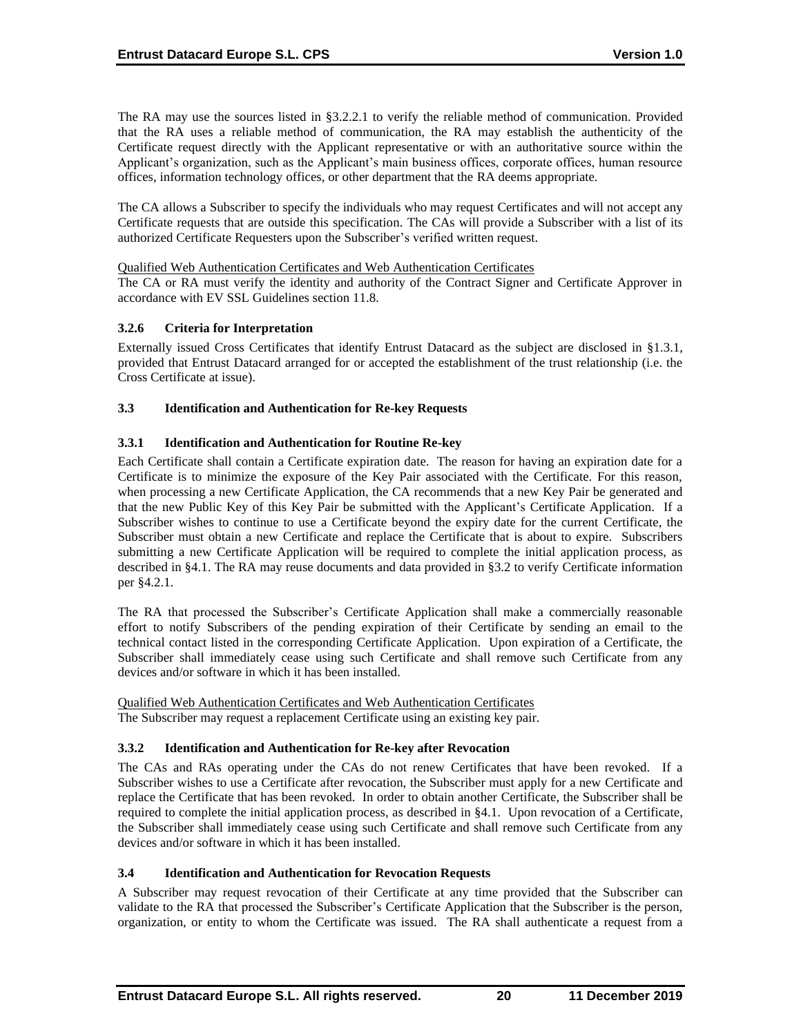The RA may use the sources listed in §3.2.2.1 to verify the reliable method of communication. Provided that the RA uses a reliable method of communication, the RA may establish the authenticity of the Certificate request directly with the Applicant representative or with an authoritative source within the Applicant's organization, such as the Applicant's main business offices, corporate offices, human resource offices, information technology offices, or other department that the RA deems appropriate.

The CA allows a Subscriber to specify the individuals who may request Certificates and will not accept any Certificate requests that are outside this specification. The CAs will provide a Subscriber with a list of its authorized Certificate Requesters upon the Subscriber's verified written request.

Qualified Web Authentication Certificates and Web Authentication Certificates

The CA or RA must verify the identity and authority of the Contract Signer and Certificate Approver in accordance with EV SSL Guidelines section 11.8.

### 3.2.6 Criteria for Interpretation

Externally issued Cross Certificates that identify Entrust Datacard as the subject are disclosed in §1.3.1, provided that Entrust Datacard arranged for or accepted the establishment of the trust relationship (i.e. the Cross Certificate at issue).

## 3.3 Identification and Authentication for Re-key Requests

### 3.3.1 Identification and Authentication for Routine Re-key

Each Certificate shall contain a Certificate expiration date. The reason for having an expiration date for a Certificate is to minimize the exposure of the Key Pair associated with the Certificate. For this reason, when processing a new Certificate Application, the CA recommends that a new Key Pair be generated and that the new Public Key of this Key Pair be submitted with the Applicant's Certificate Application. If a Subscriber wishes to continue to use a Certificate beyond the expiry date for the current Certificate, the Subscriber must obtain a new Certificate and replace the Certificate that is about to expire. Subscribers submitting a new Certificate Application will be required to complete the initial application process, as described in §4.1. The RA may reuse documents and data provided in §3.2 to verify Certificate information per §4.2.1.

The RA that processed the Subscriber's Certificate Application shall make a commercially reasonable effort to notify Subscribers of the pending expiration of their Certificate by sending an email to the technical contact listed in the corresponding Certificate Application. Upon expiration of a Certificate, the Subscriber shall immediately cease using such Certificate and shall remove such Certificate from any devices and/or software in which it has been installed.

Qualified Web Authentication Certificates and Web Authentication Certificates

The Subscriber may request a replacement Certificate using an existing key pair.

### 3.3.2 Identification and Authentication for Re-key after Revocation

The CAs and RAs operating under the CAs do not renew Certificates that have been revoked. If a Subscriber wishes to use a Certificate after revocation, the Subscriber must apply for a new Certificate and replace the Certificate that has been revoked. In order to obtain another Certificate, the Subscriber shall be required to complete the initial application process, as described in §4.1. Upon revocation of a Certificate, the Subscriber shall immediately cease using such Certificate and shall remove such Certificate from any devices and/or software in which it has been installed.

## 3.4 Identification and Authentication for Revocation Requests

A Subscriber may request revocation of their Certificate at any time provided that the Subscriber can validate to the RA that processed the Subscriber's Certificate Application that the Subscriber is the person, organization, or entity to whom the Certificate was issued. The RA shall authenticate a request from a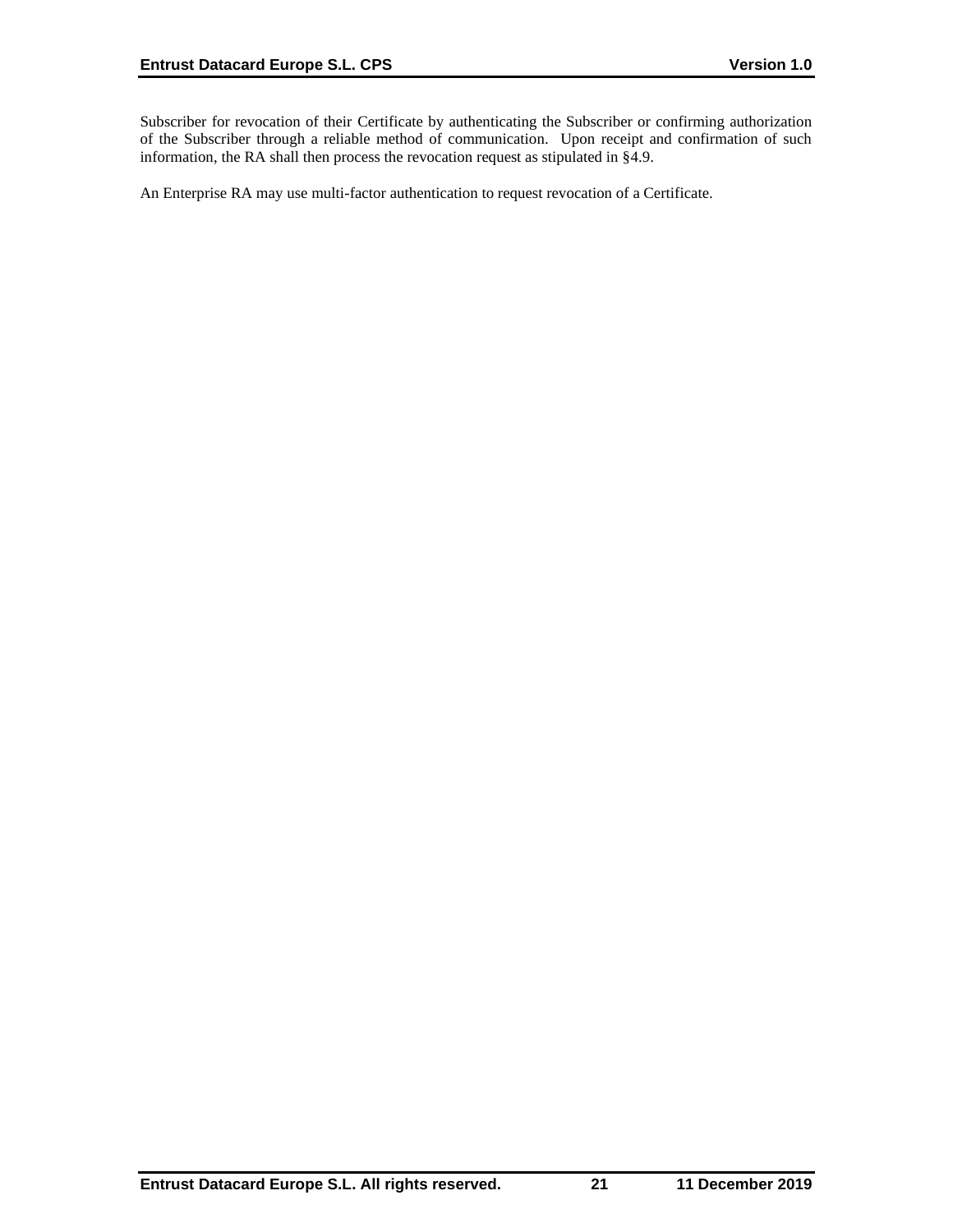Subscriber for revocation of their Certificate by authenticating the Subscriber or confirming authorization of the Subscriber through a reliable method of communication. Upon receipt and confirmation of such information, the RA shall then process the revocation request as stipulated in §4.9.

An Enterprise RA may use multi-factor authentication to request revocation of a Certificate.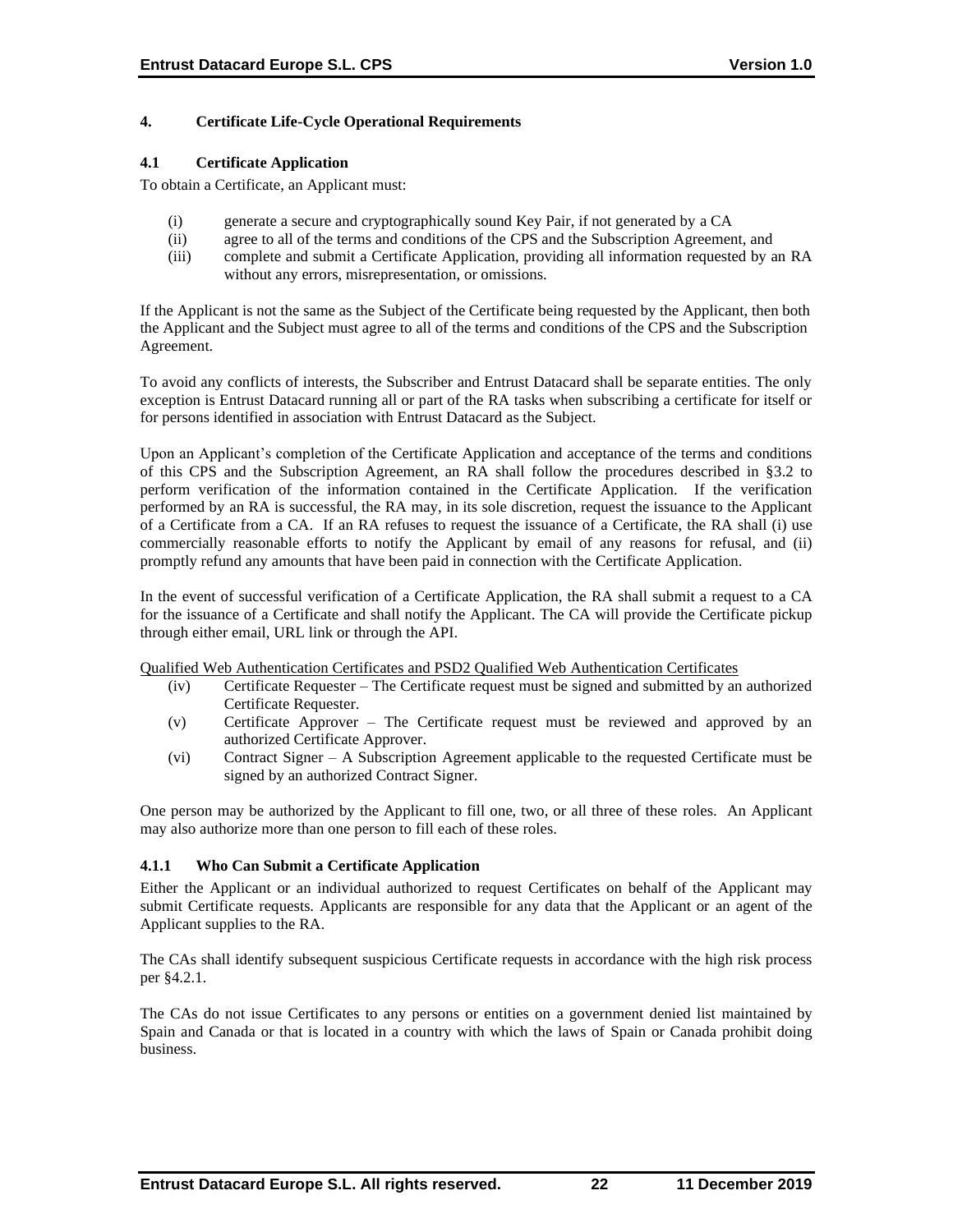## 4. Certificate Life-Cycle Operational Requirements

### 4.1 Certificate Application

To obtain a Certificate, an Applicant must:

(i) generate a secure and cryptographically sound Key Pair, if not generated by a CA
(ii) agree to all of the terms and conditions of the CPS and the Subscription Agreement, and
(iii) complete and submit a Certificate Application, providing all information requested by an RA without any errors, misrepresentation, or omissions.

If the Applicant is not the same as the Subject of the Certificate being requested by the Applicant, then both the Applicant and the Subject must agree to all of the terms and conditions of the CPS and the Subscription Agreement.

To avoid any conflicts of interests, the Subscriber and Entrust Datacard shall be separate entities. The only exception is Entrust Datacard running all or part of the RA tasks when subscribing a certificate for itself or for persons identified in association with Entrust Datacard as the Subject.

Upon an Applicant's completion of the Certificate Application and acceptance of the terms and conditions of this CPS and the Subscription Agreement, an RA shall follow the procedures described in §3.2 to perform verification of the information contained in the Certificate Application. If the verification performed by an RA is successful, the RA may, in its sole discretion, request the issuance to the Applicant of a Certificate from a CA. If an RA refuses to request the issuance of a Certificate, the RA shall (i) use commercially reasonable efforts to notify the Applicant by email of any reasons for refusal, and (ii) promptly refund any amounts that have been paid in connection with the Certificate Application.

In the event of successful verification of a Certificate Application, the RA shall submit a request to a CA for the issuance of a Certificate and shall notify the Applicant. The CA will provide the Certificate pickup through either email, URL link or through the API.

Qualified Web Authentication Certificates and PSD2 Qualified Web Authentication Certificates

(iv) Certificate Requester – The Certificate request must be signed and submitted by an authorized Certificate Requester.
(v) Certificate Approver – The Certificate request must be reviewed and approved by an authorized Certificate Approver.
(vi) Contract Signer – A Subscription Agreement applicable to the requested Certificate must be signed by an authorized Contract Signer.

One person may be authorized by the Applicant to fill one, two, or all three of these roles. An Applicant may also authorize more than one person to fill each of these roles.

#### 4.1.1 Who Can Submit a Certificate Application

Either the Applicant or an individual authorized to request Certificates on behalf of the Applicant may submit Certificate requests. Applicants are responsible for any data that the Applicant or an agent of the Applicant supplies to the RA.

The CAs shall identify subsequent suspicious Certificate requests in accordance with the high risk process per §4.2.1.

The CAs do not issue Certificates to any persons or entities on a government denied list maintained by Spain and Canada or that is located in a country with which the laws of Spain or Canada prohibit doing business.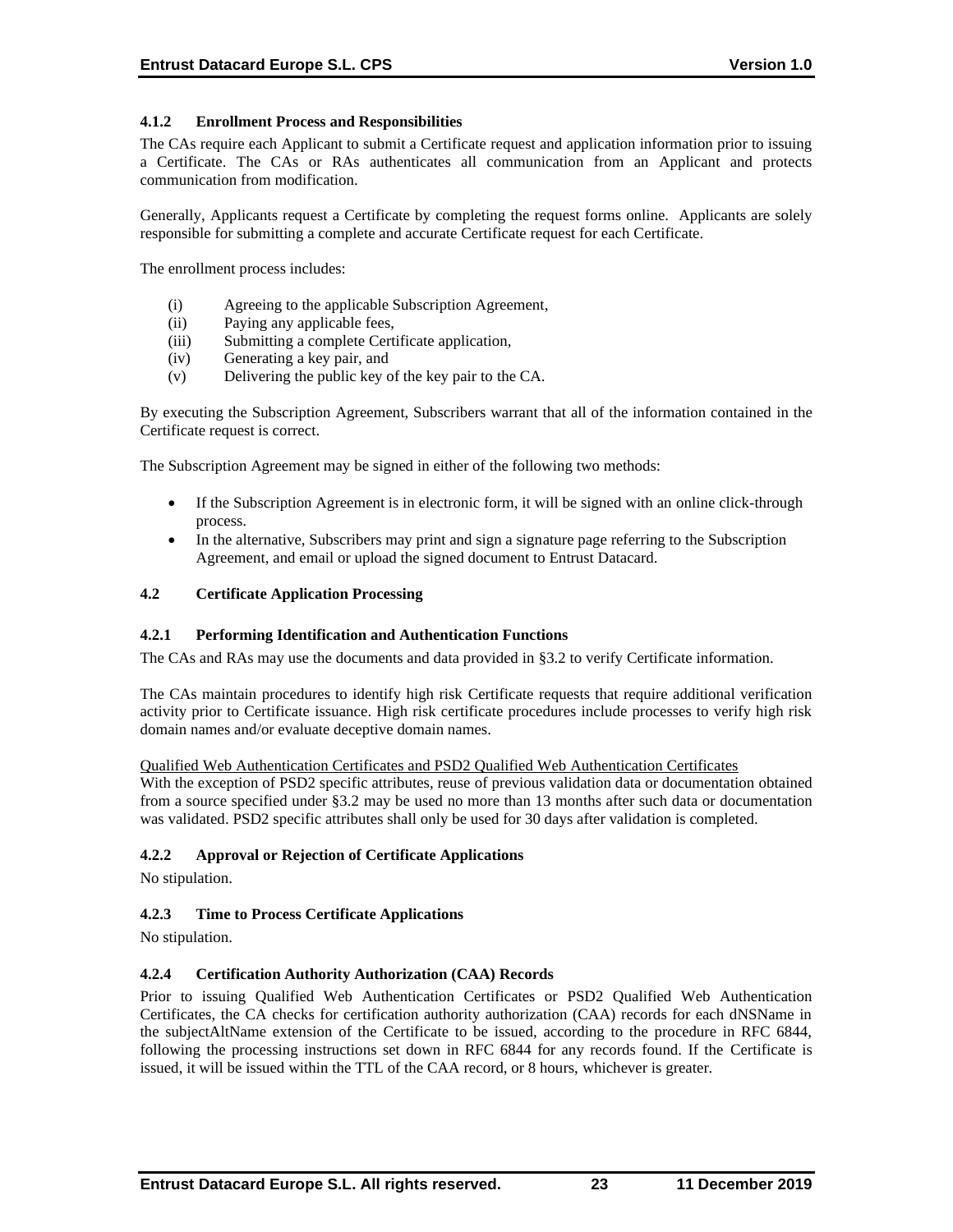#### 4.1.2 Enrollment Process and Responsibilities

The CAs require each Applicant to submit a Certificate request and application information prior to issuing a Certificate. The CAs or RAs authenticates all communication from an Applicant and protects communication from modification.

Generally, Applicants request a Certificate by completing the request forms online. Applicants are solely responsible for submitting a complete and accurate Certificate request for each Certificate.

The enrollment process includes:

(i) Agreeing to the applicable Subscription Agreement,
(ii) Paying any applicable fees,
(iii) Submitting a complete Certificate application,
(iv) Generating a key pair, and
(v) Delivering the public key of the key pair to the CA.

By executing the Subscription Agreement, Subscribers warrant that all of the information contained in the Certificate request is correct.

The Subscription Agreement may be signed in either of the following two methods:

- If the Subscription Agreement is in electronic form, it will be signed with an online click-through process.
- In the alternative, Subscribers may print and sign a signature page referring to the Subscription Agreement, and email or upload the signed document to Entrust Datacard.

### 4.2 Certificate Application Processing

#### 4.2.1 Performing Identification and Authentication Functions

The CAs and RAs may use the documents and data provided in §3.2 to verify Certificate information.

The CAs maintain procedures to identify high risk Certificate requests that require additional verification activity prior to Certificate issuance. High risk certificate procedures include processes to verify high risk domain names and/or evaluate deceptive domain names.

<u>Qualified Web Authentication Certificates and PSD2 Qualified Web Authentication Certificates</u>
With the exception of PSD2 specific attributes, reuse of previous validation data or documentation obtained from a source specified under §3.2 may be used no more than 13 months after such data or documentation was validated. PSD2 specific attributes shall only be used for 30 days after validation is completed.

#### 4.2.2 Approval or Rejection of Certificate Applications

No stipulation.

#### 4.2.3 Time to Process Certificate Applications

No stipulation.

#### 4.2.4 Certification Authority Authorization (CAA) Records

Prior to issuing Qualified Web Authentication Certificates or PSD2 Qualified Web Authentication Certificates, the CA checks for certification authority authorization (CAA) records for each dNSName in the subjectAltName extension of the Certificate to be issued, according to the procedure in RFC 6844, following the processing instructions set down in RFC 6844 for any records found. If the Certificate is issued, it will be issued within the TTL of the CAA record, or 8 hours, whichever is greater.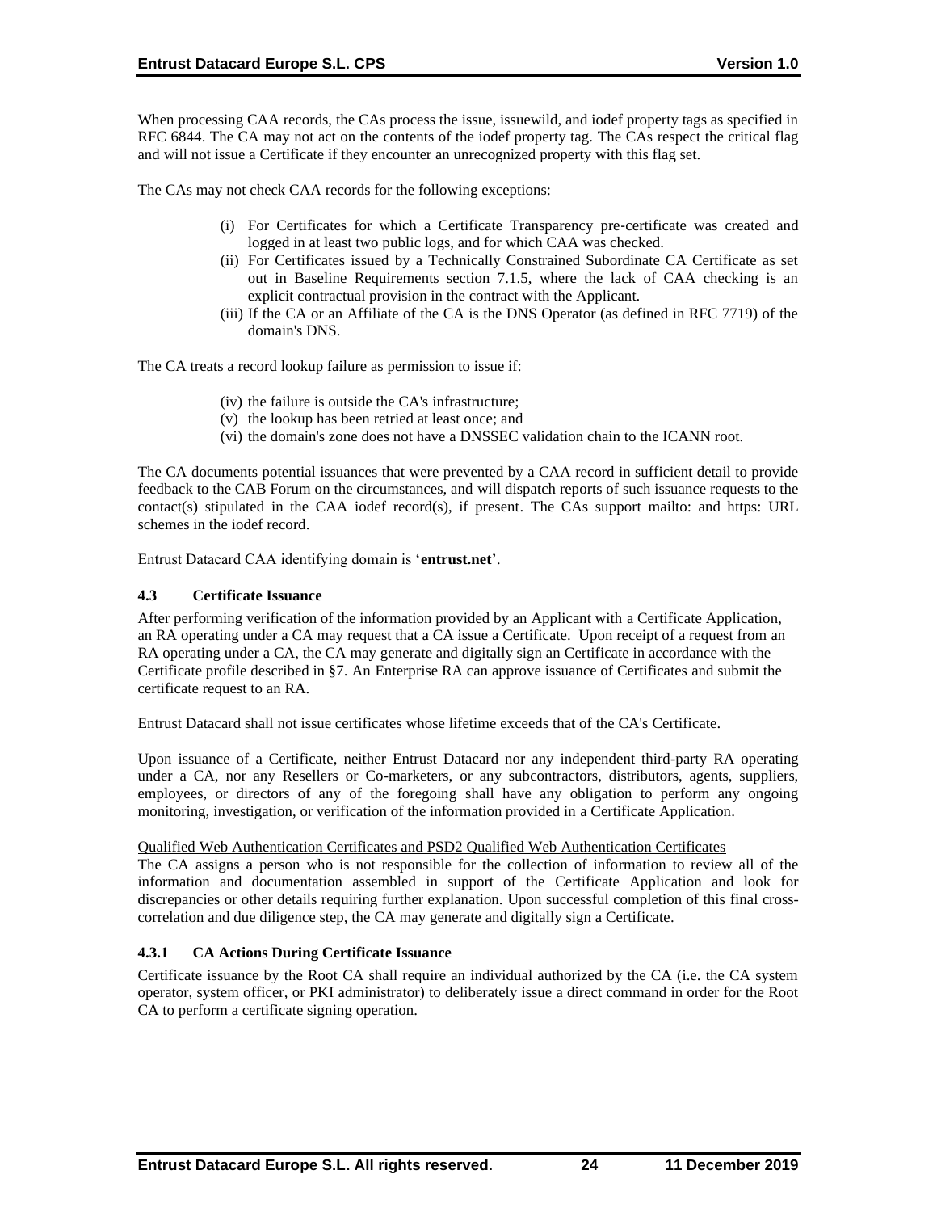When processing CAA records, the CAs process the issue, issuewild, and iodef property tags as specified in RFC 6844. The CA may not act on the contents of the iodef property tag. The CAs respect the critical flag and will not issue a Certificate if they encounter an unrecognized property with this flag set.

The CAs may not check CAA records for the following exceptions:

(i) For Certificates for which a Certificate Transparency pre-certificate was created and logged in at least two public logs, and for which CAA was checked.
(ii) For Certificates issued by a Technically Constrained Subordinate CA Certificate as set out in Baseline Requirements section 7.1.5, where the lack of CAA checking is an explicit contractual provision in the contract with the Applicant.
(iii) If the CA or an Affiliate of the CA is the DNS Operator (as defined in RFC 7719) of the domain's DNS.

The CA treats a record lookup failure as permission to issue if:

(iv) the failure is outside the CA's infrastructure;
(v) the lookup has been retried at least once; and
(vi) the domain's zone does not have a DNSSEC validation chain to the ICANN root.

The CA documents potential issuances that were prevented by a CAA record in sufficient detail to provide feedback to the CAB Forum on the circumstances, and will dispatch reports of such issuance requests to the contact(s) stipulated in the CAA iodef record(s), if present. The CAs support mailto: and https: URL schemes in the iodef record.

Entrust Datacard CAA identifying domain is '**entrust.net**'.

### 4.3 Certificate Issuance

After performing verification of the information provided by an Applicant with a Certificate Application, an RA operating under a CA may request that a CA issue a Certificate. Upon receipt of a request from an RA operating under a CA, the CA may generate and digitally sign an Certificate in accordance with the Certificate profile described in §7. An Enterprise RA can approve issuance of Certificates and submit the certificate request to an RA.

Entrust Datacard shall not issue certificates whose lifetime exceeds that of the CA's Certificate.

Upon issuance of a Certificate, neither Entrust Datacard nor any independent third-party RA operating under a CA, nor any Resellers or Co-marketers, or any subcontractors, distributors, agents, suppliers, employees, or directors of any of the foregoing shall have any obligation to perform any ongoing monitoring, investigation, or verification of the information provided in a Certificate Application.

<u>Qualified Web Authentication Certificates and PSD2 Qualified Web Authentication Certificates</u>
The CA assigns a person who is not responsible for the collection of information to review all of the information and documentation assembled in support of the Certificate Application and look for discrepancies or other details requiring further explanation. Upon successful completion of this final cross-correlation and due diligence step, the CA may generate and digitally sign a Certificate.

#### 4.3.1 CA Actions During Certificate Issuance

Certificate issuance by the Root CA shall require an individual authorized by the CA (i.e. the CA system operator, system officer, or PKI administrator) to deliberately issue a direct command in order for the Root CA to perform a certificate signing operation.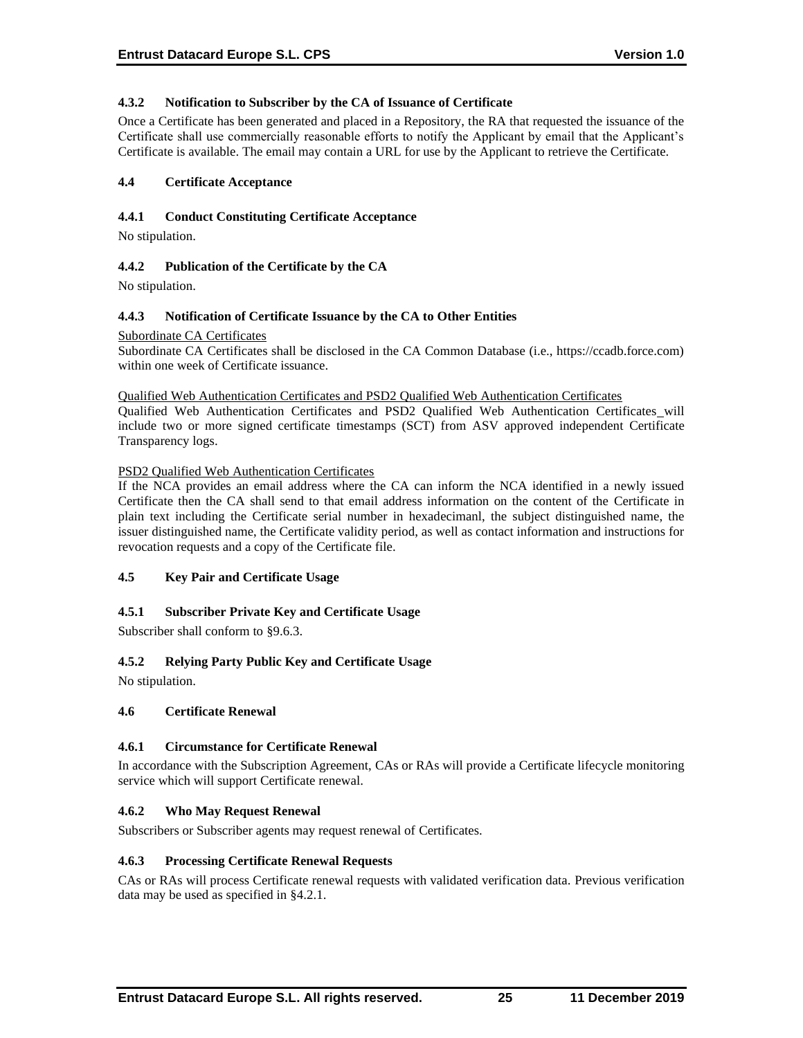#### 4.3.2 Notification to Subscriber by the CA of Issuance of Certificate

Once a Certificate has been generated and placed in a Repository, the RA that requested the issuance of the Certificate shall use commercially reasonable efforts to notify the Applicant by email that the Applicant's Certificate is available. The email may contain a URL for use by the Applicant to retrieve the Certificate.

### 4.4 Certificate Acceptance

#### 4.4.1 Conduct Constituting Certificate Acceptance

No stipulation.

#### 4.4.2 Publication of the Certificate by the CA

No stipulation.

#### 4.4.3 Notification of Certificate Issuance by the CA to Other Entities

<u>Subordinate CA Certificates</u>
Subordinate CA Certificates shall be disclosed in the CA Common Database (i.e., https://ccadb.force.com) within one week of Certificate issuance.

<u>Qualified Web Authentication Certificates and PSD2 Qualified Web Authentication Certificates</u>
Qualified Web Authentication Certificates and PSD2 Qualified Web Authentication Certificates will include two or more signed certificate timestamps (SCT) from ASV approved independent Certificate Transparency logs.

<u>PSD2 Qualified Web Authentication Certificates</u>
If the NCA provides an email address where the CA can inform the NCA identified in a newly issued Certificate then the CA shall send to that email address information on the content of the Certificate in plain text including the Certificate serial number in hexadecimanl, the subject distinguished name, the issuer distinguished name, the Certificate validity period, as well as contact information and instructions for revocation requests and a copy of the Certificate file.

### 4.5 Key Pair and Certificate Usage

#### 4.5.1 Subscriber Private Key and Certificate Usage

Subscriber shall conform to §9.6.3.

#### 4.5.2 Relying Party Public Key and Certificate Usage

No stipulation.

### 4.6 Certificate Renewal

#### 4.6.1 Circumstance for Certificate Renewal

In accordance with the Subscription Agreement, CAs or RAs will provide a Certificate lifecycle monitoring service which will support Certificate renewal.

#### 4.6.2 Who May Request Renewal

Subscribers or Subscriber agents may request renewal of Certificates.

#### 4.6.3 Processing Certificate Renewal Requests

CAs or RAs will process Certificate renewal requests with validated verification data. Previous verification data may be used as specified in §4.2.1.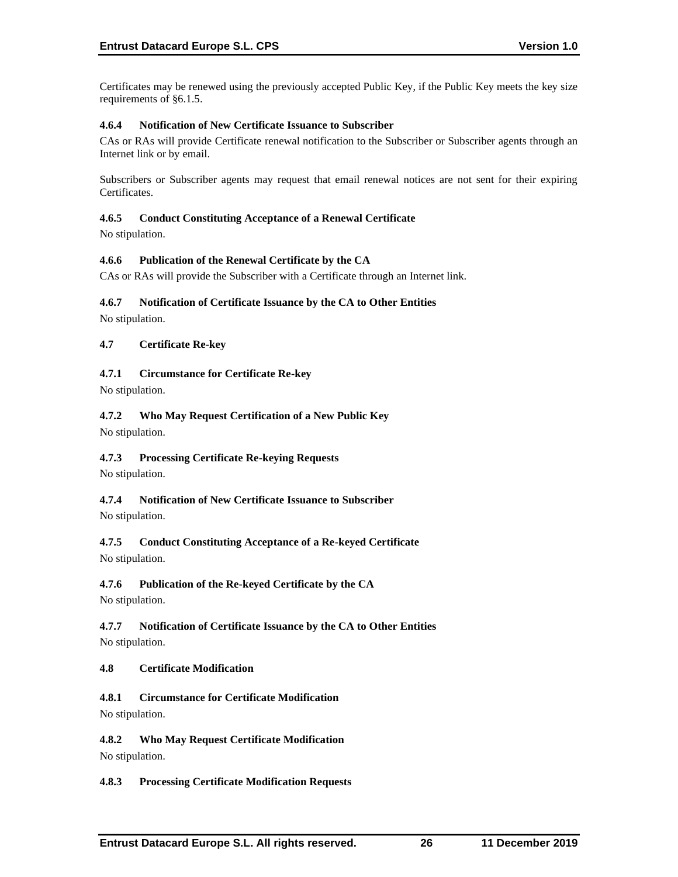Certificates may be renewed using the previously accepted Public Key, if the Public Key meets the key size requirements of §6.1.5.

#### 4.6.4 Notification of New Certificate Issuance to Subscriber

CAs or RAs will provide Certificate renewal notification to the Subscriber or Subscriber agents through an Internet link or by email.

Subscribers or Subscriber agents may request that email renewal notices are not sent for their expiring Certificates.

#### 4.6.5 Conduct Constituting Acceptance of a Renewal Certificate

No stipulation.

#### 4.6.6 Publication of the Renewal Certificate by the CA

CAs or RAs will provide the Subscriber with a Certificate through an Internet link.

#### 4.6.7 Notification of Certificate Issuance by the CA to Other Entities

No stipulation.

### 4.7 Certificate Re-key

#### 4.7.1 Circumstance for Certificate Re-key

No stipulation.

#### 4.7.2 Who May Request Certification of a New Public Key

No stipulation.

#### 4.7.3 Processing Certificate Re-keying Requests

No stipulation.

#### 4.7.4 Notification of New Certificate Issuance to Subscriber

No stipulation.

#### 4.7.5 Conduct Constituting Acceptance of a Re-keyed Certificate

No stipulation.

#### 4.7.6 Publication of the Re-keyed Certificate by the CA

No stipulation.

#### 4.7.7 Notification of Certificate Issuance by the CA to Other Entities

No stipulation.

### 4.8 Certificate Modification

#### 4.8.1 Circumstance for Certificate Modification

No stipulation.

#### 4.8.2 Who May Request Certificate Modification

No stipulation.

#### 4.8.3 Processing Certificate Modification Requests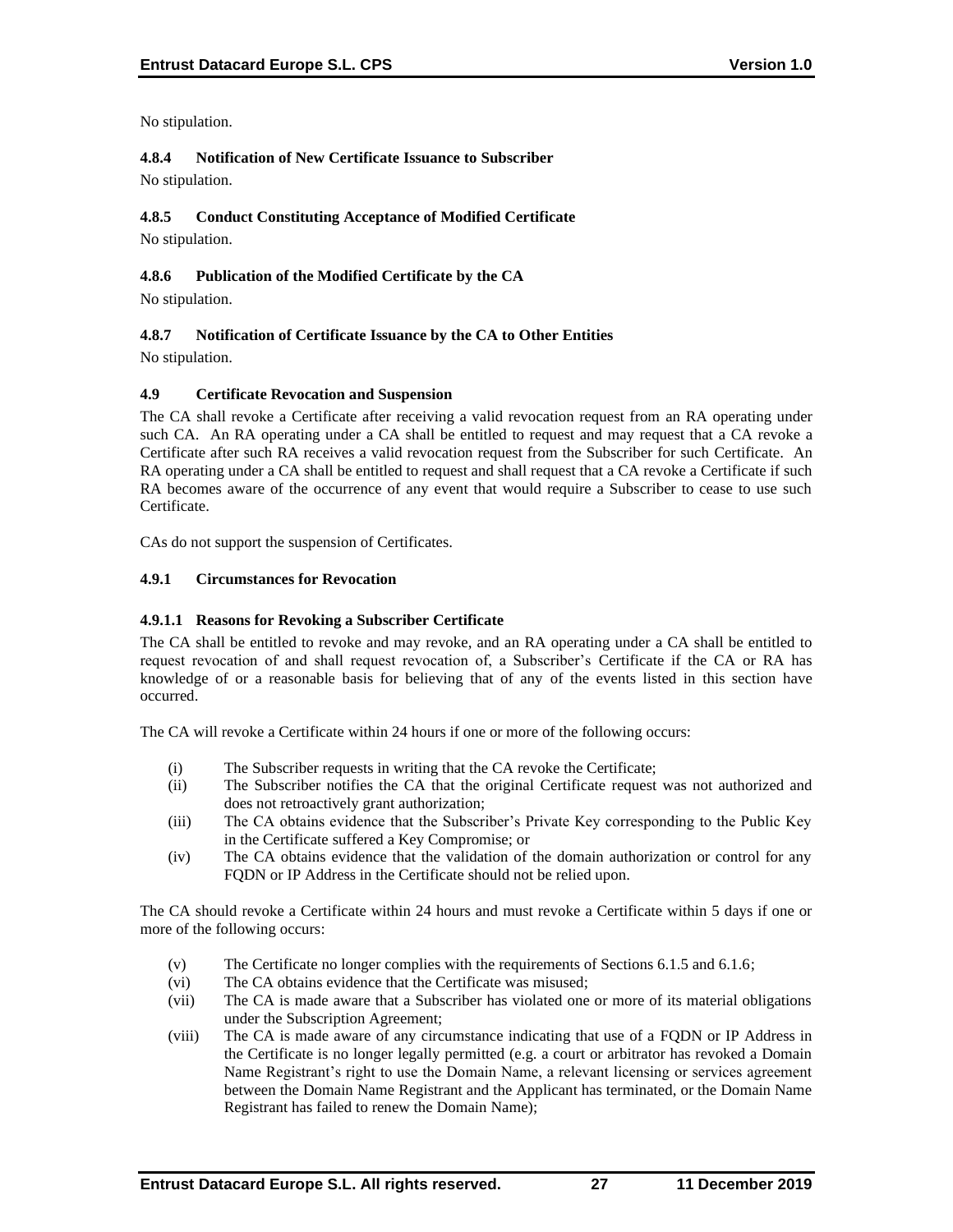No stipulation.

#### 4.8.4 Notification of New Certificate Issuance to Subscriber

No stipulation.

#### 4.8.5 Conduct Constituting Acceptance of Modified Certificate

No stipulation.

#### 4.8.6 Publication of the Modified Certificate by the CA

No stipulation.

#### 4.8.7 Notification of Certificate Issuance by the CA to Other Entities

No stipulation.

### 4.9 Certificate Revocation and Suspension

The CA shall revoke a Certificate after receiving a valid revocation request from an RA operating under such CA. An RA operating under a CA shall be entitled to request and may request that a CA revoke a Certificate after such RA receives a valid revocation request from the Subscriber for such Certificate. An RA operating under a CA shall be entitled to request and shall request that a CA revoke a Certificate if such RA becomes aware of the occurrence of any event that would require a Subscriber to cease to use such Certificate.

CAs do not support the suspension of Certificates.

#### 4.9.1 Circumstances for Revocation

##### 4.9.1.1 Reasons for Revoking a Subscriber Certificate

The CA shall be entitled to revoke and may revoke, and an RA operating under a CA shall be entitled to request revocation of and shall request revocation of, a Subscriber's Certificate if the CA or RA has knowledge of or a reasonable basis for believing that of any of the events listed in this section have occurred.

The CA will revoke a Certificate within 24 hours if one or more of the following occurs:

(i) The Subscriber requests in writing that the CA revoke the Certificate;
(ii) The Subscriber notifies the CA that the original Certificate request was not authorized and does not retroactively grant authorization;
(iii) The CA obtains evidence that the Subscriber's Private Key corresponding to the Public Key in the Certificate suffered a Key Compromise; or
(iv) The CA obtains evidence that the validation of the domain authorization or control for any FQDN or IP Address in the Certificate should not be relied upon.

The CA should revoke a Certificate within 24 hours and must revoke a Certificate within 5 days if one or more of the following occurs:

(v) The Certificate no longer complies with the requirements of Sections 6.1.5 and 6.1.6;
(vi) The CA obtains evidence that the Certificate was misused;
(vii) The CA is made aware that a Subscriber has violated one or more of its material obligations under the Subscription Agreement;
(viii) The CA is made aware of any circumstance indicating that use of a FQDN or IP Address in the Certificate is no longer legally permitted (e.g. a court or arbitrator has revoked a Domain Name Registrant's right to use the Domain Name, a relevant licensing or services agreement between the Domain Name Registrant and the Applicant has terminated, or the Domain Name Registrant has failed to renew the Domain Name);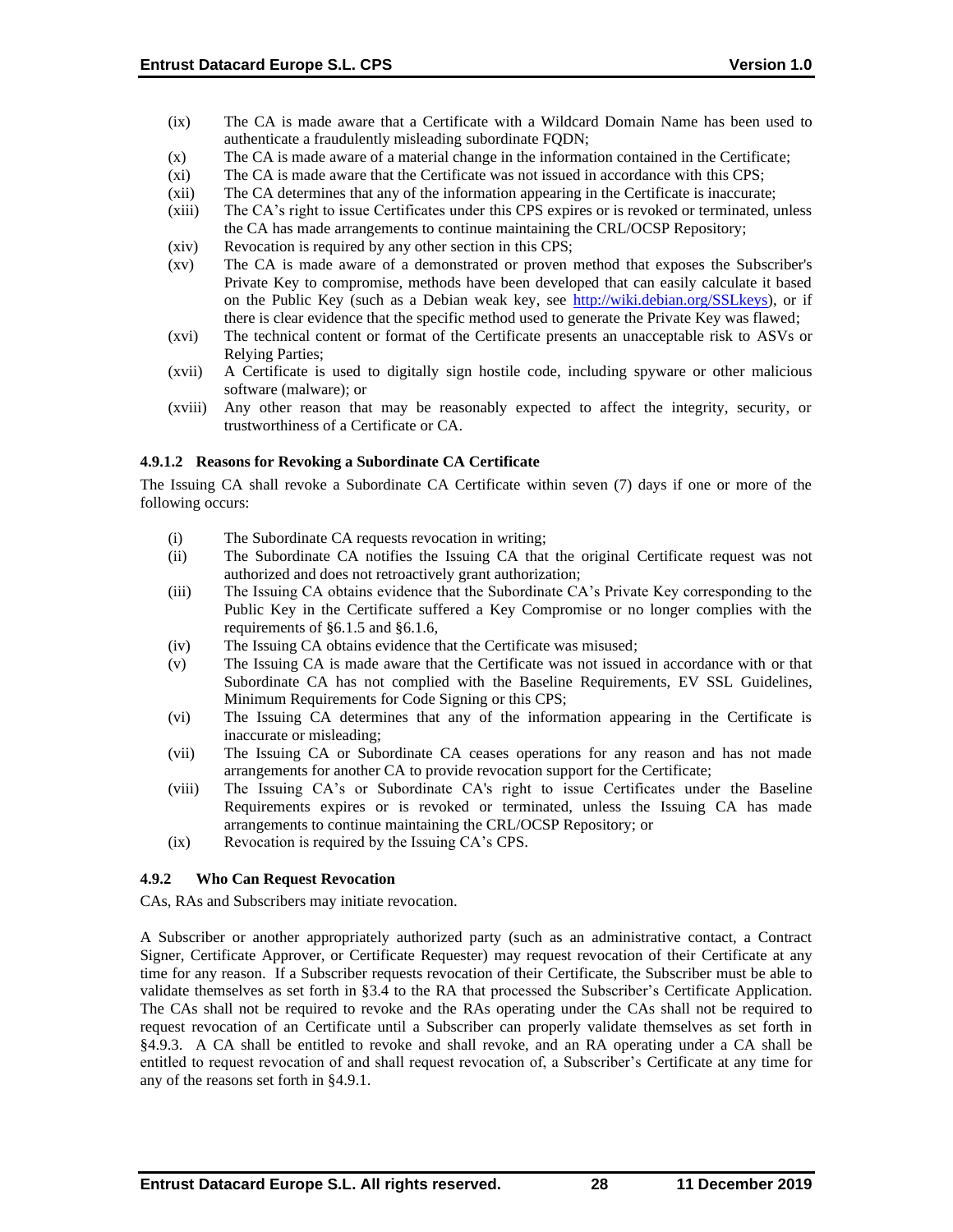(ix) The CA is made aware that a Certificate with a Wildcard Domain Name has been used to authenticate a fraudulently misleading subordinate FQDN;

(x) The CA is made aware of a material change in the information contained in the Certificate;

(xi) The CA is made aware that the Certificate was not issued in accordance with this CPS;

(xii) The CA determines that any of the information appearing in the Certificate is inaccurate;

(xiii) The CA's right to issue Certificates under this CPS expires or is revoked or terminated, unless the CA has made arrangements to continue maintaining the CRL/OCSP Repository;

(xiv) Revocation is required by any other section in this CPS;

(xv) The CA is made aware of a demonstrated or proven method that exposes the Subscriber's Private Key to compromise, methods have been developed that can easily calculate it based on the Public Key (such as a Debian weak key, see http://wiki.debian.org/SSLkeys), or if there is clear evidence that the specific method used to generate the Private Key was flawed;

(xvi) The technical content or format of the Certificate presents an unacceptable risk to ASVs or Relying Parties;

(xvii) A Certificate is used to digitally sign hostile code, including spyware or other malicious software (malware); or

(xviii) Any other reason that may be reasonably expected to affect the integrity, security, or trustworthiness of a Certificate or CA.

#### 4.9.1.2 Reasons for Revoking a Subordinate CA Certificate

The Issuing CA shall revoke a Subordinate CA Certificate within seven (7) days if one or more of the following occurs:

(i) The Subordinate CA requests revocation in writing;

(ii) The Subordinate CA notifies the Issuing CA that the original Certificate request was not authorized and does not retroactively grant authorization;

(iii) The Issuing CA obtains evidence that the Subordinate CA's Private Key corresponding to the Public Key in the Certificate suffered a Key Compromise or no longer complies with the requirements of §6.1.5 and §6.1.6,

(iv) The Issuing CA obtains evidence that the Certificate was misused;

(v) The Issuing CA is made aware that the Certificate was not issued in accordance with or that Subordinate CA has not complied with the Baseline Requirements, EV SSL Guidelines, Minimum Requirements for Code Signing or this CPS;

(vi) The Issuing CA determines that any of the information appearing in the Certificate is inaccurate or misleading;

(vii) The Issuing CA or Subordinate CA ceases operations for any reason and has not made arrangements for another CA to provide revocation support for the Certificate;

(viii) The Issuing CA's or Subordinate CA's right to issue Certificates under the Baseline Requirements expires or is revoked or terminated, unless the Issuing CA has made arrangements to continue maintaining the CRL/OCSP Repository; or

(ix) Revocation is required by the Issuing CA's CPS.

### 4.9.2 Who Can Request Revocation

CAs, RAs and Subscribers may initiate revocation.

A Subscriber or another appropriately authorized party (such as an administrative contact, a Contract Signer, Certificate Approver, or Certificate Requester) may request revocation of their Certificate at any time for any reason. If a Subscriber requests revocation of their Certificate, the Subscriber must be able to validate themselves as set forth in §3.4 to the RA that processed the Subscriber's Certificate Application. The CAs shall not be required to revoke and the RAs operating under the CAs shall not be required to request revocation of an Certificate until a Subscriber can properly validate themselves as set forth in §4.9.3. A CA shall be entitled to revoke and shall revoke, and an RA operating under a CA shall be entitled to request revocation of and shall request revocation of, a Subscriber's Certificate at any time for any of the reasons set forth in §4.9.1.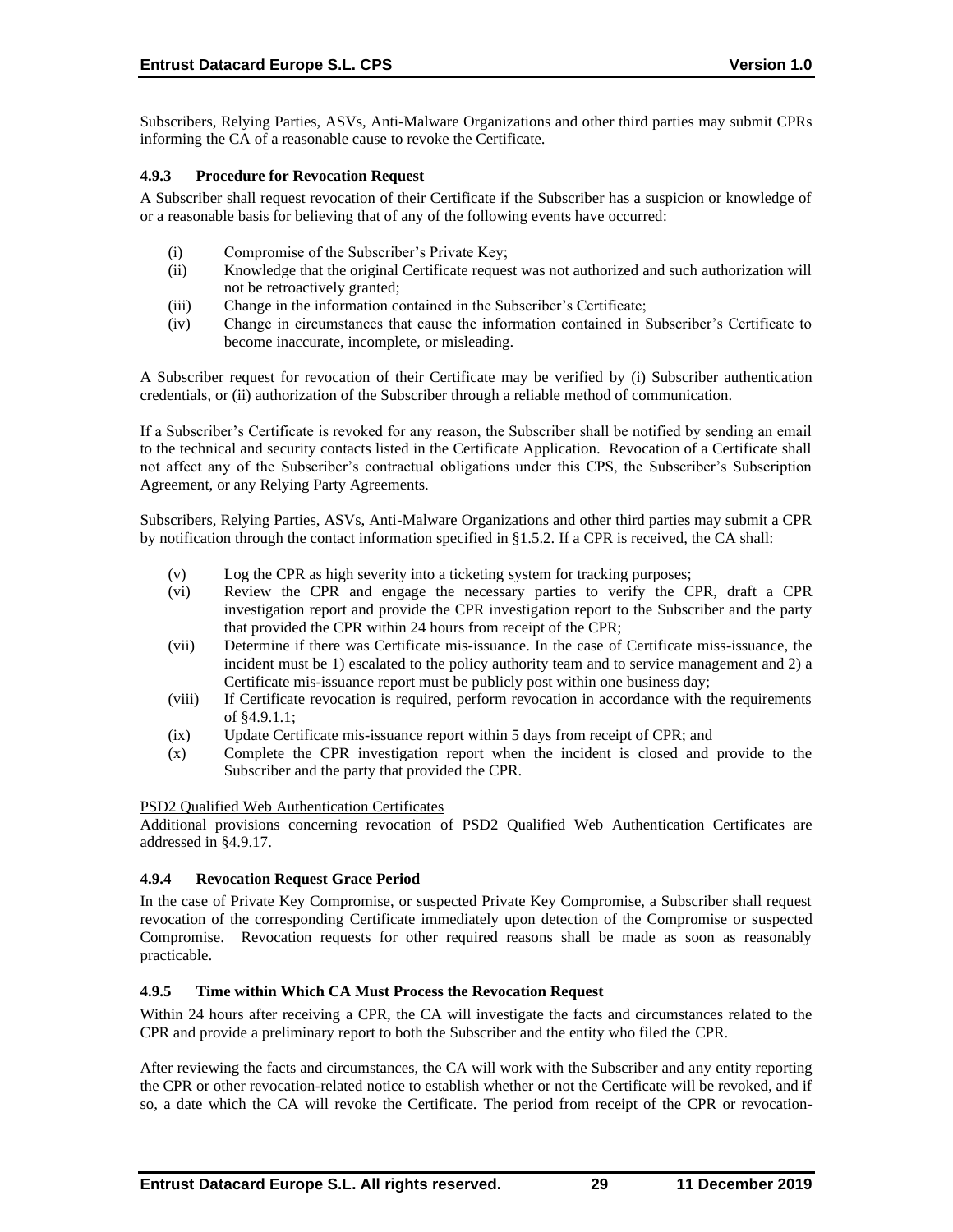Subscribers, Relying Parties, ASVs, Anti-Malware Organizations and other third parties may submit CPRs informing the CA of a reasonable cause to revoke the Certificate.

#### 4.9.3 Procedure for Revocation Request

A Subscriber shall request revocation of their Certificate if the Subscriber has a suspicion or knowledge of or a reasonable basis for believing that of any of the following events have occurred:

(i) Compromise of the Subscriber's Private Key;
(ii) Knowledge that the original Certificate request was not authorized and such authorization will not be retroactively granted;
(iii) Change in the information contained in the Subscriber's Certificate;
(iv) Change in circumstances that cause the information contained in Subscriber's Certificate to become inaccurate, incomplete, or misleading.

A Subscriber request for revocation of their Certificate may be verified by (i) Subscriber authentication credentials, or (ii) authorization of the Subscriber through a reliable method of communication.

If a Subscriber's Certificate is revoked for any reason, the Subscriber shall be notified by sending an email to the technical and security contacts listed in the Certificate Application. Revocation of a Certificate shall not affect any of the Subscriber's contractual obligations under this CPS, the Subscriber's Subscription Agreement, or any Relying Party Agreements.

Subscribers, Relying Parties, ASVs, Anti-Malware Organizations and other third parties may submit a CPR by notification through the contact information specified in §1.5.2. If a CPR is received, the CA shall:

(v) Log the CPR as high severity into a ticketing system for tracking purposes;
(vi) Review the CPR and engage the necessary parties to verify the CPR, draft a CPR investigation report and provide the CPR investigation report to the Subscriber and the party that provided the CPR within 24 hours from receipt of the CPR;
(vii) Determine if there was Certificate mis-issuance. In the case of Certificate miss-issuance, the incident must be 1) escalated to the policy authority team and to service management and 2) a Certificate mis-issuance report must be publicly post within one business day;
(viii) If Certificate revocation is required, perform revocation in accordance with the requirements of §4.9.1.1;
(ix) Update Certificate mis-issuance report within 5 days from receipt of CPR; and
(x) Complete the CPR investigation report when the incident is closed and provide to the Subscriber and the party that provided the CPR.

PSD2 Qualified Web Authentication Certificates
Additional provisions concerning revocation of PSD2 Qualified Web Authentication Certificates are addressed in §4.9.17.

#### 4.9.4 Revocation Request Grace Period

In the case of Private Key Compromise, or suspected Private Key Compromise, a Subscriber shall request revocation of the corresponding Certificate immediately upon detection of the Compromise or suspected Compromise. Revocation requests for other required reasons shall be made as soon as reasonably practicable.

#### 4.9.5 Time within Which CA Must Process the Revocation Request

Within 24 hours after receiving a CPR, the CA will investigate the facts and circumstances related to the CPR and provide a preliminary report to both the Subscriber and the entity who filed the CPR.

After reviewing the facts and circumstances, the CA will work with the Subscriber and any entity reporting the CPR or other revocation-related notice to establish whether or not the Certificate will be revoked, and if so, a date which the CA will revoke the Certificate. The period from receipt of the CPR or revocation-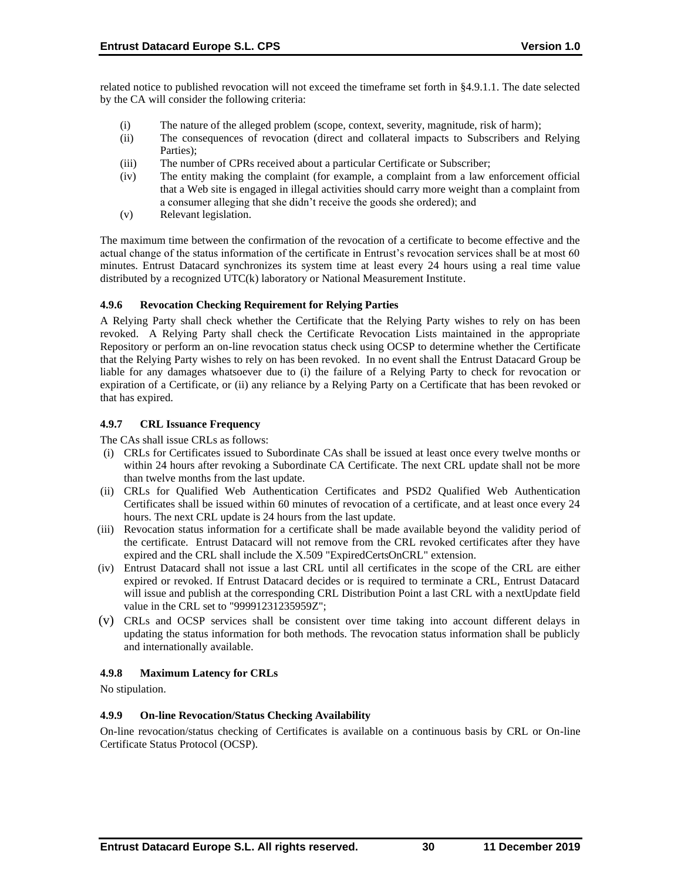related notice to published revocation will not exceed the timeframe set forth in §4.9.1.1. The date selected by the CA will consider the following criteria:

- (i) The nature of the alleged problem (scope, context, severity, magnitude, risk of harm);
- (ii) The consequences of revocation (direct and collateral impacts to Subscribers and Relying Parties);
- (iii) The number of CPRs received about a particular Certificate or Subscriber;
- (iv) The entity making the complaint (for example, a complaint from a law enforcement official that a Web site is engaged in illegal activities should carry more weight than a complaint from a consumer alleging that she didn't receive the goods she ordered); and
- (v) Relevant legislation.

The maximum time between the confirmation of the revocation of a certificate to become effective and the actual change of the status information of the certificate in Entrust's revocation services shall be at most 60 minutes. Entrust Datacard synchronizes its system time at least every 24 hours using a real time value distributed by a recognized UTC(k) laboratory or National Measurement Institute.

### 4.9.6 Revocation Checking Requirement for Relying Parties

A Relying Party shall check whether the Certificate that the Relying Party wishes to rely on has been revoked. A Relying Party shall check the Certificate Revocation Lists maintained in the appropriate Repository or perform an on-line revocation status check using OCSP to determine whether the Certificate that the Relying Party wishes to rely on has been revoked. In no event shall the Entrust Datacard Group be liable for any damages whatsoever due to (i) the failure of a Relying Party to check for revocation or expiration of a Certificate, or (ii) any reliance by a Relying Party on a Certificate that has been revoked or that has expired.

### 4.9.7 CRL Issuance Frequency

The CAs shall issue CRLs as follows:

- (i) CRLs for Certificates issued to Subordinate CAs shall be issued at least once every twelve months or within 24 hours after revoking a Subordinate CA Certificate. The next CRL update shall not be more than twelve months from the last update.
- (ii) CRLs for Qualified Web Authentication Certificates and PSD2 Qualified Web Authentication Certificates shall be issued within 60 minutes of revocation of a certificate, and at least once every 24 hours. The next CRL update is 24 hours from the last update.
- (iii) Revocation status information for a certificate shall be made available beyond the validity period of the certificate. Entrust Datacard will not remove from the CRL revoked certificates after they have expired and the CRL shall include the X.509 "ExpiredCertsOnCRL" extension.
- (iv) Entrust Datacard shall not issue a last CRL until all certificates in the scope of the CRL are either expired or revoked. If Entrust Datacard decides or is required to terminate a CRL, Entrust Datacard will issue and publish at the corresponding CRL Distribution Point a last CRL with a nextUpdate field value in the CRL set to "99991231235959Z";
- (v) CRLs and OCSP services shall be consistent over time taking into account different delays in updating the status information for both methods. The revocation status information shall be publicly and internationally available.

### 4.9.8 Maximum Latency for CRLs

No stipulation.

### 4.9.9 On-line Revocation/Status Checking Availability

On-line revocation/status checking of Certificates is available on a continuous basis by CRL or On-line Certificate Status Protocol (OCSP).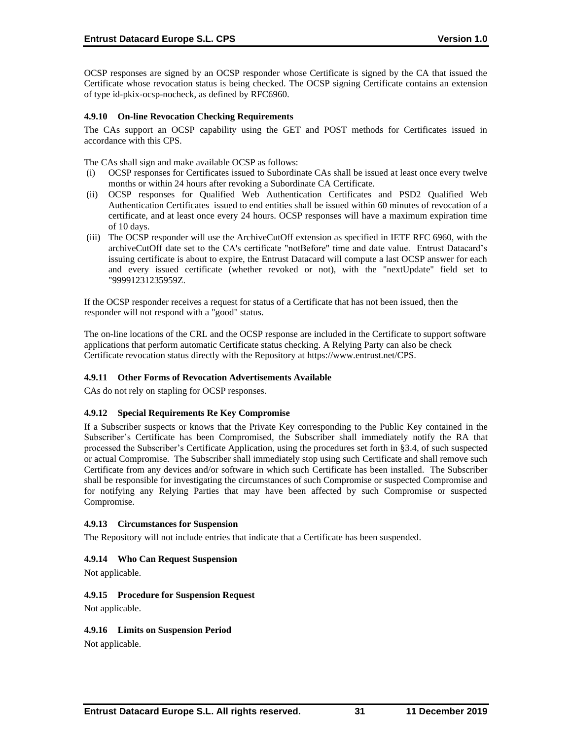OCSP responses are signed by an OCSP responder whose Certificate is signed by the CA that issued the Certificate whose revocation status is being checked. The OCSP signing Certificate contains an extension of type id-pkix-ocsp-nocheck, as defined by RFC6960.

#### 4.9.10 On-line Revocation Checking Requirements

The CAs support an OCSP capability using the GET and POST methods for Certificates issued in accordance with this CPS.

The CAs shall sign and make available OCSP as follows:

(i) OCSP responses for Certificates issued to Subordinate CAs shall be issued at least once every twelve months or within 24 hours after revoking a Subordinate CA Certificate.

(ii) OCSP responses for Qualified Web Authentication Certificates and PSD2 Qualified Web Authentication Certificates issued to end entities shall be issued within 60 minutes of revocation of a certificate, and at least once every 24 hours. OCSP responses will have a maximum expiration time of 10 days.

(iii) The OCSP responder will use the ArchiveCutOff extension as specified in IETF RFC 6960, with the archiveCutOff date set to the CA's certificate "notBefore" time and date value. Entrust Datacard's issuing certificate is about to expire, the Entrust Datacard will compute a last OCSP answer for each and every issued certificate (whether revoked or not), with the "nextUpdate" field set to "99991231235959Z.

If the OCSP responder receives a request for status of a Certificate that has not been issued, then the responder will not respond with a "good" status.

The on-line locations of the CRL and the OCSP response are included in the Certificate to support software applications that perform automatic Certificate status checking. A Relying Party can also be check Certificate revocation status directly with the Repository at https://www.entrust.net/CPS.

#### 4.9.11 Other Forms of Revocation Advertisements Available

CAs do not rely on stapling for OCSP responses.

#### 4.9.12 Special Requirements Re Key Compromise

If a Subscriber suspects or knows that the Private Key corresponding to the Public Key contained in the Subscriber's Certificate has been Compromised, the Subscriber shall immediately notify the RA that processed the Subscriber's Certificate Application, using the procedures set forth in §3.4, of such suspected or actual Compromise. The Subscriber shall immediately stop using such Certificate and shall remove such Certificate from any devices and/or software in which such Certificate has been installed. The Subscriber shall be responsible for investigating the circumstances of such Compromise or suspected Compromise and for notifying any Relying Parties that may have been affected by such Compromise or suspected Compromise.

#### 4.9.13 Circumstances for Suspension

The Repository will not include entries that indicate that a Certificate has been suspended.

#### 4.9.14 Who Can Request Suspension

Not applicable.

#### 4.9.15 Procedure for Suspension Request

Not applicable.

#### 4.9.16 Limits on Suspension Period

Not applicable.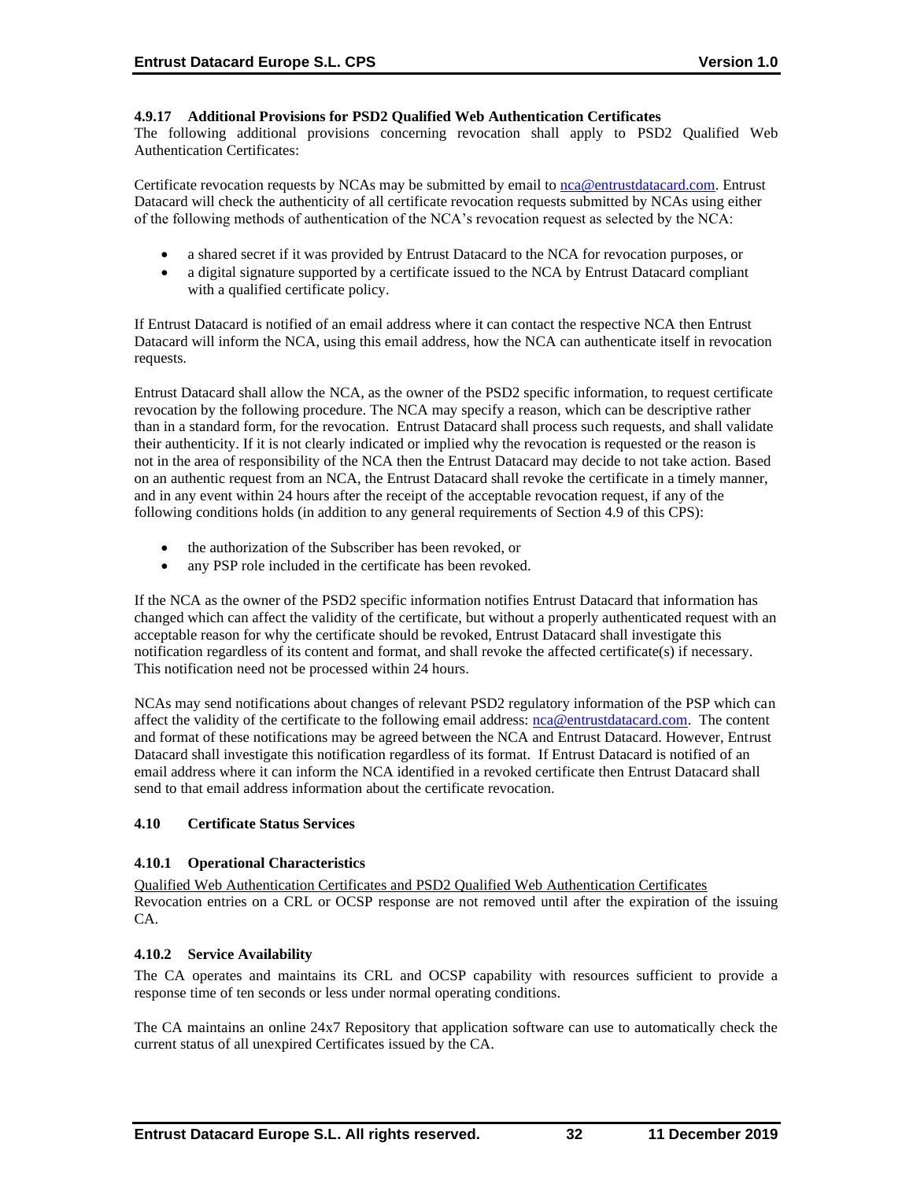#### 4.9.17 Additional Provisions for PSD2 Qualified Web Authentication Certificates

The following additional provisions concerning revocation shall apply to PSD2 Qualified Web Authentication Certificates:

Certificate revocation requests by NCAs may be submitted by email to nca@entrustdatacard.com. Entrust Datacard will check the authenticity of all certificate revocation requests submitted by NCAs using either of the following methods of authentication of the NCA's revocation request as selected by the NCA:

- a shared secret if it was provided by Entrust Datacard to the NCA for revocation purposes, or
- a digital signature supported by a certificate issued to the NCA by Entrust Datacard compliant with a qualified certificate policy.

If Entrust Datacard is notified of an email address where it can contact the respective NCA then Entrust Datacard will inform the NCA, using this email address, how the NCA can authenticate itself in revocation requests.

Entrust Datacard shall allow the NCA, as the owner of the PSD2 specific information, to request certificate revocation by the following procedure. The NCA may specify a reason, which can be descriptive rather than in a standard form, for the revocation. Entrust Datacard shall process such requests, and shall validate their authenticity. If it is not clearly indicated or implied why the revocation is requested or the reason is not in the area of responsibility of the NCA then the Entrust Datacard may decide to not take action. Based on an authentic request from an NCA, the Entrust Datacard shall revoke the certificate in a timely manner, and in any event within 24 hours after the receipt of the acceptable revocation request, if any of the following conditions holds (in addition to any general requirements of Section 4.9 of this CPS):

- the authorization of the Subscriber has been revoked, or
- any PSP role included in the certificate has been revoked.

If the NCA as the owner of the PSD2 specific information notifies Entrust Datacard that information has changed which can affect the validity of the certificate, but without a properly authenticated request with an acceptable reason for why the certificate should be revoked, Entrust Datacard shall investigate this notification regardless of its content and format, and shall revoke the affected certificate(s) if necessary. This notification need not be processed within 24 hours.

NCAs may send notifications about changes of relevant PSD2 regulatory information of the PSP which can affect the validity of the certificate to the following email address: nca@entrustdatacard.com. The content and format of these notifications may be agreed between the NCA and Entrust Datacard. However, Entrust Datacard shall investigate this notification regardless of its format. If Entrust Datacard is notified of an email address where it can inform the NCA identified in a revoked certificate then Entrust Datacard shall send to that email address information about the certificate revocation.

### 4.10 Certificate Status Services

#### 4.10.1 Operational Characteristics

Qualified Web Authentication Certificates and PSD2 Qualified Web Authentication Certificates
Revocation entries on a CRL or OCSP response are not removed until after the expiration of the issuing CA.

#### 4.10.2 Service Availability

The CA operates and maintains its CRL and OCSP capability with resources sufficient to provide a response time of ten seconds or less under normal operating conditions.

The CA maintains an online 24x7 Repository that application software can use to automatically check the current status of all unexpired Certificates issued by the CA.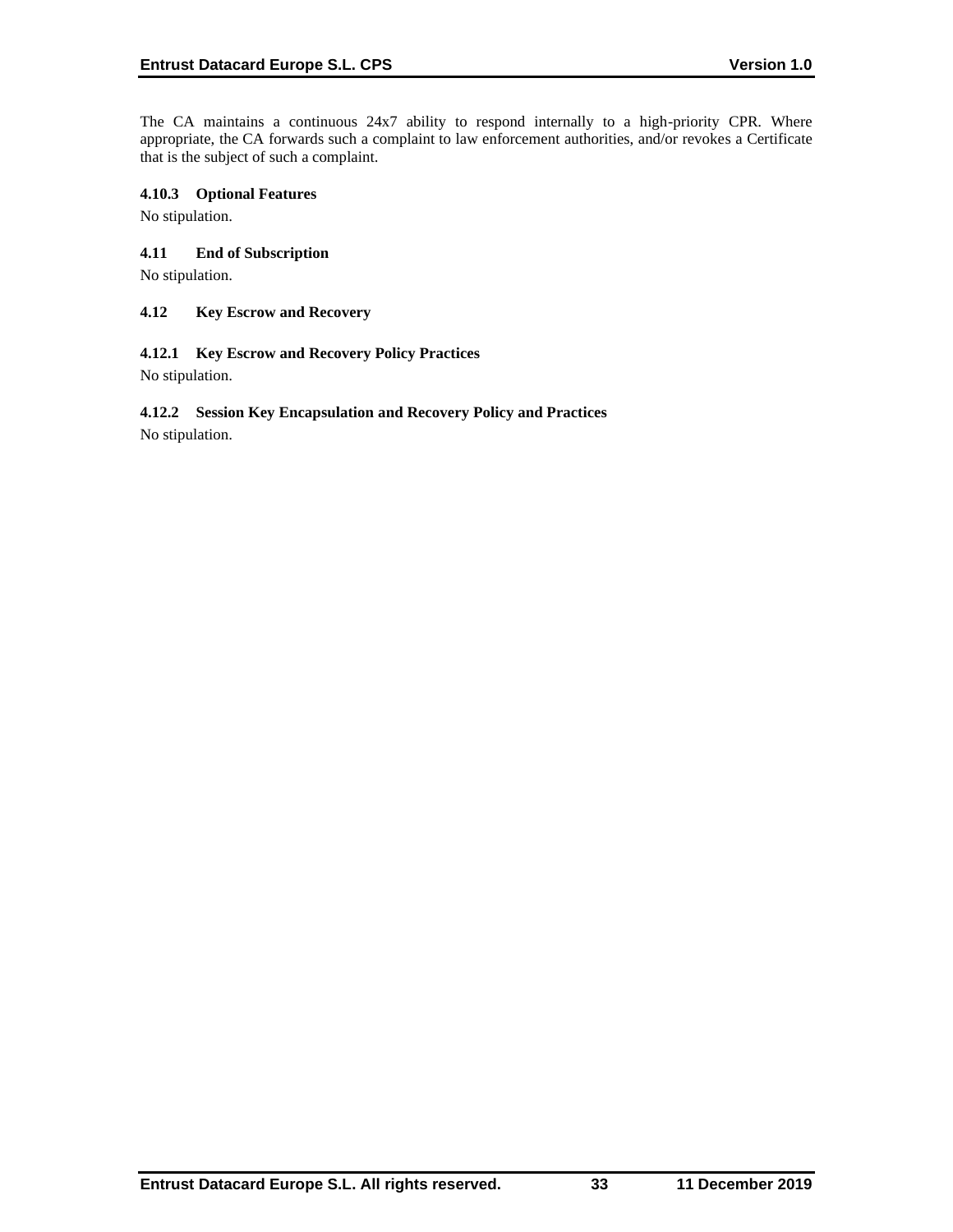The CA maintains a continuous 24x7 ability to respond internally to a high-priority CPR. Where appropriate, the CA forwards such a complaint to law enforcement authorities, and/or revokes a Certificate that is the subject of such a complaint.

#### 4.10.3 Optional Features

No stipulation.

### 4.11 End of Subscription

No stipulation.

### 4.12 Key Escrow and Recovery

#### 4.12.1 Key Escrow and Recovery Policy Practices

No stipulation.

#### 4.12.2 Session Key Encapsulation and Recovery Policy and Practices

No stipulation.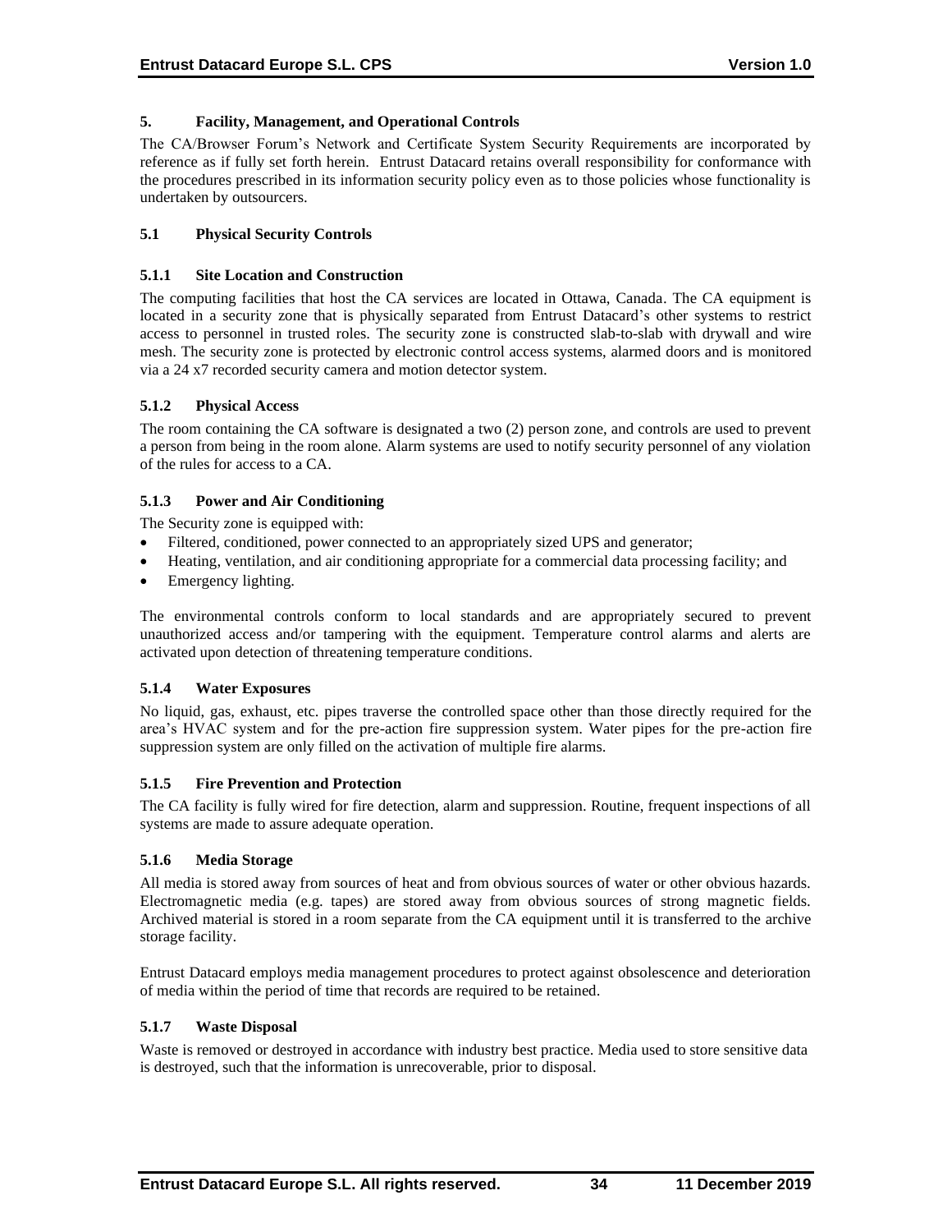## 5. Facility, Management, and Operational Controls

The CA/Browser Forum's Network and Certificate System Security Requirements are incorporated by reference as if fully set forth herein. Entrust Datacard retains overall responsibility for conformance with the procedures prescribed in its information security policy even as to those policies whose functionality is undertaken by outsourcers.

### 5.1 Physical Security Controls

#### 5.1.1 Site Location and Construction

The computing facilities that host the CA services are located in Ottawa, Canada. The CA equipment is located in a security zone that is physically separated from Entrust Datacard's other systems to restrict access to personnel in trusted roles. The security zone is constructed slab-to-slab with drywall and wire mesh. The security zone is protected by electronic control access systems, alarmed doors and is monitored via a 24 x7 recorded security camera and motion detector system.

#### 5.1.2 Physical Access

The room containing the CA software is designated a two (2) person zone, and controls are used to prevent a person from being in the room alone. Alarm systems are used to notify security personnel of any violation of the rules for access to a CA.

#### 5.1.3 Power and Air Conditioning

The Security zone is equipped with:

- Filtered, conditioned, power connected to an appropriately sized UPS and generator;
- Heating, ventilation, and air conditioning appropriate for a commercial data processing facility; and
- Emergency lighting.

The environmental controls conform to local standards and are appropriately secured to prevent unauthorized access and/or tampering with the equipment. Temperature control alarms and alerts are activated upon detection of threatening temperature conditions.

#### 5.1.4 Water Exposures

No liquid, gas, exhaust, etc. pipes traverse the controlled space other than those directly required for the area's HVAC system and for the pre-action fire suppression system. Water pipes for the pre-action fire suppression system are only filled on the activation of multiple fire alarms.

#### 5.1.5 Fire Prevention and Protection

The CA facility is fully wired for fire detection, alarm and suppression. Routine, frequent inspections of all systems are made to assure adequate operation.

#### 5.1.6 Media Storage

All media is stored away from sources of heat and from obvious sources of water or other obvious hazards. Electromagnetic media (e.g. tapes) are stored away from obvious sources of strong magnetic fields. Archived material is stored in a room separate from the CA equipment until it is transferred to the archive storage facility.

Entrust Datacard employs media management procedures to protect against obsolescence and deterioration of media within the period of time that records are required to be retained.

#### 5.1.7 Waste Disposal

Waste is removed or destroyed in accordance with industry best practice. Media used to store sensitive data is destroyed, such that the information is unrecoverable, prior to disposal.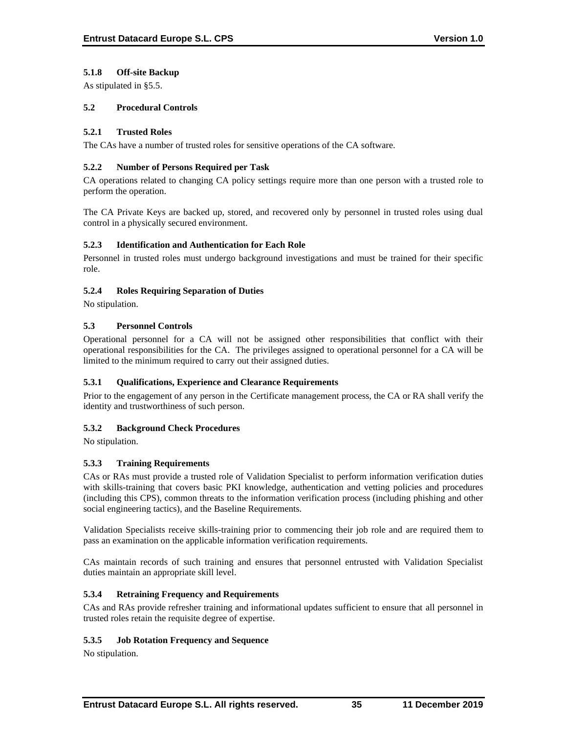### 5.1.8 Off-site Backup

As stipulated in §5.5.

### 5.2 Procedural Controls

#### 5.2.1 Trusted Roles

The CAs have a number of trusted roles for sensitive operations of the CA software.

#### 5.2.2 Number of Persons Required per Task

CA operations related to changing CA policy settings require more than one person with a trusted role to perform the operation.

The CA Private Keys are backed up, stored, and recovered only by personnel in trusted roles using dual control in a physically secured environment.

#### 5.2.3 Identification and Authentication for Each Role

Personnel in trusted roles must undergo background investigations and must be trained for their specific role.

#### 5.2.4 Roles Requiring Separation of Duties

No stipulation.

### 5.3 Personnel Controls

Operational personnel for a CA will not be assigned other responsibilities that conflict with their operational responsibilities for the CA. The privileges assigned to operational personnel for a CA will be limited to the minimum required to carry out their assigned duties.

#### 5.3.1 Qualifications, Experience and Clearance Requirements

Prior to the engagement of any person in the Certificate management process, the CA or RA shall verify the identity and trustworthiness of such person.

#### 5.3.2 Background Check Procedures

No stipulation.

#### 5.3.3 Training Requirements

CAs or RAs must provide a trusted role of Validation Specialist to perform information verification duties with skills-training that covers basic PKI knowledge, authentication and vetting policies and procedures (including this CPS), common threats to the information verification process (including phishing and other social engineering tactics), and the Baseline Requirements.

Validation Specialists receive skills-training prior to commencing their job role and are required them to pass an examination on the applicable information verification requirements.

CAs maintain records of such training and ensures that personnel entrusted with Validation Specialist duties maintain an appropriate skill level.

#### 5.3.4 Retraining Frequency and Requirements

CAs and RAs provide refresher training and informational updates sufficient to ensure that all personnel in trusted roles retain the requisite degree of expertise.

#### 5.3.5 Job Rotation Frequency and Sequence

No stipulation.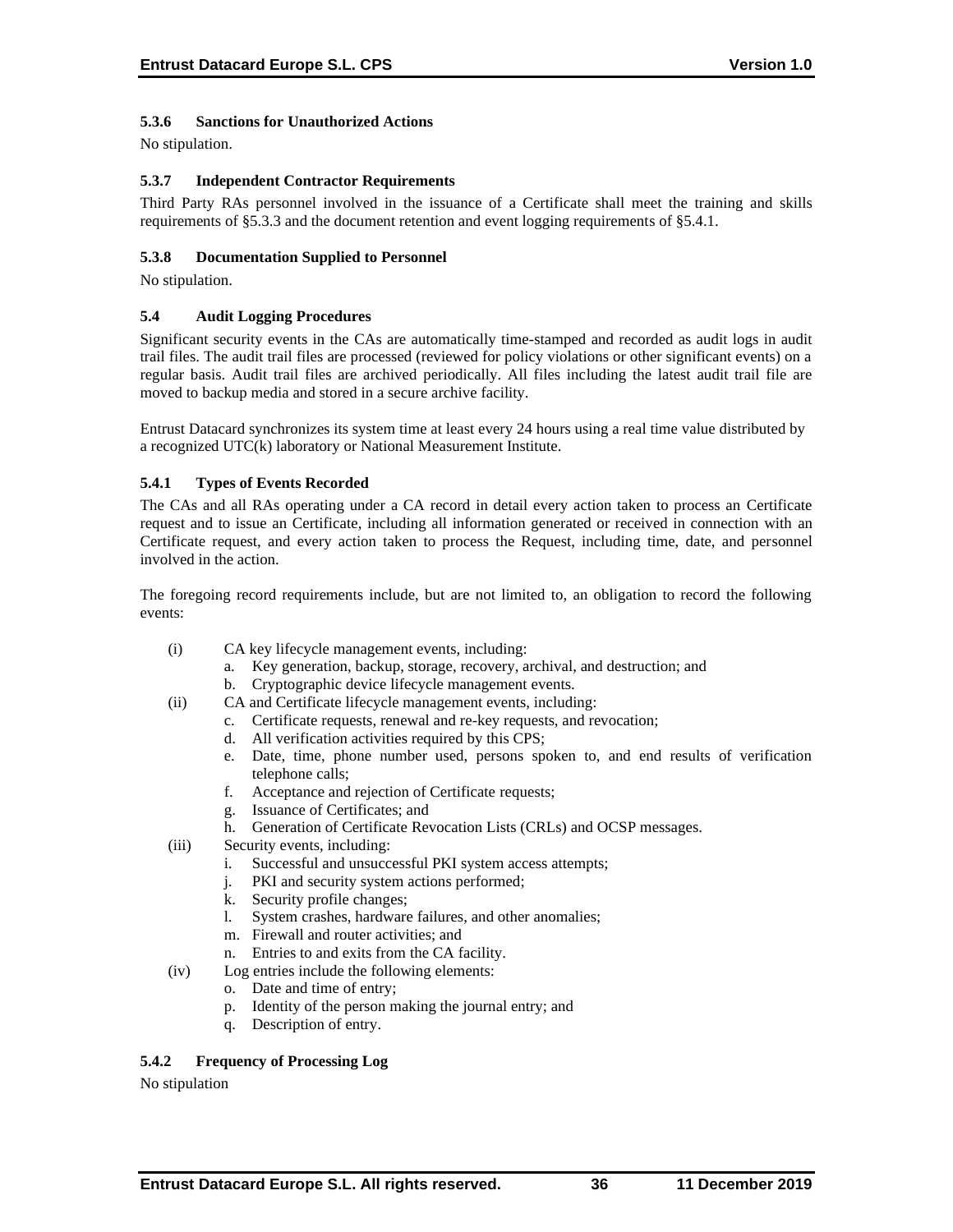### 5.3.6 Sanctions for Unauthorized Actions

No stipulation.

### 5.3.7 Independent Contractor Requirements

Third Party RAs personnel involved in the issuance of a Certificate shall meet the training and skills requirements of §5.3.3 and the document retention and event logging requirements of §5.4.1.

### 5.3.8 Documentation Supplied to Personnel

No stipulation.

## 5.4 Audit Logging Procedures

Significant security events in the CAs are automatically time-stamped and recorded as audit logs in audit trail files. The audit trail files are processed (reviewed for policy violations or other significant events) on a regular basis. Audit trail files are archived periodically. All files including the latest audit trail file are moved to backup media and stored in a secure archive facility.

Entrust Datacard synchronizes its system time at least every 24 hours using a real time value distributed by a recognized UTC(k) laboratory or National Measurement Institute.

### 5.4.1 Types of Events Recorded

The CAs and all RAs operating under a CA record in detail every action taken to process an Certificate request and to issue an Certificate, including all information generated or received in connection with an Certificate request, and every action taken to process the Request, including time, date, and personnel involved in the action.

The foregoing record requirements include, but are not limited to, an obligation to record the following events:

(i) CA key lifecycle management events, including:
   a. Key generation, backup, storage, recovery, archival, and destruction; and
   b. Cryptographic device lifecycle management events.

(ii) CA and Certificate lifecycle management events, including:
   c. Certificate requests, renewal and re-key requests, and revocation;
   d. All verification activities required by this CPS;
   e. Date, time, phone number used, persons spoken to, and end results of verification telephone calls;
   f. Acceptance and rejection of Certificate requests;
   g. Issuance of Certificates; and
   h. Generation of Certificate Revocation Lists (CRLs) and OCSP messages.

(iii) Security events, including:
   i. Successful and unsuccessful PKI system access attempts;
   j. PKI and security system actions performed;
   k. Security profile changes;
   l. System crashes, hardware failures, and other anomalies;
   m. Firewall and router activities; and
   n. Entries to and exits from the CA facility.

(iv) Log entries include the following elements:
   o. Date and time of entry;
   p. Identity of the person making the journal entry; and
   q. Description of entry.

### 5.4.2 Frequency of Processing Log

No stipulation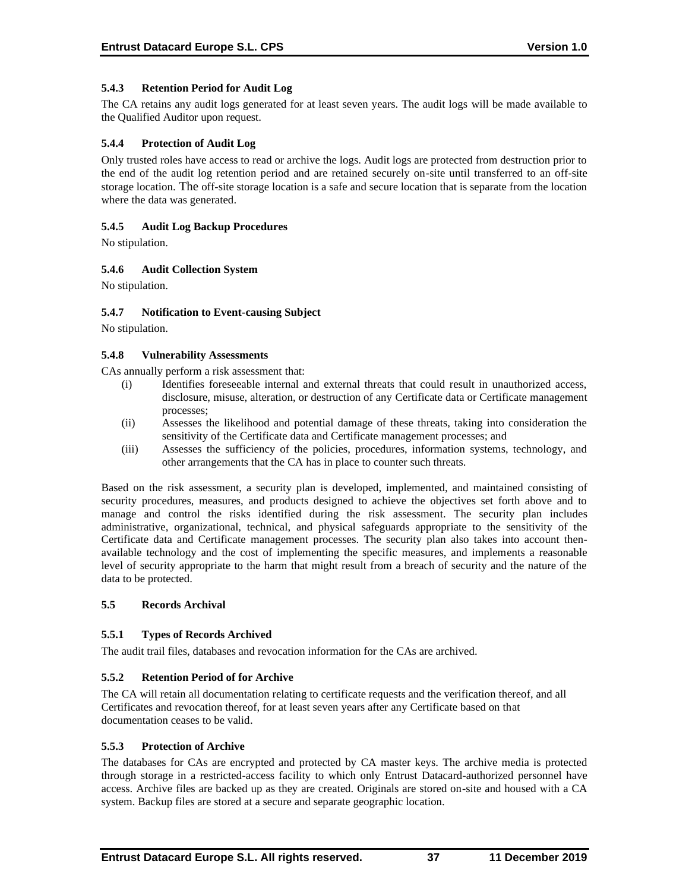### 5.4.3 Retention Period for Audit Log

The CA retains any audit logs generated for at least seven years. The audit logs will be made available to the Qualified Auditor upon request.

### 5.4.4 Protection of Audit Log

Only trusted roles have access to read or archive the logs. Audit logs are protected from destruction prior to the end of the audit log retention period and are retained securely on-site until transferred to an off-site storage location. The off-site storage location is a safe and secure location that is separate from the location where the data was generated.

### 5.4.5 Audit Log Backup Procedures

No stipulation.

### 5.4.6 Audit Collection System

No stipulation.

### 5.4.7 Notification to Event-causing Subject

No stipulation.

### 5.4.8 Vulnerability Assessments

CAs annually perform a risk assessment that:

(i) Identifies foreseeable internal and external threats that could result in unauthorized access, disclosure, misuse, alteration, or destruction of any Certificate data or Certificate management processes;

(ii) Assesses the likelihood and potential damage of these threats, taking into consideration the sensitivity of the Certificate data and Certificate management processes; and

(iii) Assesses the sufficiency of the policies, procedures, information systems, technology, and other arrangements that the CA has in place to counter such threats.

Based on the risk assessment, a security plan is developed, implemented, and maintained consisting of security procedures, measures, and products designed to achieve the objectives set forth above and to manage and control the risks identified during the risk assessment. The security plan includes administrative, organizational, technical, and physical safeguards appropriate to the sensitivity of the Certificate data and Certificate management processes. The security plan also takes into account then-available technology and the cost of implementing the specific measures, and implements a reasonable level of security appropriate to the harm that might result from a breach of security and the nature of the data to be protected.

## 5.5 Records Archival

### 5.5.1 Types of Records Archived

The audit trail files, databases and revocation information for the CAs are archived.

### 5.5.2 Retention Period of for Archive

The CA will retain all documentation relating to certificate requests and the verification thereof, and all Certificates and revocation thereof, for at least seven years after any Certificate based on that documentation ceases to be valid.

### 5.5.3 Protection of Archive

The databases for CAs are encrypted and protected by CA master keys. The archive media is protected through storage in a restricted-access facility to which only Entrust Datacard-authorized personnel have access. Archive files are backed up as they are created. Originals are stored on-site and housed with a CA system. Backup files are stored at a secure and separate geographic location.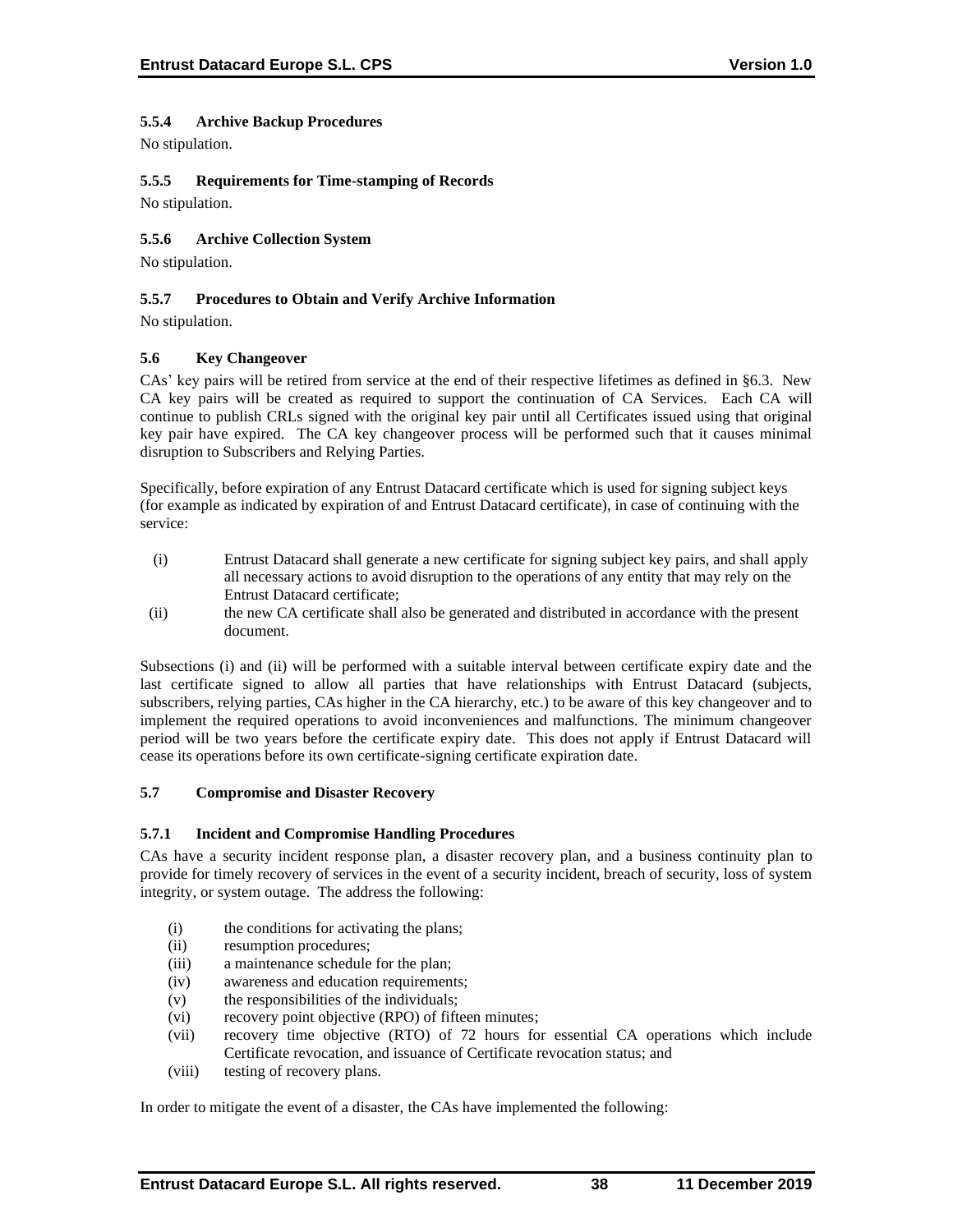### 5.5.4 Archive Backup Procedures

No stipulation.

### 5.5.5 Requirements for Time-stamping of Records

No stipulation.

### 5.5.6 Archive Collection System

No stipulation.

### 5.5.7 Procedures to Obtain and Verify Archive Information

No stipulation.

## 5.6 Key Changeover

CAs' key pairs will be retired from service at the end of their respective lifetimes as defined in §6.3. New CA key pairs will be created as required to support the continuation of CA Services. Each CA will continue to publish CRLs signed with the original key pair until all Certificates issued using that original key pair have expired. The CA key changeover process will be performed such that it causes minimal disruption to Subscribers and Relying Parties.

Specifically, before expiration of any Entrust Datacard certificate which is used for signing subject keys (for example as indicated by expiration of and Entrust Datacard certificate), in case of continuing with the service:

(i) Entrust Datacard shall generate a new certificate for signing subject key pairs, and shall apply all necessary actions to avoid disruption to the operations of any entity that may rely on the Entrust Datacard certificate;

(ii) the new CA certificate shall also be generated and distributed in accordance with the present document.

Subsections (i) and (ii) will be performed with a suitable interval between certificate expiry date and the last certificate signed to allow all parties that have relationships with Entrust Datacard (subjects, subscribers, relying parties, CAs higher in the CA hierarchy, etc.) to be aware of this key changeover and to implement the required operations to avoid inconveniences and malfunctions. The minimum changeover period will be two years before the certificate expiry date. This does not apply if Entrust Datacard will cease its operations before its own certificate-signing certificate expiration date.

## 5.7 Compromise and Disaster Recovery

### 5.7.1 Incident and Compromise Handling Procedures

CAs have a security incident response plan, a disaster recovery plan, and a business continuity plan to provide for timely recovery of services in the event of a security incident, breach of security, loss of system integrity, or system outage. The address the following:

(i) the conditions for activating the plans;
(ii) resumption procedures;
(iii) a maintenance schedule for the plan;
(iv) awareness and education requirements;
(v) the responsibilities of the individuals;
(vi) recovery point objective (RPO) of fifteen minutes;
(vii) recovery time objective (RTO) of 72 hours for essential CA operations which include Certificate revocation, and issuance of Certificate revocation status; and
(viii) testing of recovery plans.

In order to mitigate the event of a disaster, the CAs have implemented the following: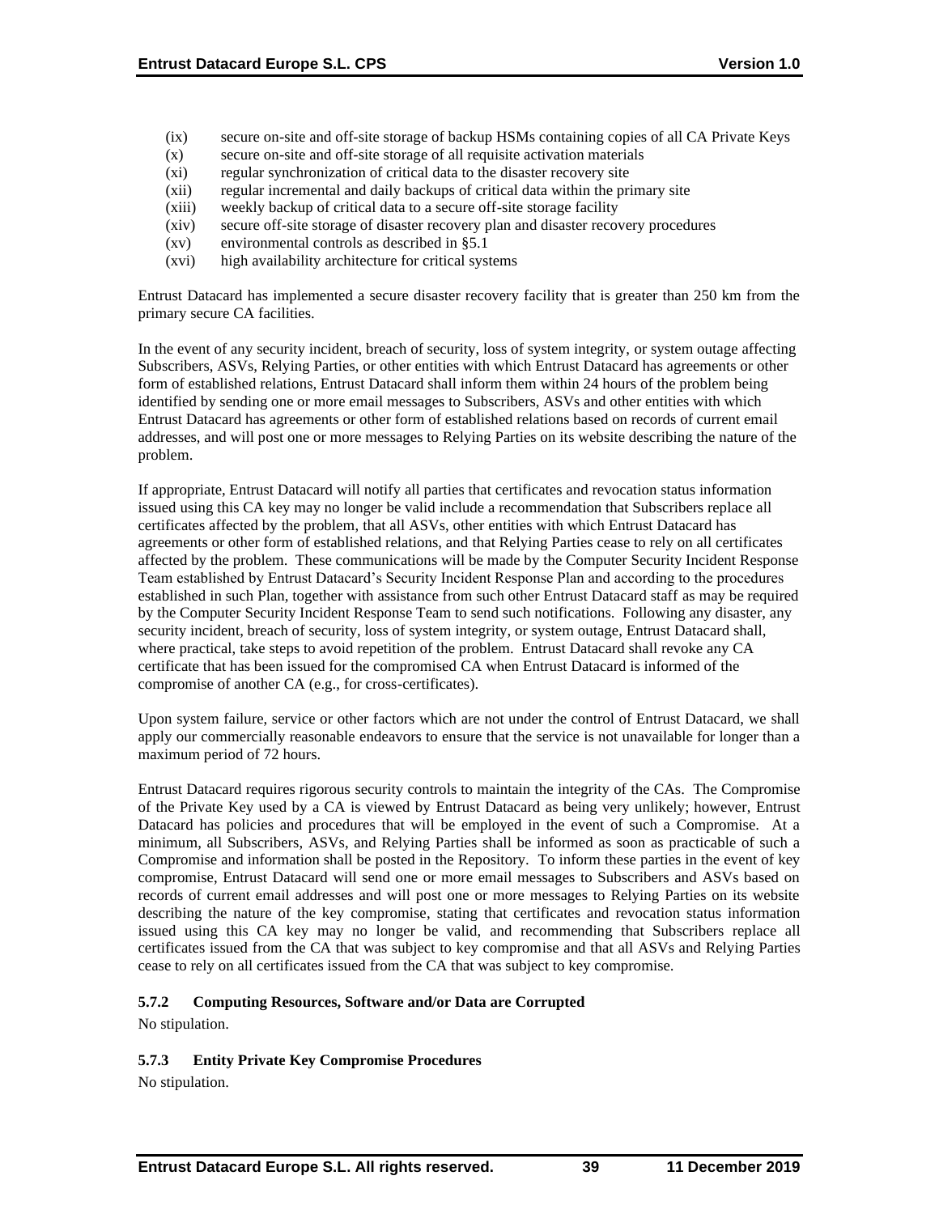(ix) secure on-site and off-site storage of backup HSMs containing copies of all CA Private Keys
(x) secure on-site and off-site storage of all requisite activation materials
(xi) regular synchronization of critical data to the disaster recovery site
(xii) regular incremental and daily backups of critical data within the primary site
(xiii) weekly backup of critical data to a secure off-site storage facility
(xiv) secure off-site storage of disaster recovery plan and disaster recovery procedures
(xv) environmental controls as described in §5.1
(xvi) high availability architecture for critical systems

Entrust Datacard has implemented a secure disaster recovery facility that is greater than 250 km from the primary secure CA facilities.

In the event of any security incident, breach of security, loss of system integrity, or system outage affecting Subscribers, ASVs, Relying Parties, or other entities with which Entrust Datacard has agreements or other form of established relations, Entrust Datacard shall inform them within 24 hours of the problem being identified by sending one or more email messages to Subscribers, ASVs and other entities with which Entrust Datacard has agreements or other form of established relations based on records of current email addresses, and will post one or more messages to Relying Parties on its website describing the nature of the problem.

If appropriate, Entrust Datacard will notify all parties that certificates and revocation status information issued using this CA key may no longer be valid include a recommendation that Subscribers replace all certificates affected by the problem, that all ASVs, other entities with which Entrust Datacard has agreements or other form of established relations, and that Relying Parties cease to rely on all certificates affected by the problem. These communications will be made by the Computer Security Incident Response Team established by Entrust Datacard's Security Incident Response Plan and according to the procedures established in such Plan, together with assistance from such other Entrust Datacard staff as may be required by the Computer Security Incident Response Team to send such notifications. Following any disaster, any security incident, breach of security, loss of system integrity, or system outage, Entrust Datacard shall, where practical, take steps to avoid repetition of the problem. Entrust Datacard shall revoke any CA certificate that has been issued for the compromised CA when Entrust Datacard is informed of the compromise of another CA (e.g., for cross-certificates).

Upon system failure, service or other factors which are not under the control of Entrust Datacard, we shall apply our commercially reasonable endeavors to ensure that the service is not unavailable for longer than a maximum period of 72 hours.

Entrust Datacard requires rigorous security controls to maintain the integrity of the CAs. The Compromise of the Private Key used by a CA is viewed by Entrust Datacard as being very unlikely; however, Entrust Datacard has policies and procedures that will be employed in the event of such a Compromise. At a minimum, all Subscribers, ASVs, and Relying Parties shall be informed as soon as practicable of such a Compromise and information shall be posted in the Repository. To inform these parties in the event of key compromise, Entrust Datacard will send one or more email messages to Subscribers and ASVs based on records of current email addresses and will post one or more messages to Relying Parties on its website describing the nature of the key compromise, stating that certificates and revocation status information issued using this CA key may no longer be valid, and recommending that Subscribers replace all certificates issued from the CA that was subject to key compromise and that all ASVs and Relying Parties cease to rely on all certificates issued from the CA that was subject to key compromise.

### 5.7.2 Computing Resources, Software and/or Data are Corrupted

No stipulation.

### 5.7.3 Entity Private Key Compromise Procedures

No stipulation.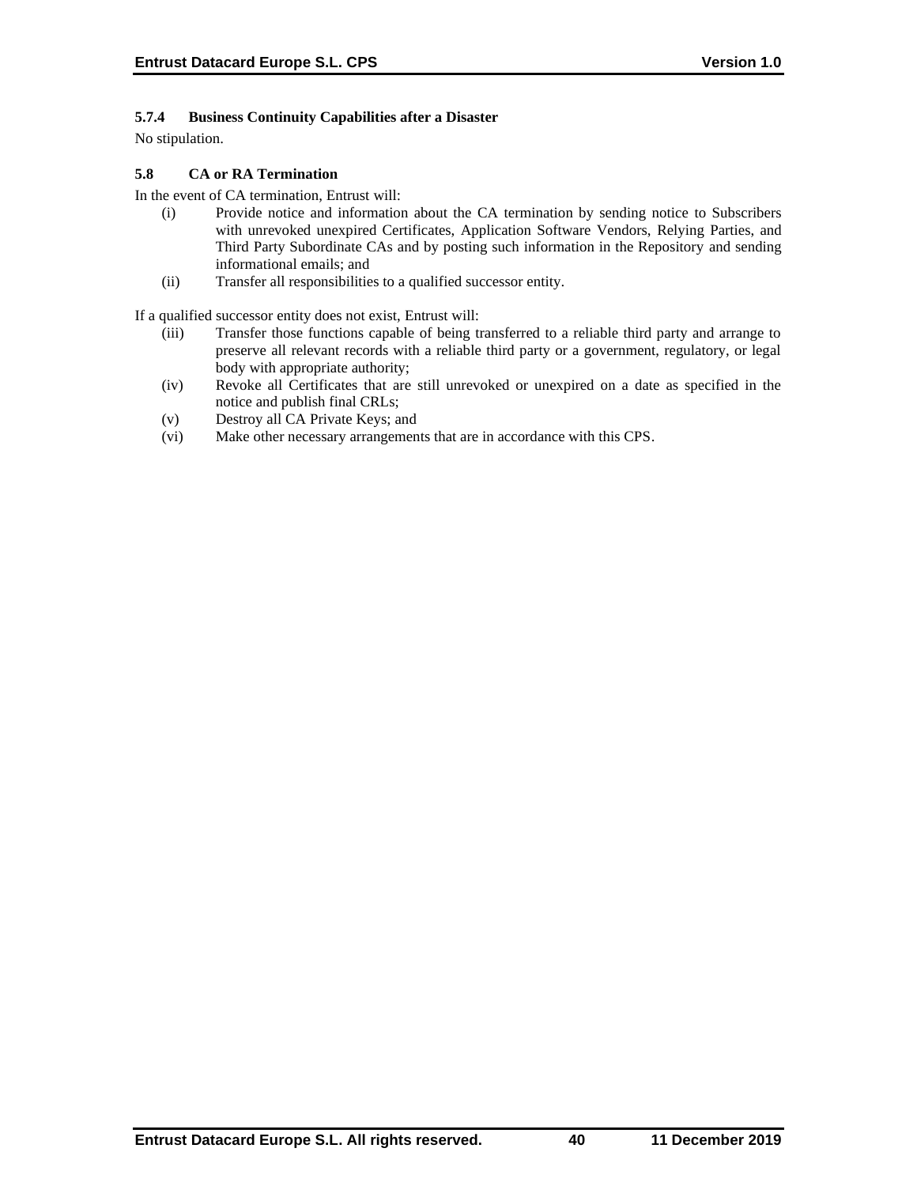#### 5.7.4 Business Continuity Capabilities after a Disaster

No stipulation.

### 5.8 CA or RA Termination

In the event of CA termination, Entrust will:

(i) Provide notice and information about the CA termination by sending notice to Subscribers with unrevoked unexpired Certificates, Application Software Vendors, Relying Parties, and Third Party Subordinate CAs and by posting such information in the Repository and sending informational emails; and

(ii) Transfer all responsibilities to a qualified successor entity.

If a qualified successor entity does not exist, Entrust will:

(iii) Transfer those functions capable of being transferred to a reliable third party and arrange to preserve all relevant records with a reliable third party or a government, regulatory, or legal body with appropriate authority;

(iv) Revoke all Certificates that are still unrevoked or unexpired on a date as specified in the notice and publish final CRLs;

(v) Destroy all CA Private Keys; and

(vi) Make other necessary arrangements that are in accordance with this CPS.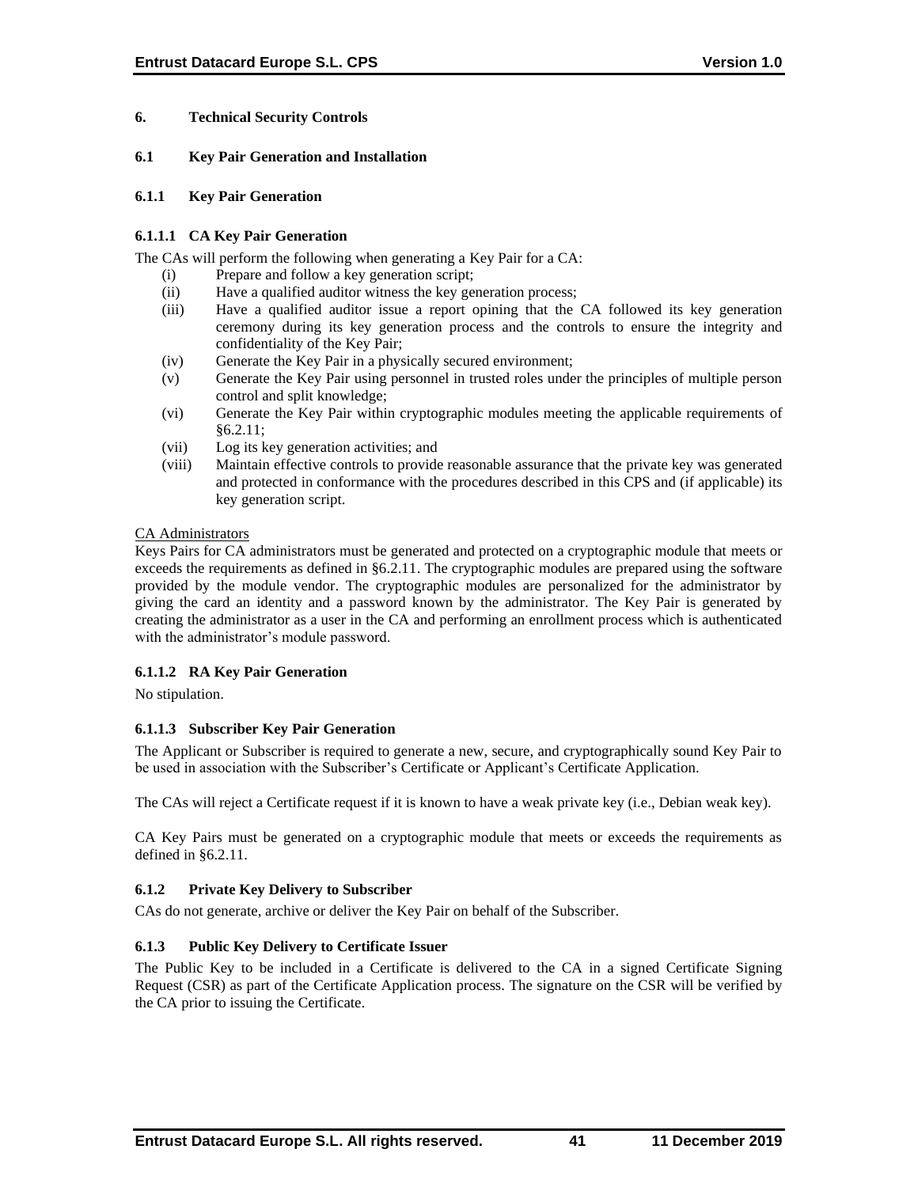# 6. Technical Security Controls

## 6.1 Key Pair Generation and Installation

### 6.1.1 Key Pair Generation

#### 6.1.1.1 CA Key Pair Generation

The CAs will perform the following when generating a Key Pair for a CA:

(i) Prepare and follow a key generation script;
(ii) Have a qualified auditor witness the key generation process;
(iii) Have a qualified auditor issue a report opining that the CA followed its key generation ceremony during its key generation process and the controls to ensure the integrity and confidentiality of the Key Pair;
(iv) Generate the Key Pair in a physically secured environment;
(v) Generate the Key Pair using personnel in trusted roles under the principles of multiple person control and split knowledge;
(vi) Generate the Key Pair within cryptographic modules meeting the applicable requirements of §6.2.11;
(vii) Log its key generation activities; and
(viii) Maintain effective controls to provide reasonable assurance that the private key was generated and protected in conformance with the procedures described in this CPS and (if applicable) its key generation script.

<u>CA Administrators</u>

Keys Pairs for CA administrators must be generated and protected on a cryptographic module that meets or exceeds the requirements as defined in §6.2.11. The cryptographic modules are prepared using the software provided by the module vendor. The cryptographic modules are personalized for the administrator by giving the card an identity and a password known by the administrator. The Key Pair is generated by creating the administrator as a user in the CA and performing an enrollment process which is authenticated with the administrator's module password.

#### 6.1.1.2 RA Key Pair Generation

No stipulation.

#### 6.1.1.3 Subscriber Key Pair Generation

The Applicant or Subscriber is required to generate a new, secure, and cryptographically sound Key Pair to be used in association with the Subscriber's Certificate or Applicant's Certificate Application.

The CAs will reject a Certificate request if it is known to have a weak private key (i.e., Debian weak key).

CA Key Pairs must be generated on a cryptographic module that meets or exceeds the requirements as defined in §6.2.11.

### 6.1.2 Private Key Delivery to Subscriber

CAs do not generate, archive or deliver the Key Pair on behalf of the Subscriber.

### 6.1.3 Public Key Delivery to Certificate Issuer

The Public Key to be included in a Certificate is delivered to the CA in a signed Certificate Signing Request (CSR) as part of the Certificate Application process. The signature on the CSR will be verified by the CA prior to issuing the Certificate.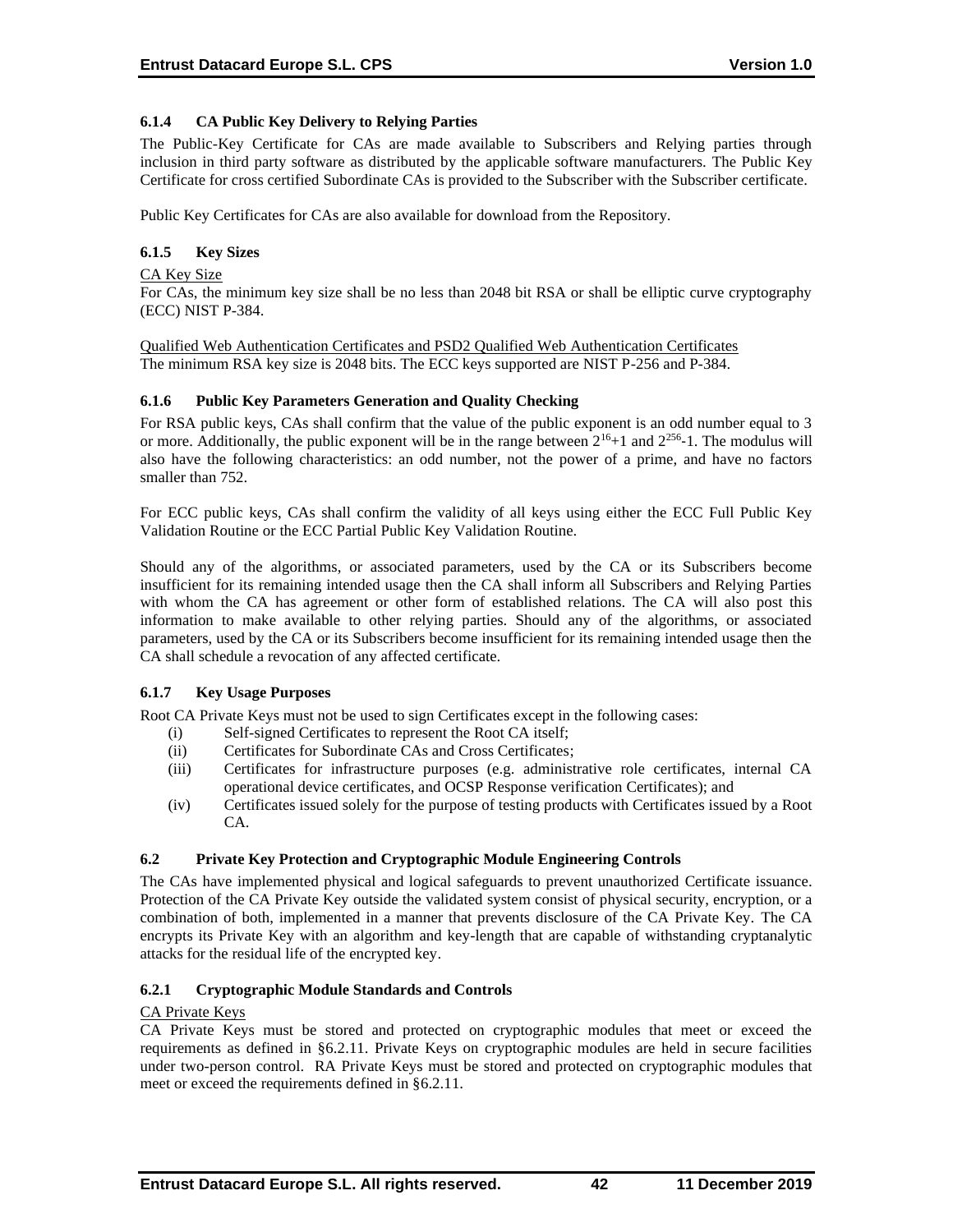### 6.1.4 CA Public Key Delivery to Relying Parties

The Public-Key Certificate for CAs are made available to Subscribers and Relying parties through inclusion in third party software as distributed by the applicable software manufacturers. The Public Key Certificate for cross certified Subordinate CAs is provided to the Subscriber with the Subscriber certificate.

Public Key Certificates for CAs are also available for download from the Repository.

### 6.1.5 Key Sizes

CA Key Size

For CAs, the minimum key size shall be no less than 2048 bit RSA or shall be elliptic curve cryptography (ECC) NIST P-384.

Qualified Web Authentication Certificates and PSD2 Qualified Web Authentication Certificates

The minimum RSA key size is 2048 bits. The ECC keys supported are NIST P-256 and P-384.

### 6.1.6 Public Key Parameters Generation and Quality Checking

For RSA public keys, CAs shall confirm that the value of the public exponent is an odd number equal to 3 or more. Additionally, the public exponent will be in the range between $2^{16}+1$ and $2^{256}-1$. The modulus will also have the following characteristics: an odd number, not the power of a prime, and have no factors smaller than 752.

For ECC public keys, CAs shall confirm the validity of all keys using either the ECC Full Public Key Validation Routine or the ECC Partial Public Key Validation Routine.

Should any of the algorithms, or associated parameters, used by the CA or its Subscribers become insufficient for its remaining intended usage then the CA shall inform all Subscribers and Relying Parties with whom the CA has agreement or other form of established relations. The CA will also post this information to make available to other relying parties. Should any of the algorithms, or associated parameters, used by the CA or its Subscribers become insufficient for its remaining intended usage then the CA shall schedule a revocation of any affected certificate.

### 6.1.7 Key Usage Purposes

Root CA Private Keys must not be used to sign Certificates except in the following cases:

- (i) Self-signed Certificates to represent the Root CA itself;
- (ii) Certificates for Subordinate CAs and Cross Certificates;
- (iii) Certificates for infrastructure purposes (e.g. administrative role certificates, internal CA operational device certificates, and OCSP Response verification Certificates); and
- (iv) Certificates issued solely for the purpose of testing products with Certificates issued by a Root CA.

## 6.2 Private Key Protection and Cryptographic Module Engineering Controls

The CAs have implemented physical and logical safeguards to prevent unauthorized Certificate issuance. Protection of the CA Private Key outside the validated system consist of physical security, encryption, or a combination of both, implemented in a manner that prevents disclosure of the CA Private Key. The CA encrypts its Private Key with an algorithm and key-length that are capable of withstanding cryptanalytic attacks for the residual life of the encrypted key.

### 6.2.1 Cryptographic Module Standards and Controls

CA Private Keys

CA Private Keys must be stored and protected on cryptographic modules that meet or exceed the requirements as defined in §6.2.11. Private Keys on cryptographic modules are held in secure facilities under two-person control. RA Private Keys must be stored and protected on cryptographic modules that meet or exceed the requirements defined in §6.2.11.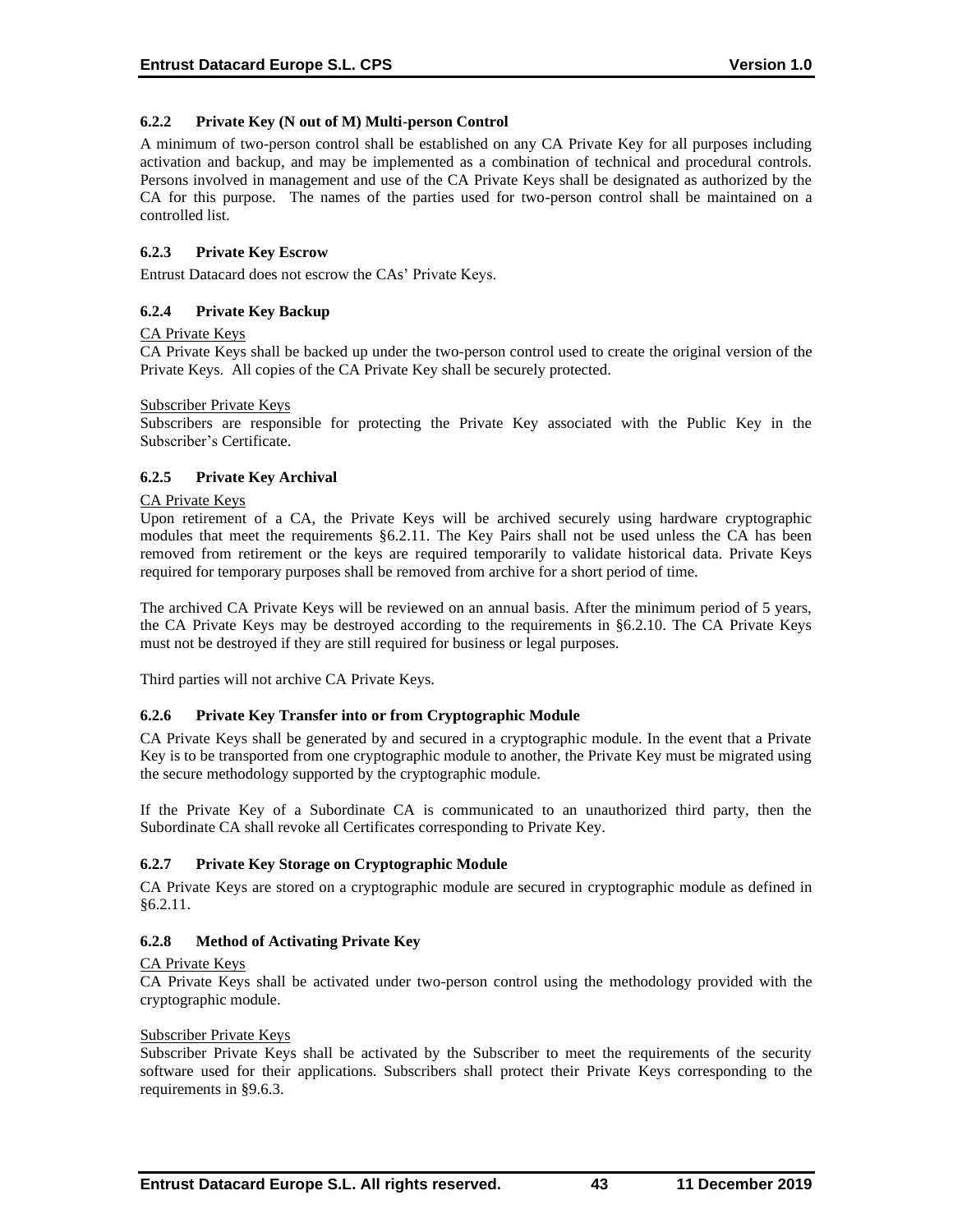#### 6.2.2 Private Key (N out of M) Multi-person Control

A minimum of two-person control shall be established on any CA Private Key for all purposes including activation and backup, and may be implemented as a combination of technical and procedural controls. Persons involved in management and use of the CA Private Keys shall be designated as authorized by the CA for this purpose. The names of the parties used for two-person control shall be maintained on a controlled list.

#### 6.2.3 Private Key Escrow

Entrust Datacard does not escrow the CAs' Private Keys.

#### 6.2.4 Private Key Backup

CA Private Keys

CA Private Keys shall be backed up under the two-person control used to create the original version of the Private Keys. All copies of the CA Private Key shall be securely protected.

Subscriber Private Keys

Subscribers are responsible for protecting the Private Key associated with the Public Key in the Subscriber's Certificate.

#### 6.2.5 Private Key Archival

CA Private Keys

Upon retirement of a CA, the Private Keys will be archived securely using hardware cryptographic modules that meet the requirements §6.2.11. The Key Pairs shall not be used unless the CA has been removed from retirement or the keys are required temporarily to validate historical data. Private Keys required for temporary purposes shall be removed from archive for a short period of time.

The archived CA Private Keys will be reviewed on an annual basis. After the minimum period of 5 years, the CA Private Keys may be destroyed according to the requirements in §6.2.10. The CA Private Keys must not be destroyed if they are still required for business or legal purposes.

Third parties will not archive CA Private Keys.

#### 6.2.6 Private Key Transfer into or from Cryptographic Module

CA Private Keys shall be generated by and secured in a cryptographic module. In the event that a Private Key is to be transported from one cryptographic module to another, the Private Key must be migrated using the secure methodology supported by the cryptographic module.

If the Private Key of a Subordinate CA is communicated to an unauthorized third party, then the Subordinate CA shall revoke all Certificates corresponding to Private Key.

#### 6.2.7 Private Key Storage on Cryptographic Module

CA Private Keys are stored on a cryptographic module are secured in cryptographic module as defined in §6.2.11.

#### 6.2.8 Method of Activating Private Key

CA Private Keys

CA Private Keys shall be activated under two-person control using the methodology provided with the cryptographic module.

Subscriber Private Keys

Subscriber Private Keys shall be activated by the Subscriber to meet the requirements of the security software used for their applications. Subscribers shall protect their Private Keys corresponding to the requirements in §9.6.3.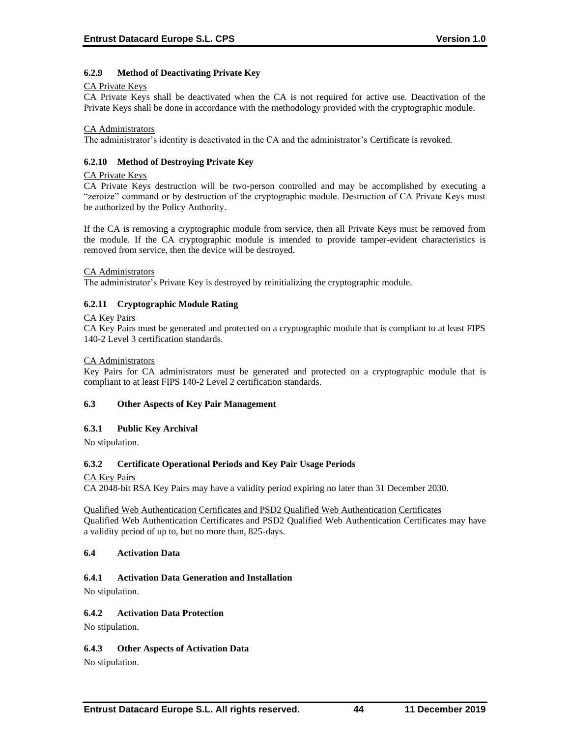### 6.2.9 Method of Deactivating Private Key

<u>CA Private Keys</u>

CA Private Keys shall be deactivated when the CA is not required for active use. Deactivation of the Private Keys shall be done in accordance with the methodology provided with the cryptographic module.

<u>CA Administrators</u>

The administrator's identity is deactivated in the CA and the administrator's Certificate is revoked.

### 6.2.10 Method of Destroying Private Key

<u>CA Private Keys</u>

CA Private Keys destruction will be two-person controlled and may be accomplished by executing a "zeroize" command or by destruction of the cryptographic module. Destruction of CA Private Keys must be authorized by the Policy Authority.

If the CA is removing a cryptographic module from service, then all Private Keys must be removed from the module. If the CA cryptographic module is intended to provide tamper-evident characteristics is removed from service, then the device will be destroyed.

<u>CA Administrators</u>

The administrator's Private Key is destroyed by reinitializing the cryptographic module.

### 6.2.11 Cryptographic Module Rating

<u>CA Key Pairs</u>

CA Key Pairs must be generated and protected on a cryptographic module that is compliant to at least FIPS 140-2 Level 3 certification standards.

<u>CA Administrators</u>

Key Pairs for CA administrators must be generated and protected on a cryptographic module that is compliant to at least FIPS 140-2 Level 2 certification standards.

## 6.3 Other Aspects of Key Pair Management

### 6.3.1 Public Key Archival

No stipulation.

### 6.3.2 Certificate Operational Periods and Key Pair Usage Periods

<u>CA Key Pairs</u>

CA 2048-bit RSA Key Pairs may have a validity period expiring no later than 31 December 2030.

<u>Qualified Web Authentication Certificates and PSD2 Qualified Web Authentication Certificates</u>

Qualified Web Authentication Certificates and PSD2 Qualified Web Authentication Certificates may have a validity period of up to, but no more than, 825-days.

## 6.4 Activation Data

### 6.4.1 Activation Data Generation and Installation

No stipulation.

### 6.4.2 Activation Data Protection

No stipulation.

### 6.4.3 Other Aspects of Activation Data

No stipulation.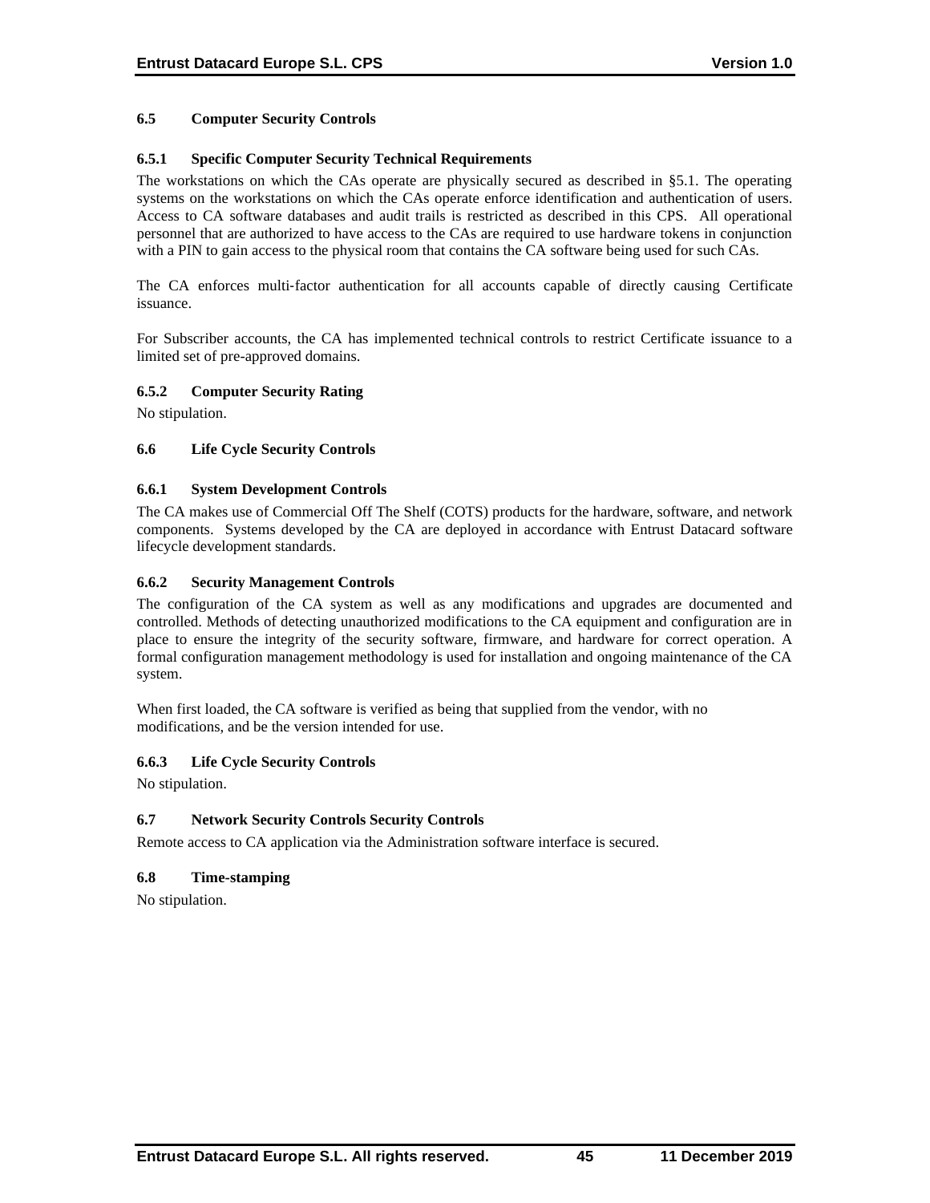## 6.5 Computer Security Controls

### 6.5.1 Specific Computer Security Technical Requirements

The workstations on which the CAs operate are physically secured as described in §5.1. The operating systems on the workstations on which the CAs operate enforce identification and authentication of users. Access to CA software databases and audit trails is restricted as described in this CPS. All operational personnel that are authorized to have access to the CAs are required to use hardware tokens in conjunction with a PIN to gain access to the physical room that contains the CA software being used for such CAs.

The CA enforces multi-factor authentication for all accounts capable of directly causing Certificate issuance.

For Subscriber accounts, the CA has implemented technical controls to restrict Certificate issuance to a limited set of pre-approved domains.

### 6.5.2 Computer Security Rating

No stipulation.

## 6.6 Life Cycle Security Controls

### 6.6.1 System Development Controls

The CA makes use of Commercial Off The Shelf (COTS) products for the hardware, software, and network components. Systems developed by the CA are deployed in accordance with Entrust Datacard software lifecycle development standards.

### 6.6.2 Security Management Controls

The configuration of the CA system as well as any modifications and upgrades are documented and controlled. Methods of detecting unauthorized modifications to the CA equipment and configuration are in place to ensure the integrity of the security software, firmware, and hardware for correct operation. A formal configuration management methodology is used for installation and ongoing maintenance of the CA system.

When first loaded, the CA software is verified as being that supplied from the vendor, with no modifications, and be the version intended for use.

### 6.6.3 Life Cycle Security Controls

No stipulation.

## 6.7 Network Security Controls Security Controls

Remote access to CA application via the Administration software interface is secured.

## 6.8 Time-stamping

No stipulation.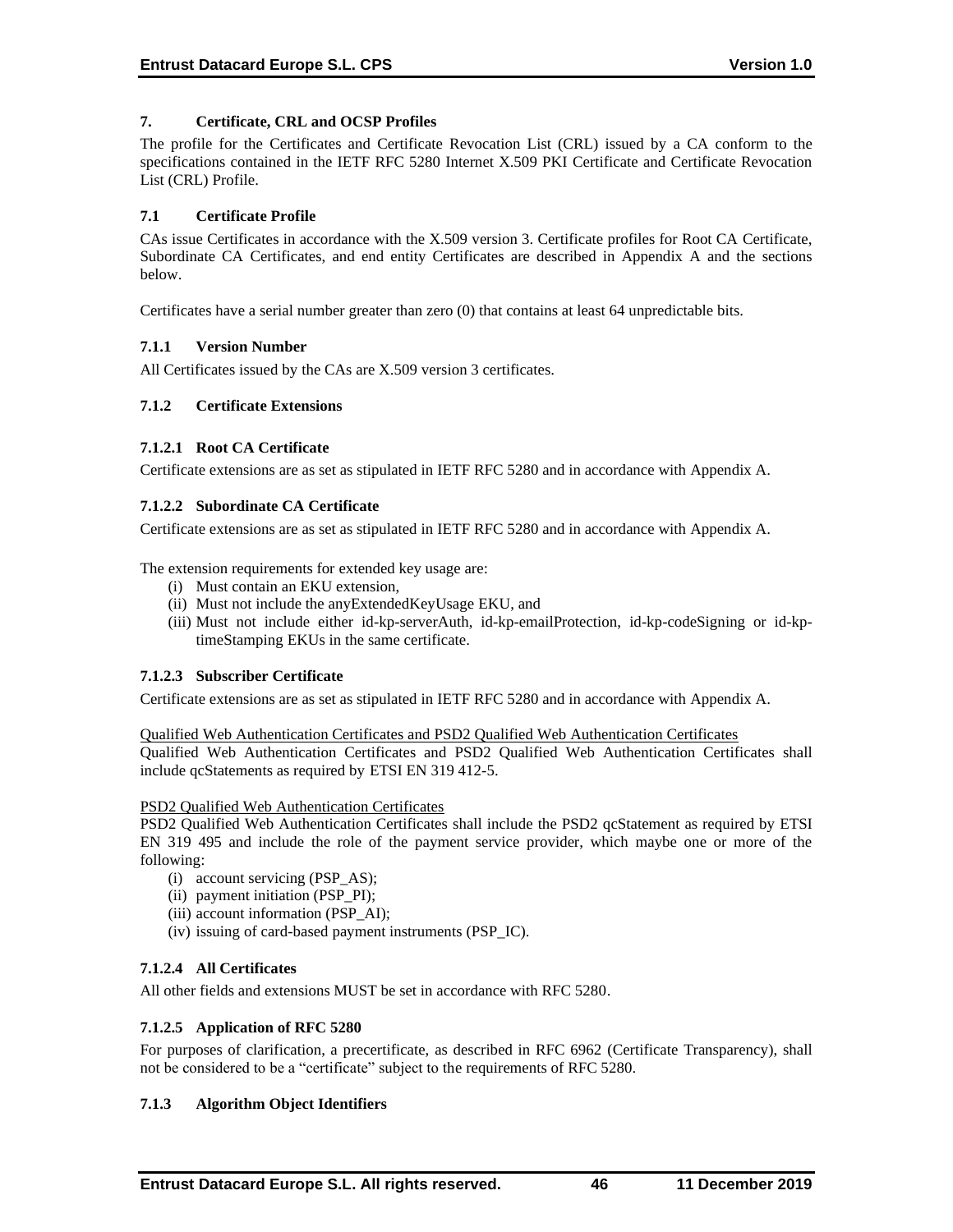# 7. Certificate, CRL and OCSP Profiles

The profile for the Certificates and Certificate Revocation List (CRL) issued by a CA conform to the specifications contained in the IETF RFC 5280 Internet X.509 PKI Certificate and Certificate Revocation List (CRL) Profile.

## 7.1 Certificate Profile

CAs issue Certificates in accordance with the X.509 version 3. Certificate profiles for Root CA Certificate, Subordinate CA Certificates, and end entity Certificates are described in Appendix A and the sections below.

Certificates have a serial number greater than zero (0) that contains at least 64 unpredictable bits.

### 7.1.1 Version Number

All Certificates issued by the CAs are X.509 version 3 certificates.

### 7.1.2 Certificate Extensions

#### 7.1.2.1 Root CA Certificate

Certificate extensions are as set as stipulated in IETF RFC 5280 and in accordance with Appendix A.

#### 7.1.2.2 Subordinate CA Certificate

Certificate extensions are as set as stipulated in IETF RFC 5280 and in accordance with Appendix A.

The extension requirements for extended key usage are:

(i) Must contain an EKU extension,
(ii) Must not include the anyExtendedKeyUsage EKU, and
(iii) Must not include either id-kp-serverAuth, id-kp-emailProtection, id-kp-codeSigning or id-kp-timeStamping EKUs in the same certificate.

#### 7.1.2.3 Subscriber Certificate

Certificate extensions are as set as stipulated in IETF RFC 5280 and in accordance with Appendix A.

Qualified Web Authentication Certificates and PSD2 Qualified Web Authentication Certificates

Qualified Web Authentication Certificates and PSD2 Qualified Web Authentication Certificates shall include qcStatements as required by ETSI EN 319 412-5.

PSD2 Qualified Web Authentication Certificates

PSD2 Qualified Web Authentication Certificates shall include the PSD2 qcStatement as required by ETSI EN 319 495 and include the role of the payment service provider, which maybe one or more of the following:

(i) account servicing (PSP_AS);
(ii) payment initiation (PSP_PI);
(iii) account information (PSP_AI);
(iv) issuing of card-based payment instruments (PSP_IC).

#### 7.1.2.4 All Certificates

All other fields and extensions MUST be set in accordance with RFC 5280.

#### 7.1.2.5 Application of RFC 5280

For purposes of clarification, a precertificate, as described in RFC 6962 (Certificate Transparency), shall not be considered to be a "certificate" subject to the requirements of RFC 5280.

### 7.1.3 Algorithm Object Identifiers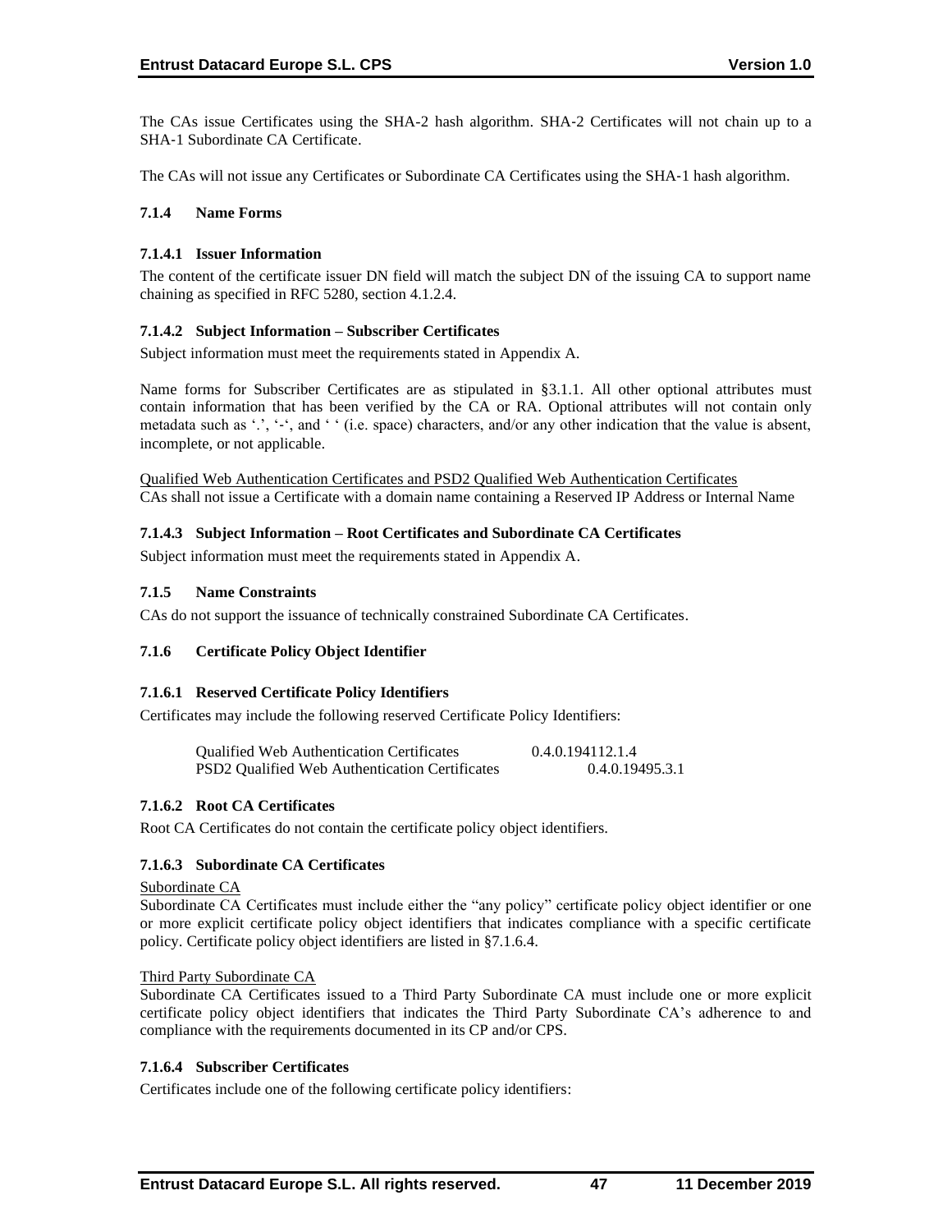The CAs issue Certificates using the SHA-2 hash algorithm. SHA-2 Certificates will not chain up to a SHA-1 Subordinate CA Certificate.

The CAs will not issue any Certificates or Subordinate CA Certificates using the SHA-1 hash algorithm.

### 7.1.4 Name Forms

#### 7.1.4.1 Issuer Information

The content of the certificate issuer DN field will match the subject DN of the issuing CA to support name chaining as specified in RFC 5280, section 4.1.2.4.

#### 7.1.4.2 Subject Information – Subscriber Certificates

Subject information must meet the requirements stated in Appendix A.

Name forms for Subscriber Certificates are as stipulated in §3.1.1. All other optional attributes must contain information that has been verified by the CA or RA. Optional attributes will not contain only metadata such as '.', '-', and ' ' (i.e. space) characters, and/or any other indication that the value is absent, incomplete, or not applicable.

Qualified Web Authentication Certificates and PSD2 Qualified Web Authentication Certificates
CAs shall not issue a Certificate with a domain name containing a Reserved IP Address or Internal Name

#### 7.1.4.3 Subject Information – Root Certificates and Subordinate CA Certificates

Subject information must meet the requirements stated in Appendix A.

### 7.1.5 Name Constraints

CAs do not support the issuance of technically constrained Subordinate CA Certificates.

### 7.1.6 Certificate Policy Object Identifier

#### 7.1.6.1 Reserved Certificate Policy Identifiers

Certificates may include the following reserved Certificate Policy Identifiers:

| | |
|---|---|
| Qualified Web Authentication Certificates | 0.4.0.194112.1.4 |
| PSD2 Qualified Web Authentication Certificates | 0.4.0.19495.3.1 |

#### 7.1.6.2 Root CA Certificates

Root CA Certificates do not contain the certificate policy object identifiers.

#### 7.1.6.3 Subordinate CA Certificates

Subordinate CA
Subordinate CA Certificates must include either the "any policy" certificate policy object identifier or one or more explicit certificate policy object identifiers that indicates compliance with a specific certificate policy. Certificate policy object identifiers are listed in §7.1.6.4.

Third Party Subordinate CA
Subordinate CA Certificates issued to a Third Party Subordinate CA must include one or more explicit certificate policy object identifiers that indicates the Third Party Subordinate CA's adherence to and compliance with the requirements documented in its CP and/or CPS.

#### 7.1.6.4 Subscriber Certificates

Certificates include one of the following certificate policy identifiers: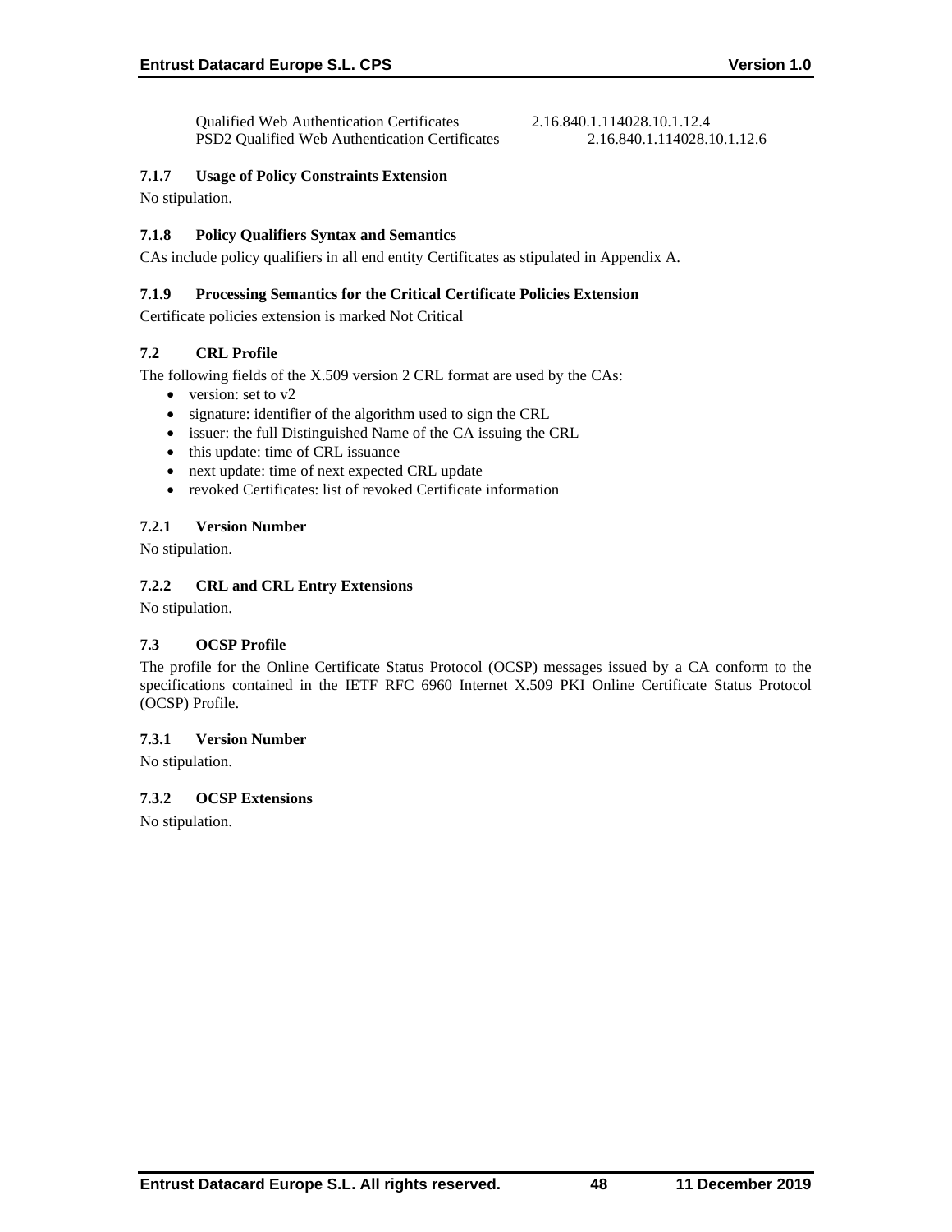| | |
|---|---|
| Qualified Web Authentication Certificates | 2.16.840.1.114028.10.1.12.4 |
| PSD2 Qualified Web Authentication Certificates | 2.16.840.1.114028.10.1.12.6 |

#### 7.1.7 Usage of Policy Constraints Extension

No stipulation.

#### 7.1.8 Policy Qualifiers Syntax and Semantics

CAs include policy qualifiers in all end entity Certificates as stipulated in Appendix A.

#### 7.1.9 Processing Semantics for the Critical Certificate Policies Extension

Certificate policies extension is marked Not Critical

### 7.2 CRL Profile

The following fields of the X.509 version 2 CRL format are used by the CAs:

- version: set to v2
- signature: identifier of the algorithm used to sign the CRL
- issuer: the full Distinguished Name of the CA issuing the CRL
- this update: time of CRL issuance
- next update: time of next expected CRL update
- revoked Certificates: list of revoked Certificate information

#### 7.2.1 Version Number

No stipulation.

#### 7.2.2 CRL and CRL Entry Extensions

No stipulation.

### 7.3 OCSP Profile

The profile for the Online Certificate Status Protocol (OCSP) messages issued by a CA conform to the specifications contained in the IETF RFC 6960 Internet X.509 PKI Online Certificate Status Protocol (OCSP) Profile.

#### 7.3.1 Version Number

No stipulation.

#### 7.3.2 OCSP Extensions

No stipulation.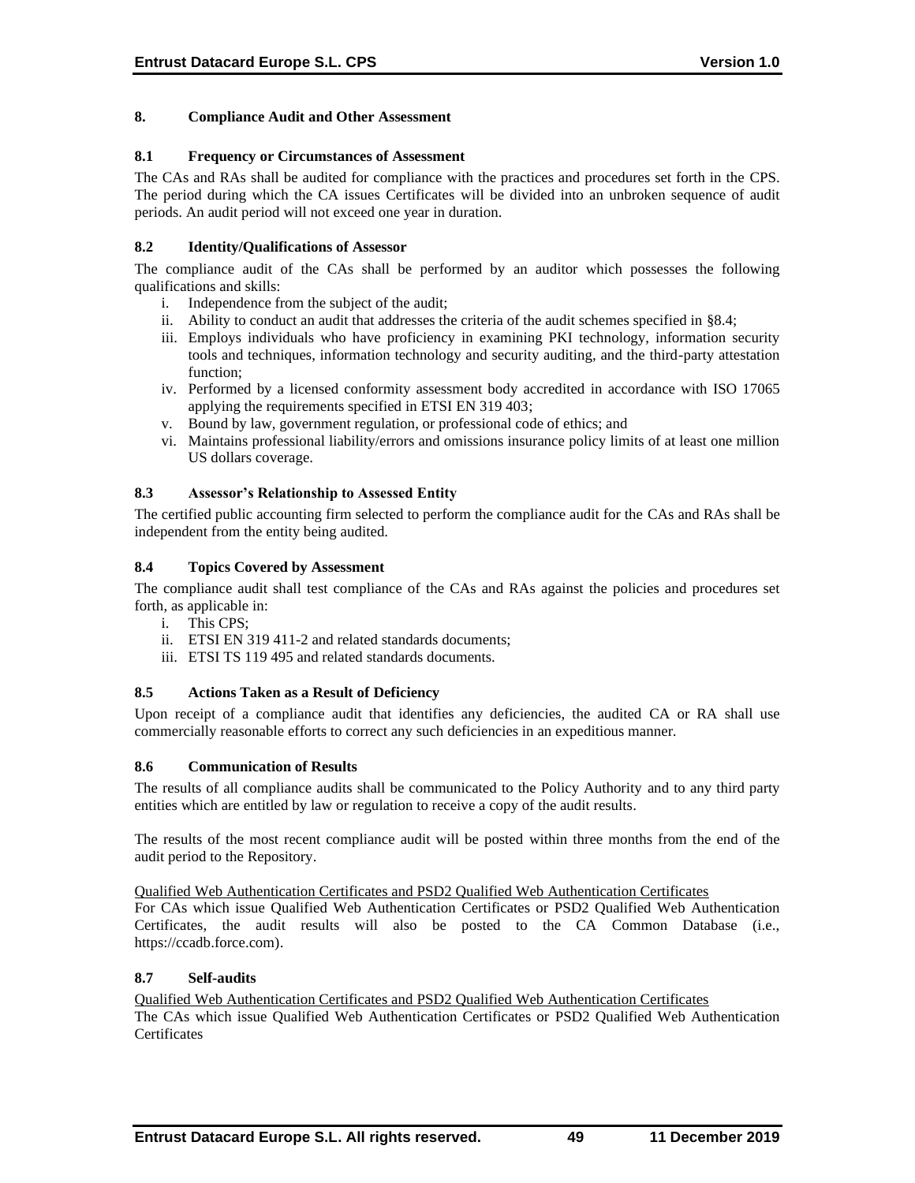## 8. Compliance Audit and Other Assessment

### 8.1 Frequency or Circumstances of Assessment

The CAs and RAs shall be audited for compliance with the practices and procedures set forth in the CPS. The period during which the CA issues Certificates will be divided into an unbroken sequence of audit periods. An audit period will not exceed one year in duration.

### 8.2 Identity/Qualifications of Assessor

The compliance audit of the CAs shall be performed by an auditor which possesses the following qualifications and skills:

i. Independence from the subject of the audit;
ii. Ability to conduct an audit that addresses the criteria of the audit schemes specified in §8.4;
iii. Employs individuals who have proficiency in examining PKI technology, information security tools and techniques, information technology and security auditing, and the third-party attestation function;
iv. Performed by a licensed conformity assessment body accredited in accordance with ISO 17065 applying the requirements specified in ETSI EN 319 403;
v. Bound by law, government regulation, or professional code of ethics; and
vi. Maintains professional liability/errors and omissions insurance policy limits of at least one million US dollars coverage.

### 8.3 Assessor's Relationship to Assessed Entity

The certified public accounting firm selected to perform the compliance audit for the CAs and RAs shall be independent from the entity being audited.

### 8.4 Topics Covered by Assessment

The compliance audit shall test compliance of the CAs and RAs against the policies and procedures set forth, as applicable in:

i. This CPS;
ii. ETSI EN 319 411-2 and related standards documents;
iii. ETSI TS 119 495 and related standards documents.

### 8.5 Actions Taken as a Result of Deficiency

Upon receipt of a compliance audit that identifies any deficiencies, the audited CA or RA shall use commercially reasonable efforts to correct any such deficiencies in an expeditious manner.

### 8.6 Communication of Results

The results of all compliance audits shall be communicated to the Policy Authority and to any third party entities which are entitled by law or regulation to receive a copy of the audit results.

The results of the most recent compliance audit will be posted within three months from the end of the audit period to the Repository.

Qualified Web Authentication Certificates and PSD2 Qualified Web Authentication Certificates

For CAs which issue Qualified Web Authentication Certificates or PSD2 Qualified Web Authentication Certificates, the audit results will also be posted to the CA Common Database (i.e., https://ccadb.force.com).

### 8.7 Self-audits

Qualified Web Authentication Certificates and PSD2 Qualified Web Authentication Certificates

The CAs which issue Qualified Web Authentication Certificates or PSD2 Qualified Web Authentication Certificates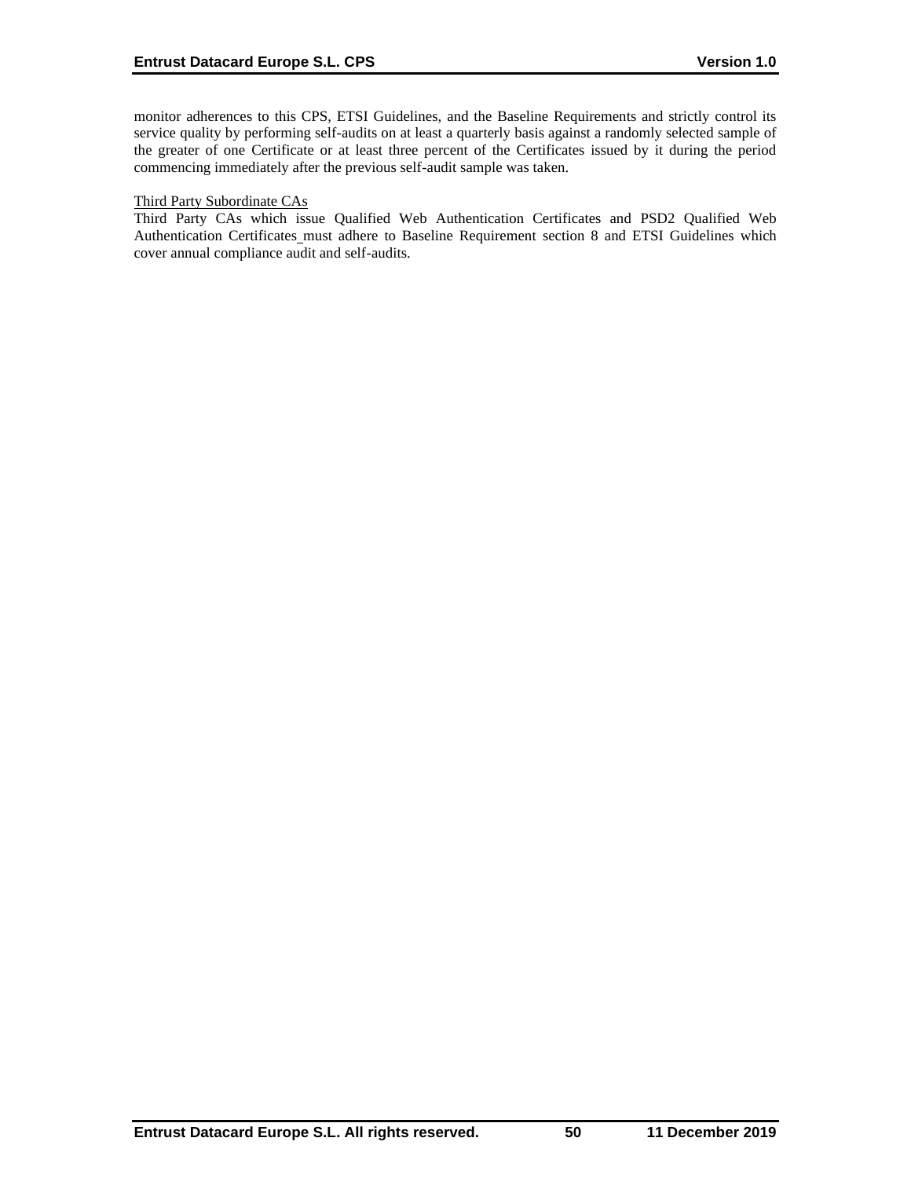monitor adherences to this CPS, ETSI Guidelines, and the Baseline Requirements and strictly control its service quality by performing self-audits on at least a quarterly basis against a randomly selected sample of the greater of one Certificate or at least three percent of the Certificates issued by it during the period commencing immediately after the previous self-audit sample was taken.

Third Party Subordinate CAs

Third Party CAs which issue Qualified Web Authentication Certificates and PSD2 Qualified Web Authentication Certificates must adhere to Baseline Requirement section 8 and ETSI Guidelines which cover annual compliance audit and self-audits.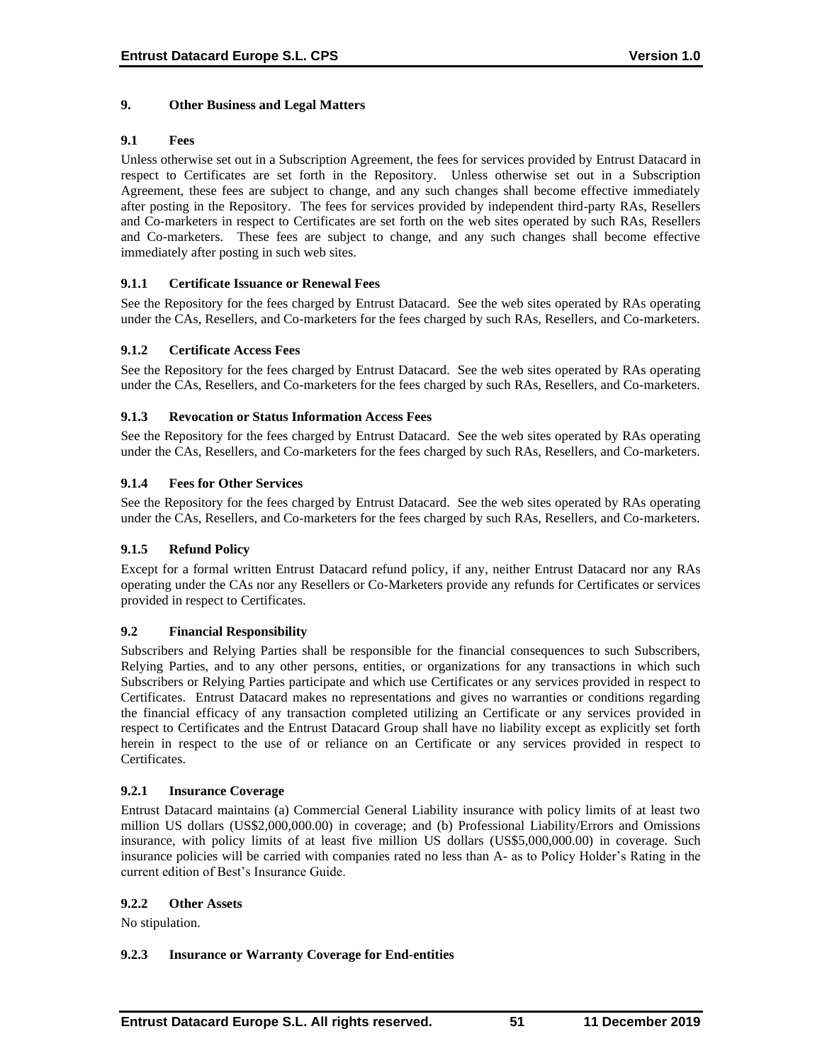# 9. Other Business and Legal Matters

## 9.1 Fees

Unless otherwise set out in a Subscription Agreement, the fees for services provided by Entrust Datacard in respect to Certificates are set forth in the Repository. Unless otherwise set out in a Subscription Agreement, these fees are subject to change, and any such changes shall become effective immediately after posting in the Repository. The fees for services provided by independent third-party RAs, Resellers and Co-marketers in respect to Certificates are set forth on the web sites operated by such RAs, Resellers and Co-marketers. These fees are subject to change, and any such changes shall become effective immediately after posting in such web sites.

### 9.1.1 Certificate Issuance or Renewal Fees

See the Repository for the fees charged by Entrust Datacard. See the web sites operated by RAs operating under the CAs, Resellers, and Co-marketers for the fees charged by such RAs, Resellers, and Co-marketers.

### 9.1.2 Certificate Access Fees

See the Repository for the fees charged by Entrust Datacard. See the web sites operated by RAs operating under the CAs, Resellers, and Co-marketers for the fees charged by such RAs, Resellers, and Co-marketers.

### 9.1.3 Revocation or Status Information Access Fees

See the Repository for the fees charged by Entrust Datacard. See the web sites operated by RAs operating under the CAs, Resellers, and Co-marketers for the fees charged by such RAs, Resellers, and Co-marketers.

### 9.1.4 Fees for Other Services

See the Repository for the fees charged by Entrust Datacard. See the web sites operated by RAs operating under the CAs, Resellers, and Co-marketers for the fees charged by such RAs, Resellers, and Co-marketers.

### 9.1.5 Refund Policy

Except for a formal written Entrust Datacard refund policy, if any, neither Entrust Datacard nor any RAs operating under the CAs nor any Resellers or Co-Marketers provide any refunds for Certificates or services provided in respect to Certificates.

## 9.2 Financial Responsibility

Subscribers and Relying Parties shall be responsible for the financial consequences to such Subscribers, Relying Parties, and to any other persons, entities, or organizations for any transactions in which such Subscribers or Relying Parties participate and which use Certificates or any services provided in respect to Certificates. Entrust Datacard makes no representations and gives no warranties or conditions regarding the financial efficacy of any transaction completed utilizing an Certificate or any services provided in respect to Certificates and the Entrust Datacard Group shall have no liability except as explicitly set forth herein in respect to the use of or reliance on an Certificate or any services provided in respect to Certificates.

### 9.2.1 Insurance Coverage

Entrust Datacard maintains (a) Commercial General Liability insurance with policy limits of at least two million US dollars (US$2,000,000.00) in coverage; and (b) Professional Liability/Errors and Omissions insurance, with policy limits of at least five million US dollars (US$5,000,000.00) in coverage. Such insurance policies will be carried with companies rated no less than A- as to Policy Holder's Rating in the current edition of Best's Insurance Guide.

### 9.2.2 Other Assets

No stipulation.

### 9.2.3 Insurance or Warranty Coverage for End-entities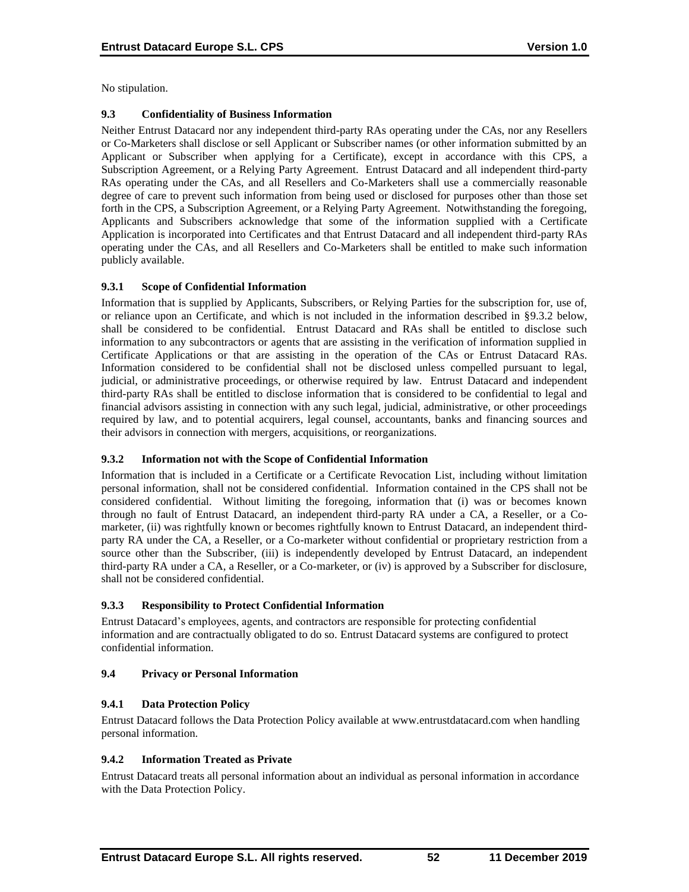No stipulation.

### 9.3 Confidentiality of Business Information

Neither Entrust Datacard nor any independent third-party RAs operating under the CAs, nor any Resellers or Co-Marketers shall disclose or sell Applicant or Subscriber names (or other information submitted by an Applicant or Subscriber when applying for a Certificate), except in accordance with this CPS, a Subscription Agreement, or a Relying Party Agreement. Entrust Datacard and all independent third-party RAs operating under the CAs, and all Resellers and Co-Marketers shall use a commercially reasonable degree of care to prevent such information from being used or disclosed for purposes other than those set forth in the CPS, a Subscription Agreement, or a Relying Party Agreement. Notwithstanding the foregoing, Applicants and Subscribers acknowledge that some of the information supplied with a Certificate Application is incorporated into Certificates and that Entrust Datacard and all independent third-party RAs operating under the CAs, and all Resellers and Co-Marketers shall be entitled to make such information publicly available.

#### 9.3.1 Scope of Confidential Information

Information that is supplied by Applicants, Subscribers, or Relying Parties for the subscription for, use of, or reliance upon an Certificate, and which is not included in the information described in §9.3.2 below, shall be considered to be confidential. Entrust Datacard and RAs shall be entitled to disclose such information to any subcontractors or agents that are assisting in the verification of information supplied in Certificate Applications or that are assisting in the operation of the CAs or Entrust Datacard RAs. Information considered to be confidential shall not be disclosed unless compelled pursuant to legal, judicial, or administrative proceedings, or otherwise required by law. Entrust Datacard and independent third-party RAs shall be entitled to disclose information that is considered to be confidential to legal and financial advisors assisting in connection with any such legal, judicial, administrative, or other proceedings required by law, and to potential acquirers, legal counsel, accountants, banks and financing sources and their advisors in connection with mergers, acquisitions, or reorganizations.

#### 9.3.2 Information not with the Scope of Confidential Information

Information that is included in a Certificate or a Certificate Revocation List, including without limitation personal information, shall not be considered confidential. Information contained in the CPS shall not be considered confidential. Without limiting the foregoing, information that (i) was or becomes known through no fault of Entrust Datacard, an independent third-party RA under a CA, a Reseller, or a Co-marketer, (ii) was rightfully known or becomes rightfully known to Entrust Datacard, an independent third-party RA under the CA, a Reseller, or a Co-marketer without confidential or proprietary restriction from a source other than the Subscriber, (iii) is independently developed by Entrust Datacard, an independent third-party RA under a CA, a Reseller, or a Co-marketer, or (iv) is approved by a Subscriber for disclosure, shall not be considered confidential.

#### 9.3.3 Responsibility to Protect Confidential Information

Entrust Datacard's employees, agents, and contractors are responsible for protecting confidential information and are contractually obligated to do so. Entrust Datacard systems are configured to protect confidential information.

### 9.4 Privacy or Personal Information

#### 9.4.1 Data Protection Policy

Entrust Datacard follows the Data Protection Policy available at www.entrustdatacard.com when handling personal information.

#### 9.4.2 Information Treated as Private

Entrust Datacard treats all personal information about an individual as personal information in accordance with the Data Protection Policy.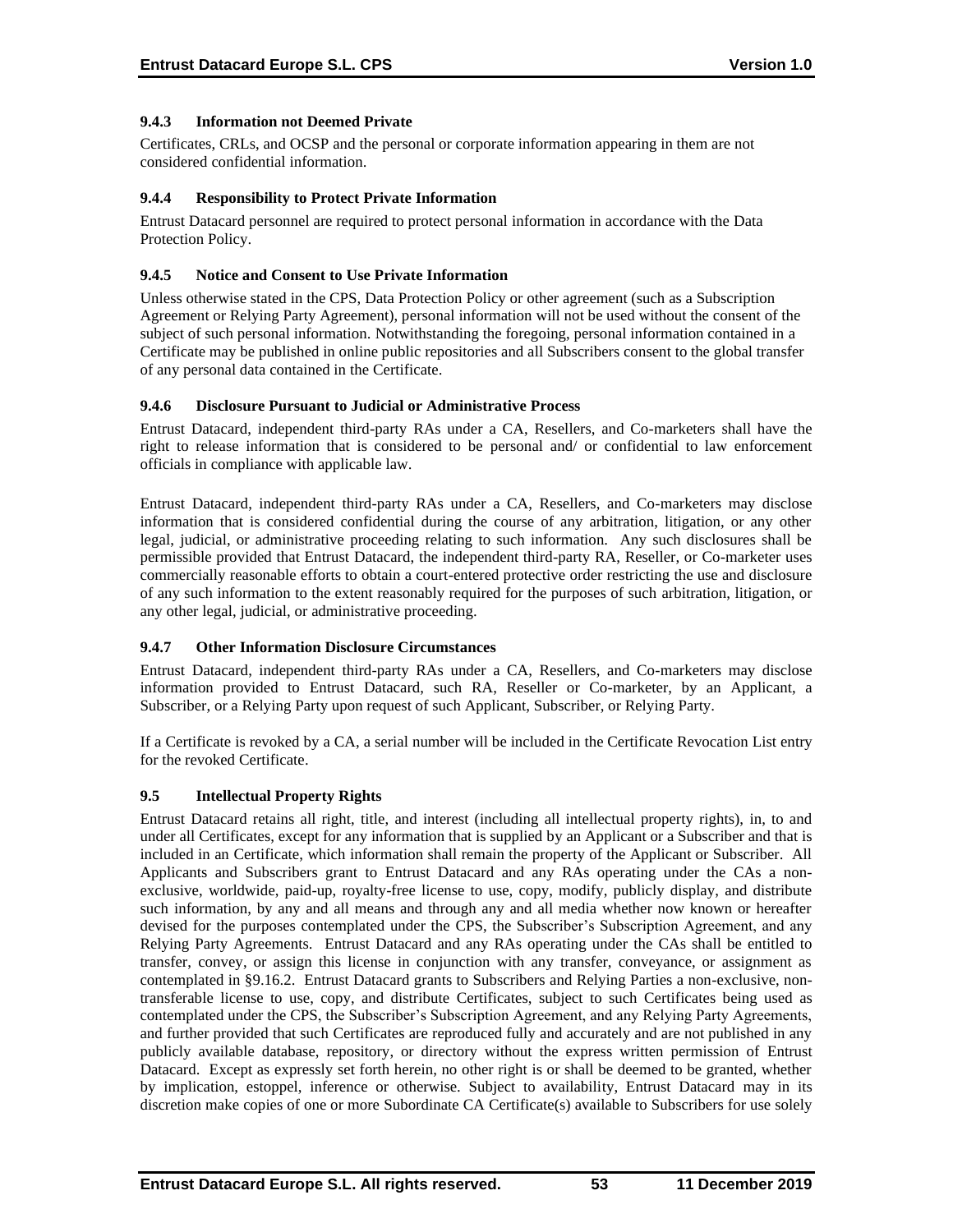### 9.4.3 Information not Deemed Private

Certificates, CRLs, and OCSP and the personal or corporate information appearing in them are not considered confidential information.

### 9.4.4 Responsibility to Protect Private Information

Entrust Datacard personnel are required to protect personal information in accordance with the Data Protection Policy.

### 9.4.5 Notice and Consent to Use Private Information

Unless otherwise stated in the CPS, Data Protection Policy or other agreement (such as a Subscription Agreement or Relying Party Agreement), personal information will not be used without the consent of the subject of such personal information. Notwithstanding the foregoing, personal information contained in a Certificate may be published in online public repositories and all Subscribers consent to the global transfer of any personal data contained in the Certificate.

### 9.4.6 Disclosure Pursuant to Judicial or Administrative Process

Entrust Datacard, independent third-party RAs under a CA, Resellers, and Co-marketers shall have the right to release information that is considered to be personal and/ or confidential to law enforcement officials in compliance with applicable law.

Entrust Datacard, independent third-party RAs under a CA, Resellers, and Co-marketers may disclose information that is considered confidential during the course of any arbitration, litigation, or any other legal, judicial, or administrative proceeding relating to such information. Any such disclosures shall be permissible provided that Entrust Datacard, the independent third-party RA, Reseller, or Co-marketer uses commercially reasonable efforts to obtain a court-entered protective order restricting the use and disclosure of any such information to the extent reasonably required for the purposes of such arbitration, litigation, or any other legal, judicial, or administrative proceeding.

### 9.4.7 Other Information Disclosure Circumstances

Entrust Datacard, independent third-party RAs under a CA, Resellers, and Co-marketers may disclose information provided to Entrust Datacard, such RA, Reseller or Co-marketer, by an Applicant, a Subscriber, or a Relying Party upon request of such Applicant, Subscriber, or Relying Party.

If a Certificate is revoked by a CA, a serial number will be included in the Certificate Revocation List entry for the revoked Certificate.

## 9.5 Intellectual Property Rights

Entrust Datacard retains all right, title, and interest (including all intellectual property rights), in, to and under all Certificates, except for any information that is supplied by an Applicant or a Subscriber and that is included in an Certificate, which information shall remain the property of the Applicant or Subscriber. All Applicants and Subscribers grant to Entrust Datacard and any RAs operating under the CAs a non-exclusive, worldwide, paid-up, royalty-free license to use, copy, modify, publicly display, and distribute such information, by any and all means and through any and all media whether now known or hereafter devised for the purposes contemplated under the CPS, the Subscriber's Subscription Agreement, and any Relying Party Agreements. Entrust Datacard and any RAs operating under the CAs shall be entitled to transfer, convey, or assign this license in conjunction with any transfer, conveyance, or assignment as contemplated in §9.16.2. Entrust Datacard grants to Subscribers and Relying Parties a non-exclusive, non-transferable license to use, copy, and distribute Certificates, subject to such Certificates being used as contemplated under the CPS, the Subscriber's Subscription Agreement, and any Relying Party Agreements, and further provided that such Certificates are reproduced fully and accurately and are not published in any publicly available database, repository, or directory without the express written permission of Entrust Datacard. Except as expressly set forth herein, no other right is or shall be deemed to be granted, whether by implication, estoppel, inference or otherwise. Subject to availability, Entrust Datacard may in its discretion make copies of one or more Subordinate CA Certificate(s) available to Subscribers for use solely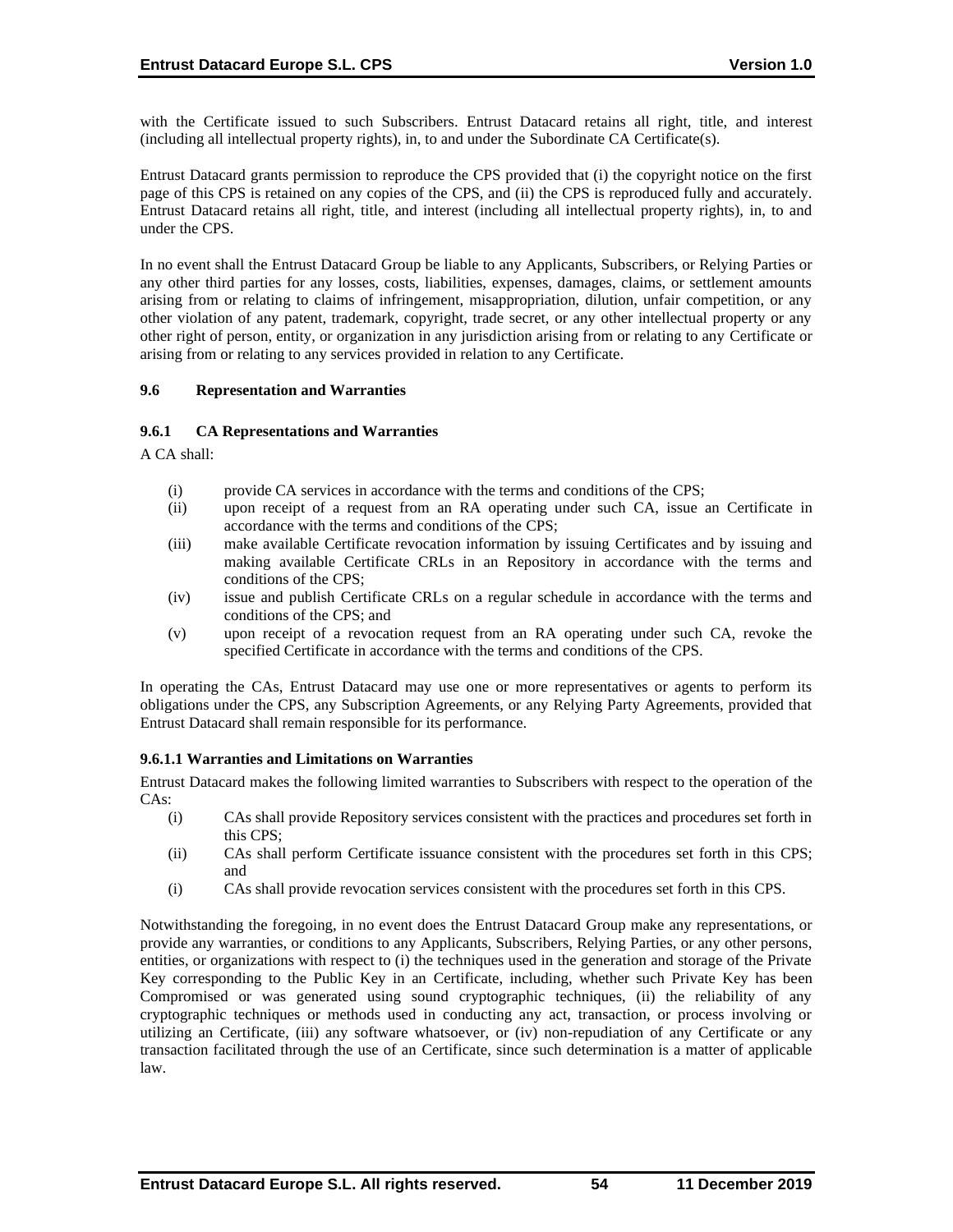with the Certificate issued to such Subscribers. Entrust Datacard retains all right, title, and interest (including all intellectual property rights), in, to and under the Subordinate CA Certificate(s).

Entrust Datacard grants permission to reproduce the CPS provided that (i) the copyright notice on the first page of this CPS is retained on any copies of the CPS, and (ii) the CPS is reproduced fully and accurately. Entrust Datacard retains all right, title, and interest (including all intellectual property rights), in, to and under the CPS.

In no event shall the Entrust Datacard Group be liable to any Applicants, Subscribers, or Relying Parties or any other third parties for any losses, costs, liabilities, expenses, damages, claims, or settlement amounts arising from or relating to claims of infringement, misappropriation, dilution, unfair competition, or any other violation of any patent, trademark, copyright, trade secret, or any other intellectual property or any other right of person, entity, or organization in any jurisdiction arising from or relating to any Certificate or arising from or relating to any services provided in relation to any Certificate.

### 9.6 Representation and Warranties

#### 9.6.1 CA Representations and Warranties

A CA shall:

(i) provide CA services in accordance with the terms and conditions of the CPS;

(ii) upon receipt of a request from an RA operating under such CA, issue an Certificate in accordance with the terms and conditions of the CPS;

(iii) make available Certificate revocation information by issuing Certificates and by issuing and making available Certificate CRLs in an Repository in accordance with the terms and conditions of the CPS;

(iv) issue and publish Certificate CRLs on a regular schedule in accordance with the terms and conditions of the CPS; and

(v) upon receipt of a revocation request from an RA operating under such CA, revoke the specified Certificate in accordance with the terms and conditions of the CPS.

In operating the CAs, Entrust Datacard may use one or more representatives or agents to perform its obligations under the CPS, any Subscription Agreements, or any Relying Party Agreements, provided that Entrust Datacard shall remain responsible for its performance.

#### 9.6.1.1 Warranties and Limitations on Warranties

Entrust Datacard makes the following limited warranties to Subscribers with respect to the operation of the CAs:

(i) CAs shall provide Repository services consistent with the practices and procedures set forth in this CPS;

(ii) CAs shall perform Certificate issuance consistent with the procedures set forth in this CPS; and

(i) CAs shall provide revocation services consistent with the procedures set forth in this CPS.

Notwithstanding the foregoing, in no event does the Entrust Datacard Group make any representations, or provide any warranties, or conditions to any Applicants, Subscribers, Relying Parties, or any other persons, entities, or organizations with respect to (i) the techniques used in the generation and storage of the Private Key corresponding to the Public Key in an Certificate, including, whether such Private Key has been Compromised or was generated using sound cryptographic techniques, (ii) the reliability of any cryptographic techniques or methods used in conducting any act, transaction, or process involving or utilizing an Certificate, (iii) any software whatsoever, or (iv) non-repudiation of any Certificate or any transaction facilitated through the use of an Certificate, since such determination is a matter of applicable law.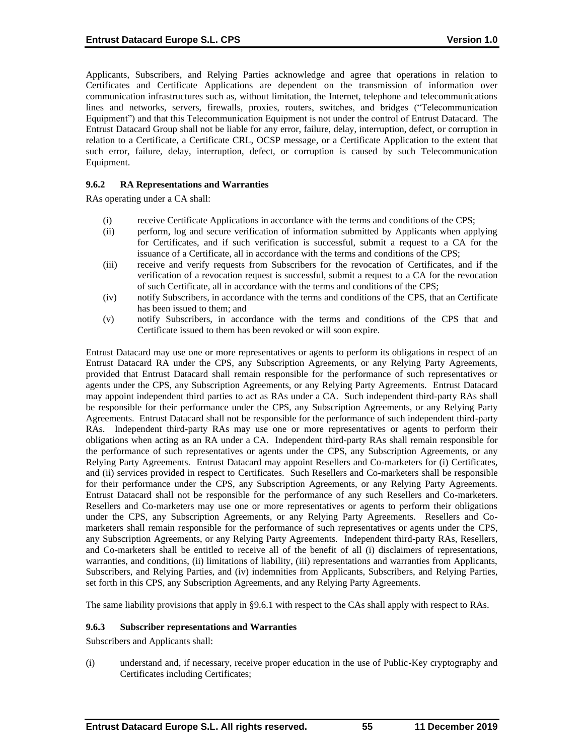Applicants, Subscribers, and Relying Parties acknowledge and agree that operations in relation to Certificates and Certificate Applications are dependent on the transmission of information over communication infrastructures such as, without limitation, the Internet, telephone and telecommunications lines and networks, servers, firewalls, proxies, routers, switches, and bridges ("Telecommunication Equipment") and that this Telecommunication Equipment is not under the control of Entrust Datacard. The Entrust Datacard Group shall not be liable for any error, failure, delay, interruption, defect, or corruption in relation to a Certificate, a Certificate CRL, OCSP message, or a Certificate Application to the extent that such error, failure, delay, interruption, defect, or corruption is caused by such Telecommunication Equipment.

### 9.6.2 RA Representations and Warranties

RAs operating under a CA shall:

- (i) receive Certificate Applications in accordance with the terms and conditions of the CPS;
- (ii) perform, log and secure verification of information submitted by Applicants when applying for Certificates, and if such verification is successful, submit a request to a CA for the issuance of a Certificate, all in accordance with the terms and conditions of the CPS;
- (iii) receive and verify requests from Subscribers for the revocation of Certificates, and if the verification of a revocation request is successful, submit a request to a CA for the revocation of such Certificate, all in accordance with the terms and conditions of the CPS;
- (iv) notify Subscribers, in accordance with the terms and conditions of the CPS, that an Certificate has been issued to them; and
- (v) notify Subscribers, in accordance with the terms and conditions of the CPS that and Certificate issued to them has been revoked or will soon expire.

Entrust Datacard may use one or more representatives or agents to perform its obligations in respect of an Entrust Datacard RA under the CPS, any Subscription Agreements, or any Relying Party Agreements, provided that Entrust Datacard shall remain responsible for the performance of such representatives or agents under the CPS, any Subscription Agreements, or any Relying Party Agreements. Entrust Datacard may appoint independent third parties to act as RAs under a CA. Such independent third-party RAs shall be responsible for their performance under the CPS, any Subscription Agreements, or any Relying Party Agreements. Entrust Datacard shall not be responsible for the performance of such independent third-party RAs. Independent third-party RAs may use one or more representatives or agents to perform their obligations when acting as an RA under a CA. Independent third-party RAs shall remain responsible for the performance of such representatives or agents under the CPS, any Subscription Agreements, or any Relying Party Agreements. Entrust Datacard may appoint Resellers and Co-marketers for (i) Certificates, and (ii) services provided in respect to Certificates. Such Resellers and Co-marketers shall be responsible for their performance under the CPS, any Subscription Agreements, or any Relying Party Agreements. Entrust Datacard shall not be responsible for the performance of any such Resellers and Co-marketers. Resellers and Co-marketers may use one or more representatives or agents to perform their obligations under the CPS, any Subscription Agreements, or any Relying Party Agreements. Resellers and Co-marketers shall remain responsible for the performance of such representatives or agents under the CPS, any Subscription Agreements, or any Relying Party Agreements. Independent third-party RAs, Resellers, and Co-marketers shall be entitled to receive all of the benefit of all (i) disclaimers of representations, warranties, and conditions, (ii) limitations of liability, (iii) representations and warranties from Applicants, Subscribers, and Relying Parties, and (iv) indemnities from Applicants, Subscribers, and Relying Parties, set forth in this CPS, any Subscription Agreements, and any Relying Party Agreements.

The same liability provisions that apply in §9.6.1 with respect to the CAs shall apply with respect to RAs.

### 9.6.3 Subscriber representations and Warranties

Subscribers and Applicants shall:

- (i) understand and, if necessary, receive proper education in the use of Public-Key cryptography and Certificates including Certificates;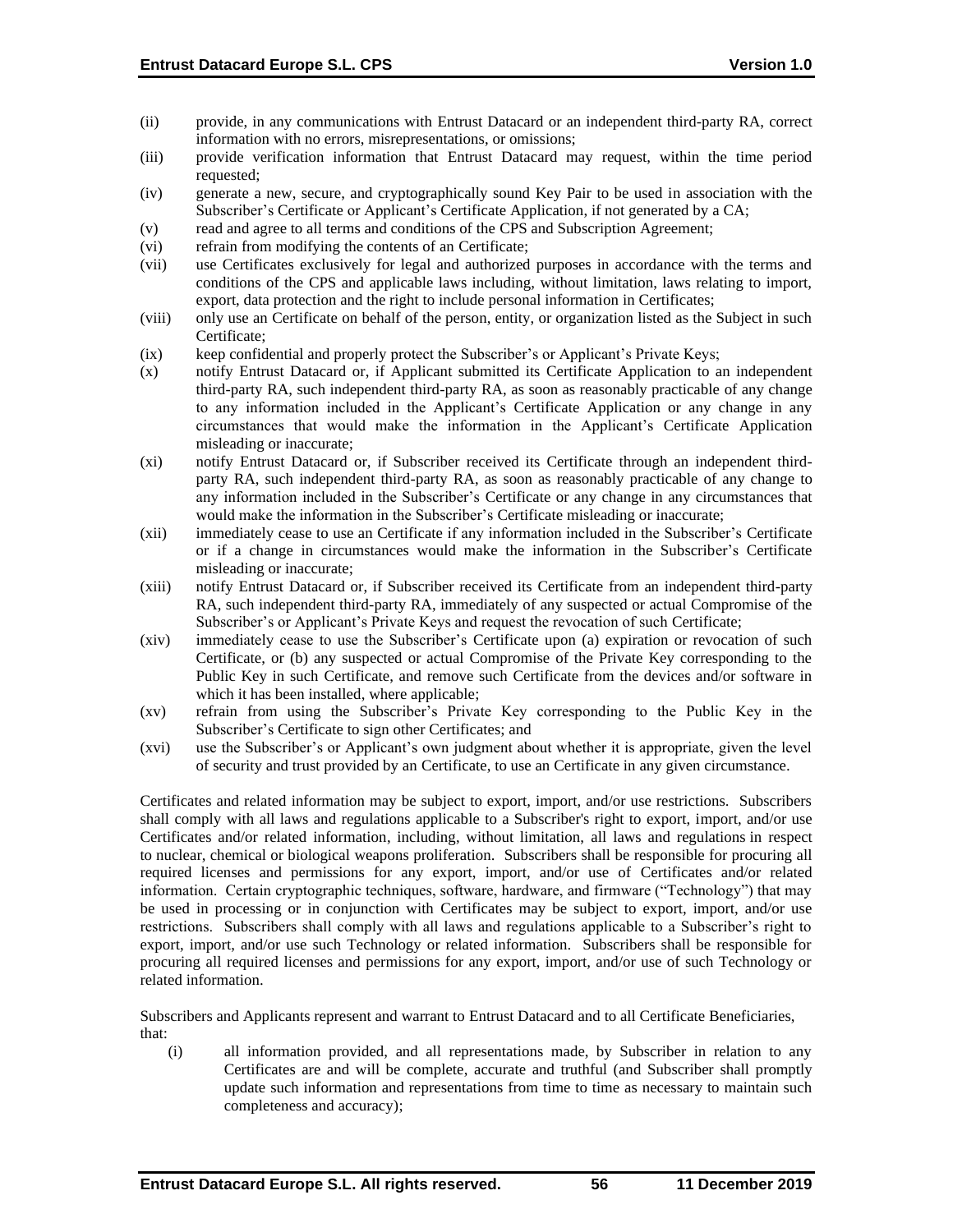(ii) provide, in any communications with Entrust Datacard or an independent third-party RA, correct information with no errors, misrepresentations, or omissions;

(iii) provide verification information that Entrust Datacard may request, within the time period requested;

(iv) generate a new, secure, and cryptographically sound Key Pair to be used in association with the Subscriber's Certificate or Applicant's Certificate Application, if not generated by a CA;

(v) read and agree to all terms and conditions of the CPS and Subscription Agreement;

(vi) refrain from modifying the contents of an Certificate;

(vii) use Certificates exclusively for legal and authorized purposes in accordance with the terms and conditions of the CPS and applicable laws including, without limitation, laws relating to import, export, data protection and the right to include personal information in Certificates;

(viii) only use an Certificate on behalf of the person, entity, or organization listed as the Subject in such Certificate;

(ix) keep confidential and properly protect the Subscriber's or Applicant's Private Keys;

(x) notify Entrust Datacard or, if Applicant submitted its Certificate Application to an independent third-party RA, such independent third-party RA, as soon as reasonably practicable of any change to any information included in the Applicant's Certificate Application or any change in any circumstances that would make the information in the Applicant's Certificate Application misleading or inaccurate;

(xi) notify Entrust Datacard or, if Subscriber received its Certificate through an independent third-party RA, such independent third-party RA, as soon as reasonably practicable of any change to any information included in the Subscriber's Certificate or any change in any circumstances that would make the information in the Subscriber's Certificate misleading or inaccurate;

(xii) immediately cease to use an Certificate if any information included in the Subscriber's Certificate or if a change in circumstances would make the information in the Subscriber's Certificate misleading or inaccurate;

(xiii) notify Entrust Datacard or, if Subscriber received its Certificate from an independent third-party RA, such independent third-party RA, immediately of any suspected or actual Compromise of the Subscriber's or Applicant's Private Keys and request the revocation of such Certificate;

(xiv) immediately cease to use the Subscriber's Certificate upon (a) expiration or revocation of such Certificate, or (b) any suspected or actual Compromise of the Private Key corresponding to the Public Key in such Certificate, and remove such Certificate from the devices and/or software in which it has been installed, where applicable;

(xv) refrain from using the Subscriber's Private Key corresponding to the Public Key in the Subscriber's Certificate to sign other Certificates; and

(xvi) use the Subscriber's or Applicant's own judgment about whether it is appropriate, given the level of security and trust provided by an Certificate, to use an Certificate in any given circumstance.

Certificates and related information may be subject to export, import, and/or use restrictions. Subscribers shall comply with all laws and regulations applicable to a Subscriber's right to export, import, and/or use Certificates and/or related information, including, without limitation, all laws and regulations in respect to nuclear, chemical or biological weapons proliferation. Subscribers shall be responsible for procuring all required licenses and permissions for any export, import, and/or use of Certificates and/or related information. Certain cryptographic techniques, software, hardware, and firmware ("Technology") that may be used in processing or in conjunction with Certificates may be subject to export, import, and/or use restrictions. Subscribers shall comply with all laws and regulations applicable to a Subscriber's right to export, import, and/or use such Technology or related information. Subscribers shall be responsible for procuring all required licenses and permissions for any export, import, and/or use of such Technology or related information.

Subscribers and Applicants represent and warrant to Entrust Datacard and to all Certificate Beneficiaries, that:

(i) all information provided, and all representations made, by Subscriber in relation to any Certificates are and will be complete, accurate and truthful (and Subscriber shall promptly update such information and representations from time to time as necessary to maintain such completeness and accuracy);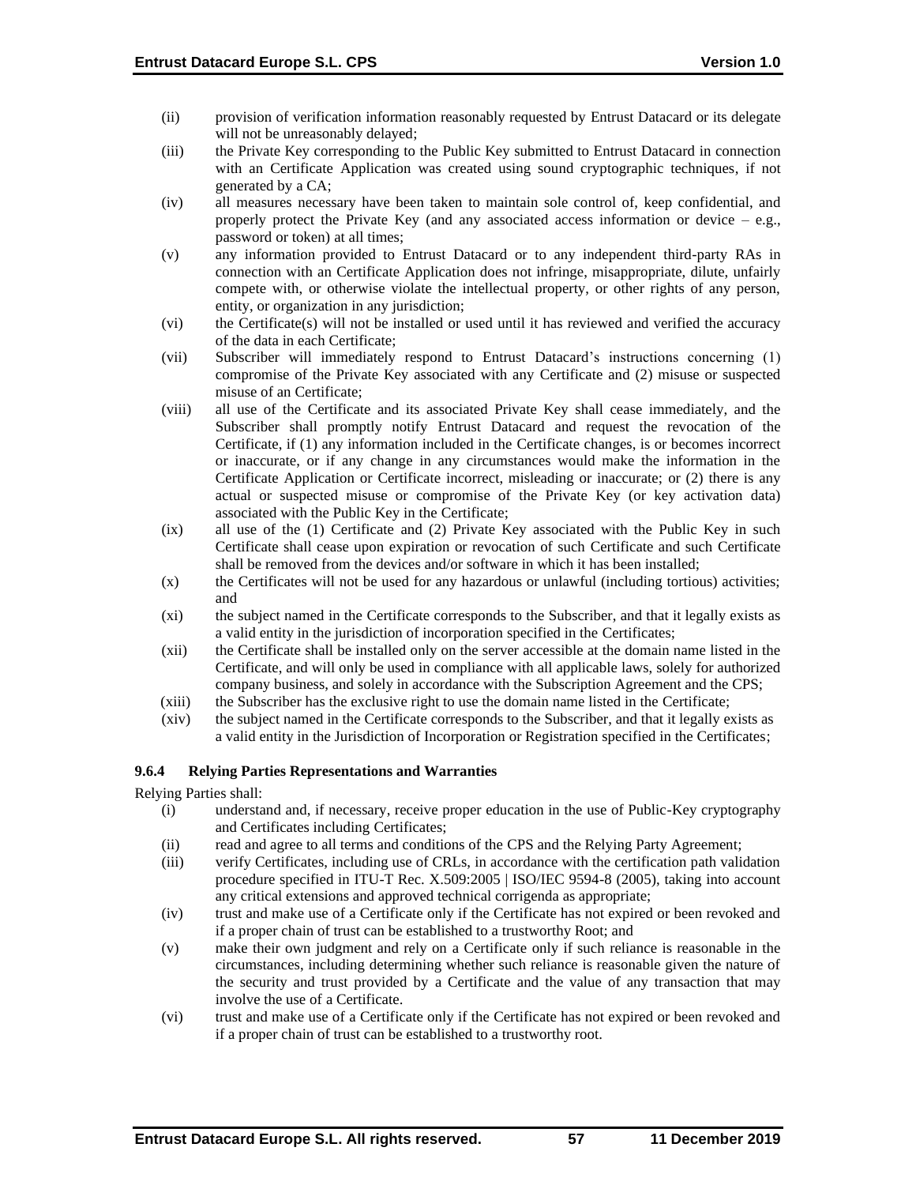(ii) provision of verification information reasonably requested by Entrust Datacard or its delegate will not be unreasonably delayed;

(iii) the Private Key corresponding to the Public Key submitted to Entrust Datacard in connection with an Certificate Application was created using sound cryptographic techniques, if not generated by a CA;

(iv) all measures necessary have been taken to maintain sole control of, keep confidential, and properly protect the Private Key (and any associated access information or device – e.g., password or token) at all times;

(v) any information provided to Entrust Datacard or to any independent third-party RAs in connection with an Certificate Application does not infringe, misappropriate, dilute, unfairly compete with, or otherwise violate the intellectual property, or other rights of any person, entity, or organization in any jurisdiction;

(vi) the Certificate(s) will not be installed or used until it has reviewed and verified the accuracy of the data in each Certificate;

(vii) Subscriber will immediately respond to Entrust Datacard's instructions concerning (1) compromise of the Private Key associated with any Certificate and (2) misuse or suspected misuse of an Certificate;

(viii) all use of the Certificate and its associated Private Key shall cease immediately, and the Subscriber shall promptly notify Entrust Datacard and request the revocation of the Certificate, if (1) any information included in the Certificate changes, is or becomes incorrect or inaccurate, or if any change in any circumstances would make the information in the Certificate Application or Certificate incorrect, misleading or inaccurate; or (2) there is any actual or suspected misuse or compromise of the Private Key (or key activation data) associated with the Public Key in the Certificate;

(ix) all use of the (1) Certificate and (2) Private Key associated with the Public Key in such Certificate shall cease upon expiration or revocation of such Certificate and such Certificate shall be removed from the devices and/or software in which it has been installed;

(x) the Certificates will not be used for any hazardous or unlawful (including tortious) activities; and

(xi) the subject named in the Certificate corresponds to the Subscriber, and that it legally exists as a valid entity in the jurisdiction of incorporation specified in the Certificates;

(xii) the Certificate shall be installed only on the server accessible at the domain name listed in the Certificate, and will only be used in compliance with all applicable laws, solely for authorized company business, and solely in accordance with the Subscription Agreement and the CPS;

(xiii) the Subscriber has the exclusive right to use the domain name listed in the Certificate;

(xiv) the subject named in the Certificate corresponds to the Subscriber, and that it legally exists as a valid entity in the Jurisdiction of Incorporation or Registration specified in the Certificates;

#### 9.6.4 Relying Parties Representations and Warranties

Relying Parties shall:

(i) understand and, if necessary, receive proper education in the use of Public-Key cryptography and Certificates including Certificates;

(ii) read and agree to all terms and conditions of the CPS and the Relying Party Agreement;

(iii) verify Certificates, including use of CRLs, in accordance with the certification path validation procedure specified in ITU-T Rec. X.509:2005 | ISO/IEC 9594-8 (2005), taking into account any critical extensions and approved technical corrigenda as appropriate;

(iv) trust and make use of a Certificate only if the Certificate has not expired or been revoked and if a proper chain of trust can be established to a trustworthy Root; and

(v) make their own judgment and rely on a Certificate only if such reliance is reasonable in the circumstances, including determining whether such reliance is reasonable given the nature of the security and trust provided by a Certificate and the value of any transaction that may involve the use of a Certificate.

(vi) trust and make use of a Certificate only if the Certificate has not expired or been revoked and if a proper chain of trust can be established to a trustworthy root.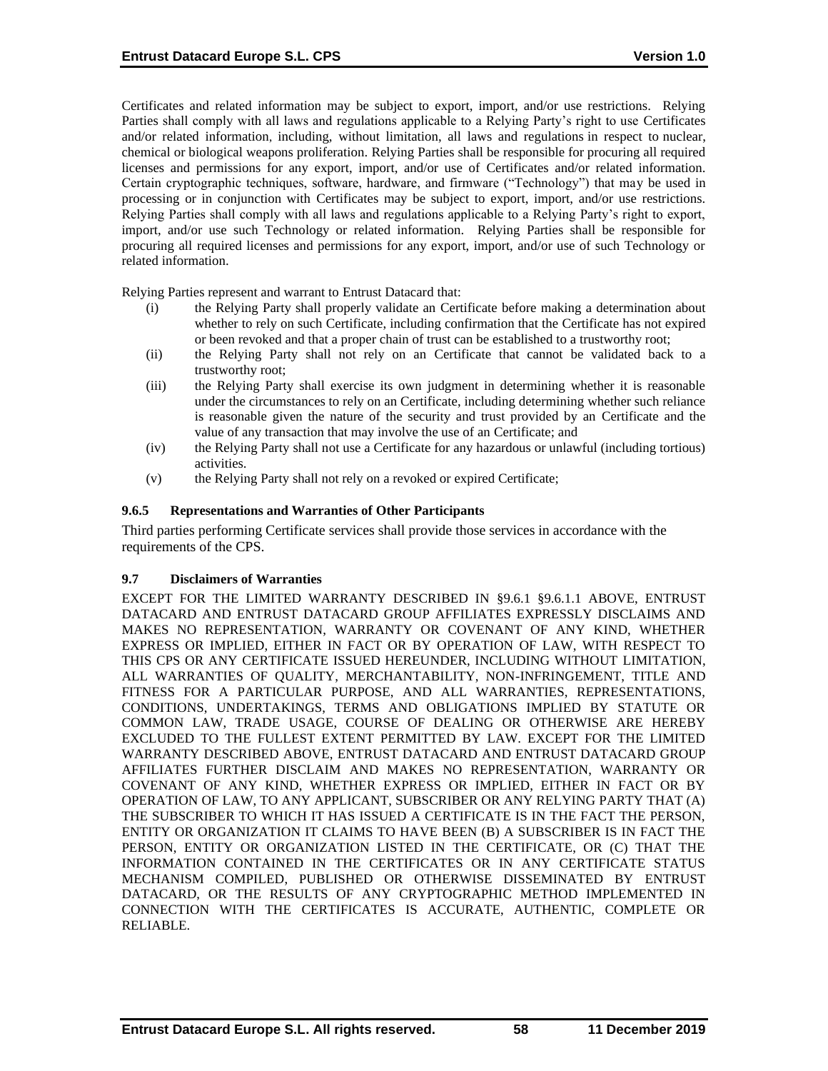Certificates and related information may be subject to export, import, and/or use restrictions. Relying Parties shall comply with all laws and regulations applicable to a Relying Party's right to use Certificates and/or related information, including, without limitation, all laws and regulations in respect to nuclear, chemical or biological weapons proliferation. Relying Parties shall be responsible for procuring all required licenses and permissions for any export, import, and/or use of Certificates and/or related information. Certain cryptographic techniques, software, hardware, and firmware ("Technology") that may be used in processing or in conjunction with Certificates may be subject to export, import, and/or use restrictions. Relying Parties shall comply with all laws and regulations applicable to a Relying Party's right to export, import, and/or use such Technology or related information. Relying Parties shall be responsible for procuring all required licenses and permissions for any export, import, and/or use of such Technology or related information.

Relying Parties represent and warrant to Entrust Datacard that:

(i) the Relying Party shall properly validate an Certificate before making a determination about whether to rely on such Certificate, including confirmation that the Certificate has not expired or been revoked and that a proper chain of trust can be established to a trustworthy root;

(ii) the Relying Party shall not rely on an Certificate that cannot be validated back to a trustworthy root;

(iii) the Relying Party shall exercise its own judgment in determining whether it is reasonable under the circumstances to rely on an Certificate, including determining whether such reliance is reasonable given the nature of the security and trust provided by an Certificate and the value of any transaction that may involve the use of an Certificate; and

(iv) the Relying Party shall not use a Certificate for any hazardous or unlawful (including tortious) activities.

(v) the Relying Party shall not rely on a revoked or expired Certificate;

### 9.6.5 Representations and Warranties of Other Participants

Third parties performing Certificate services shall provide those services in accordance with the requirements of the CPS.

### 9.7 Disclaimers of Warranties

EXCEPT FOR THE LIMITED WARRANTY DESCRIBED IN §9.6.1 §9.6.1.1 ABOVE, ENTRUST DATACARD AND ENTRUST DATACARD GROUP AFFILIATES EXPRESSLY DISCLAIMS AND MAKES NO REPRESENTATION, WARRANTY OR COVENANT OF ANY KIND, WHETHER EXPRESS OR IMPLIED, EITHER IN FACT OR BY OPERATION OF LAW, WITH RESPECT TO THIS CPS OR ANY CERTIFICATE ISSUED HEREUNDER, INCLUDING WITHOUT LIMITATION, ALL WARRANTIES OF QUALITY, MERCHANTABILITY, NON-INFRINGEMENT, TITLE AND FITNESS FOR A PARTICULAR PURPOSE, AND ALL WARRANTIES, REPRESENTATIONS, CONDITIONS, UNDERTAKINGS, TERMS AND OBLIGATIONS IMPLIED BY STATUTE OR COMMON LAW, TRADE USAGE, COURSE OF DEALING OR OTHERWISE ARE HEREBY EXCLUDED TO THE FULLEST EXTENT PERMITTED BY LAW. EXCEPT FOR THE LIMITED WARRANTY DESCRIBED ABOVE, ENTRUST DATACARD AND ENTRUST DATACARD GROUP AFFILIATES FURTHER DISCLAIM AND MAKES NO REPRESENTATION, WARRANTY OR COVENANT OF ANY KIND, WHETHER EXPRESS OR IMPLIED, EITHER IN FACT OR BY OPERATION OF LAW, TO ANY APPLICANT, SUBSCRIBER OR ANY RELYING PARTY THAT (A) THE SUBSCRIBER TO WHICH IT HAS ISSUED A CERTIFICATE IS IN THE FACT THE PERSON, ENTITY OR ORGANIZATION IT CLAIMS TO HAVE BEEN (B) A SUBSCRIBER IS IN FACT THE PERSON, ENTITY OR ORGANIZATION LISTED IN THE CERTIFICATE, OR (C) THAT THE INFORMATION CONTAINED IN THE CERTIFICATES OR IN ANY CERTIFICATE STATUS MECHANISM COMPILED, PUBLISHED OR OTHERWISE DISSEMINATED BY ENTRUST DATACARD, OR THE RESULTS OF ANY CRYPTOGRAPHIC METHOD IMPLEMENTED IN CONNECTION WITH THE CERTIFICATES IS ACCURATE, AUTHENTIC, COMPLETE OR RELIABLE.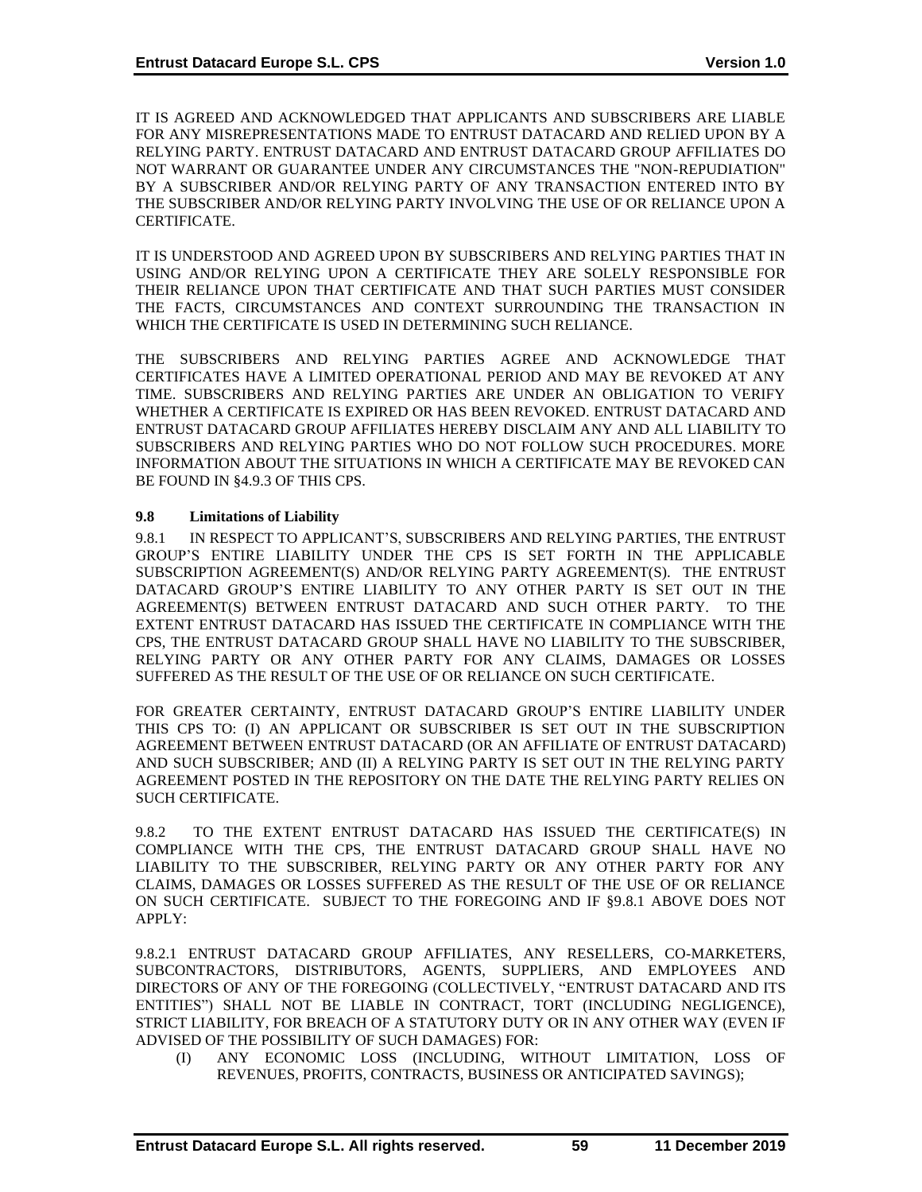IT IS AGREED AND ACKNOWLEDGED THAT APPLICANTS AND SUBSCRIBERS ARE LIABLE FOR ANY MISREPRESENTATIONS MADE TO ENTRUST DATACARD AND RELIED UPON BY A RELYING PARTY. ENTRUST DATACARD AND ENTRUST DATACARD GROUP AFFILIATES DO NOT WARRANT OR GUARANTEE UNDER ANY CIRCUMSTANCES THE "NON-REPUDIATION" BY A SUBSCRIBER AND/OR RELYING PARTY OF ANY TRANSACTION ENTERED INTO BY THE SUBSCRIBER AND/OR RELYING PARTY INVOLVING THE USE OF OR RELIANCE UPON A CERTIFICATE.

IT IS UNDERSTOOD AND AGREED UPON BY SUBSCRIBERS AND RELYING PARTIES THAT IN USING AND/OR RELYING UPON A CERTIFICATE THEY ARE SOLELY RESPONSIBLE FOR THEIR RELIANCE UPON THAT CERTIFICATE AND THAT SUCH PARTIES MUST CONSIDER THE FACTS, CIRCUMSTANCES AND CONTEXT SURROUNDING THE TRANSACTION IN WHICH THE CERTIFICATE IS USED IN DETERMINING SUCH RELIANCE.

THE SUBSCRIBERS AND RELYING PARTIES AGREE AND ACKNOWLEDGE THAT CERTIFICATES HAVE A LIMITED OPERATIONAL PERIOD AND MAY BE REVOKED AT ANY TIME. SUBSCRIBERS AND RELYING PARTIES ARE UNDER AN OBLIGATION TO VERIFY WHETHER A CERTIFICATE IS EXPIRED OR HAS BEEN REVOKED. ENTRUST DATACARD AND ENTRUST DATACARD GROUP AFFILIATES HEREBY DISCLAIM ANY AND ALL LIABILITY TO SUBSCRIBERS AND RELYING PARTIES WHO DO NOT FOLLOW SUCH PROCEDURES. MORE INFORMATION ABOUT THE SITUATIONS IN WHICH A CERTIFICATE MAY BE REVOKED CAN BE FOUND IN §4.9.3 OF THIS CPS.

### 9.8 Limitations of Liability

9.8.1 IN RESPECT TO APPLICANT'S, SUBSCRIBERS AND RELYING PARTIES, THE ENTRUST GROUP'S ENTIRE LIABILITY UNDER THE CPS IS SET FORTH IN THE APPLICABLE SUBSCRIPTION AGREEMENT(S) AND/OR RELYING PARTY AGREEMENT(S). THE ENTRUST DATACARD GROUP'S ENTIRE LIABILITY TO ANY OTHER PARTY IS SET OUT IN THE AGREEMENT(S) BETWEEN ENTRUST DATACARD AND SUCH OTHER PARTY. TO THE EXTENT ENTRUST DATACARD HAS ISSUED THE CERTIFICATE IN COMPLIANCE WITH THE CPS, THE ENTRUST DATACARD GROUP SHALL HAVE NO LIABILITY TO THE SUBSCRIBER, RELYING PARTY OR ANY OTHER PARTY FOR ANY CLAIMS, DAMAGES OR LOSSES SUFFERED AS THE RESULT OF THE USE OF OR RELIANCE ON SUCH CERTIFICATE.

FOR GREATER CERTAINTY, ENTRUST DATACARD GROUP'S ENTIRE LIABILITY UNDER THIS CPS TO: (I) AN APPLICANT OR SUBSCRIBER IS SET OUT IN THE SUBSCRIPTION AGREEMENT BETWEEN ENTRUST DATACARD (OR AN AFFILIATE OF ENTRUST DATACARD) AND SUCH SUBSCRIBER; AND (II) A RELYING PARTY IS SET OUT IN THE RELYING PARTY AGREEMENT POSTED IN THE REPOSITORY ON THE DATE THE RELYING PARTY RELIES ON SUCH CERTIFICATE.

9.8.2 TO THE EXTENT ENTRUST DATACARD HAS ISSUED THE CERTIFICATE(S) IN COMPLIANCE WITH THE CPS, THE ENTRUST DATACARD GROUP SHALL HAVE NO LIABILITY TO THE SUBSCRIBER, RELYING PARTY OR ANY OTHER PARTY FOR ANY CLAIMS, DAMAGES OR LOSSES SUFFERED AS THE RESULT OF THE USE OF OR RELIANCE ON SUCH CERTIFICATE. SUBJECT TO THE FOREGOING AND IF §9.8.1 ABOVE DOES NOT APPLY:

9.8.2.1 ENTRUST DATACARD GROUP AFFILIATES, ANY RESELLERS, CO-MARKETERS, SUBCONTRACTORS, DISTRIBUTORS, AGENTS, SUPPLIERS, AND EMPLOYEES AND DIRECTORS OF ANY OF THE FOREGOING (COLLECTIVELY, "ENTRUST DATACARD AND ITS ENTITIES") SHALL NOT BE LIABLE IN CONTRACT, TORT (INCLUDING NEGLIGENCE), STRICT LIABILITY, FOR BREACH OF A STATUTORY DUTY OR IN ANY OTHER WAY (EVEN IF ADVISED OF THE POSSIBILITY OF SUCH DAMAGES) FOR:

(I) ANY ECONOMIC LOSS (INCLUDING, WITHOUT LIMITATION, LOSS OF REVENUES, PROFITS, CONTRACTS, BUSINESS OR ANTICIPATED SAVINGS);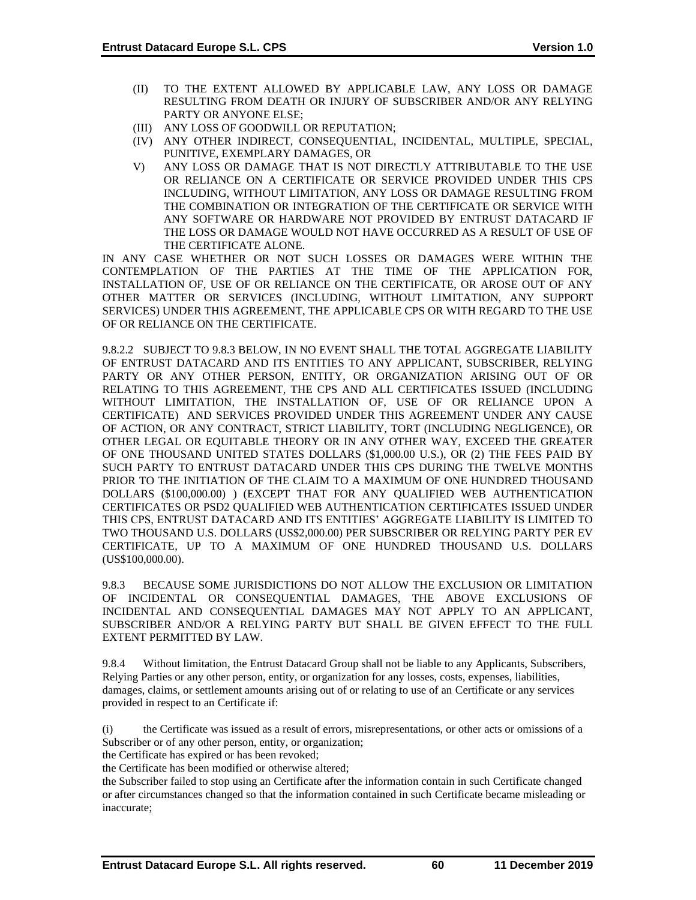(II) TO THE EXTENT ALLOWED BY APPLICABLE LAW, ANY LOSS OR DAMAGE RESULTING FROM DEATH OR INJURY OF SUBSCRIBER AND/OR ANY RELYING PARTY OR ANYONE ELSE;

(III) ANY LOSS OF GOODWILL OR REPUTATION;

(IV) ANY OTHER INDIRECT, CONSEQUENTIAL, INCIDENTAL, MULTIPLE, SPECIAL, PUNITIVE, EXEMPLARY DAMAGES, OR

V) ANY LOSS OR DAMAGE THAT IS NOT DIRECTLY ATTRIBUTABLE TO THE USE OR RELIANCE ON A CERTIFICATE OR SERVICE PROVIDED UNDER THIS CPS INCLUDING, WITHOUT LIMITATION, ANY LOSS OR DAMAGE RESULTING FROM THE COMBINATION OR INTEGRATION OF THE CERTIFICATE OR SERVICE WITH ANY SOFTWARE OR HARDWARE NOT PROVIDED BY ENTRUST DATACARD IF THE LOSS OR DAMAGE WOULD NOT HAVE OCCURRED AS A RESULT OF USE OF THE CERTIFICATE ALONE.

IN ANY CASE WHETHER OR NOT SUCH LOSSES OR DAMAGES WERE WITHIN THE CONTEMPLATION OF THE PARTIES AT THE TIME OF THE APPLICATION FOR, INSTALLATION OF, USE OF OR RELIANCE ON THE CERTIFICATE, OR AROSE OUT OF ANY OTHER MATTER OR SERVICES (INCLUDING, WITHOUT LIMITATION, ANY SUPPORT SERVICES) UNDER THIS AGREEMENT, THE APPLICABLE CPS OR WITH REGARD TO THE USE OF OR RELIANCE ON THE CERTIFICATE.

9.8.2.2 SUBJECT TO 9.8.3 BELOW, IN NO EVENT SHALL THE TOTAL AGGREGATE LIABILITY OF ENTRUST DATACARD AND ITS ENTITIES TO ANY APPLICANT, SUBSCRIBER, RELYING PARTY OR ANY OTHER PERSON, ENTITY, OR ORGANIZATION ARISING OUT OF OR RELATING TO THIS AGREEMENT, THE CPS AND ALL CERTIFICATES ISSUED (INCLUDING WITHOUT LIMITATION, THE INSTALLATION OF, USE OF OR RELIANCE UPON A CERTIFICATE) AND SERVICES PROVIDED UNDER THIS AGREEMENT UNDER ANY CAUSE OF ACTION, OR ANY CONTRACT, STRICT LIABILITY, TORT (INCLUDING NEGLIGENCE), OR OTHER LEGAL OR EQUITABLE THEORY OR IN ANY OTHER WAY, EXCEED THE GREATER OF ONE THOUSAND UNITED STATES DOLLARS ($1,000.00 U.S.), OR (2) THE FEES PAID BY SUCH PARTY TO ENTRUST DATACARD UNDER THIS CPS DURING THE TWELVE MONTHS PRIOR TO THE INITIATION OF THE CLAIM TO A MAXIMUM OF ONE HUNDRED THOUSAND DOLLARS ($100,000.00) ) (EXCEPT THAT FOR ANY QUALIFIED WEB AUTHENTICATION CERTIFICATES OR PSD2 QUALIFIED WEB AUTHENTICATION CERTIFICATES ISSUED UNDER THIS CPS, ENTRUST DATACARD AND ITS ENTITIES' AGGREGATE LIABILITY IS LIMITED TO TWO THOUSAND U.S. DOLLARS (US$2,000.00) PER SUBSCRIBER OR RELYING PARTY PER EV CERTIFICATE, UP TO A MAXIMUM OF ONE HUNDRED THOUSAND U.S. DOLLARS (US$100,000.00).

9.8.3 BECAUSE SOME JURISDICTIONS DO NOT ALLOW THE EXCLUSION OR LIMITATION OF INCIDENTAL OR CONSEQUENTIAL DAMAGES, THE ABOVE EXCLUSIONS OF INCIDENTAL AND CONSEQUENTIAL DAMAGES MAY NOT APPLY TO AN APPLICANT, SUBSCRIBER AND/OR A RELYING PARTY BUT SHALL BE GIVEN EFFECT TO THE FULL EXTENT PERMITTED BY LAW.

9.8.4 Without limitation, the Entrust Datacard Group shall not be liable to any Applicants, Subscribers, Relying Parties or any other person, entity, or organization for any losses, costs, expenses, liabilities, damages, claims, or settlement amounts arising out of or relating to use of an Certificate or any services provided in respect to an Certificate if:

(i) the Certificate was issued as a result of errors, misrepresentations, or other acts or omissions of a Subscriber or of any other person, entity, or organization;

the Certificate has expired or has been revoked;

the Certificate has been modified or otherwise altered;

the Subscriber failed to stop using an Certificate after the information contain in such Certificate changed or after circumstances changed so that the information contained in such Certificate became misleading or inaccurate;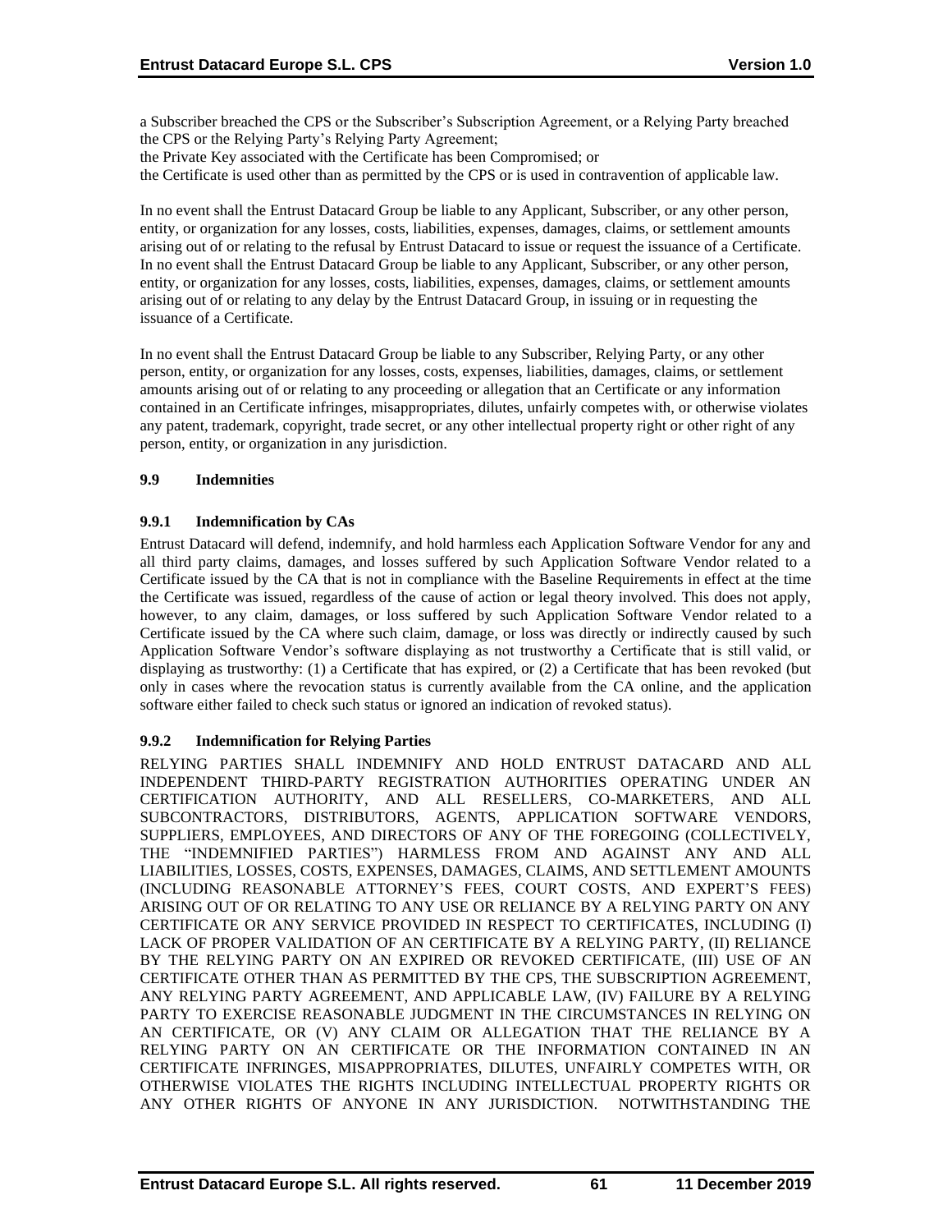a Subscriber breached the CPS or the Subscriber's Subscription Agreement, or a Relying Party breached the CPS or the Relying Party's Relying Party Agreement;

the Private Key associated with the Certificate has been Compromised; or

the Certificate is used other than as permitted by the CPS or is used in contravention of applicable law.

In no event shall the Entrust Datacard Group be liable to any Applicant, Subscriber, or any other person, entity, or organization for any losses, costs, liabilities, expenses, damages, claims, or settlement amounts arising out of or relating to the refusal by Entrust Datacard to issue or request the issuance of a Certificate. In no event shall the Entrust Datacard Group be liable to any Applicant, Subscriber, or any other person, entity, or organization for any losses, costs, liabilities, expenses, damages, claims, or settlement amounts arising out of or relating to any delay by the Entrust Datacard Group, in issuing or in requesting the issuance of a Certificate.

In no event shall the Entrust Datacard Group be liable to any Subscriber, Relying Party, or any other person, entity, or organization for any losses, costs, expenses, liabilities, damages, claims, or settlement amounts arising out of or relating to any proceeding or allegation that an Certificate or any information contained in an Certificate infringes, misappropriates, dilutes, unfairly competes with, or otherwise violates any patent, trademark, copyright, trade secret, or any other intellectual property right or other right of any person, entity, or organization in any jurisdiction.

## 9.9 Indemnities

### 9.9.1 Indemnification by CAs

Entrust Datacard will defend, indemnify, and hold harmless each Application Software Vendor for any and all third party claims, damages, and losses suffered by such Application Software Vendor related to a Certificate issued by the CA that is not in compliance with the Baseline Requirements in effect at the time the Certificate was issued, regardless of the cause of action or legal theory involved. This does not apply, however, to any claim, damages, or loss suffered by such Application Software Vendor related to a Certificate issued by the CA where such claim, damage, or loss was directly or indirectly caused by such Application Software Vendor's software displaying as not trustworthy a Certificate that is still valid, or displaying as trustworthy: (1) a Certificate that has expired, or (2) a Certificate that has been revoked (but only in cases where the revocation status is currently available from the CA online, and the application software either failed to check such status or ignored an indication of revoked status).

### 9.9.2 Indemnification for Relying Parties

RELYING PARTIES SHALL INDEMNIFY AND HOLD ENTRUST DATACARD AND ALL INDEPENDENT THIRD-PARTY REGISTRATION AUTHORITIES OPERATING UNDER AN CERTIFICATION AUTHORITY, AND ALL RESELLERS, CO-MARKETERS, AND ALL SUBCONTRACTORS, DISTRIBUTORS, AGENTS, APPLICATION SOFTWARE VENDORS, SUPPLIERS, EMPLOYEES, AND DIRECTORS OF ANY OF THE FOREGOING (COLLECTIVELY, THE "INDEMNIFIED PARTIES") HARMLESS FROM AND AGAINST ANY AND ALL LIABILITIES, LOSSES, COSTS, EXPENSES, DAMAGES, CLAIMS, AND SETTLEMENT AMOUNTS (INCLUDING REASONABLE ATTORNEY'S FEES, COURT COSTS, AND EXPERT'S FEES) ARISING OUT OF OR RELATING TO ANY USE OR RELIANCE BY A RELYING PARTY ON ANY CERTIFICATE OR ANY SERVICE PROVIDED IN RESPECT TO CERTIFICATES, INCLUDING (I) LACK OF PROPER VALIDATION OF AN CERTIFICATE BY A RELYING PARTY, (II) RELIANCE BY THE RELYING PARTY ON AN EXPIRED OR REVOKED CERTIFICATE, (III) USE OF AN CERTIFICATE OTHER THAN AS PERMITTED BY THE CPS, THE SUBSCRIPTION AGREEMENT, ANY RELYING PARTY AGREEMENT, AND APPLICABLE LAW, (IV) FAILURE BY A RELYING PARTY TO EXERCISE REASONABLE JUDGMENT IN THE CIRCUMSTANCES IN RELYING ON AN CERTIFICATE, OR (V) ANY CLAIM OR ALLEGATION THAT THE RELIANCE BY A RELYING PARTY ON AN CERTIFICATE OR THE INFORMATION CONTAINED IN AN CERTIFICATE INFRINGES, MISAPPROPRIATES, DILUTES, UNFAIRLY COMPETES WITH, OR OTHERWISE VIOLATES THE RIGHTS INCLUDING INTELLECTUAL PROPERTY RIGHTS OR ANY OTHER RIGHTS OF ANYONE IN ANY JURISDICTION. NOTWITHSTANDING THE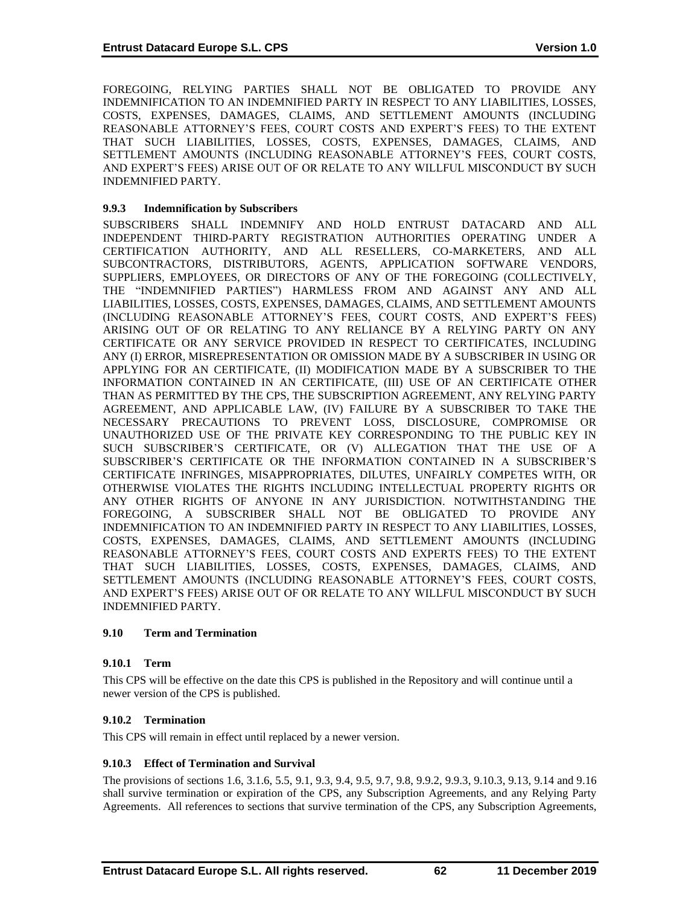FOREGOING, RELYING PARTIES SHALL NOT BE OBLIGATED TO PROVIDE ANY INDEMNIFICATION TO AN INDEMNIFIED PARTY IN RESPECT TO ANY LIABILITIES, LOSSES, COSTS, EXPENSES, DAMAGES, CLAIMS, AND SETTLEMENT AMOUNTS (INCLUDING REASONABLE ATTORNEY'S FEES, COURT COSTS AND EXPERT'S FEES) TO THE EXTENT THAT SUCH LIABILITIES, LOSSES, COSTS, EXPENSES, DAMAGES, CLAIMS, AND SETTLEMENT AMOUNTS (INCLUDING REASONABLE ATTORNEY'S FEES, COURT COSTS, AND EXPERT'S FEES) ARISE OUT OF OR RELATE TO ANY WILLFUL MISCONDUCT BY SUCH INDEMNIFIED PARTY.

### 9.9.3 Indemnification by Subscribers

SUBSCRIBERS SHALL INDEMNIFY AND HOLD ENTRUST DATACARD AND ALL INDEPENDENT THIRD-PARTY REGISTRATION AUTHORITIES OPERATING UNDER A CERTIFICATION AUTHORITY, AND ALL RESELLERS, CO-MARKETERS, AND ALL SUBCONTRACTORS, DISTRIBUTORS, AGENTS, APPLICATION SOFTWARE VENDORS, SUPPLIERS, EMPLOYEES, OR DIRECTORS OF ANY OF THE FOREGOING (COLLECTIVELY, THE "INDEMNIFIED PARTIES") HARMLESS FROM AND AGAINST ANY AND ALL LIABILITIES, LOSSES, COSTS, EXPENSES, DAMAGES, CLAIMS, AND SETTLEMENT AMOUNTS (INCLUDING REASONABLE ATTORNEY'S FEES, COURT COSTS, AND EXPERT'S FEES) ARISING OUT OF OR RELATING TO ANY RELIANCE BY A RELYING PARTY ON ANY CERTIFICATE OR ANY SERVICE PROVIDED IN RESPECT TO CERTIFICATES, INCLUDING ANY (I) ERROR, MISREPRESENTATION OR OMISSION MADE BY A SUBSCRIBER IN USING OR APPLYING FOR AN CERTIFICATE, (II) MODIFICATION MADE BY A SUBSCRIBER TO THE INFORMATION CONTAINED IN AN CERTIFICATE, (III) USE OF AN CERTIFICATE OTHER THAN AS PERMITTED BY THE CPS, THE SUBSCRIPTION AGREEMENT, ANY RELYING PARTY AGREEMENT, AND APPLICABLE LAW, (IV) FAILURE BY A SUBSCRIBER TO TAKE THE NECESSARY PRECAUTIONS TO PREVENT LOSS, DISCLOSURE, COMPROMISE OR UNAUTHORIZED USE OF THE PRIVATE KEY CORRESPONDING TO THE PUBLIC KEY IN SUCH SUBSCRIBER'S CERTIFICATE, OR (V) ALLEGATION THAT THE USE OF A SUBSCRIBER'S CERTIFICATE OR THE INFORMATION CONTAINED IN A SUBSCRIBER'S CERTIFICATE INFRINGES, MISAPPROPRIATES, DILUTES, UNFAIRLY COMPETES WITH, OR OTHERWISE VIOLATES THE RIGHTS INCLUDING INTELLECTUAL PROPERTY RIGHTS OR ANY OTHER RIGHTS OF ANYONE IN ANY JURISDICTION. NOTWITHSTANDING THE FOREGOING, A SUBSCRIBER SHALL NOT BE OBLIGATED TO PROVIDE ANY INDEMNIFICATION TO AN INDEMNIFIED PARTY IN RESPECT TO ANY LIABILITIES, LOSSES, COSTS, EXPENSES, DAMAGES, CLAIMS, AND SETTLEMENT AMOUNTS (INCLUDING REASONABLE ATTORNEY'S FEES, COURT COSTS AND EXPERTS FEES) TO THE EXTENT THAT SUCH LIABILITIES, LOSSES, COSTS, EXPENSES, DAMAGES, CLAIMS, AND SETTLEMENT AMOUNTS (INCLUDING REASONABLE ATTORNEY'S FEES, COURT COSTS, AND EXPERT'S FEES) ARISE OUT OF OR RELATE TO ANY WILLFUL MISCONDUCT BY SUCH INDEMNIFIED PARTY.

## 9.10 Term and Termination

### 9.10.1 Term

This CPS will be effective on the date this CPS is published in the Repository and will continue until a newer version of the CPS is published.

### 9.10.2 Termination

This CPS will remain in effect until replaced by a newer version.

### 9.10.3 Effect of Termination and Survival

The provisions of sections 1.6, 3.1.6, 5.5, 9.1, 9.3, 9.4, 9.5, 9.7, 9.8, 9.9.2, 9.9.3, 9.10.3, 9.13, 9.14 and 9.16 shall survive termination or expiration of the CPS, any Subscription Agreements, and any Relying Party Agreements. All references to sections that survive termination of the CPS, any Subscription Agreements,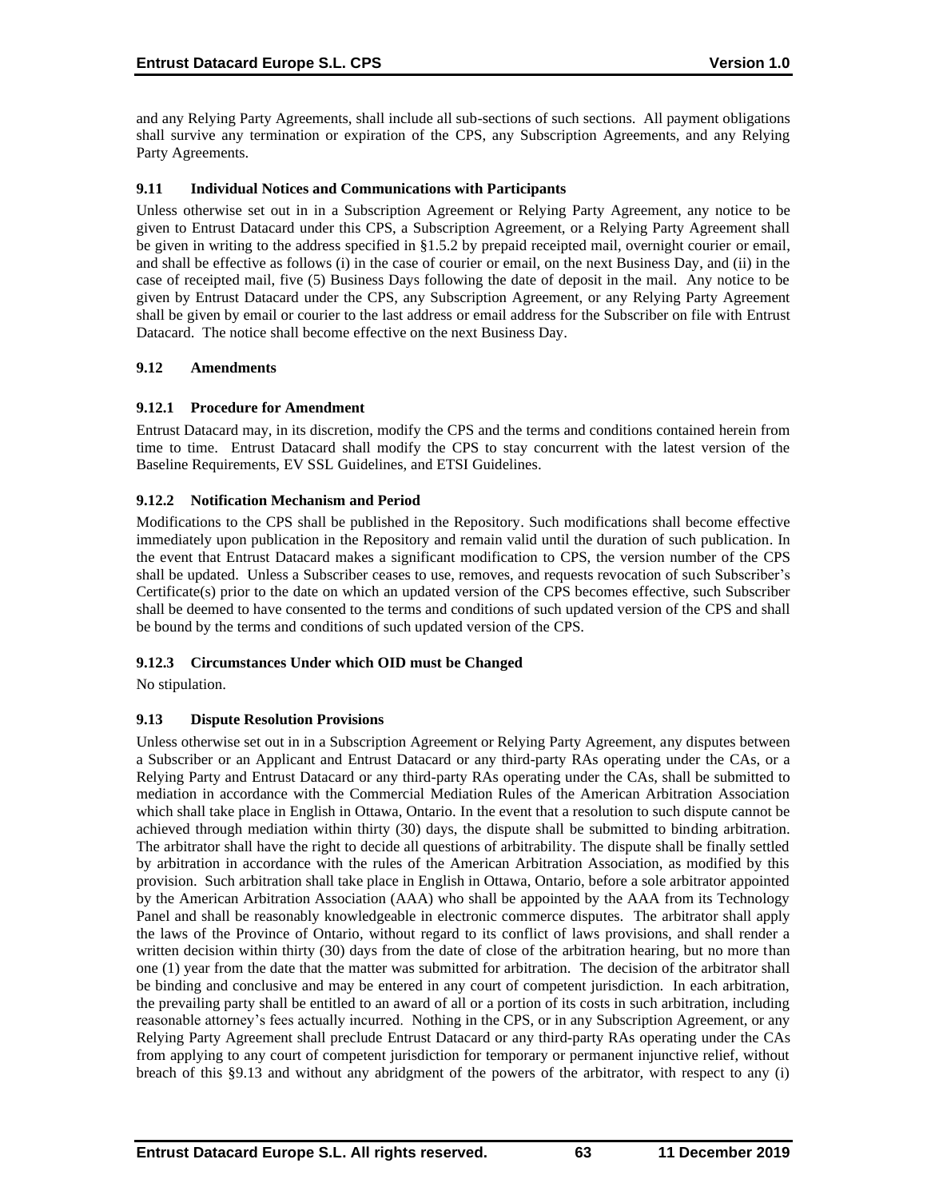and any Relying Party Agreements, shall include all sub-sections of such sections. All payment obligations shall survive any termination or expiration of the CPS, any Subscription Agreements, and any Relying Party Agreements.

### 9.11 Individual Notices and Communications with Participants

Unless otherwise set out in in a Subscription Agreement or Relying Party Agreement, any notice to be given to Entrust Datacard under this CPS, a Subscription Agreement, or a Relying Party Agreement shall be given in writing to the address specified in §1.5.2 by prepaid receipted mail, overnight courier or email, and shall be effective as follows (i) in the case of courier or email, on the next Business Day, and (ii) in the case of receipted mail, five (5) Business Days following the date of deposit in the mail. Any notice to be given by Entrust Datacard under the CPS, any Subscription Agreement, or any Relying Party Agreement shall be given by email or courier to the last address or email address for the Subscriber on file with Entrust Datacard. The notice shall become effective on the next Business Day.

### 9.12 Amendments

#### 9.12.1 Procedure for Amendment

Entrust Datacard may, in its discretion, modify the CPS and the terms and conditions contained herein from time to time. Entrust Datacard shall modify the CPS to stay concurrent with the latest version of the Baseline Requirements, EV SSL Guidelines, and ETSI Guidelines.

#### 9.12.2 Notification Mechanism and Period

Modifications to the CPS shall be published in the Repository. Such modifications shall become effective immediately upon publication in the Repository and remain valid until the duration of such publication. In the event that Entrust Datacard makes a significant modification to CPS, the version number of the CPS shall be updated. Unless a Subscriber ceases to use, removes, and requests revocation of such Subscriber's Certificate(s) prior to the date on which an updated version of the CPS becomes effective, such Subscriber shall be deemed to have consented to the terms and conditions of such updated version of the CPS and shall be bound by the terms and conditions of such updated version of the CPS.

#### 9.12.3 Circumstances Under which OID must be Changed

No stipulation.

### 9.13 Dispute Resolution Provisions

Unless otherwise set out in in a Subscription Agreement or Relying Party Agreement, any disputes between a Subscriber or an Applicant and Entrust Datacard or any third-party RAs operating under the CAs, or a Relying Party and Entrust Datacard or any third-party RAs operating under the CAs, shall be submitted to mediation in accordance with the Commercial Mediation Rules of the American Arbitration Association which shall take place in English in Ottawa, Ontario. In the event that a resolution to such dispute cannot be achieved through mediation within thirty (30) days, the dispute shall be submitted to binding arbitration. The arbitrator shall have the right to decide all questions of arbitrability. The dispute shall be finally settled by arbitration in accordance with the rules of the American Arbitration Association, as modified by this provision. Such arbitration shall take place in English in Ottawa, Ontario, before a sole arbitrator appointed by the American Arbitration Association (AAA) who shall be appointed by the AAA from its Technology Panel and shall be reasonably knowledgeable in electronic commerce disputes. The arbitrator shall apply the laws of the Province of Ontario, without regard to its conflict of laws provisions, and shall render a written decision within thirty (30) days from the date of close of the arbitration hearing, but no more than one (1) year from the date that the matter was submitted for arbitration. The decision of the arbitrator shall be binding and conclusive and may be entered in any court of competent jurisdiction. In each arbitration, the prevailing party shall be entitled to an award of all or a portion of its costs in such arbitration, including reasonable attorney's fees actually incurred. Nothing in the CPS, or in any Subscription Agreement, or any Relying Party Agreement shall preclude Entrust Datacard or any third-party RAs operating under the CAs from applying to any court of competent jurisdiction for temporary or permanent injunctive relief, without breach of this §9.13 and without any abridgment of the powers of the arbitrator, with respect to any (i)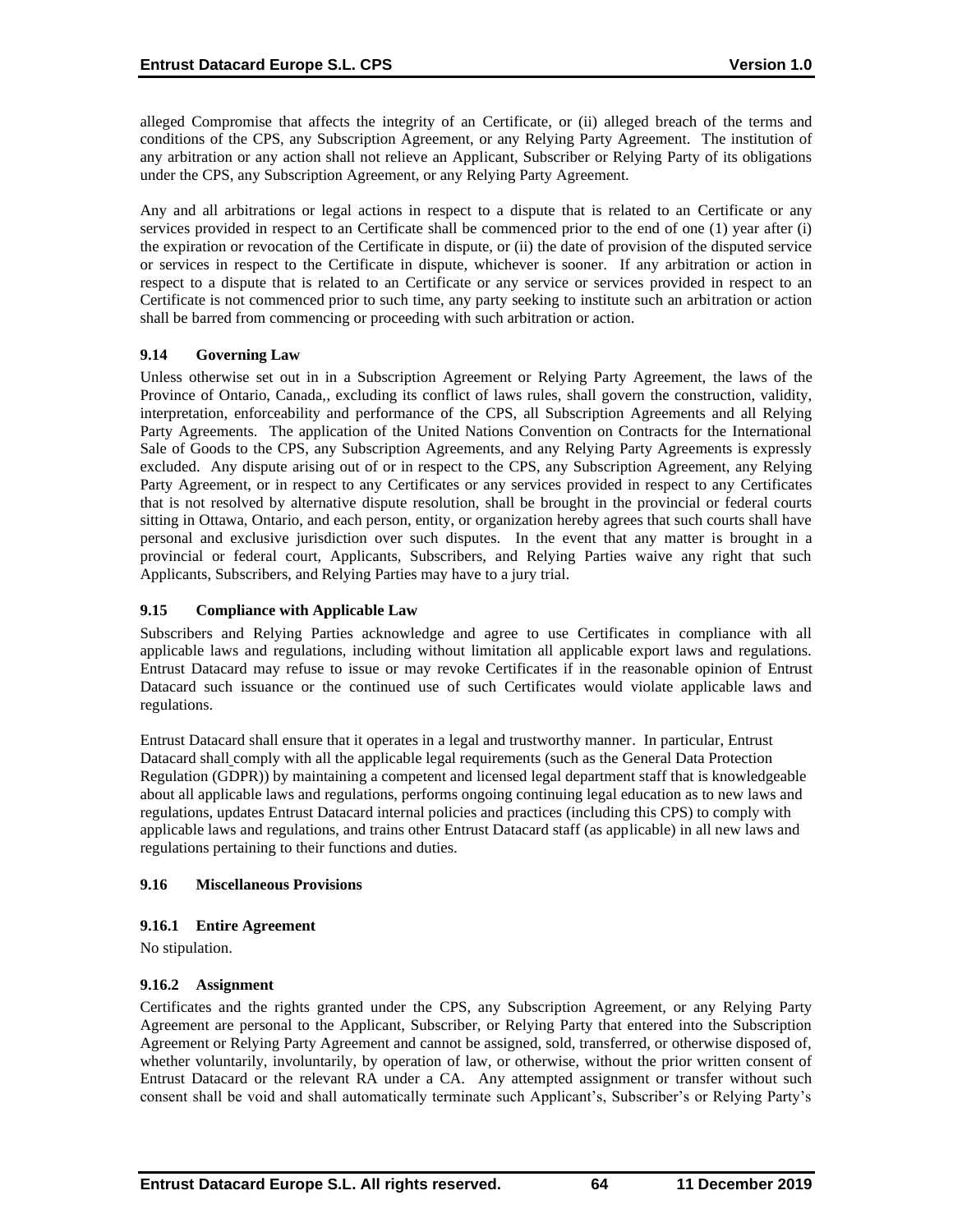alleged Compromise that affects the integrity of an Certificate, or (ii) alleged breach of the terms and conditions of the CPS, any Subscription Agreement, or any Relying Party Agreement. The institution of any arbitration or any action shall not relieve an Applicant, Subscriber or Relying Party of its obligations under the CPS, any Subscription Agreement, or any Relying Party Agreement.

Any and all arbitrations or legal actions in respect to a dispute that is related to an Certificate or any services provided in respect to an Certificate shall be commenced prior to the end of one (1) year after (i) the expiration or revocation of the Certificate in dispute, or (ii) the date of provision of the disputed service or services in respect to the Certificate in dispute, whichever is sooner. If any arbitration or action in respect to a dispute that is related to an Certificate or any service or services provided in respect to an Certificate is not commenced prior to such time, any party seeking to institute such an arbitration or action shall be barred from commencing or proceeding with such arbitration or action.

### 9.14 Governing Law

Unless otherwise set out in in a Subscription Agreement or Relying Party Agreement, the laws of the Province of Ontario, Canada,, excluding its conflict of laws rules, shall govern the construction, validity, interpretation, enforceability and performance of the CPS, all Subscription Agreements and all Relying Party Agreements. The application of the United Nations Convention on Contracts for the International Sale of Goods to the CPS, any Subscription Agreements, and any Relying Party Agreements is expressly excluded. Any dispute arising out of or in respect to the CPS, any Subscription Agreement, any Relying Party Agreement, or in respect to any Certificates or any services provided in respect to any Certificates that is not resolved by alternative dispute resolution, shall be brought in the provincial or federal courts sitting in Ottawa, Ontario, and each person, entity, or organization hereby agrees that such courts shall have personal and exclusive jurisdiction over such disputes. In the event that any matter is brought in a provincial or federal court, Applicants, Subscribers, and Relying Parties waive any right that such Applicants, Subscribers, and Relying Parties may have to a jury trial.

### 9.15 Compliance with Applicable Law

Subscribers and Relying Parties acknowledge and agree to use Certificates in compliance with all applicable laws and regulations, including without limitation all applicable export laws and regulations. Entrust Datacard may refuse to issue or may revoke Certificates if in the reasonable opinion of Entrust Datacard such issuance or the continued use of such Certificates would violate applicable laws and regulations.

Entrust Datacard shall ensure that it operates in a legal and trustworthy manner. In particular, Entrust Datacard shall comply with all the applicable legal requirements (such as the General Data Protection Regulation (GDPR)) by maintaining a competent and licensed legal department staff that is knowledgeable about all applicable laws and regulations, performs ongoing continuing legal education as to new laws and regulations, updates Entrust Datacard internal policies and practices (including this CPS) to comply with applicable laws and regulations, and trains other Entrust Datacard staff (as applicable) in all new laws and regulations pertaining to their functions and duties.

### 9.16 Miscellaneous Provisions

#### 9.16.1 Entire Agreement

No stipulation.

#### 9.16.2 Assignment

Certificates and the rights granted under the CPS, any Subscription Agreement, or any Relying Party Agreement are personal to the Applicant, Subscriber, or Relying Party that entered into the Subscription Agreement or Relying Party Agreement and cannot be assigned, sold, transferred, or otherwise disposed of, whether voluntarily, involuntarily, by operation of law, or otherwise, without the prior written consent of Entrust Datacard or the relevant RA under a CA. Any attempted assignment or transfer without such consent shall be void and shall automatically terminate such Applicant's, Subscriber's or Relying Party's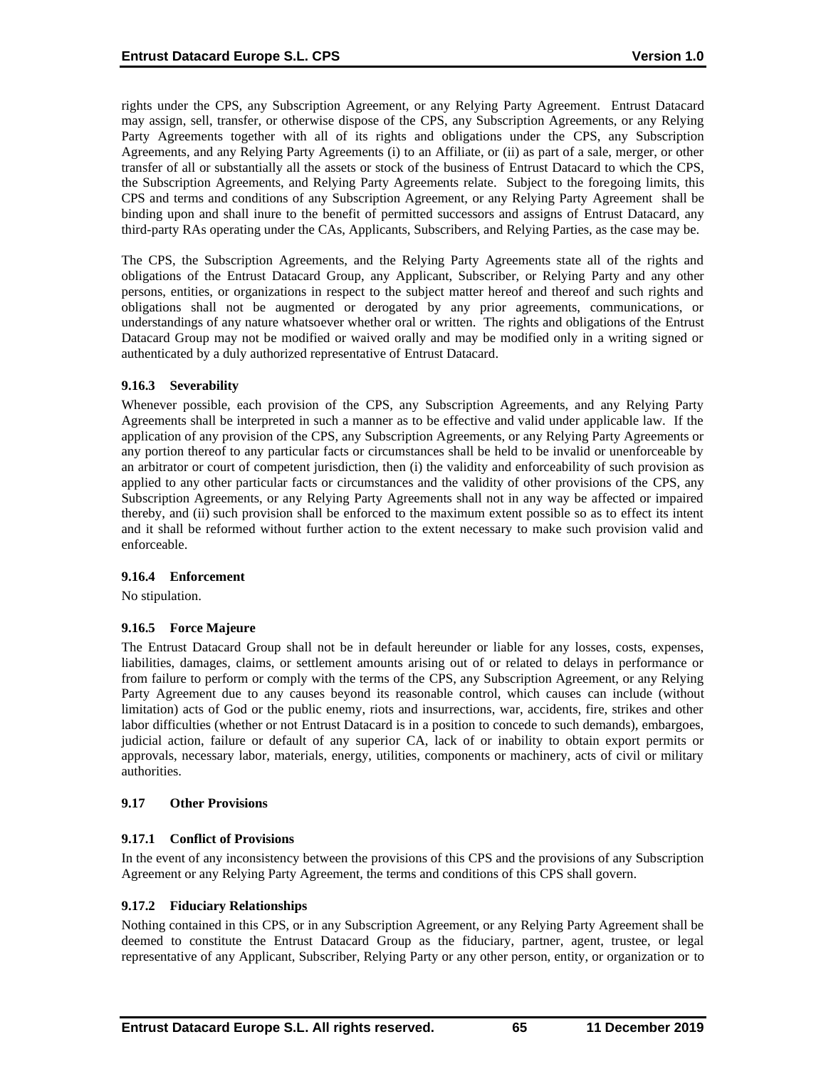rights under the CPS, any Subscription Agreement, or any Relying Party Agreement. Entrust Datacard may assign, sell, transfer, or otherwise dispose of the CPS, any Subscription Agreements, or any Relying Party Agreements together with all of its rights and obligations under the CPS, any Subscription Agreements, and any Relying Party Agreements (i) to an Affiliate, or (ii) as part of a sale, merger, or other transfer of all or substantially all the assets or stock of the business of Entrust Datacard to which the CPS, the Subscription Agreements, and Relying Party Agreements relate. Subject to the foregoing limits, this CPS and terms and conditions of any Subscription Agreement, or any Relying Party Agreement shall be binding upon and shall inure to the benefit of permitted successors and assigns of Entrust Datacard, any third-party RAs operating under the CAs, Applicants, Subscribers, and Relying Parties, as the case may be.

The CPS, the Subscription Agreements, and the Relying Party Agreements state all of the rights and obligations of the Entrust Datacard Group, any Applicant, Subscriber, or Relying Party and any other persons, entities, or organizations in respect to the subject matter hereof and thereof and such rights and obligations shall not be augmented or derogated by any prior agreements, communications, or understandings of any nature whatsoever whether oral or written. The rights and obligations of the Entrust Datacard Group may not be modified or waived orally and may be modified only in a writing signed or authenticated by a duly authorized representative of Entrust Datacard.

#### 9.16.3 Severability

Whenever possible, each provision of the CPS, any Subscription Agreements, and any Relying Party Agreements shall be interpreted in such a manner as to be effective and valid under applicable law. If the application of any provision of the CPS, any Subscription Agreements, or any Relying Party Agreements or any portion thereof to any particular facts or circumstances shall be held to be invalid or unenforceable by an arbitrator or court of competent jurisdiction, then (i) the validity and enforceability of such provision as applied to any other particular facts or circumstances and the validity of other provisions of the CPS, any Subscription Agreements, or any Relying Party Agreements shall not in any way be affected or impaired thereby, and (ii) such provision shall be enforced to the maximum extent possible so as to effect its intent and it shall be reformed without further action to the extent necessary to make such provision valid and enforceable.

#### 9.16.4 Enforcement

No stipulation.

#### 9.16.5 Force Majeure

The Entrust Datacard Group shall not be in default hereunder or liable for any losses, costs, expenses, liabilities, damages, claims, or settlement amounts arising out of or related to delays in performance or from failure to perform or comply with the terms of the CPS, any Subscription Agreement, or any Relying Party Agreement due to any causes beyond its reasonable control, which causes can include (without limitation) acts of God or the public enemy, riots and insurrections, war, accidents, fire, strikes and other labor difficulties (whether or not Entrust Datacard is in a position to concede to such demands), embargoes, judicial action, failure or default of any superior CA, lack of or inability to obtain export permits or approvals, necessary labor, materials, energy, utilities, components or machinery, acts of civil or military authorities.

### 9.17 Other Provisions

#### 9.17.1 Conflict of Provisions

In the event of any inconsistency between the provisions of this CPS and the provisions of any Subscription Agreement or any Relying Party Agreement, the terms and conditions of this CPS shall govern.

#### 9.17.2 Fiduciary Relationships

Nothing contained in this CPS, or in any Subscription Agreement, or any Relying Party Agreement shall be deemed to constitute the Entrust Datacard Group as the fiduciary, partner, agent, trustee, or legal representative of any Applicant, Subscriber, Relying Party or any other person, entity, or organization or to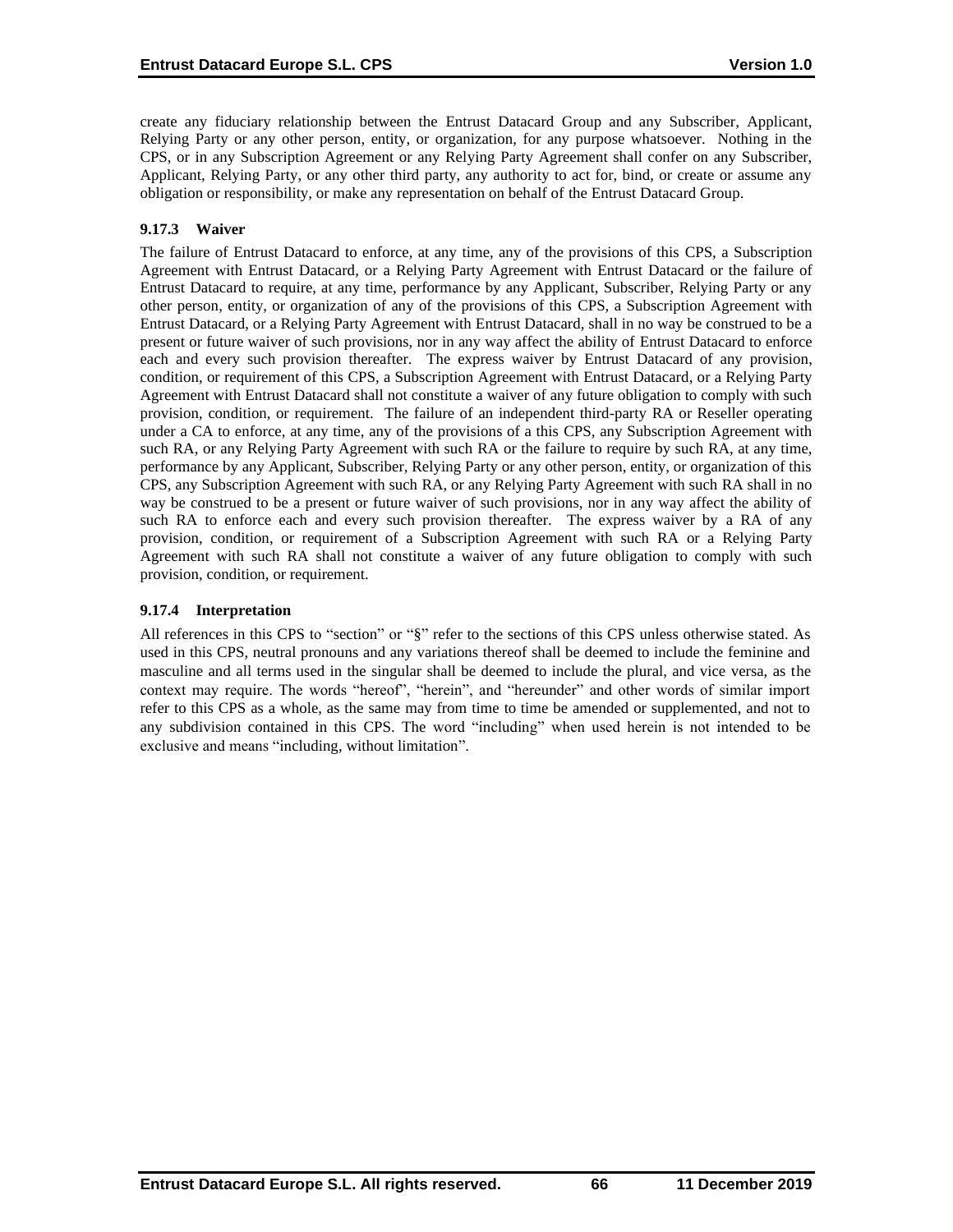create any fiduciary relationship between the Entrust Datacard Group and any Subscriber, Applicant, Relying Party or any other person, entity, or organization, for any purpose whatsoever. Nothing in the CPS, or in any Subscription Agreement or any Relying Party Agreement shall confer on any Subscriber, Applicant, Relying Party, or any other third party, any authority to act for, bind, or create or assume any obligation or responsibility, or make any representation on behalf of the Entrust Datacard Group.

### 9.17.3 Waiver

The failure of Entrust Datacard to enforce, at any time, any of the provisions of this CPS, a Subscription Agreement with Entrust Datacard, or a Relying Party Agreement with Entrust Datacard or the failure of Entrust Datacard to require, at any time, performance by any Applicant, Subscriber, Relying Party or any other person, entity, or organization of any of the provisions of this CPS, a Subscription Agreement with Entrust Datacard, or a Relying Party Agreement with Entrust Datacard, shall in no way be construed to be a present or future waiver of such provisions, nor in any way affect the ability of Entrust Datacard to enforce each and every such provision thereafter. The express waiver by Entrust Datacard of any provision, condition, or requirement of this CPS, a Subscription Agreement with Entrust Datacard, or a Relying Party Agreement with Entrust Datacard shall not constitute a waiver of any future obligation to comply with such provision, condition, or requirement. The failure of an independent third-party RA or Reseller operating under a CA to enforce, at any time, any of the provisions of a this CPS, any Subscription Agreement with such RA, or any Relying Party Agreement with such RA or the failure to require by such RA, at any time, performance by any Applicant, Subscriber, Relying Party or any other person, entity, or organization of this CPS, any Subscription Agreement with such RA, or any Relying Party Agreement with such RA shall in no way be construed to be a present or future waiver of such provisions, nor in any way affect the ability of such RA to enforce each and every such provision thereafter. The express waiver by a RA of any provision, condition, or requirement of a Subscription Agreement with such RA or a Relying Party Agreement with such RA shall not constitute a waiver of any future obligation to comply with such provision, condition, or requirement.

### 9.17.4 Interpretation

All references in this CPS to "section" or "§" refer to the sections of this CPS unless otherwise stated. As used in this CPS, neutral pronouns and any variations thereof shall be deemed to include the feminine and masculine and all terms used in the singular shall be deemed to include the plural, and vice versa, as the context may require. The words "hereof", "herein", and "hereunder" and other words of similar import refer to this CPS as a whole, as the same may from time to time be amended or supplemented, and not to any subdivision contained in this CPS. The word "including" when used herein is not intended to be exclusive and means "including, without limitation".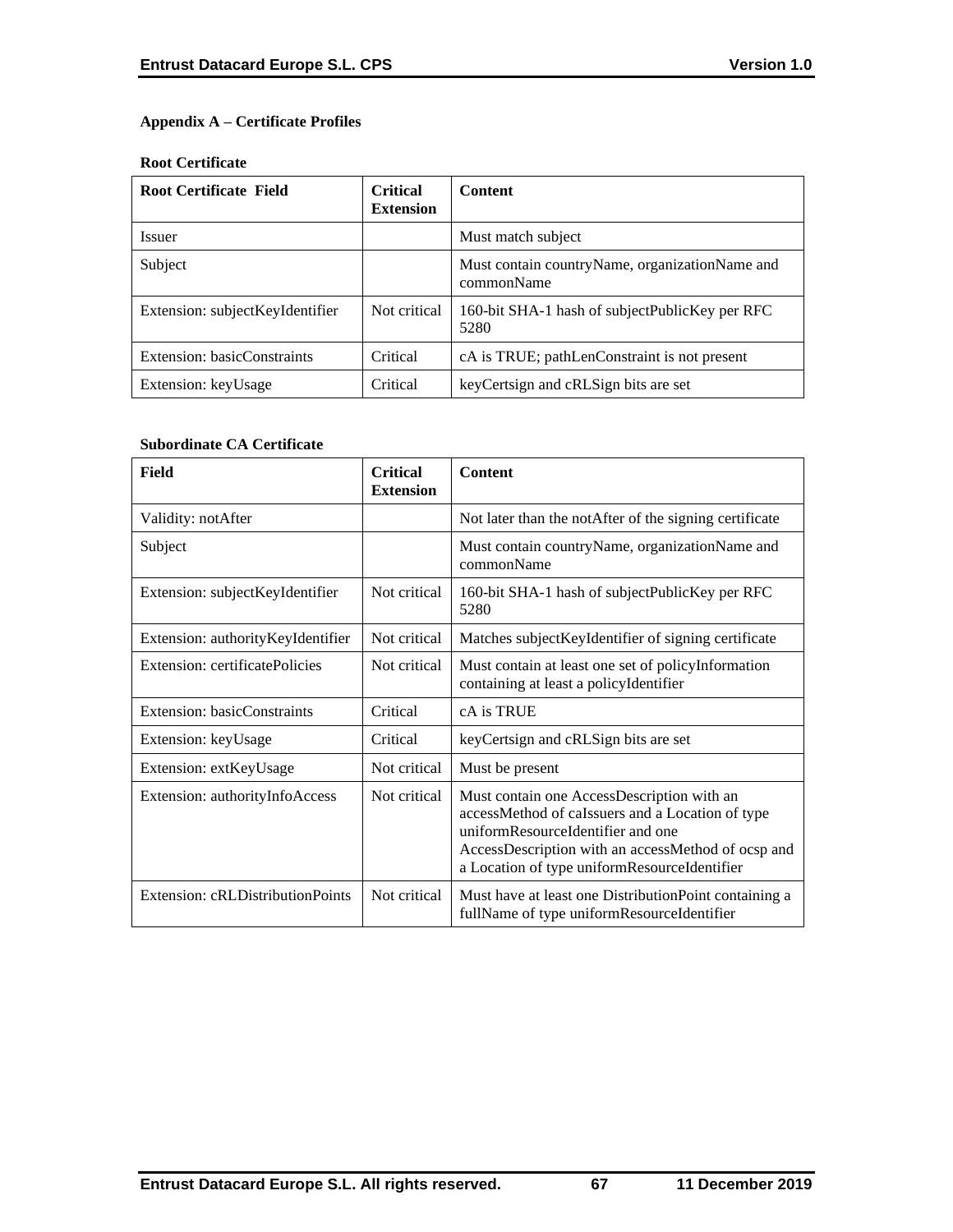## Appendix A – Certificate Profiles

### Root Certificate

| Root Certificate Field | Critical Extension | Content |
| --- | --- | --- |
| Issuer | | Must match subject |
| Subject | | Must contain countryName, organizationName and commonName |
| Extension: subjectKeyIdentifier | Not critical | 160-bit SHA-1 hash of subjectPublicKey per RFC 5280 |
| Extension: basicConstraints | Critical | cA is TRUE; pathLenConstraint is not present |
| Extension: keyUsage | Critical | keyCertsign and cRLSign bits are set |

### Subordinate CA Certificate

| Field | Critical Extension | Content |
| --- | --- | --- |
| Validity: notAfter | | Not later than the notAfter of the signing certificate |
| Subject | | Must contain countryName, organizationName and commonName |
| Extension: subjectKeyIdentifier | Not critical | 160-bit SHA-1 hash of subjectPublicKey per RFC 5280 |
| Extension: authorityKeyIdentifier | Not critical | Matches subjectKeyIdentifier of signing certificate |
| Extension: certificatePolicies | Not critical | Must contain at least one set of policyInformation containing at least a policyIdentifier |
| Extension: basicConstraints | Critical | cA is TRUE |
| Extension: keyUsage | Critical | keyCertsign and cRLSign bits are set |
| Extension: extKeyUsage | Not critical | Must be present |
| Extension: authorityInfoAccess | Not critical | Must contain one AccessDescription with an accessMethod of caIssuers and a Location of type uniformResourceIdentifier and one AccessDescription with an accessMethod of ocsp and a Location of type uniformResourceIdentifier |
| Extension: cRLDistributionPoints | Not critical | Must have at least one DistributionPoint containing a fullName of type uniformResourceIdentifier |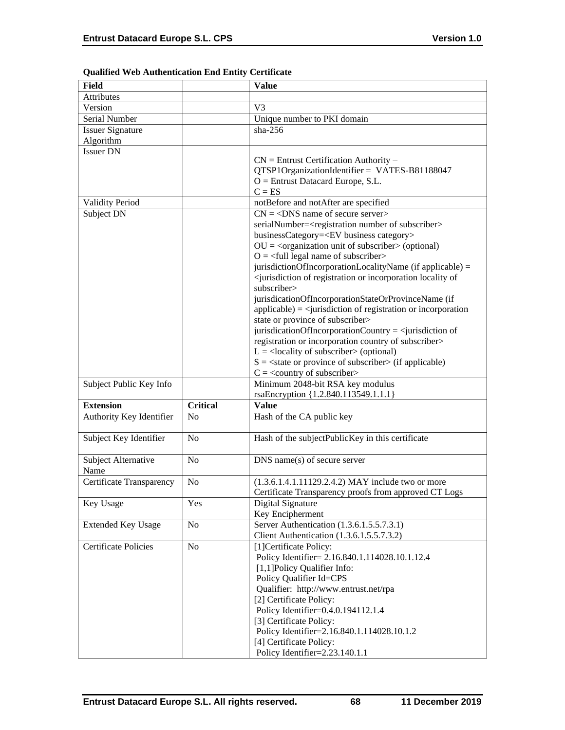**Qualified Web Authentication End Entity Certificate**

| Field | | Value |
|---|---|---|
| Attributes | | |
| Version | | V3 |
| Serial Number | | Unique number to PKI domain |
| Issuer Signature Algorithm | | sha-256 |
| Issuer DN | | CN = Entrust Certification Authority – QTSP1OrganizationIdentifier = VATES-B81188047<br>O = Entrust Datacard Europe, S.L.<br>C = ES |
| Validity Period | | notBefore and notAfter are specified |
| Subject DN | | CN = <DNS name of secure server><br>serialNumber=<registration number of subscriber><br>businessCategory=<EV business category><br>OU = <organization unit of subscriber> (optional)<br>O = <full legal name of subscriber><br>jurisdictionOfIncorporationLocalityName (if applicable) = <jurisdiction of registration or incorporation locality of subscriber><br>jurisdicationOfIncorporationStateOrProvinceName (if applicable) = <jurisdiction of registration or incorporation state or province of subscriber><br>jurisdicationOfIncorporationCountry = <jurisdiction of registration or incorporation country of subscriber><br>L = <locality of subscriber> (optional)<br>S = <state or province of subscriber> (if applicable)<br>C = <country of subscriber> |
| Subject Public Key Info | | Minimum 2048-bit RSA key modulus<br>rsaEncryption {1.2.840.113549.1.1.1} |
| **Extension** | **Critical** | **Value** |
| Authority Key Identifier | No | Hash of the CA public key |
| Subject Key Identifier | No | Hash of the subjectPublicKey in this certificate |
| Subject Alternative Name | No | DNS name(s) of secure server |
| Certificate Transparency | No | (1.3.6.1.4.1.11129.2.4.2) MAY include two or more Certificate Transparency proofs from approved CT Logs |
| Key Usage | Yes | Digital Signature<br>Key Encipherment |
| Extended Key Usage | No | Server Authentication (1.3.6.1.5.5.7.3.1)<br>Client Authentication (1.3.6.1.5.5.7.3.2) |
| Certificate Policies | No | [1]Certificate Policy:<br>Policy Identifier= 2.16.840.1.114028.10.1.12.4<br>[1,1]Policy Qualifier Info:<br>Policy Qualifier Id=CPS<br>Qualifier: http://www.entrust.net/rpa<br>[2] Certificate Policy:<br>Policy Identifier=0.4.0.194112.1.4<br>[3] Certificate Policy:<br>Policy Identifier=2.16.840.1.114028.10.1.2<br>[4] Certificate Policy:<br>Policy Identifier=2.23.140.1.1 |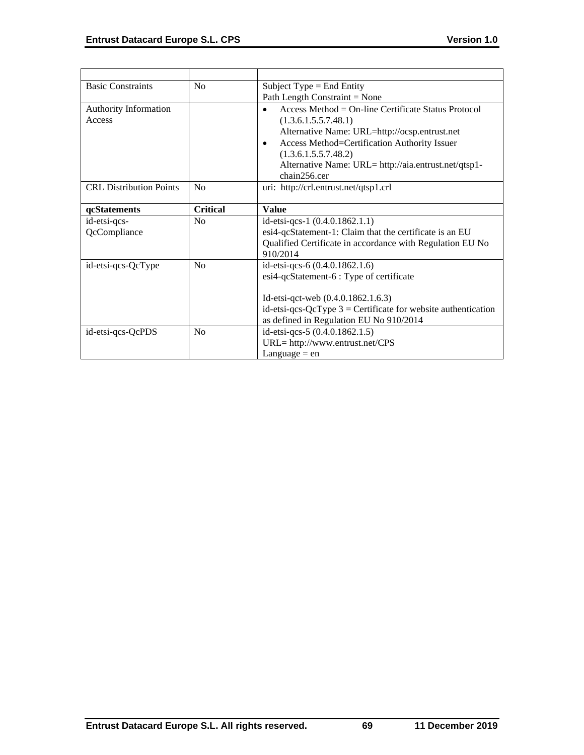| | | |
|---|---|---|
| Basic Constraints | No | Subject Type = End Entity<br>Path Length Constraint = None |
| Authority Information Access | | • Access Method = On-line Certificate Status Protocol (1.3.6.1.5.5.7.48.1)<br>Alternative Name: URL=http://ocsp.entrust.net<br>• Access Method=Certification Authority Issuer (1.3.6.1.5.5.7.48.2)<br>Alternative Name: URL= http://aia.entrust.net/qtsp1-chain256.cer |
| CRL Distribution Points | No | uri: http://crl.entrust.net/qtsp1.crl |
| **qcStatements** | **Critical** | **Value** |
| id-etsi-qcs-QcCompliance | No | id-etsi-qcs-1 (0.4.0.1862.1.1)<br>esi4-qcStatement-1: Claim that the certificate is an EU Qualified Certificate in accordance with Regulation EU No 910/2014 |
| id-etsi-qcs-QcType | No | id-etsi-qcs-6 (0.4.0.1862.1.6)<br>esi4-qcStatement-6 : Type of certificate<br><br>Id-etsi-qct-web (0.4.0.1862.1.6.3)<br>id-etsi-qcs-QcType 3 = Certificate for website authentication as defined in Regulation EU No 910/2014 |
| id-etsi-qcs-QcPDS | No | id-etsi-qcs-5 (0.4.0.1862.1.5)<br>URL= http://www.entrust.net/CPS<br>Language = en |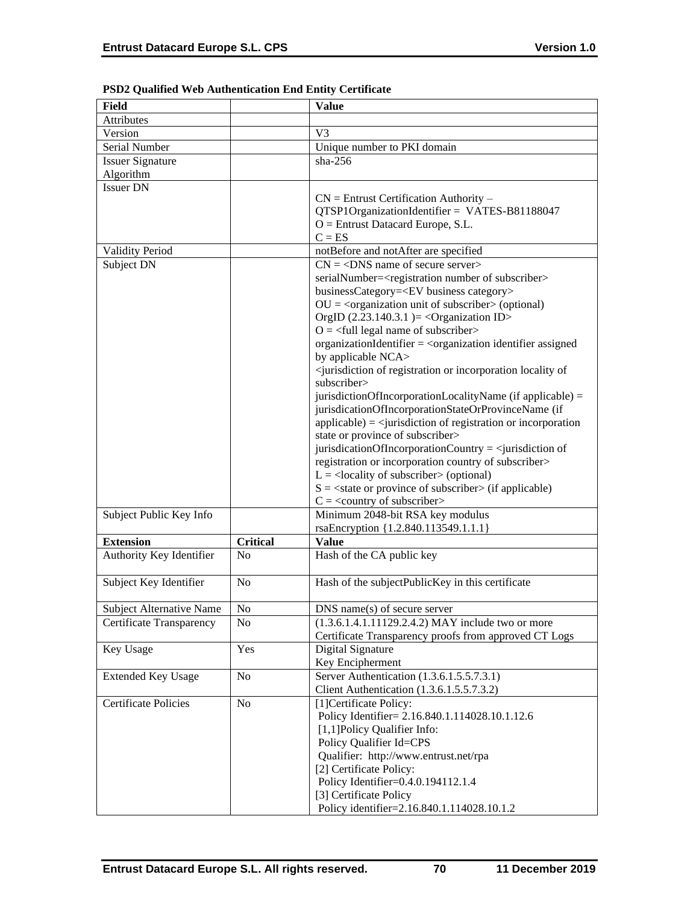**PSD2 Qualified Web Authentication End Entity Certificate**

| Field | | Value |
|---|---|---|
| Attributes | | |
| Version | | V3 |
| Serial Number | | Unique number to PKI domain |
| Issuer Signature Algorithm | | sha-256 |
| Issuer DN | | CN = Entrust Certification Authority – QTSP1OrganizationIdentifier = VATES-B81188047<br>O = Entrust Datacard Europe, S.L.<br>C = ES |
| Validity Period | | notBefore and notAfter are specified |
| Subject DN | | CN = <DNS name of secure server><br>serialNumber=<registration number of subscriber><br>businessCategory=<EV business category><br>OU = <organization unit of subscriber> (optional)<br>OrgID (2.23.140.3.1 )= <Organization ID><br>O = <full legal name of subscriber><br>organizationIdentifier = <organization identifier assigned by applicable NCA><br><jurisdiction of registration or incorporation locality of subscriber><br>jurisdictionOfIncorporationLocalityName (if applicable) =<br>jurisdicationOfIncorporationStateOrProvinceName (if applicable) = <jurisdiction of registration or incorporation state or province of subscriber><br>jurisdicationOfIncorporationCountry = <jurisdiction of registration or incorporation country of subscriber><br>L = <locality of subscriber> (optional)<br>S = <state or province of subscriber> (if applicable)<br>C = <country of subscriber> |
| Subject Public Key Info | | Minimum 2048-bit RSA key modulus<br>rsaEncryption {1.2.840.113549.1.1.1} |
| **Extension** | **Critical** | **Value** |
| Authority Key Identifier | No | Hash of the CA public key |
| Subject Key Identifier | No | Hash of the subjectPublicKey in this certificate |
| Subject Alternative Name | No | DNS name(s) of secure server |
| Certificate Transparency | No | (1.3.6.1.4.1.11129.2.4.2) MAY include two or more Certificate Transparency proofs from approved CT Logs |
| Key Usage | Yes | Digital Signature<br>Key Encipherment |
| Extended Key Usage | No | Server Authentication (1.3.6.1.5.5.7.3.1)<br>Client Authentication (1.3.6.1.5.5.7.3.2) |
| Certificate Policies | No | [1]Certificate Policy:<br>Policy Identifier= 2.16.840.1.114028.10.1.12.6<br>[1,1]Policy Qualifier Info:<br>Policy Qualifier Id=CPS<br>Qualifier: http://www.entrust.net/rpa<br>[2] Certificate Policy:<br>Policy Identifier=0.4.0.194112.1.4<br>[3] Certificate Policy<br>Policy identifier=2.16.840.1.114028.10.1.2 |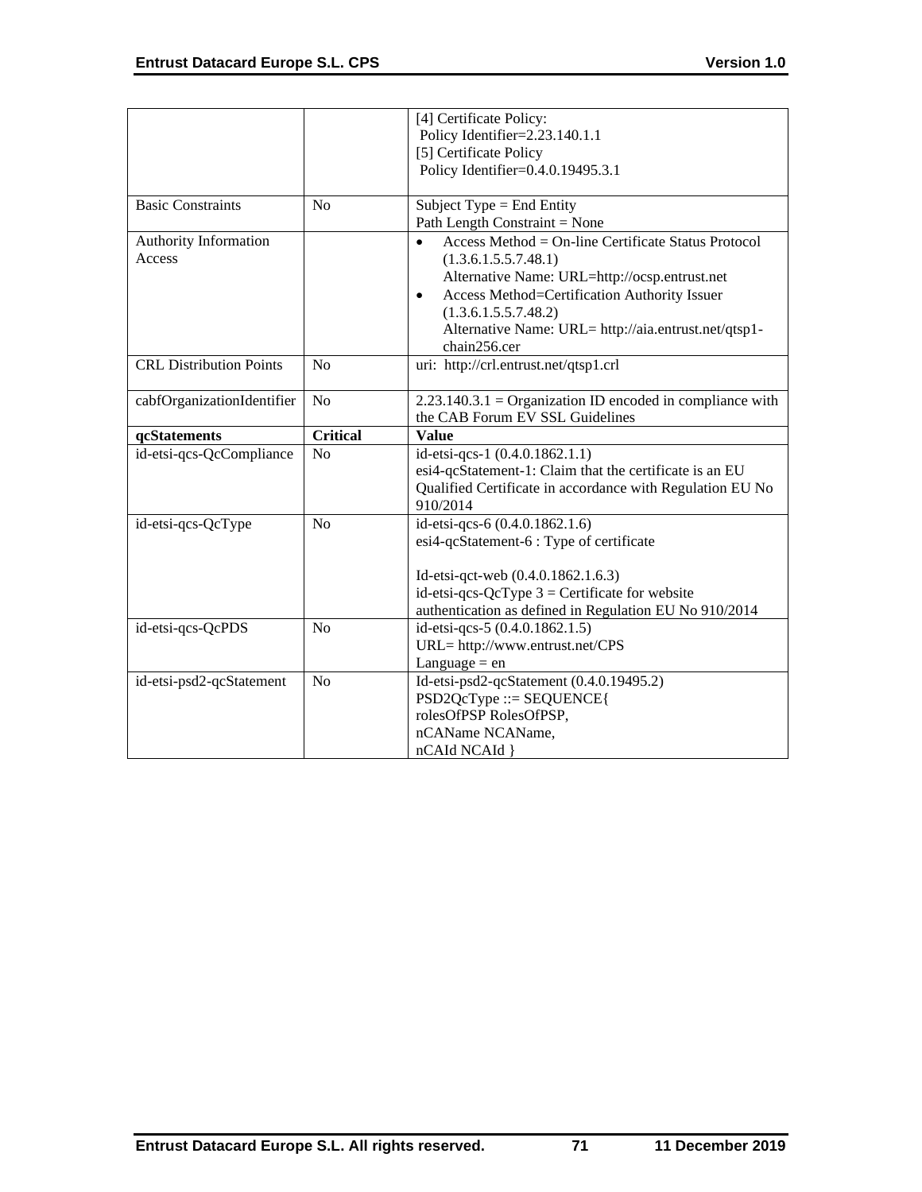|  |  | [4] Certificate Policy:<br>Policy Identifier=2.23.140.1.1<br>[5] Certificate Policy<br>Policy Identifier=0.4.0.19495.3.1 |
| --- | --- | --- |
| Basic Constraints | No | Subject Type = End Entity<br>Path Length Constraint = None |
| Authority Information Access |  | • Access Method = On-line Certificate Status Protocol (1.3.6.1.5.5.7.48.1)<br>Alternative Name: URL=http://ocsp.entrust.net<br>• Access Method=Certification Authority Issuer (1.3.6.1.5.5.7.48.2)<br>Alternative Name: URL= http://aia.entrust.net/qtsp1-chain256.cer |
| CRL Distribution Points | No | uri: http://crl.entrust.net/qtsp1.crl |
| cabfOrganizationIdentifier | No | 2.23.140.3.1 = Organization ID encoded in compliance with the CAB Forum EV SSL Guidelines |
| **qcStatements** | **Critical** | **Value** |
| id-etsi-qcs-QcCompliance | No | id-etsi-qcs-1 (0.4.0.1862.1.1)<br>esi4-qcStatement-1: Claim that the certificate is an EU Qualified Certificate in accordance with Regulation EU No 910/2014 |
| id-etsi-qcs-QcType | No | id-etsi-qcs-6 (0.4.0.1862.1.6)<br>esi4-qcStatement-6 : Type of certificate<br><br>Id-etsi-qct-web (0.4.0.1862.1.6.3)<br>id-etsi-qcs-QcType 3 = Certificate for website authentication as defined in Regulation EU No 910/2014 |
| id-etsi-qcs-QcPDS | No | id-etsi-qcs-5 (0.4.0.1862.1.5)<br>URL= http://www.entrust.net/CPS<br>Language = en |
| id-etsi-psd2-qcStatement | No | Id-etsi-psd2-qcStatement (0.4.0.19495.2)<br>PSD2QcType ::= SEQUENCE{<br>rolesOfPSP RolesOfPSP,<br>nCAName NCAName,<br>nCAId NCAId } |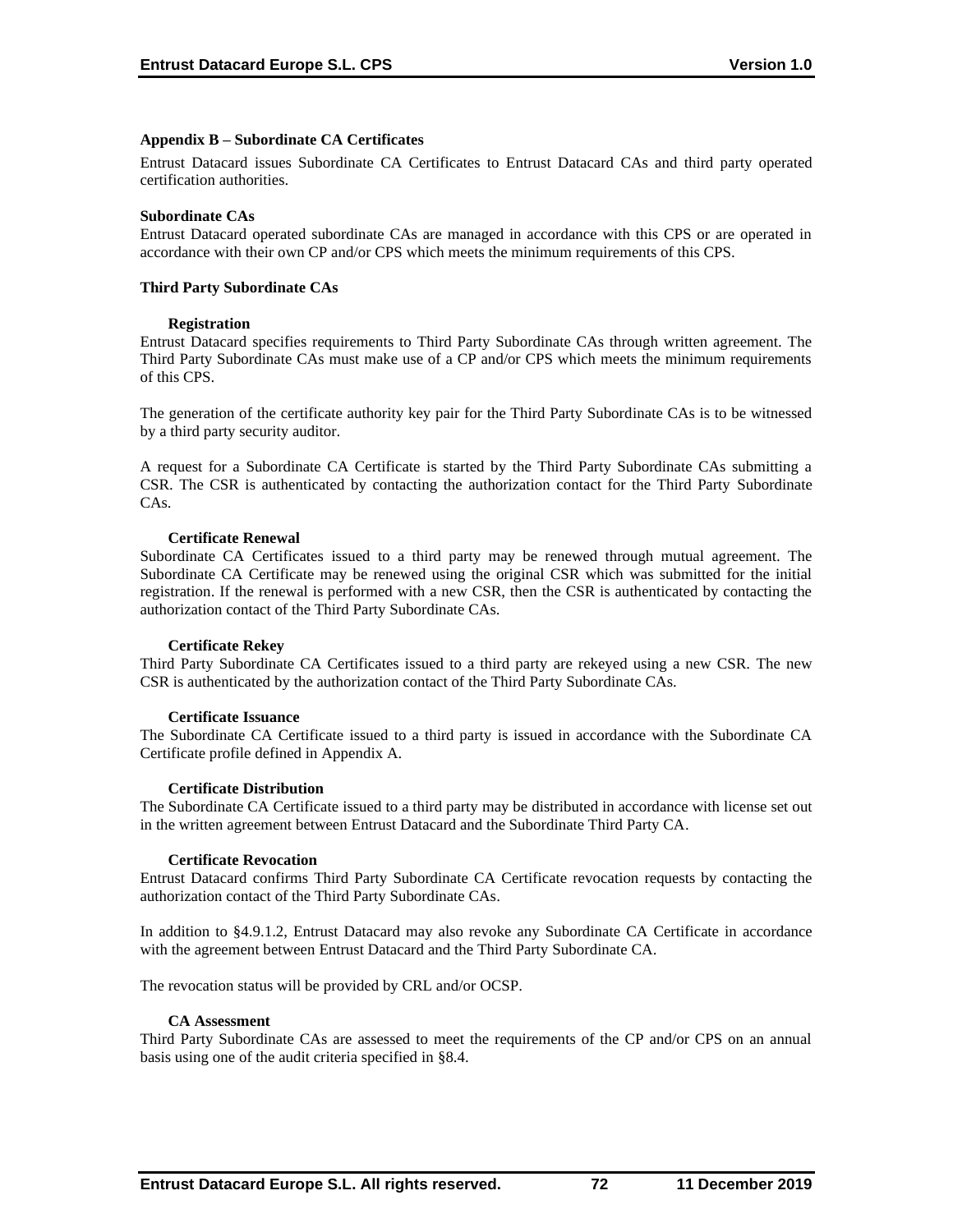## Appendix B – Subordinate CA Certificates

Entrust Datacard issues Subordinate CA Certificates to Entrust Datacard CAs and third party operated certification authorities.

### Subordinate CAs

Entrust Datacard operated subordinate CAs are managed in accordance with this CPS or are operated in accordance with their own CP and/or CPS which meets the minimum requirements of this CPS.

### Third Party Subordinate CAs

#### Registration

Entrust Datacard specifies requirements to Third Party Subordinate CAs through written agreement. The Third Party Subordinate CAs must make use of a CP and/or CPS which meets the minimum requirements of this CPS.

The generation of the certificate authority key pair for the Third Party Subordinate CAs is to be witnessed by a third party security auditor.

A request for a Subordinate CA Certificate is started by the Third Party Subordinate CAs submitting a CSR. The CSR is authenticated by contacting the authorization contact for the Third Party Subordinate CAs.

#### Certificate Renewal

Subordinate CA Certificates issued to a third party may be renewed through mutual agreement. The Subordinate CA Certificate may be renewed using the original CSR which was submitted for the initial registration. If the renewal is performed with a new CSR, then the CSR is authenticated by contacting the authorization contact of the Third Party Subordinate CAs.

#### Certificate Rekey

Third Party Subordinate CA Certificates issued to a third party are rekeyed using a new CSR. The new CSR is authenticated by the authorization contact of the Third Party Subordinate CAs.

#### Certificate Issuance

The Subordinate CA Certificate issued to a third party is issued in accordance with the Subordinate CA Certificate profile defined in Appendix A.

#### Certificate Distribution

The Subordinate CA Certificate issued to a third party may be distributed in accordance with license set out in the written agreement between Entrust Datacard and the Subordinate Third Party CA.

#### Certificate Revocation

Entrust Datacard confirms Third Party Subordinate CA Certificate revocation requests by contacting the authorization contact of the Third Party Subordinate CAs.

In addition to §4.9.1.2, Entrust Datacard may also revoke any Subordinate CA Certificate in accordance with the agreement between Entrust Datacard and the Third Party Subordinate CA.

The revocation status will be provided by CRL and/or OCSP.

#### CA Assessment

Third Party Subordinate CAs are assessed to meet the requirements of the CP and/or CPS on an annual basis using one of the audit criteria specified in §8.4.